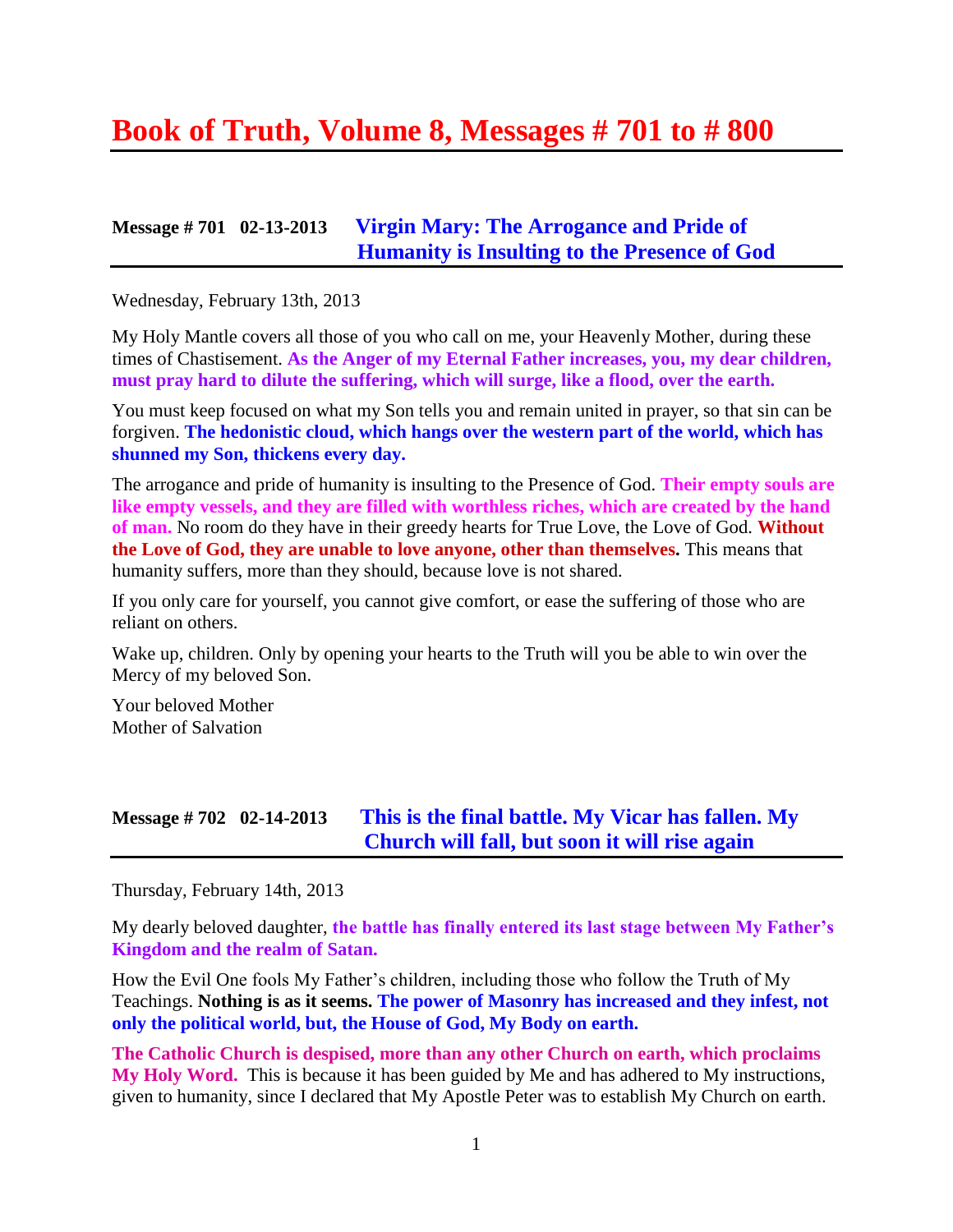# Book of Truth, Volume 8, Messages # 701 to # 800

## Message # 701 02-13-2013 Virgin Mary: The Arrogance and Pride of Humanity is Insulting to the Presence of God

Wednesday, February 13th, 2013

My Holy Mantle covers all those of you who call on me, your Heavenly Mother, during these times of Chastisement. **As the Anger of my Eternal Father increases, you, my dear children, must pray hard to dilute the suffering, which will surge, like a flood, over the earth.**

You must keep focused on what my Son tells you and remain united in prayer, so that sin can be forgiven. **The hedonistic cloud, which hangs over the western part of the world, which has shunned my Son, thickens every day.**

The arrogance and pride of humanity is insulting to the Presence of God. **Their empty souls are like empty vessels, and they are filled with worthless riches, which are created by the hand of man.** No room do they have in their greedy hearts for True Love, the Love of God. **Without the Love of God, they are unable to love anyone, other than themselves.** This means that humanity suffers, more than they should, because love is not shared.

If you only care for yourself, you cannot give comfort, or ease the suffering of those who are reliant on others.

Wake up, children. Only by opening your hearts to the Truth will you be able to win over the Mercy of my beloved Son.

Your beloved Mother
Mother of Salvation

## Message # 702 02-14-2013 This is the final battle. My Vicar has fallen. My Church will fall, but soon it will rise again

Thursday, February 14th, 2013

My dearly beloved daughter, **the battle has finally entered its last stage between My Father's Kingdom and the realm of Satan.**

How the Evil One fools My Father's children, including those who follow the Truth of My Teachings. **Nothing is as it seems. The power of Masonry has increased and they infest, not only the political world, but, the House of God, My Body on earth.**

**The Catholic Church is despised, more than any other Church on earth, which proclaims My Holy Word.** This is because it has been guided by Me and has adhered to My instructions, given to humanity, since I declared that My Apostle Peter was to establish My Church on earth.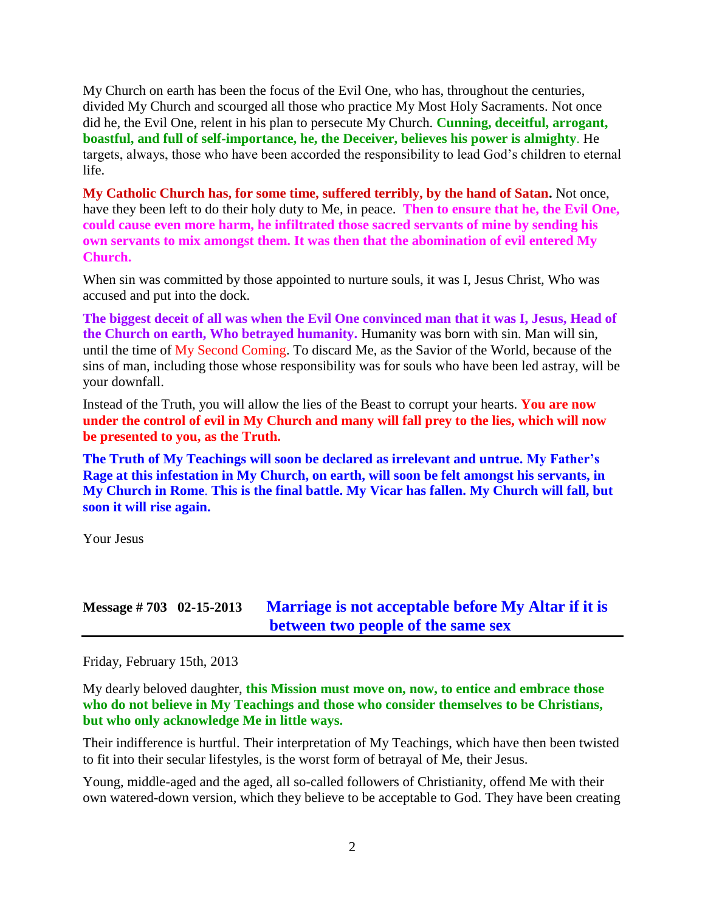My Church on earth has been the focus of the Evil One, who has, throughout the centuries, divided My Church and scourged all those who practice My Most Holy Sacraments. Not once did he, the Evil One, relent in his plan to persecute My Church. **Cunning, deceitful, arrogant, boastful, and full of self-importance, he, the Deceiver, believes his power is almighty**. He targets, always, those who have been accorded the responsibility to lead God's children to eternal life.

**My Catholic Church has, for some time, suffered terribly, by the hand of Satan.** Not once, have they been left to do their holy duty to Me, in peace. **Then to ensure that he, the Evil One, could cause even more harm, he infiltrated those sacred servants of mine by sending his own servants to mix amongst them. It was then that the abomination of evil entered My Church.**

When sin was committed by those appointed to nurture souls, it was I, Jesus Christ, Who was accused and put into the dock.

**The biggest deceit of all was when the Evil One convinced man that it was I, Jesus, Head of the Church on earth, Who betrayed humanity.** Humanity was born with sin. Man will sin, until the time of My Second Coming. To discard Me, as the Savior of the World, because of the sins of man, including those whose responsibility was for souls who have been led astray, will be your downfall.

Instead of the Truth, you will allow the lies of the Beast to corrupt your hearts. **You are now under the control of evil in My Church and many will fall prey to the lies, which will now be presented to you, as the Truth.**

**The Truth of My Teachings will soon be declared as irrelevant and untrue. My Father's Rage at this infestation in My Church, on earth, will soon be felt amongst his servants, in My Church in Rome. This is the final battle. My Vicar has fallen. My Church will fall, but soon it will rise again.**

Your Jesus

## Message # 703 02-15-2013 Marriage is not acceptable before My Altar if it is between two people of the same sex

Friday, February 15th, 2013

My dearly beloved daughter, **this Mission must move on, now, to entice and embrace those who do not believe in My Teachings and those who consider themselves to be Christians, but who only acknowledge Me in little ways.**

Their indifference is hurtful. Their interpretation of My Teachings, which have then been twisted to fit into their secular lifestyles, is the worst form of betrayal of Me, their Jesus.

Young, middle-aged and the aged, all so-called followers of Christianity, offend Me with their own watered-down version, which they believe to be acceptable to God. They have been creating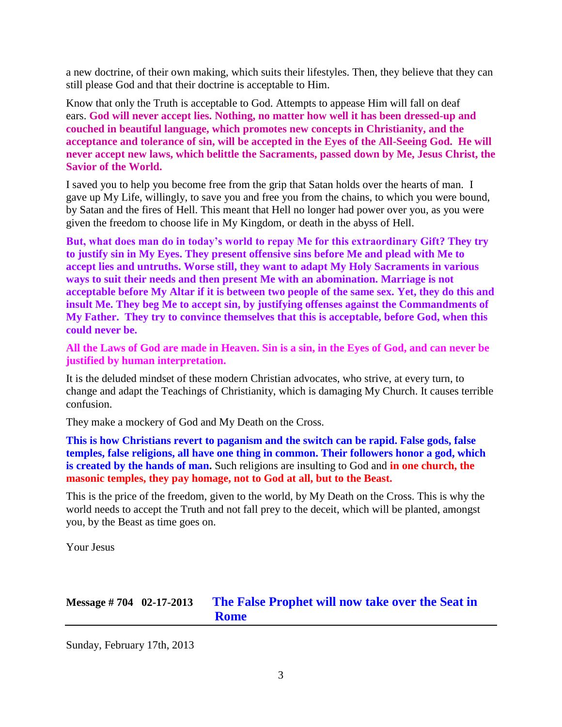a new doctrine, of their own making, which suits their lifestyles. Then, they believe that they can still please God and that their doctrine is acceptable to Him.

Know that only the Truth is acceptable to God. Attempts to appease Him will fall on deaf ears. **God will never accept lies. Nothing, no matter how well it has been dressed-up and couched in beautiful language, which promotes new concepts in Christianity, and the acceptance and tolerance of sin, will be accepted in the Eyes of the All-Seeing God. He will never accept new laws, which belittle the Sacraments, passed down by Me, Jesus Christ, the Savior of the World.**

I saved you to help you become free from the grip that Satan holds over the hearts of man. I gave up My Life, willingly, to save you and free you from the chains, to which you were bound, by Satan and the fires of Hell. This meant that Hell no longer had power over you, as you were given the freedom to choose life in My Kingdom, or death in the abyss of Hell.

**But, what does man do in today's world to repay Me for this extraordinary Gift? They try to justify sin in My Eyes. They present offensive sins before Me and plead with Me to accept lies and untruths. Worse still, they want to adapt My Holy Sacraments in various ways to suit their needs and then present Me with an abomination. Marriage is not acceptable before My Altar if it is between two people of the same sex. Yet, they do this and insult Me. They beg Me to accept sin, by justifying offenses against the Commandments of My Father. They try to convince themselves that this is acceptable, before God, when this could never be.**

**All the Laws of God are made in Heaven. Sin is a sin, in the Eyes of God, and can never be justified by human interpretation.**

It is the deluded mindset of these modern Christian advocates, who strive, at every turn, to change and adapt the Teachings of Christianity, which is damaging My Church. It causes terrible confusion.

They make a mockery of God and My Death on the Cross.

**This is how Christians revert to paganism and the switch can be rapid. False gods, false temples, false religions, all have one thing in common. Their followers honor a god, which is created by the hands of man.** Such religions are insulting to God and **in one church, the masonic temples, they pay homage, not to God at all, but to the Beast.**

This is the price of the freedom, given to the world, by My Death on the Cross. This is why the world needs to accept the Truth and not fall prey to the deceit, which will be planted, amongst you, by the Beast as time goes on.

Your Jesus

## Message # 704 02-17-2013 The False Prophet will now take over the Seat in Rome

Sunday, February 17th, 2013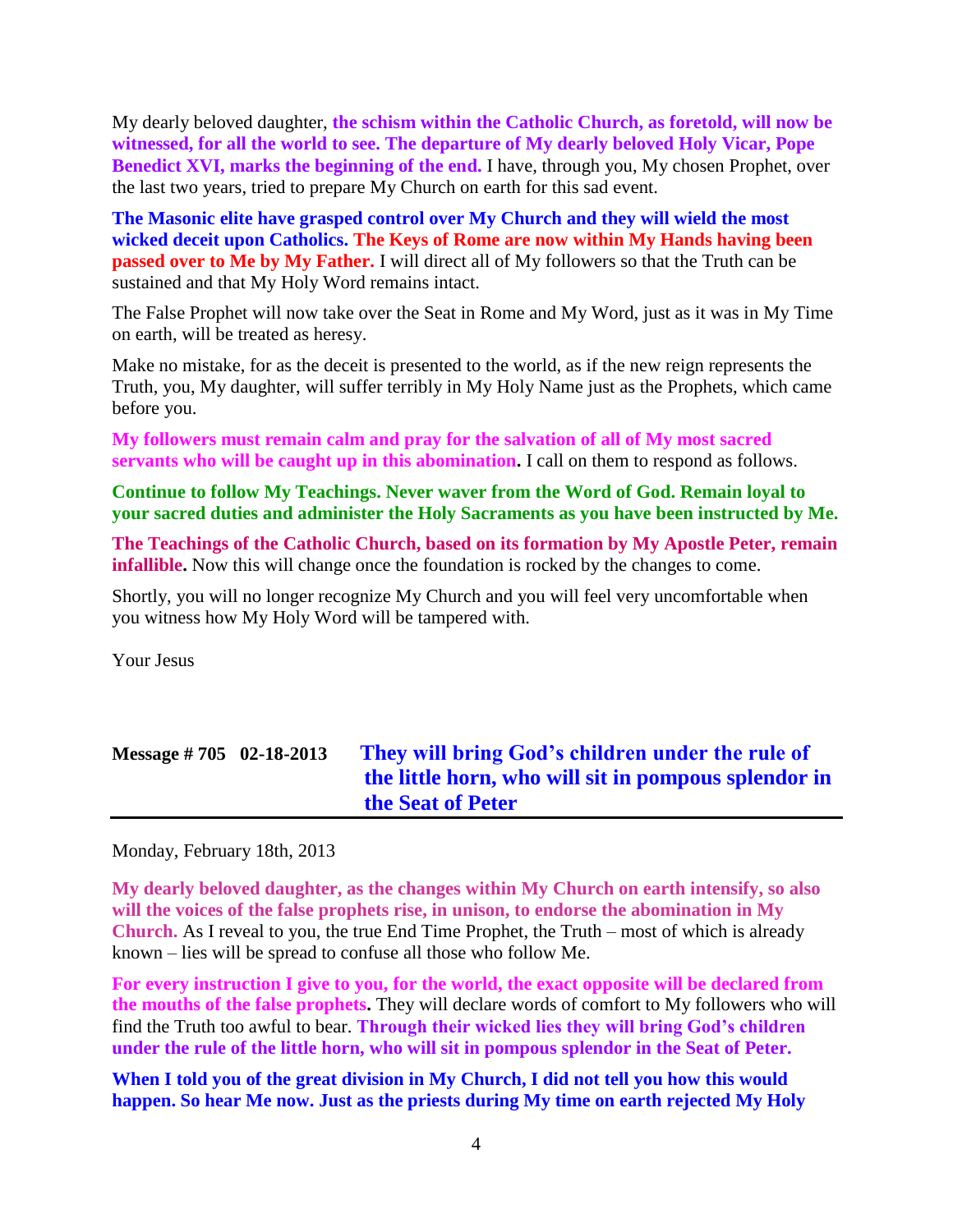My dearly beloved daughter, **the schism within the Catholic Church, as foretold, will now be witnessed, for all the world to see. The departure of My dearly beloved Holy Vicar, Pope Benedict XVI, marks the beginning of the end.** I have, through you, My chosen Prophet, over the last two years, tried to prepare My Church on earth for this sad event.

**The Masonic elite have grasped control over My Church and they will wield the most wicked deceit upon Catholics. The Keys of Rome are now within My Hands having been passed over to Me by My Father.** I will direct all of My followers so that the Truth can be sustained and that My Holy Word remains intact.

The False Prophet will now take over the Seat in Rome and My Word, just as it was in My Time on earth, will be treated as heresy.

Make no mistake, for as the deceit is presented to the world, as if the new reign represents the Truth, you, My daughter, will suffer terribly in My Holy Name just as the Prophets, which came before you.

**My followers must remain calm and pray for the salvation of all of My most sacred servants who will be caught up in this abomination.** I call on them to respond as follows.

**Continue to follow My Teachings. Never waver from the Word of God. Remain loyal to your sacred duties and administer the Holy Sacraments as you have been instructed by Me.**

**The Teachings of the Catholic Church, based on its formation by My Apostle Peter, remain infallible.** Now this will change once the foundation is rocked by the changes to come.

Shortly, you will no longer recognize My Church and you will feel very uncomfortable when you witness how My Holy Word will be tampered with.

Your Jesus

## Message # 705 02-18-2013 They will bring God's children under the rule of the little horn, who will sit in pompous splendor in the Seat of Peter

Monday, February 18th, 2013

**My dearly beloved daughter, as the changes within My Church on earth intensify, so also will the voices of the false prophets rise, in unison, to endorse the abomination in My Church.** As I reveal to you, the true End Time Prophet, the Truth – most of which is already known – lies will be spread to confuse all those who follow Me.

**For every instruction I give to you, for the world, the exact opposite will be declared from the mouths of the false prophets.** They will declare words of comfort to My followers who will find the Truth too awful to bear. **Through their wicked lies they will bring God's children under the rule of the little horn, who will sit in pompous splendor in the Seat of Peter.**

**When I told you of the great division in My Church, I did not tell you how this would happen. So hear Me now. Just as the priests during My time on earth rejected My Holy**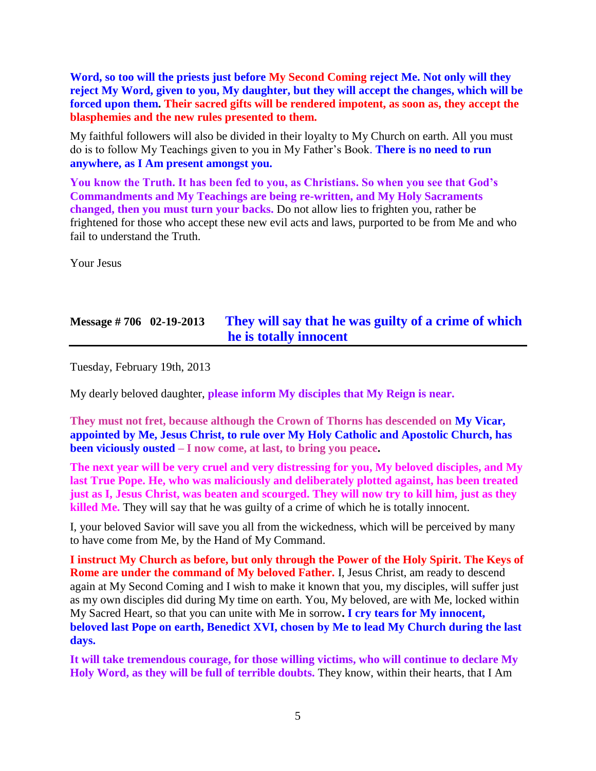**Word, so too will the priests just before My Second Coming reject Me. Not only will they reject My Word, given to you, My daughter, but they will accept the changes, which will be forced upon them. Their sacred gifts will be rendered impotent, as soon as, they accept the blasphemies and the new rules presented to them.**

My faithful followers will also be divided in their loyalty to My Church on earth. All you must do is to follow My Teachings given to you in My Father's Book. **There is no need to run anywhere, as I Am present amongst you.**

**You know the Truth. It has been fed to you, as Christians. So when you see that God's Commandments and My Teachings are being re-written, and My Holy Sacraments changed, then you must turn your backs.** Do not allow lies to frighten you, rather be frightened for those who accept these new evil acts and laws, purported to be from Me and who fail to understand the Truth.

Your Jesus

## Message # 706 02-19-2013 They will say that he was guilty of a crime of which he is totally innocent

Tuesday, February 19th, 2013

My dearly beloved daughter, **please inform My disciples that My Reign is near.**

**They must not fret, because although the Crown of Thorns has descended on My Vicar, appointed by Me, Jesus Christ, to rule over My Holy Catholic and Apostolic Church, has been viciously ousted – I now come, at last, to bring you peace.**

**The next year will be very cruel and very distressing for you, My beloved disciples, and My last True Pope. He, who was maliciously and deliberately plotted against, has been treated just as I, Jesus Christ, was beaten and scourged. They will now try to kill him, just as they killed Me.** They will say that he was guilty of a crime of which he is totally innocent.

I, your beloved Savior will save you all from the wickedness, which will be perceived by many to have come from Me, by the Hand of My Command.

**I instruct My Church as before, but only through the Power of the Holy Spirit. The Keys of Rome are under the command of My beloved Father.** I, Jesus Christ, am ready to descend again at My Second Coming and I wish to make it known that you, my disciples, will suffer just as my own disciples did during My time on earth. You, My beloved, are with Me, locked within My Sacred Heart, so that you can unite with Me in sorrow**. I cry tears for My innocent, beloved last Pope on earth, Benedict XVI, chosen by Me to lead My Church during the last days.**

**It will take tremendous courage, for those willing victims, who will continue to declare My Holy Word, as they will be full of terrible doubts.** They know, within their hearts, that I Am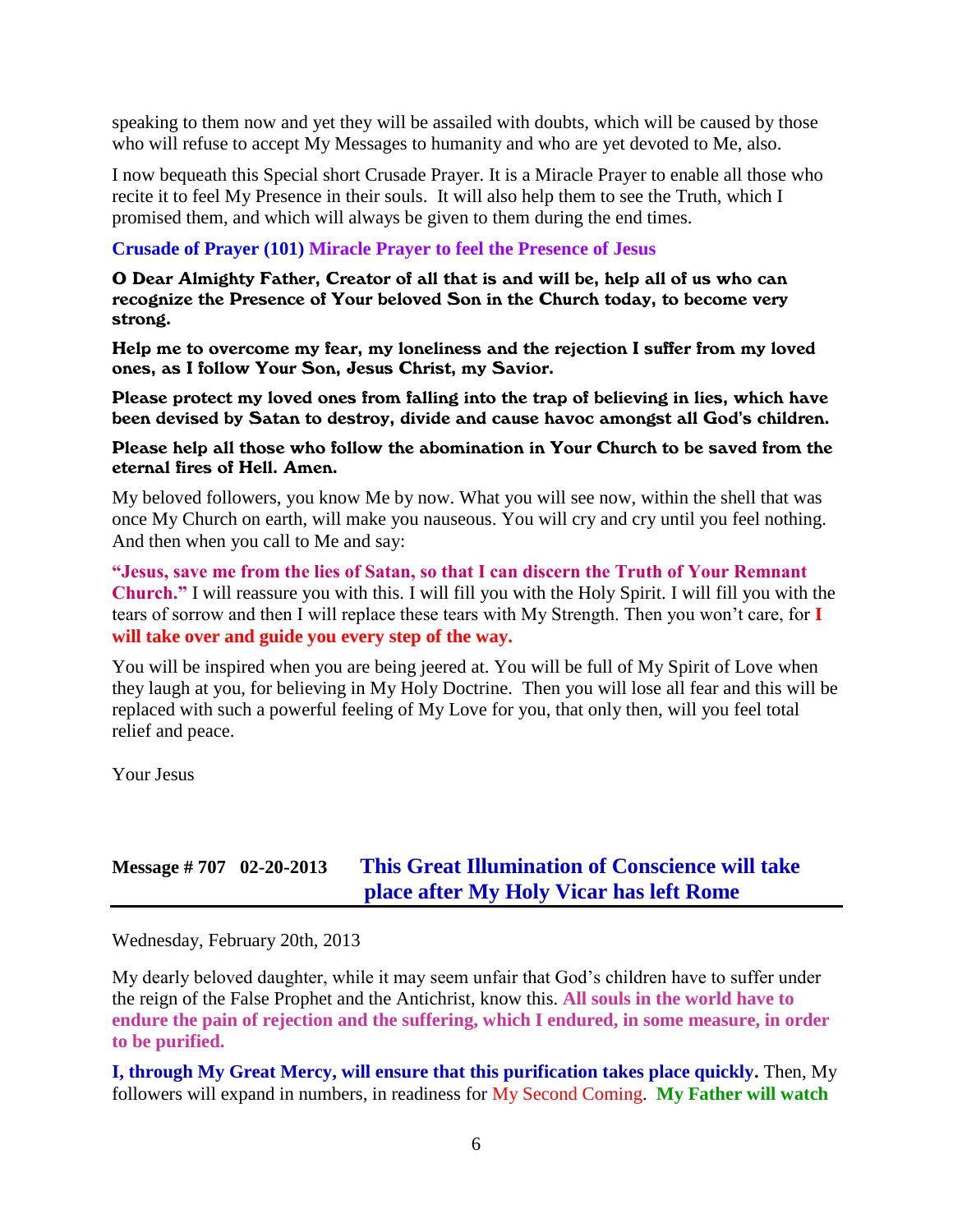speaking to them now and yet they will be assailed with doubts, which will be caused by those who will refuse to accept My Messages to humanity and who are yet devoted to Me, also.

I now bequeath this Special short Crusade Prayer. It is a Miracle Prayer to enable all those who recite it to feel My Presence in their souls. It will also help them to see the Truth, which I promised them, and which will always be given to them during the end times.

**Crusade of Prayer (101) Miracle Prayer to feel the Presence of Jesus**

**O Dear Almighty Father, Creator of all that is and will be, help all of us who can recognize the Presence of Your beloved Son in the Church today, to become very strong.**

**Help me to overcome my fear, my loneliness and the rejection I suffer from my loved ones, as I follow Your Son, Jesus Christ, my Savior.**

**Please protect my loved ones from falling into the trap of believing in lies, which have been devised by Satan to destroy, divide and cause havoc amongst all God's children.**

**Please help all those who follow the abomination in Your Church to be saved from the eternal fires of Hell. Amen.**

My beloved followers, you know Me by now. What you will see now, within the shell that was once My Church on earth, will make you nauseous. You will cry and cry until you feel nothing. And then when you call to Me and say:

**"Jesus, save me from the lies of Satan, so that I can discern the Truth of Your Remnant Church."** I will reassure you with this. I will fill you with the Holy Spirit. I will fill you with the tears of sorrow and then I will replace these tears with My Strength. Then you won't care, for **I will take over and guide you every step of the way.**

You will be inspired when you are being jeered at. You will be full of My Spirit of Love when they laugh at you, for believing in My Holy Doctrine. Then you will lose all fear and this will be replaced with such a powerful feeling of My Love for you, that only then, will you feel total relief and peace.

Your Jesus

## Message # 707 02-20-2013 This Great Illumination of Conscience will take place after My Holy Vicar has left Rome

Wednesday, February 20th, 2013

My dearly beloved daughter, while it may seem unfair that God's children have to suffer under the reign of the False Prophet and the Antichrist, know this. **All souls in the world have to endure the pain of rejection and the suffering, which I endured, in some measure, in order to be purified.**

**I, through My Great Mercy, will ensure that this purification takes place quickly.** Then, My followers will expand in numbers, in readiness for My Second Coming. **My Father will watch**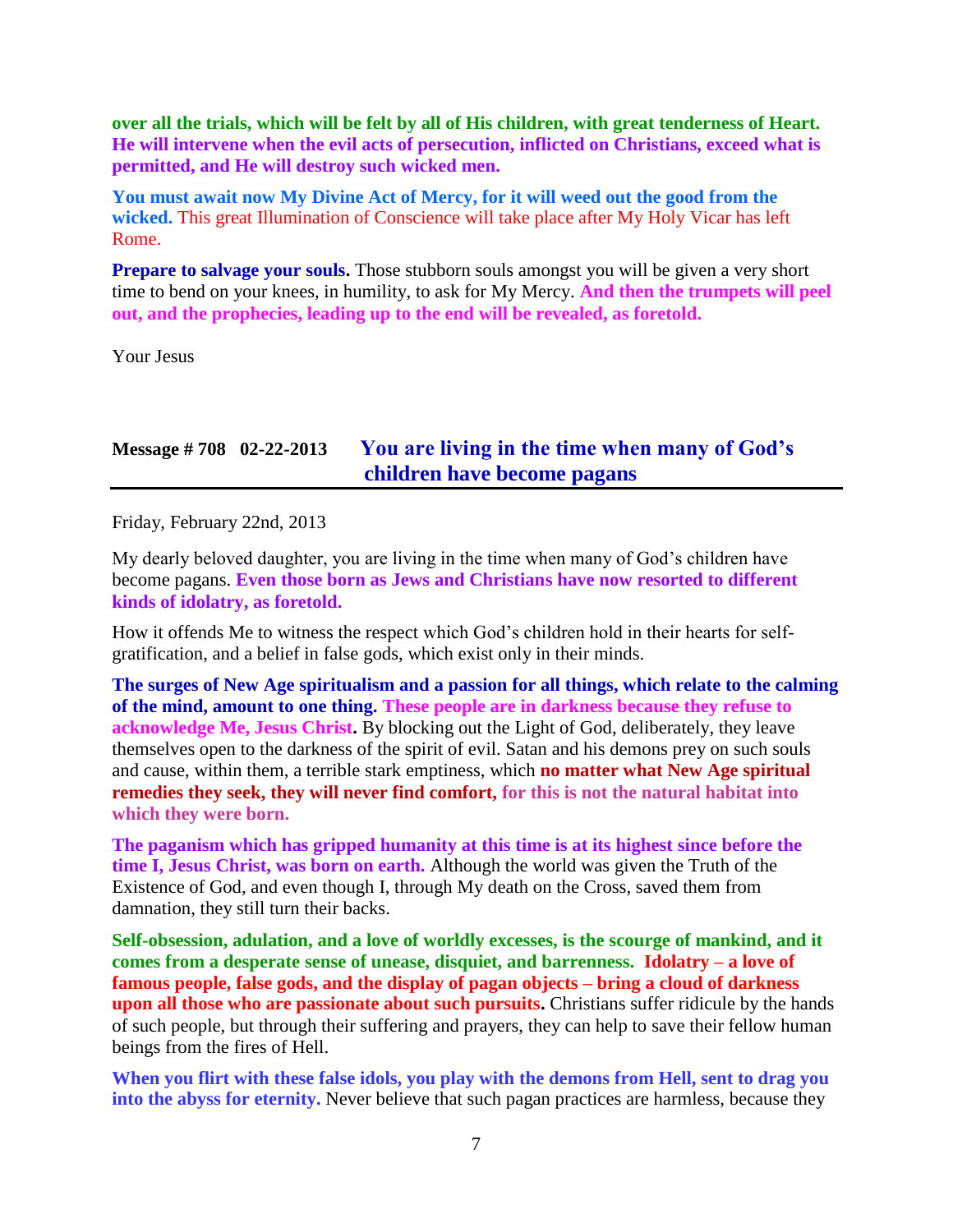**over all the trials, which will be felt by all of His children, with great tenderness of Heart. He will intervene when the evil acts of persecution, inflicted on Christians, exceed what is permitted, and He will destroy such wicked men.**

**You must await now My Divine Act of Mercy, for it will weed out the good from the wicked.** This great Illumination of Conscience will take place after My Holy Vicar has left Rome.

**Prepare to salvage your souls.** Those stubborn souls amongst you will be given a very short time to bend on your knees, in humility, to ask for My Mercy. **And then the trumpets will peel out, and the prophecies, leading up to the end will be revealed, as foretold.**

Your Jesus

## Message # 708 02-22-2013 You are living in the time when many of God's children have become pagans

Friday, February 22nd, 2013

My dearly beloved daughter, you are living in the time when many of God's children have become pagans. **Even those born as Jews and Christians have now resorted to different kinds of idolatry, as foretold.**

How it offends Me to witness the respect which God's children hold in their hearts for self-gratification, and a belief in false gods, which exist only in their minds.

**The surges of New Age spiritualism and a passion for all things, which relate to the calming of the mind, amount to one thing. These people are in darkness because they refuse to acknowledge Me, Jesus Christ.** By blocking out the Light of God, deliberately, they leave themselves open to the darkness of the spirit of evil. Satan and his demons prey on such souls and cause, within them, a terrible stark emptiness, which **no matter what New Age spiritual remedies they seek, they will never find comfort, for this is not the natural habitat into which they were born.**

**The paganism which has gripped humanity at this time is at its highest since before the time I, Jesus Christ, was born on earth.** Although the world was given the Truth of the Existence of God, and even though I, through My death on the Cross, saved them from damnation, they still turn their backs.

**Self-obsession, adulation, and a love of worldly excesses, is the scourge of mankind, and it comes from a desperate sense of unease, disquiet, and barrenness. Idolatry – a love of famous people, false gods, and the display of pagan objects – bring a cloud of darkness upon all those who are passionate about such pursuits.** Christians suffer ridicule by the hands of such people, but through their suffering and prayers, they can help to save their fellow human beings from the fires of Hell.

**When you flirt with these false idols, you play with the demons from Hell, sent to drag you into the abyss for eternity.** Never believe that such pagan practices are harmless, because they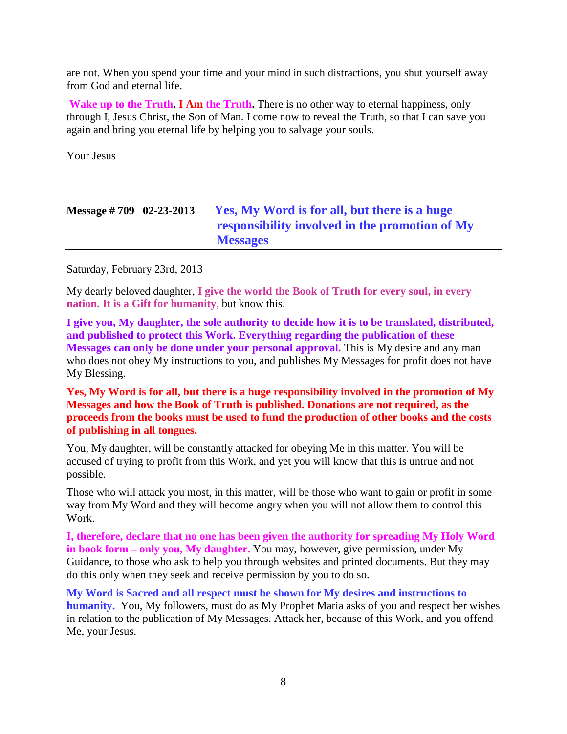are not. When you spend your time and your mind in such distractions, you shut yourself away from God and eternal life.

**Wake up to the Truth. I Am the Truth.** There is no other way to eternal happiness, only through I, Jesus Christ, the Son of Man. I come now to reveal the Truth, so that I can save you again and bring you eternal life by helping you to salvage your souls.

Your Jesus

## Message # 709 02-23-2013 Yes, My Word is for all, but there is a huge responsibility involved in the promotion of My Messages

Saturday, February 23rd, 2013

My dearly beloved daughter, **I give the world the Book of Truth for every soul, in every nation. It is a Gift for humanity**, but know this.

**I give you, My daughter, the sole authority to decide how it is to be translated, distributed, and published to protect this Work. Everything regarding the publication of these Messages can only be done under your personal approval.** This is My desire and any man who does not obey My instructions to you, and publishes My Messages for profit does not have My Blessing.

**Yes, My Word is for all, but there is a huge responsibility involved in the promotion of My Messages and how the Book of Truth is published. Donations are not required, as the proceeds from the books must be used to fund the production of other books and the costs of publishing in all tongues.**

You, My daughter, will be constantly attacked for obeying Me in this matter. You will be accused of trying to profit from this Work, and yet you will know that this is untrue and not possible.

Those who will attack you most, in this matter, will be those who want to gain or profit in some way from My Word and they will become angry when you will not allow them to control this Work.

**I, therefore, declare that no one has been given the authority for spreading My Holy Word in book form – only you, My daughter.** You may, however, give permission, under My Guidance, to those who ask to help you through websites and printed documents. But they may do this only when they seek and receive permission by you to do so.

**My Word is Sacred and all respect must be shown for My desires and instructions to humanity.** You, My followers, must do as My Prophet Maria asks of you and respect her wishes in relation to the publication of My Messages. Attack her, because of this Work, and you offend Me, your Jesus.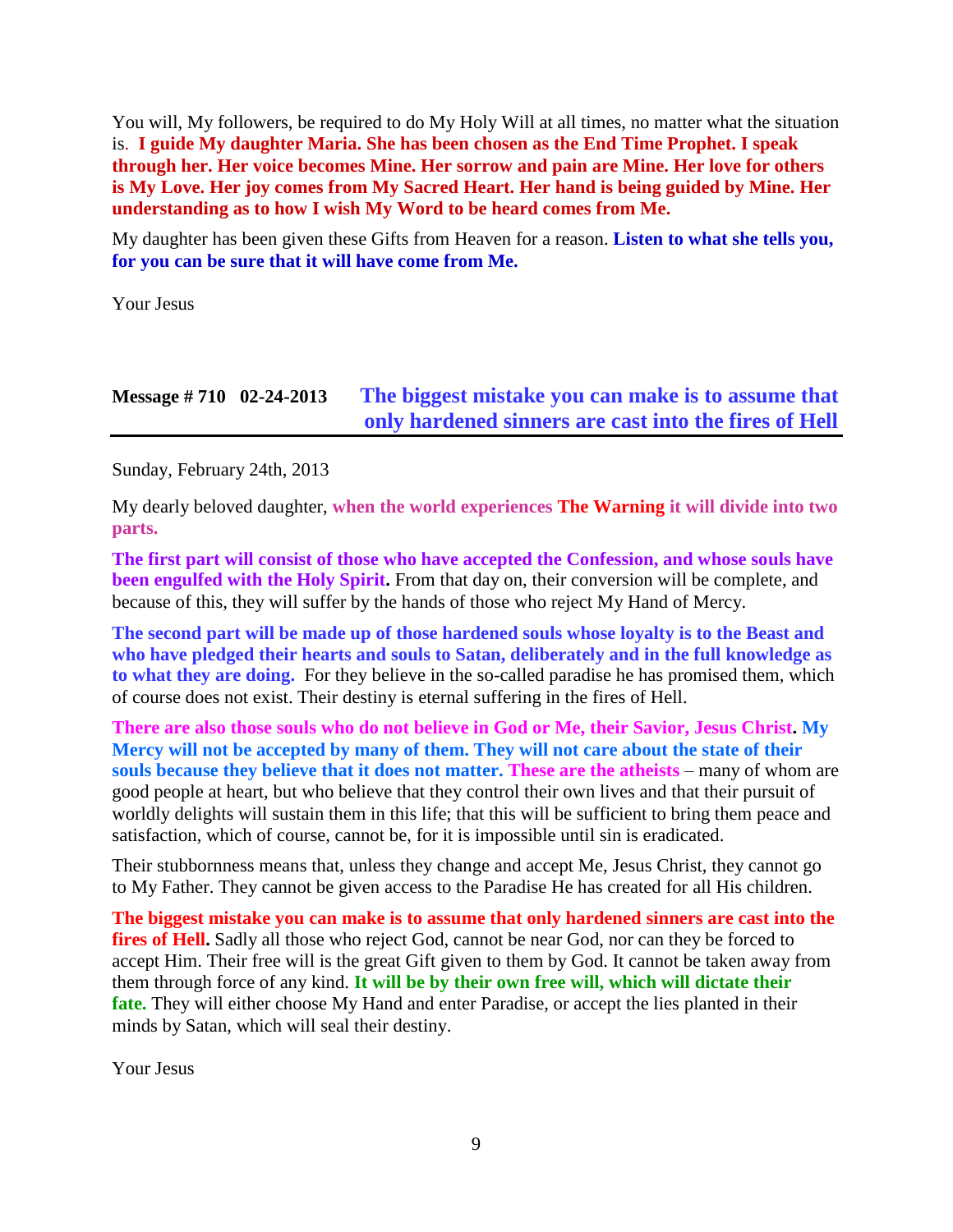You will, My followers, be required to do My Holy Will at all times, no matter what the situation is. **I guide My daughter Maria. She has been chosen as the End Time Prophet. I speak through her. Her voice becomes Mine. Her sorrow and pain are Mine. Her love for others is My Love. Her joy comes from My Sacred Heart. Her hand is being guided by Mine. Her understanding as to how I wish My Word to be heard comes from Me.**

My daughter has been given these Gifts from Heaven for a reason. **Listen to what she tells you, for you can be sure that it will have come from Me.**

Your Jesus

## Message # 710 02-24-2013 The biggest mistake you can make is to assume that only hardened sinners are cast into the fires of Hell

Sunday, February 24th, 2013

My dearly beloved daughter, **when the world experiences The Warning it will divide into two parts.**

**The first part will consist of those who have accepted the Confession, and whose souls have been engulfed with the Holy Spirit.** From that day on, their conversion will be complete, and because of this, they will suffer by the hands of those who reject My Hand of Mercy.

**The second part will be made up of those hardened souls whose loyalty is to the Beast and who have pledged their hearts and souls to Satan, deliberately and in the full knowledge as to what they are doing.** For they believe in the so-called paradise he has promised them, which of course does not exist. Their destiny is eternal suffering in the fires of Hell.

**There are also those souls who do not believe in God or Me, their Savior, Jesus Christ. My Mercy will not be accepted by many of them. They will not care about the state of their souls because they believe that it does not matter. These are the atheists** – many of whom are good people at heart, but who believe that they control their own lives and that their pursuit of worldly delights will sustain them in this life; that this will be sufficient to bring them peace and satisfaction, which of course, cannot be, for it is impossible until sin is eradicated.

Their stubbornness means that, unless they change and accept Me, Jesus Christ, they cannot go to My Father. They cannot be given access to the Paradise He has created for all His children.

**The biggest mistake you can make is to assume that only hardened sinners are cast into the fires of Hell.** Sadly all those who reject God, cannot be near God, nor can they be forced to accept Him. Their free will is the great Gift given to them by God. It cannot be taken away from them through force of any kind. **It will be by their own free will, which will dictate their fate.** They will either choose My Hand and enter Paradise, or accept the lies planted in their minds by Satan, which will seal their destiny.

Your Jesus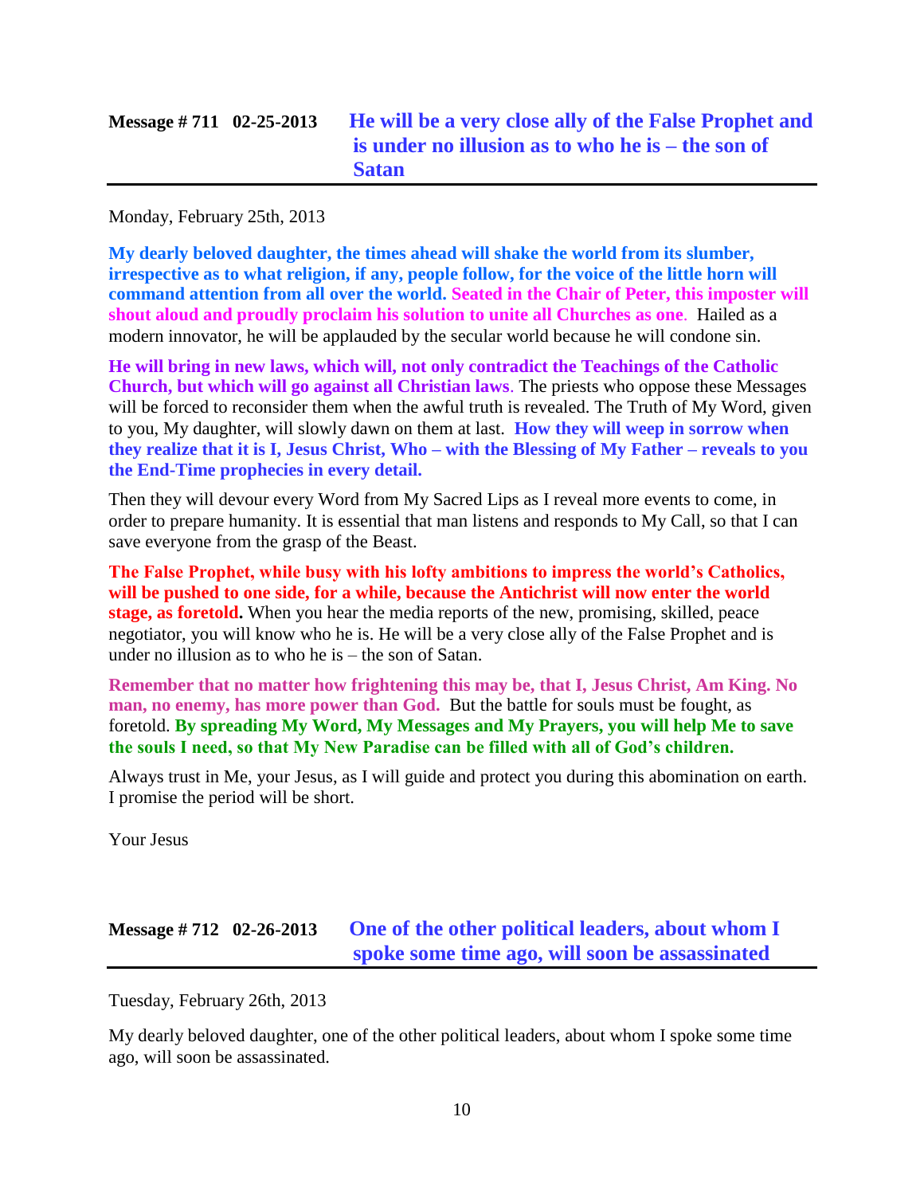## Message # 711 02-25-2013 He will be a very close ally of the False Prophet and is under no illusion as to who he is – the son of Satan

Monday, February 25th, 2013

**My dearly beloved daughter, the times ahead will shake the world from its slumber, irrespective as to what religion, if any, people follow, for the voice of the little horn will command attention from all over the world. Seated in the Chair of Peter, this imposter will shout aloud and proudly proclaim his solution to unite all Churches as one**. Hailed as a modern innovator, he will be applauded by the secular world because he will condone sin.

**He will bring in new laws, which will, not only contradict the Teachings of the Catholic Church, but which will go against all Christian laws**. The priests who oppose these Messages will be forced to reconsider them when the awful truth is revealed. The Truth of My Word, given to you, My daughter, will slowly dawn on them at last. **How they will weep in sorrow when they realize that it is I, Jesus Christ, Who – with the Blessing of My Father – reveals to you the End-Time prophecies in every detail.**

Then they will devour every Word from My Sacred Lips as I reveal more events to come, in order to prepare humanity. It is essential that man listens and responds to My Call, so that I can save everyone from the grasp of the Beast.

**The False Prophet, while busy with his lofty ambitions to impress the world's Catholics, will be pushed to one side, for a while, because the Antichrist will now enter the world stage, as foretold.** When you hear the media reports of the new, promising, skilled, peace negotiator, you will know who he is. He will be a very close ally of the False Prophet and is under no illusion as to who he is – the son of Satan.

**Remember that no matter how frightening this may be, that I, Jesus Christ, Am King. No man, no enemy, has more power than God.** But the battle for souls must be fought, as foretold. **By spreading My Word, My Messages and My Prayers, you will help Me to save the souls I need, so that My New Paradise can be filled with all of God's children.**

Always trust in Me, your Jesus, as I will guide and protect you during this abomination on earth. I promise the period will be short.

Your Jesus

## Message # 712 02-26-2013 One of the other political leaders, about whom I spoke some time ago, will soon be assassinated

Tuesday, February 26th, 2013

My dearly beloved daughter, one of the other political leaders, about whom I spoke some time ago, will soon be assassinated.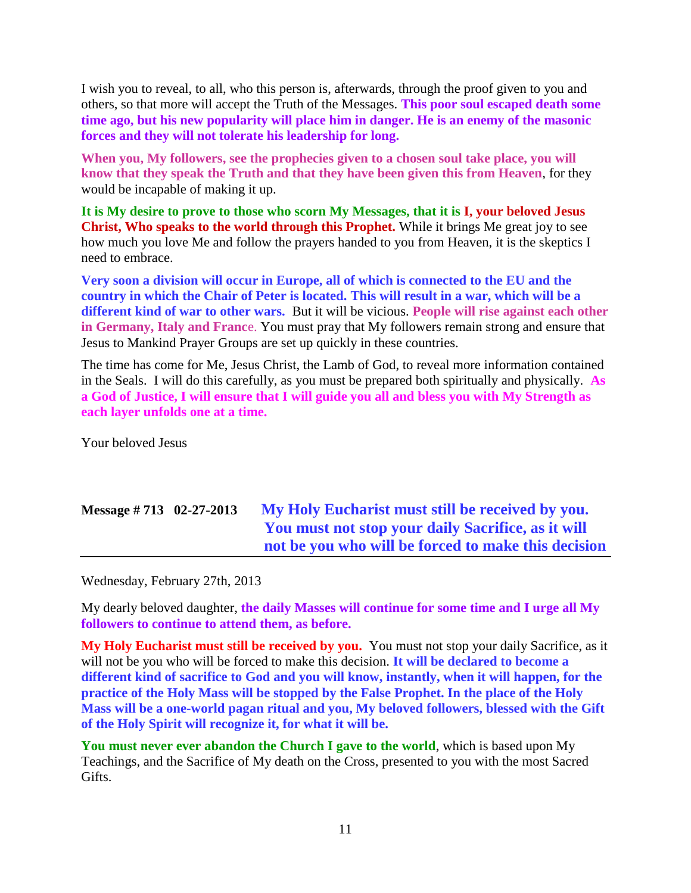I wish you to reveal, to all, who this person is, afterwards, through the proof given to you and others, so that more will accept the Truth of the Messages. **This poor soul escaped death some time ago, but his new popularity will place him in danger. He is an enemy of the masonic forces and they will not tolerate his leadership for long.**

**When you, My followers, see the prophecies given to a chosen soul take place, you will know that they speak the Truth and that they have been given this from Heaven**, for they would be incapable of making it up.

**It is My desire to prove to those who scorn My Messages, that it is I, your beloved Jesus Christ, Who speaks to the world through this Prophet.** While it brings Me great joy to see how much you love Me and follow the prayers handed to you from Heaven, it is the skeptics I need to embrace.

**Very soon a division will occur in Europe, all of which is connected to the EU and the country in which the Chair of Peter is located. This will result in a war, which will be a different kind of war to other wars.** But it will be vicious. **People will rise against each other in Germany, Italy and France**. You must pray that My followers remain strong and ensure that Jesus to Mankind Prayer Groups are set up quickly in these countries.

The time has come for Me, Jesus Christ, the Lamb of God, to reveal more information contained in the Seals. I will do this carefully, as you must be prepared both spiritually and physically. **As a God of Justice, I will ensure that I will guide you all and bless you with My Strength as each layer unfolds one at a time.**

Your beloved Jesus

## Message # 713 02-27-2013 My Holy Eucharist must still be received by you. You must not stop your daily Sacrifice, as it will not be you who will be forced to make this decision

Wednesday, February 27th, 2013

My dearly beloved daughter, **the daily Masses will continue for some time and I urge all My followers to continue to attend them, as before.**

**My Holy Eucharist must still be received by you.** You must not stop your daily Sacrifice, as it will not be you who will be forced to make this decision. **It will be declared to become a different kind of sacrifice to God and you will know, instantly, when it will happen, for the practice of the Holy Mass will be stopped by the False Prophet. In the place of the Holy Mass will be a one-world pagan ritual and you, My beloved followers, blessed with the Gift of the Holy Spirit will recognize it, for what it will be.**

**You must never ever abandon the Church I gave to the world**, which is based upon My Teachings, and the Sacrifice of My death on the Cross, presented to you with the most Sacred Gifts.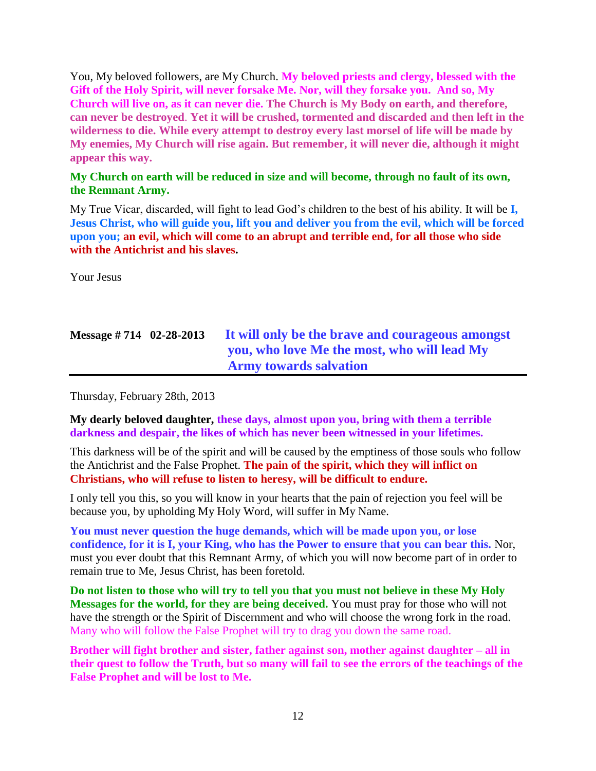You, My beloved followers, are My Church. **My beloved priests and clergy, blessed with the Gift of the Holy Spirit, will never forsake Me. Nor, will they forsake you. And so, My Church will live on, as it can never die. The Church is My Body on earth, and therefore, can never be destroyed**. **Yet it will be crushed, tormented and discarded and then left in the wilderness to die. While every attempt to destroy every last morsel of life will be made by My enemies, My Church will rise again. But remember, it will never die, although it might appear this way.**

**My Church on earth will be reduced in size and will become, through no fault of its own, the Remnant Army.**

My True Vicar, discarded, will fight to lead God's children to the best of his ability. It will be **I, Jesus Christ, who will guide you, lift you and deliver you from the evil, which will be forced upon you; an evil, which will come to an abrupt and terrible end, for all those who side with the Antichrist and his slaves.**

Your Jesus

## Message # 714 02-28-2013 It will only be the brave and courageous amongst you, who love Me the most, who will lead My Army towards salvation

Thursday, February 28th, 2013

**My dearly beloved daughter, these days, almost upon you, bring with them a terrible darkness and despair, the likes of which has never been witnessed in your lifetimes.**

This darkness will be of the spirit and will be caused by the emptiness of those souls who follow the Antichrist and the False Prophet. **The pain of the spirit, which they will inflict on Christians, who will refuse to listen to heresy, will be difficult to endure.**

I only tell you this, so you will know in your hearts that the pain of rejection you feel will be because you, by upholding My Holy Word, will suffer in My Name.

**You must never question the huge demands, which will be made upon you, or lose confidence, for it is I, your King, who has the Power to ensure that you can bear this.** Nor, must you ever doubt that this Remnant Army, of which you will now become part of in order to remain true to Me, Jesus Christ, has been foretold.

**Do not listen to those who will try to tell you that you must not believe in these My Holy Messages for the world, for they are being deceived.** You must pray for those who will not have the strength or the Spirit of Discernment and who will choose the wrong fork in the road. Many who will follow the False Prophet will try to drag you down the same road.

**Brother will fight brother and sister, father against son, mother against daughter – all in their quest to follow the Truth, but so many will fail to see the errors of the teachings of the False Prophet and will be lost to Me.**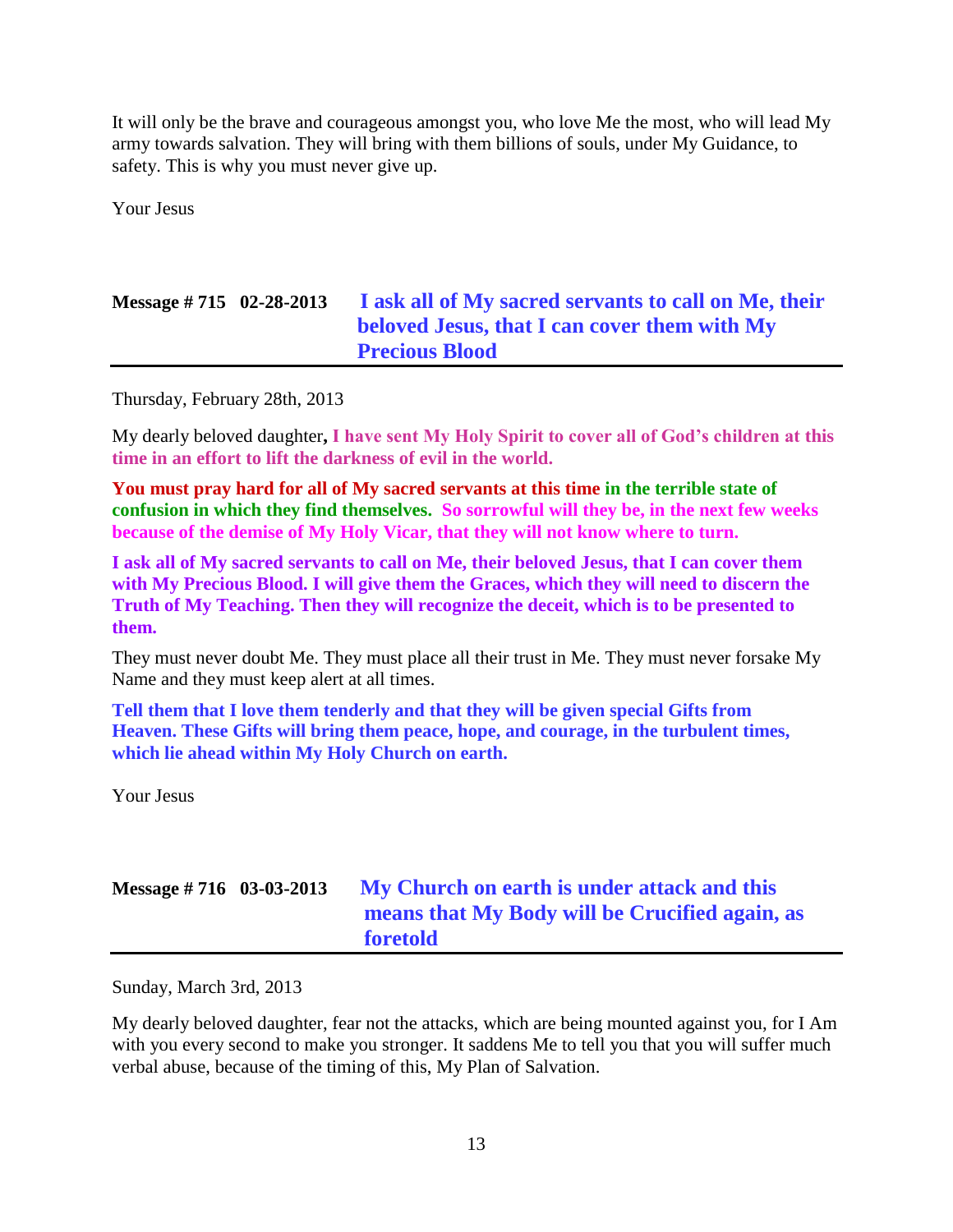It will only be the brave and courageous amongst you, who love Me the most, who will lead My army towards salvation. They will bring with them billions of souls, under My Guidance, to safety. This is why you must never give up.

Your Jesus

## Message # 715 02-28-2013 I ask all of My sacred servants to call on Me, their beloved Jesus, that I can cover them with My Precious Blood

Thursday, February 28th, 2013

My dearly beloved daughter**, I have sent My Holy Spirit to cover all of God's children at this time in an effort to lift the darkness of evil in the world.**

**You must pray hard for all of My sacred servants at this time in the terrible state of confusion in which they find themselves. So sorrowful will they be, in the next few weeks because of the demise of My Holy Vicar, that they will not know where to turn.**

**I ask all of My sacred servants to call on Me, their beloved Jesus, that I can cover them with My Precious Blood. I will give them the Graces, which they will need to discern the Truth of My Teaching. Then they will recognize the deceit, which is to be presented to them.**

They must never doubt Me. They must place all their trust in Me. They must never forsake My Name and they must keep alert at all times.

**Tell them that I love them tenderly and that they will be given special Gifts from Heaven. These Gifts will bring them peace, hope, and courage, in the turbulent times, which lie ahead within My Holy Church on earth.**

Your Jesus

## Message # 716 03-03-2013 My Church on earth is under attack and this means that My Body will be Crucified again, as foretold

Sunday, March 3rd, 2013

My dearly beloved daughter, fear not the attacks, which are being mounted against you, for I Am with you every second to make you stronger. It saddens Me to tell you that you will suffer much verbal abuse, because of the timing of this, My Plan of Salvation.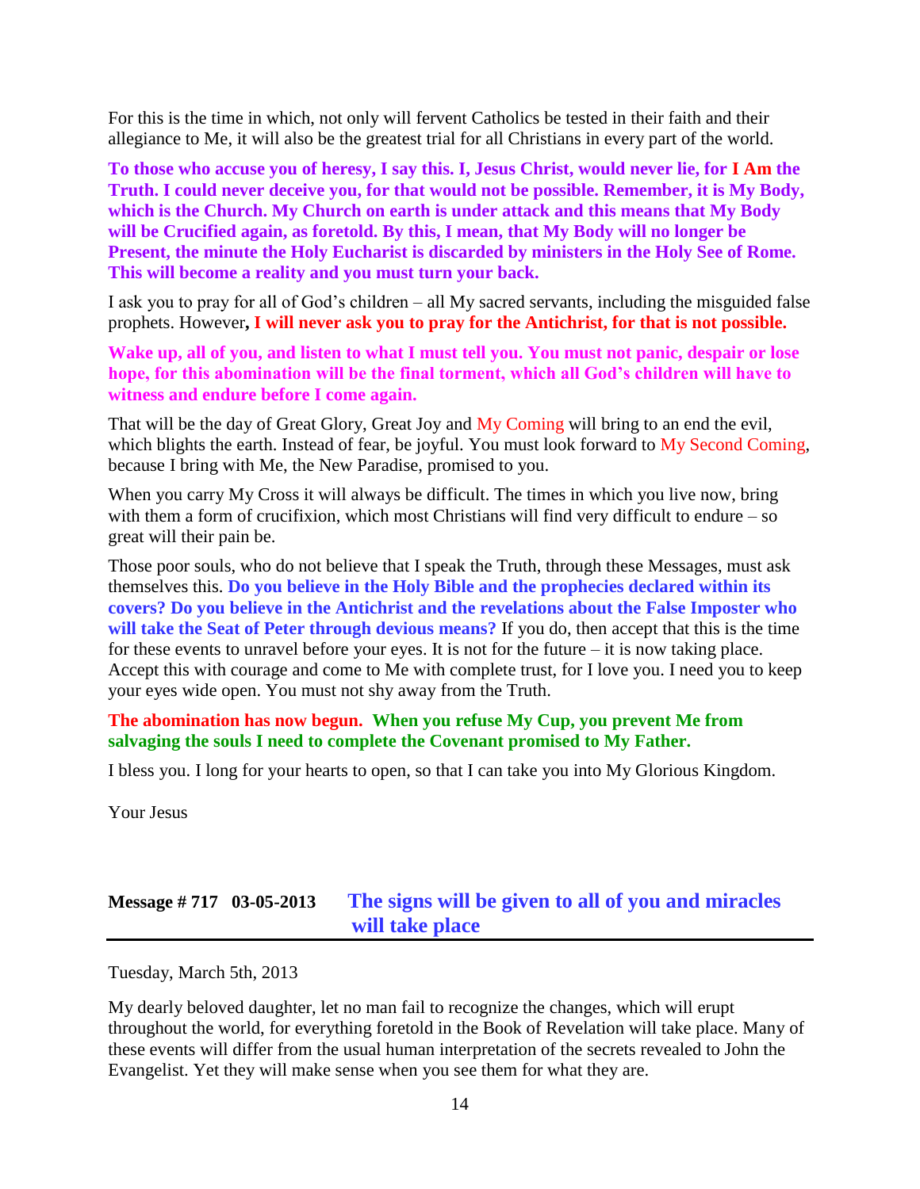For this is the time in which, not only will fervent Catholics be tested in their faith and their allegiance to Me, it will also be the greatest trial for all Christians in every part of the world.

**To those who accuse you of heresy, I say this. I, Jesus Christ, would never lie, for I Am the Truth. I could never deceive you, for that would not be possible. Remember, it is My Body, which is the Church. My Church on earth is under attack and this means that My Body will be Crucified again, as foretold. By this, I mean, that My Body will no longer be Present, the minute the Holy Eucharist is discarded by ministers in the Holy See of Rome. This will become a reality and you must turn your back.**

I ask you to pray for all of God's children – all My sacred servants, including the misguided false prophets. However**, I will never ask you to pray for the Antichrist, for that is not possible.**

**Wake up, all of you, and listen to what I must tell you. You must not panic, despair or lose hope, for this abomination will be the final torment, which all God's children will have to witness and endure before I come again.**

That will be the day of Great Glory, Great Joy and My Coming will bring to an end the evil, which blights the earth. Instead of fear, be joyful. You must look forward to My Second Coming, because I bring with Me, the New Paradise, promised to you.

When you carry My Cross it will always be difficult. The times in which you live now, bring with them a form of crucifixion, which most Christians will find very difficult to endure – so great will their pain be.

Those poor souls, who do not believe that I speak the Truth, through these Messages, must ask themselves this. **Do you believe in the Holy Bible and the prophecies declared within its covers? Do you believe in the Antichrist and the revelations about the False Imposter who will take the Seat of Peter through devious means?** If you do, then accept that this is the time for these events to unravel before your eyes. It is not for the future – it is now taking place. Accept this with courage and come to Me with complete trust, for I love you. I need you to keep your eyes wide open. You must not shy away from the Truth.

**The abomination has now begun. When you refuse My Cup, you prevent Me from salvaging the souls I need to complete the Covenant promised to My Father.**

I bless you. I long for your hearts to open, so that I can take you into My Glorious Kingdom.

Your Jesus

## Message # 717 03-05-2013 The signs will be given to all of you and miracles will take place

Tuesday, March 5th, 2013

My dearly beloved daughter, let no man fail to recognize the changes, which will erupt throughout the world, for everything foretold in the Book of Revelation will take place. Many of these events will differ from the usual human interpretation of the secrets revealed to John the Evangelist. Yet they will make sense when you see them for what they are.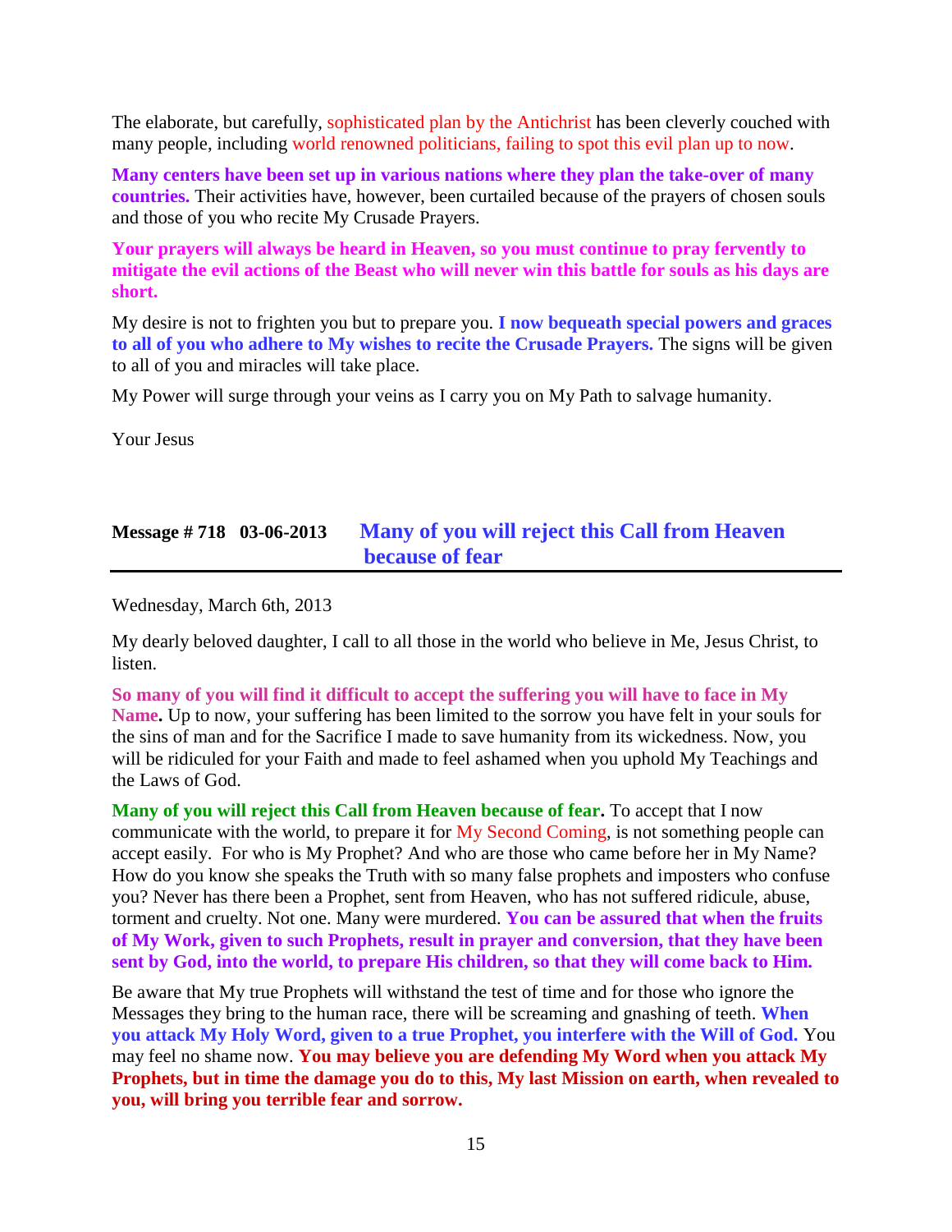The elaborate, but carefully, sophisticated plan by the Antichrist has been cleverly couched with many people, including world renowned politicians, failing to spot this evil plan up to now.

**Many centers have been set up in various nations where they plan the take-over of many countries.** Their activities have, however, been curtailed because of the prayers of chosen souls and those of you who recite My Crusade Prayers.

**Your prayers will always be heard in Heaven, so you must continue to pray fervently to mitigate the evil actions of the Beast who will never win this battle for souls as his days are short.**

My desire is not to frighten you but to prepare you. **I now bequeath special powers and graces to all of you who adhere to My wishes to recite the Crusade Prayers.** The signs will be given to all of you and miracles will take place.

My Power will surge through your veins as I carry you on My Path to salvage humanity.

Your Jesus

## Message # 718 03-06-2013 Many of you will reject this Call from Heaven because of fear

Wednesday, March 6th, 2013

My dearly beloved daughter, I call to all those in the world who believe in Me, Jesus Christ, to listen.

**So many of you will find it difficult to accept the suffering you will have to face in My Name.** Up to now, your suffering has been limited to the sorrow you have felt in your souls for the sins of man and for the Sacrifice I made to save humanity from its wickedness. Now, you will be ridiculed for your Faith and made to feel ashamed when you uphold My Teachings and the Laws of God.

**Many of you will reject this Call from Heaven because of fear.** To accept that I now communicate with the world, to prepare it for My Second Coming, is not something people can accept easily. For who is My Prophet? And who are those who came before her in My Name? How do you know she speaks the Truth with so many false prophets and imposters who confuse you? Never has there been a Prophet, sent from Heaven, who has not suffered ridicule, abuse, torment and cruelty. Not one. Many were murdered. **You can be assured that when the fruits of My Work, given to such Prophets, result in prayer and conversion, that they have been sent by God, into the world, to prepare His children, so that they will come back to Him.**

Be aware that My true Prophets will withstand the test of time and for those who ignore the Messages they bring to the human race, there will be screaming and gnashing of teeth. **When you attack My Holy Word, given to a true Prophet, you interfere with the Will of God.** You may feel no shame now. **You may believe you are defending My Word when you attack My Prophets, but in time the damage you do to this, My last Mission on earth, when revealed to you, will bring you terrible fear and sorrow.**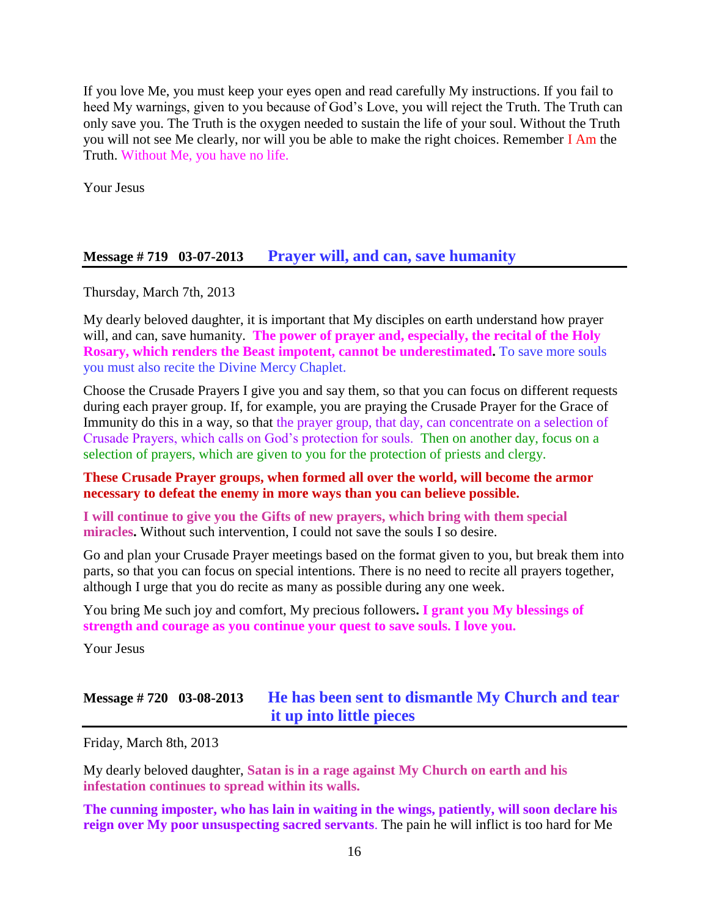If you love Me, you must keep your eyes open and read carefully My instructions. If you fail to heed My warnings, given to you because of God's Love, you will reject the Truth. The Truth can only save you. The Truth is the oxygen needed to sustain the life of your soul. Without the Truth you will not see Me clearly, nor will you be able to make the right choices. Remember I Am the Truth. Without Me, you have no life.

Your Jesus

## Message # 719   03-07-2013   Prayer will, and can, save humanity

Thursday, March 7th, 2013

My dearly beloved daughter, it is important that My disciples on earth understand how prayer will, and can, save humanity. **The power of prayer and, especially, the recital of the Holy Rosary, which renders the Beast impotent, cannot be underestimated.** To save more souls you must also recite the Divine Mercy Chaplet.

Choose the Crusade Prayers I give you and say them, so that you can focus on different requests during each prayer group. If, for example, you are praying the Crusade Prayer for the Grace of Immunity do this in a way, so that the prayer group, that day, can concentrate on a selection of Crusade Prayers, which calls on God's protection for souls. Then on another day, focus on a selection of prayers, which are given to you for the protection of priests and clergy.

**These Crusade Prayer groups, when formed all over the world, will become the armor necessary to defeat the enemy in more ways than you can believe possible.**

**I will continue to give you the Gifts of new prayers, which bring with them special miracles.** Without such intervention, I could not save the souls I so desire.

Go and plan your Crusade Prayer meetings based on the format given to you, but break them into parts, so that you can focus on special intentions. There is no need to recite all prayers together, although I urge that you do recite as many as possible during any one week.

You bring Me such joy and comfort, My precious followers**. I grant you My blessings of strength and courage as you continue your quest to save souls. I love you.**

Your Jesus

## Message # 720   03-08-2013   He has been sent to dismantle My Church and tear it up into little pieces

Friday, March 8th, 2013

My dearly beloved daughter, **Satan is in a rage against My Church on earth and his infestation continues to spread within its walls.**

**The cunning imposter, who has lain in waiting in the wings, patiently, will soon declare his reign over My poor unsuspecting sacred servants**. The pain he will inflict is too hard for Me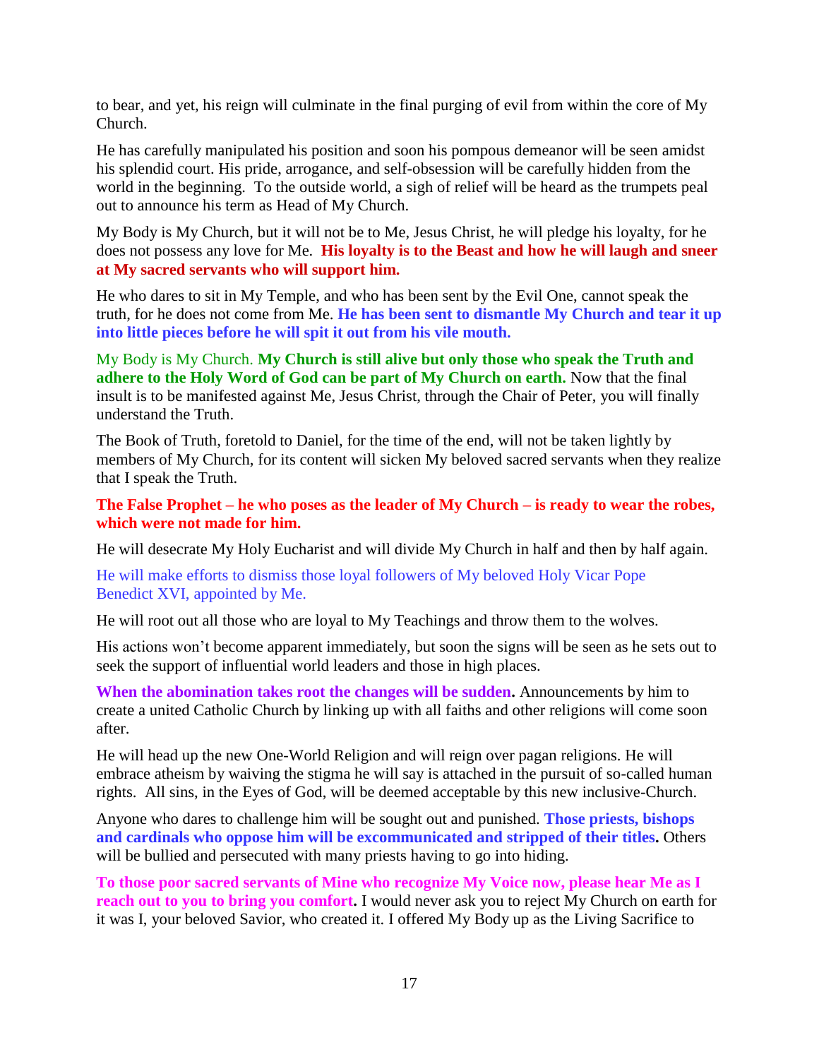to bear, and yet, his reign will culminate in the final purging of evil from within the core of My Church.

He has carefully manipulated his position and soon his pompous demeanor will be seen amidst his splendid court. His pride, arrogance, and self-obsession will be carefully hidden from the world in the beginning. To the outside world, a sigh of relief will be heard as the trumpets peal out to announce his term as Head of My Church.

My Body is My Church, but it will not be to Me, Jesus Christ, he will pledge his loyalty, for he does not possess any love for Me. **His loyalty is to the Beast and how he will laugh and sneer at My sacred servants who will support him.**

He who dares to sit in My Temple, and who has been sent by the Evil One, cannot speak the truth, for he does not come from Me. **He has been sent to dismantle My Church and tear it up into little pieces before he will spit it out from his vile mouth.**

My Body is My Church. **My Church is still alive but only those who speak the Truth and adhere to the Holy Word of God can be part of My Church on earth.** Now that the final insult is to be manifested against Me, Jesus Christ, through the Chair of Peter, you will finally understand the Truth.

The Book of Truth, foretold to Daniel, for the time of the end, will not be taken lightly by members of My Church, for its content will sicken My beloved sacred servants when they realize that I speak the Truth.

**The False Prophet – he who poses as the leader of My Church – is ready to wear the robes, which were not made for him.**

He will desecrate My Holy Eucharist and will divide My Church in half and then by half again.

He will make efforts to dismiss those loyal followers of My beloved Holy Vicar Pope Benedict XVI, appointed by Me.

He will root out all those who are loyal to My Teachings and throw them to the wolves.

His actions won't become apparent immediately, but soon the signs will be seen as he sets out to seek the support of influential world leaders and those in high places.

**When the abomination takes root the changes will be sudden.** Announcements by him to create a united Catholic Church by linking up with all faiths and other religions will come soon after.

He will head up the new One-World Religion and will reign over pagan religions. He will embrace atheism by waiving the stigma he will say is attached in the pursuit of so-called human rights. All sins, in the Eyes of God, will be deemed acceptable by this new inclusive-Church.

Anyone who dares to challenge him will be sought out and punished. **Those priests, bishops and cardinals who oppose him will be excommunicated and stripped of their titles.** Others will be bullied and persecuted with many priests having to go into hiding.

**To those poor sacred servants of Mine who recognize My Voice now, please hear Me as I reach out to you to bring you comfort.** I would never ask you to reject My Church on earth for it was I, your beloved Savior, who created it. I offered My Body up as the Living Sacrifice to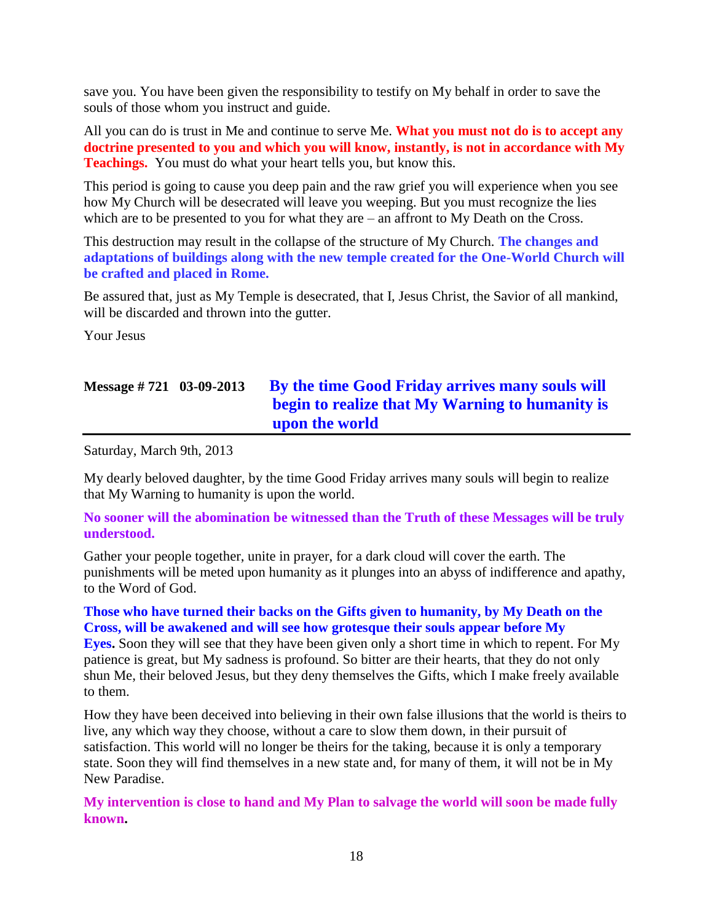save you. You have been given the responsibility to testify on My behalf in order to save the souls of those whom you instruct and guide.

All you can do is trust in Me and continue to serve Me. **What you must not do is to accept any doctrine presented to you and which you will know, instantly, is not in accordance with My Teachings.** You must do what your heart tells you, but know this.

This period is going to cause you deep pain and the raw grief you will experience when you see how My Church will be desecrated will leave you weeping. But you must recognize the lies which are to be presented to you for what they are – an affront to My Death on the Cross.

This destruction may result in the collapse of the structure of My Church. **The changes and adaptations of buildings along with the new temple created for the One-World Church will be crafted and placed in Rome.**

Be assured that, just as My Temple is desecrated, that I, Jesus Christ, the Savior of all mankind, will be discarded and thrown into the gutter.

Your Jesus

## Message # 721 03-09-2013 By the time Good Friday arrives many souls will begin to realize that My Warning to humanity is upon the world

Saturday, March 9th, 2013

My dearly beloved daughter, by the time Good Friday arrives many souls will begin to realize that My Warning to humanity is upon the world.

**No sooner will the abomination be witnessed than the Truth of these Messages will be truly understood.**

Gather your people together, unite in prayer, for a dark cloud will cover the earth. The punishments will be meted upon humanity as it plunges into an abyss of indifference and apathy, to the Word of God.

**Those who have turned their backs on the Gifts given to humanity, by My Death on the Cross, will be awakened and will see how grotesque their souls appear before My Eyes.** Soon they will see that they have been given only a short time in which to repent. For My patience is great, but My sadness is profound. So bitter are their hearts, that they do not only shun Me, their beloved Jesus, but they deny themselves the Gifts, which I make freely available to them.

How they have been deceived into believing in their own false illusions that the world is theirs to live, any which way they choose, without a care to slow them down, in their pursuit of satisfaction. This world will no longer be theirs for the taking, because it is only a temporary state. Soon they will find themselves in a new state and, for many of them, it will not be in My New Paradise.

**My intervention is close to hand and My Plan to salvage the world will soon be made fully known.**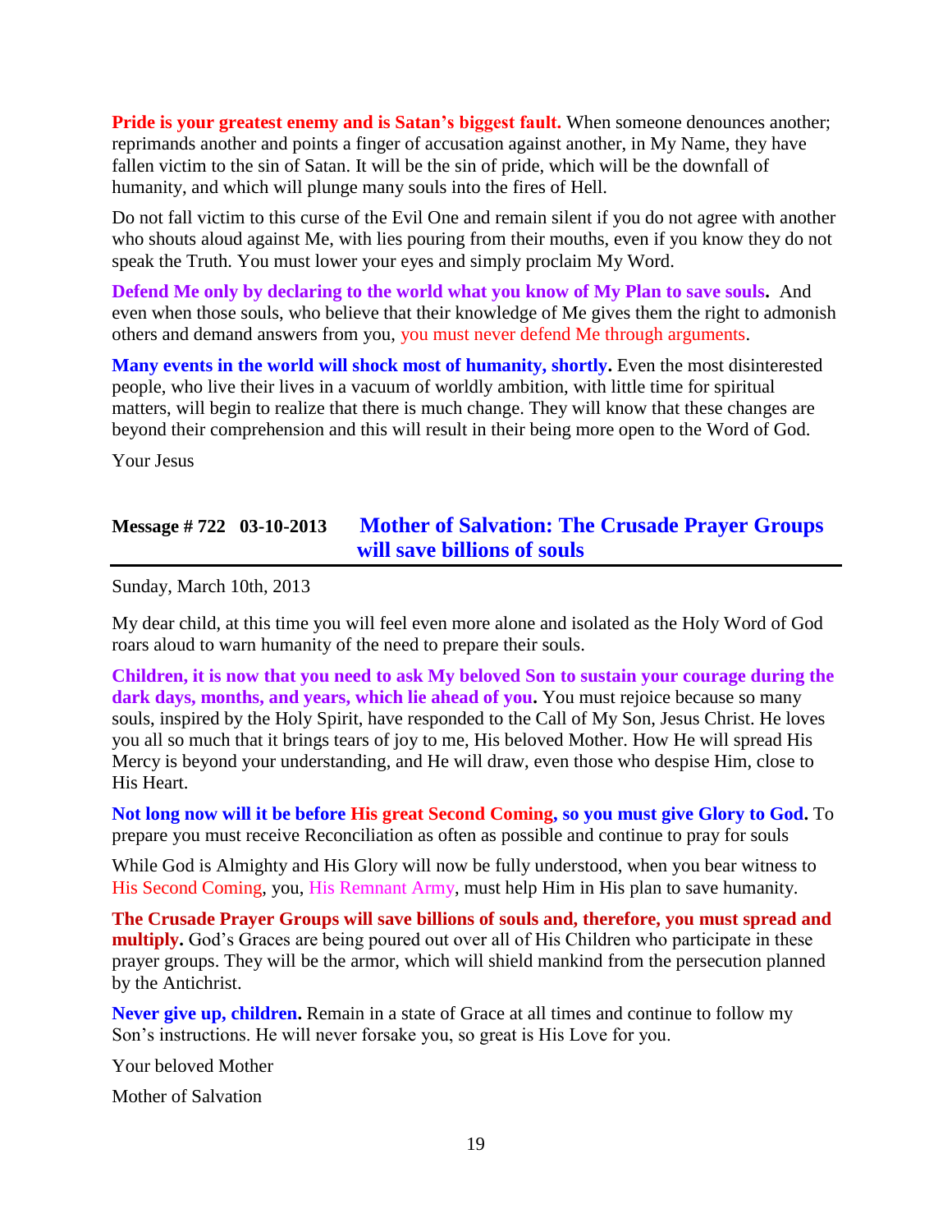**Pride is your greatest enemy and is Satan's biggest fault.** When someone denounces another; reprimands another and points a finger of accusation against another, in My Name, they have fallen victim to the sin of Satan. It will be the sin of pride, which will be the downfall of humanity, and which will plunge many souls into the fires of Hell.

Do not fall victim to this curse of the Evil One and remain silent if you do not agree with another who shouts aloud against Me, with lies pouring from their mouths, even if you know they do not speak the Truth. You must lower your eyes and simply proclaim My Word.

**Defend Me only by declaring to the world what you know of My Plan to save souls.** And even when those souls, who believe that their knowledge of Me gives them the right to admonish others and demand answers from you, you must never defend Me through arguments.

**Many events in the world will shock most of humanity, shortly.** Even the most disinterested people, who live their lives in a vacuum of worldly ambition, with little time for spiritual matters, will begin to realize that there is much change. They will know that these changes are beyond their comprehension and this will result in their being more open to the Word of God.

Your Jesus

## Message # 722 03-10-2013 Mother of Salvation: The Crusade Prayer Groups will save billions of souls

Sunday, March 10th, 2013

My dear child, at this time you will feel even more alone and isolated as the Holy Word of God roars aloud to warn humanity of the need to prepare their souls.

**Children, it is now that you need to ask My beloved Son to sustain your courage during the dark days, months, and years, which lie ahead of you.** You must rejoice because so many souls, inspired by the Holy Spirit, have responded to the Call of My Son, Jesus Christ. He loves you all so much that it brings tears of joy to me, His beloved Mother. How He will spread His Mercy is beyond your understanding, and He will draw, even those who despise Him, close to His Heart.

**Not long now will it be before His great Second Coming, so you must give Glory to God.** To prepare you must receive Reconciliation as often as possible and continue to pray for souls

While God is Almighty and His Glory will now be fully understood, when you bear witness to His Second Coming, you, His Remnant Army, must help Him in His plan to save humanity.

**The Crusade Prayer Groups will save billions of souls and, therefore, you must spread and multiply.** God's Graces are being poured out over all of His Children who participate in these prayer groups. They will be the armor, which will shield mankind from the persecution planned by the Antichrist.

**Never give up, children.** Remain in a state of Grace at all times and continue to follow my Son's instructions. He will never forsake you, so great is His Love for you.

Your beloved Mother

Mother of Salvation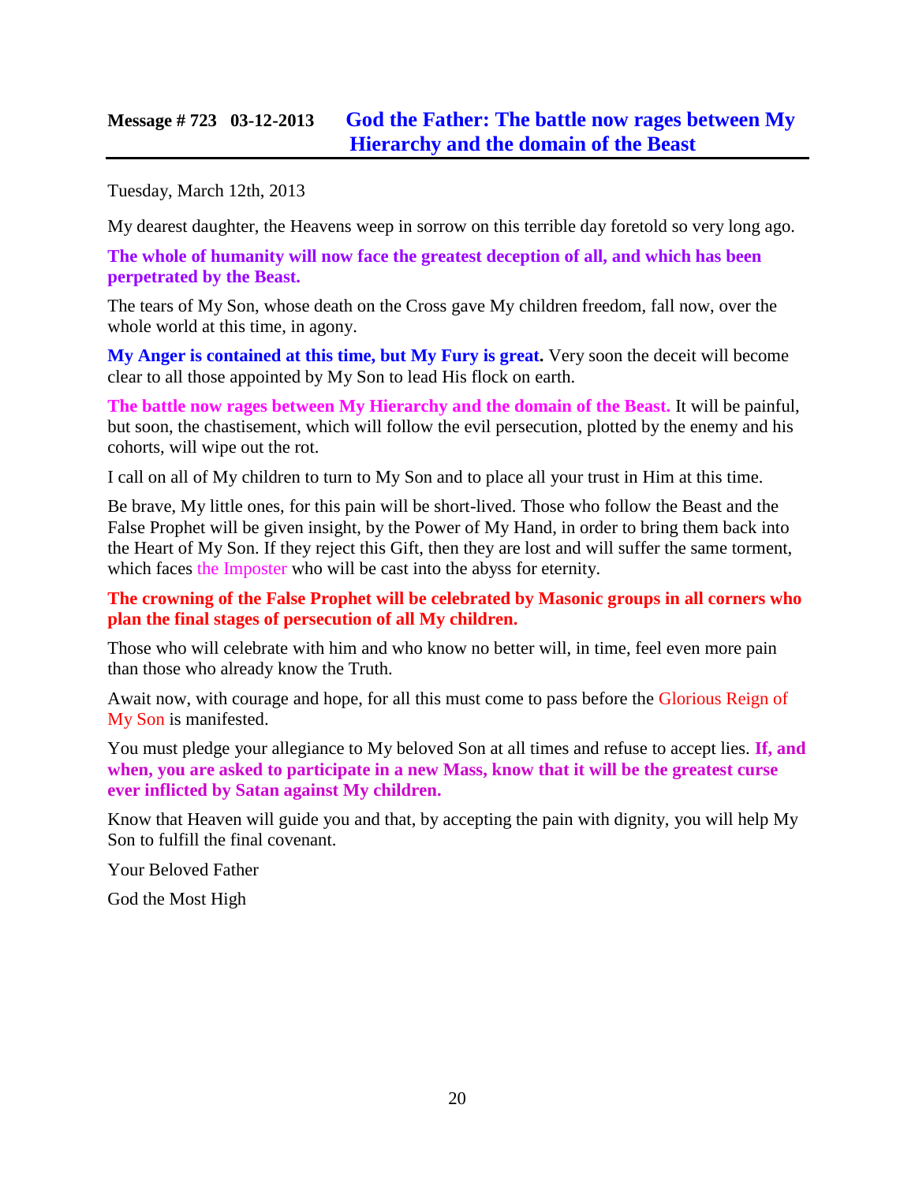## Message # 723 03-12-2013 God the Father: The battle now rages between My Hierarchy and the domain of the Beast

Tuesday, March 12th, 2013

My dearest daughter, the Heavens weep in sorrow on this terrible day foretold so very long ago.

**The whole of humanity will now face the greatest deception of all, and which has been perpetrated by the Beast.**

The tears of My Son, whose death on the Cross gave My children freedom, fall now, over the whole world at this time, in agony.

**My Anger is contained at this time, but My Fury is great.** Very soon the deceit will become clear to all those appointed by My Son to lead His flock on earth.

**The battle now rages between My Hierarchy and the domain of the Beast.** It will be painful, but soon, the chastisement, which will follow the evil persecution, plotted by the enemy and his cohorts, will wipe out the rot.

I call on all of My children to turn to My Son and to place all your trust in Him at this time.

Be brave, My little ones, for this pain will be short-lived. Those who follow the Beast and the False Prophet will be given insight, by the Power of My Hand, in order to bring them back into the Heart of My Son. If they reject this Gift, then they are lost and will suffer the same torment, which faces the Imposter who will be cast into the abyss for eternity.

**The crowning of the False Prophet will be celebrated by Masonic groups in all corners who plan the final stages of persecution of all My children.**

Those who will celebrate with him and who know no better will, in time, feel even more pain than those who already know the Truth.

Await now, with courage and hope, for all this must come to pass before the Glorious Reign of My Son is manifested.

You must pledge your allegiance to My beloved Son at all times and refuse to accept lies. **If, and when, you are asked to participate in a new Mass, know that it will be the greatest curse ever inflicted by Satan against My children.**

Know that Heaven will guide you and that, by accepting the pain with dignity, you will help My Son to fulfill the final covenant.

Your Beloved Father

God the Most High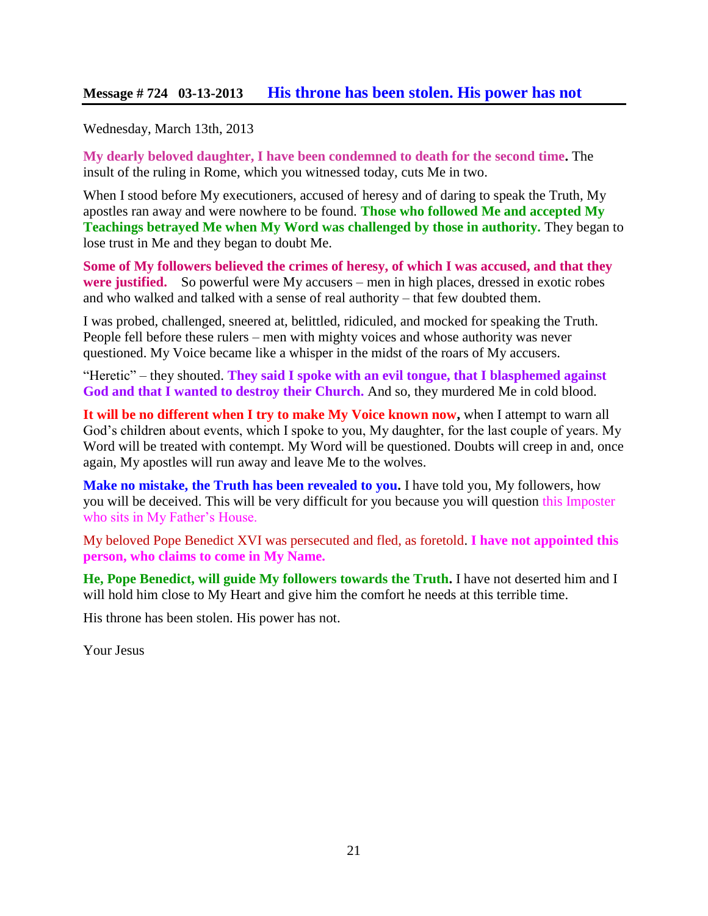## Message # 724 03-13-2013 His throne has been stolen. His power has not

Wednesday, March 13th, 2013

**My dearly beloved daughter, I have been condemned to death for the second time.** The insult of the ruling in Rome, which you witnessed today, cuts Me in two.

When I stood before My executioners, accused of heresy and of daring to speak the Truth, My apostles ran away and were nowhere to be found. **Those who followed Me and accepted My Teachings betrayed Me when My Word was challenged by those in authority.** They began to lose trust in Me and they began to doubt Me.

**Some of My followers believed the crimes of heresy, of which I was accused, and that they were justified.** So powerful were My accusers – men in high places, dressed in exotic robes and who walked and talked with a sense of real authority – that few doubted them.

I was probed, challenged, sneered at, belittled, ridiculed, and mocked for speaking the Truth. People fell before these rulers – men with mighty voices and whose authority was never questioned. My Voice became like a whisper in the midst of the roars of My accusers.

"Heretic" – they shouted. **They said I spoke with an evil tongue, that I blasphemed against God and that I wanted to destroy their Church.** And so, they murdered Me in cold blood.

**It will be no different when I try to make My Voice known now,** when I attempt to warn all God's children about events, which I spoke to you, My daughter, for the last couple of years. My Word will be treated with contempt. My Word will be questioned. Doubts will creep in and, once again, My apostles will run away and leave Me to the wolves.

**Make no mistake, the Truth has been revealed to you.** I have told you, My followers, how you will be deceived. This will be very difficult for you because you will question this Imposter who sits in My Father's House.

My beloved Pope Benedict XVI was persecuted and fled, as foretold. **I have not appointed this person, who claims to come in My Name.**

**He, Pope Benedict, will guide My followers towards the Truth.** I have not deserted him and I will hold him close to My Heart and give him the comfort he needs at this terrible time.

His throne has been stolen. His power has not.

Your Jesus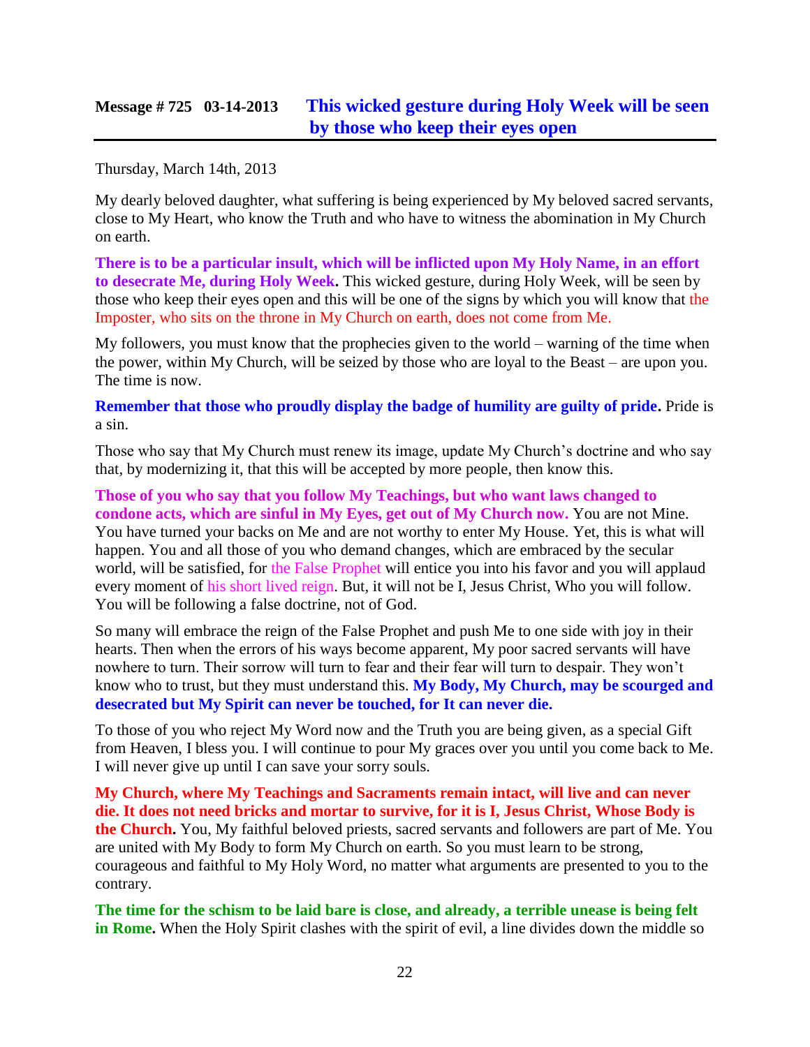## Message # 725 03-14-2013 This wicked gesture during Holy Week will be seen by those who keep their eyes open

Thursday, March 14th, 2013

My dearly beloved daughter, what suffering is being experienced by My beloved sacred servants, close to My Heart, who know the Truth and who have to witness the abomination in My Church on earth.

**There is to be a particular insult, which will be inflicted upon My Holy Name, in an effort to desecrate Me, during Holy Week.** This wicked gesture, during Holy Week, will be seen by those who keep their eyes open and this will be one of the signs by which you will know that the Imposter, who sits on the throne in My Church on earth, does not come from Me.

My followers, you must know that the prophecies given to the world – warning of the time when the power, within My Church, will be seized by those who are loyal to the Beast – are upon you. The time is now.

**Remember that those who proudly display the badge of humility are guilty of pride.** Pride is a sin.

Those who say that My Church must renew its image, update My Church's doctrine and who say that, by modernizing it, that this will be accepted by more people, then know this.

**Those of you who say that you follow My Teachings, but who want laws changed to condone acts, which are sinful in My Eyes, get out of My Church now.** You are not Mine. You have turned your backs on Me and are not worthy to enter My House. Yet, this is what will happen. You and all those of you who demand changes, which are embraced by the secular world, will be satisfied, for the False Prophet will entice you into his favor and you will applaud every moment of his short lived reign. But, it will not be I, Jesus Christ, Who you will follow. You will be following a false doctrine, not of God.

So many will embrace the reign of the False Prophet and push Me to one side with joy in their hearts. Then when the errors of his ways become apparent, My poor sacred servants will have nowhere to turn. Their sorrow will turn to fear and their fear will turn to despair. They won't know who to trust, but they must understand this. **My Body, My Church, may be scourged and desecrated but My Spirit can never be touched, for It can never die.**

To those of you who reject My Word now and the Truth you are being given, as a special Gift from Heaven, I bless you. I will continue to pour My graces over you until you come back to Me. I will never give up until I can save your sorry souls.

**My Church, where My Teachings and Sacraments remain intact, will live and can never die. It does not need bricks and mortar to survive, for it is I, Jesus Christ, Whose Body is the Church.** You, My faithful beloved priests, sacred servants and followers are part of Me. You are united with My Body to form My Church on earth. So you must learn to be strong, courageous and faithful to My Holy Word, no matter what arguments are presented to you to the contrary.

**The time for the schism to be laid bare is close, and already, a terrible unease is being felt in Rome.** When the Holy Spirit clashes with the spirit of evil, a line divides down the middle so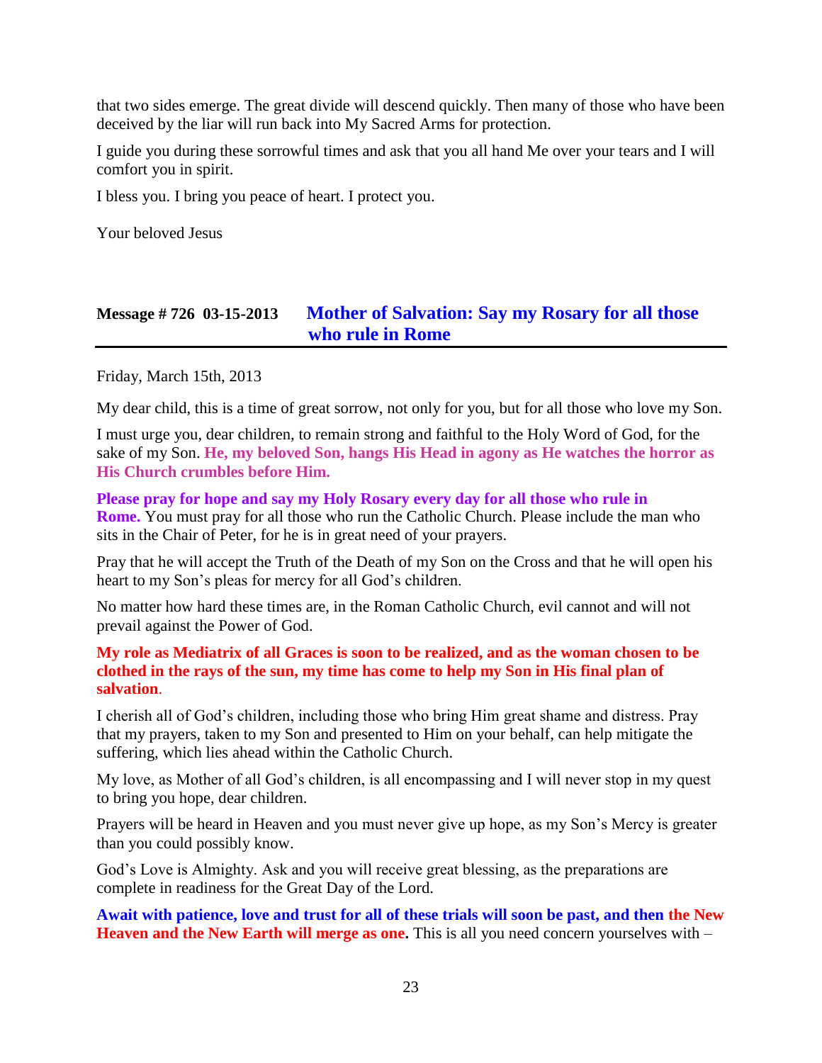that two sides emerge. The great divide will descend quickly. Then many of those who have been deceived by the liar will run back into My Sacred Arms for protection.

I guide you during these sorrowful times and ask that you all hand Me over your tears and I will comfort you in spirit.

I bless you. I bring you peace of heart. I protect you.

Your beloved Jesus

## Message # 726 03-15-2013 Mother of Salvation: Say my Rosary for all those who rule in Rome

Friday, March 15th, 2013

My dear child, this is a time of great sorrow, not only for you, but for all those who love my Son.

I must urge you, dear children, to remain strong and faithful to the Holy Word of God, for the sake of my Son. **He, my beloved Son, hangs His Head in agony as He watches the horror as His Church crumbles before Him.**

**Please pray for hope and say my Holy Rosary every day for all those who rule in Rome.** You must pray for all those who run the Catholic Church. Please include the man who sits in the Chair of Peter, for he is in great need of your prayers.

Pray that he will accept the Truth of the Death of my Son on the Cross and that he will open his heart to my Son's pleas for mercy for all God's children.

No matter how hard these times are, in the Roman Catholic Church, evil cannot and will not prevail against the Power of God.

**My role as Mediatrix of all Graces is soon to be realized, and as the woman chosen to be clothed in the rays of the sun, my time has come to help my Son in His final plan of salvation**.

I cherish all of God's children, including those who bring Him great shame and distress. Pray that my prayers, taken to my Son and presented to Him on your behalf, can help mitigate the suffering, which lies ahead within the Catholic Church.

My love, as Mother of all God's children, is all encompassing and I will never stop in my quest to bring you hope, dear children.

Prayers will be heard in Heaven and you must never give up hope, as my Son's Mercy is greater than you could possibly know.

God's Love is Almighty. Ask and you will receive great blessing, as the preparations are complete in readiness for the Great Day of the Lord.

**Await with patience, love and trust for all of these trials will soon be past, and then the New Heaven and the New Earth will merge as one.** This is all you need concern yourselves with –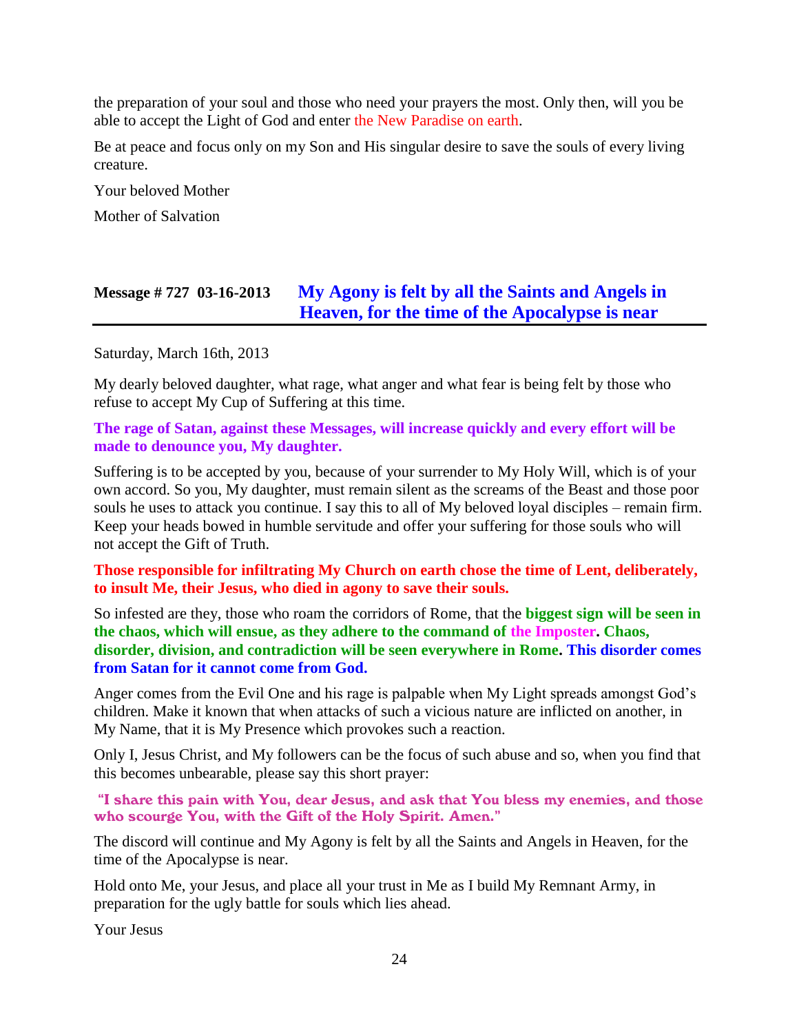the preparation of your soul and those who need your prayers the most. Only then, will you be able to accept the Light of God and enter the New Paradise on earth.

Be at peace and focus only on my Son and His singular desire to save the souls of every living creature.

Your beloved Mother

Mother of Salvation

## Message # 727 03-16-2013 My Agony is felt by all the Saints and Angels in Heaven, for the time of the Apocalypse is near

Saturday, March 16th, 2013

My dearly beloved daughter, what rage, what anger and what fear is being felt by those who refuse to accept My Cup of Suffering at this time.

**The rage of Satan, against these Messages, will increase quickly and every effort will be made to denounce you, My daughter.**

Suffering is to be accepted by you, because of your surrender to My Holy Will, which is of your own accord. So you, My daughter, must remain silent as the screams of the Beast and those poor souls he uses to attack you continue. I say this to all of My beloved loyal disciples – remain firm. Keep your heads bowed in humble servitude and offer your suffering for those souls who will not accept the Gift of Truth.

**Those responsible for infiltrating My Church on earth chose the time of Lent, deliberately, to insult Me, their Jesus, who died in agony to save their souls.**

So infested are they, those who roam the corridors of Rome, that the **biggest sign will be seen in the chaos, which will ensue, as they adhere to the command of the Imposter. Chaos, disorder, division, and contradiction will be seen everywhere in Rome. This disorder comes from Satan for it cannot come from God.**

Anger comes from the Evil One and his rage is palpable when My Light spreads amongst God's children. Make it known that when attacks of such a vicious nature are inflicted on another, in My Name, that it is My Presence which provokes such a reaction.

Only I, Jesus Christ, and My followers can be the focus of such abuse and so, when you find that this becomes unbearable, please say this short prayer:

**"I share this pain with You, dear Jesus, and ask that You bless my enemies, and those who scourge You, with the Gift of the Holy Spirit. Amen."**

The discord will continue and My Agony is felt by all the Saints and Angels in Heaven, for the time of the Apocalypse is near.

Hold onto Me, your Jesus, and place all your trust in Me as I build My Remnant Army, in preparation for the ugly battle for souls which lies ahead.

Your Jesus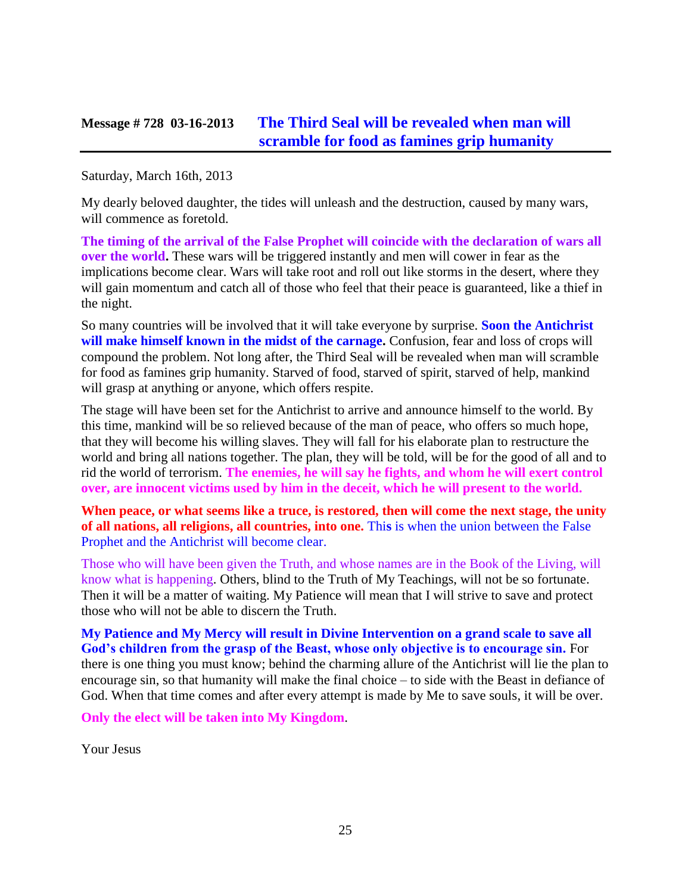## Message # 728 03-16-2013 The Third Seal will be revealed when man will scramble for food as famines grip humanity

Saturday, March 16th, 2013

My dearly beloved daughter, the tides will unleash and the destruction, caused by many wars, will commence as foretold.

**The timing of the arrival of the False Prophet will coincide with the declaration of wars all over the world.** These wars will be triggered instantly and men will cower in fear as the implications become clear. Wars will take root and roll out like storms in the desert, where they will gain momentum and catch all of those who feel that their peace is guaranteed, like a thief in the night.

So many countries will be involved that it will take everyone by surprise. **Soon the Antichrist will make himself known in the midst of the carnage.** Confusion, fear and loss of crops will compound the problem. Not long after, the Third Seal will be revealed when man will scramble for food as famines grip humanity. Starved of food, starved of spirit, starved of help, mankind will grasp at anything or anyone, which offers respite.

The stage will have been set for the Antichrist to arrive and announce himself to the world. By this time, mankind will be so relieved because of the man of peace, who offers so much hope, that they will become his willing slaves. They will fall for his elaborate plan to restructure the world and bring all nations together. The plan, they will be told, will be for the good of all and to rid the world of terrorism. **The enemies, he will say he fights, and whom he will exert control over, are innocent victims used by him in the deceit, which he will present to the world.**

**When peace, or what seems like a truce, is restored, then will come the next stage, the unity of all nations, all religions, all countries, into one.** This is when the union between the False Prophet and the Antichrist will become clear.

Those who will have been given the Truth, and whose names are in the Book of the Living, will know what is happening. Others, blind to the Truth of My Teachings, will not be so fortunate. Then it will be a matter of waiting. My Patience will mean that I will strive to save and protect those who will not be able to discern the Truth.

**My Patience and My Mercy will result in Divine Intervention on a grand scale to save all God's children from the grasp of the Beast, whose only objective is to encourage sin.** For there is one thing you must know; behind the charming allure of the Antichrist will lie the plan to encourage sin, so that humanity will make the final choice – to side with the Beast in defiance of God. When that time comes and after every attempt is made by Me to save souls, it will be over.

**Only the elect will be taken into My Kingdom**.

Your Jesus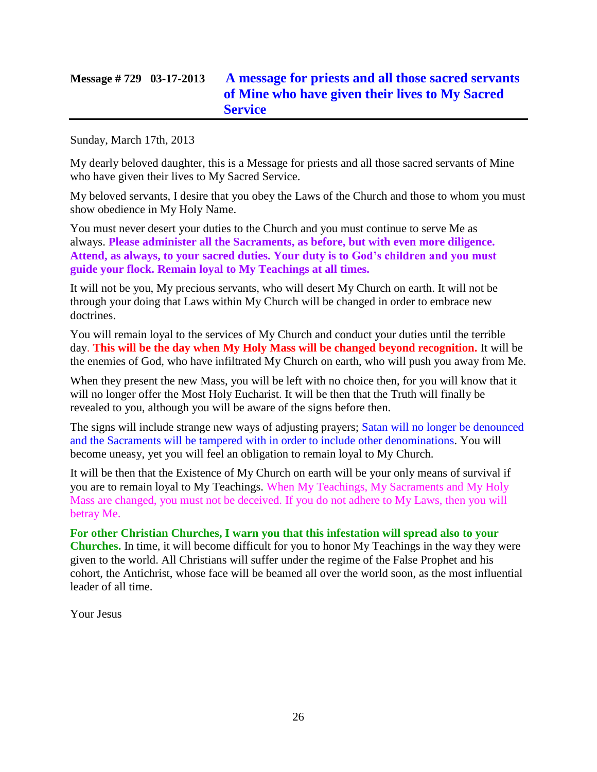## Message # 729 03-17-2013 A message for priests and all those sacred servants of Mine who have given their lives to My Sacred Service

Sunday, March 17th, 2013

My dearly beloved daughter, this is a Message for priests and all those sacred servants of Mine who have given their lives to My Sacred Service.

My beloved servants, I desire that you obey the Laws of the Church and those to whom you must show obedience in My Holy Name.

You must never desert your duties to the Church and you must continue to serve Me as always. **Please administer all the Sacraments, as before, but with even more diligence. Attend, as always, to your sacred duties. Your duty is to God's children and you must guide your flock. Remain loyal to My Teachings at all times.**

It will not be you, My precious servants, who will desert My Church on earth. It will not be through your doing that Laws within My Church will be changed in order to embrace new doctrines.

You will remain loyal to the services of My Church and conduct your duties until the terrible day. **This will be the day when My Holy Mass will be changed beyond recognition.** It will be the enemies of God, who have infiltrated My Church on earth, who will push you away from Me.

When they present the new Mass, you will be left with no choice then, for you will know that it will no longer offer the Most Holy Eucharist. It will be then that the Truth will finally be revealed to you, although you will be aware of the signs before then.

The signs will include strange new ways of adjusting prayers; Satan will no longer be denounced and the Sacraments will be tampered with in order to include other denominations. You will become uneasy, yet you will feel an obligation to remain loyal to My Church.

It will be then that the Existence of My Church on earth will be your only means of survival if you are to remain loyal to My Teachings. When My Teachings, My Sacraments and My Holy Mass are changed, you must not be deceived. If you do not adhere to My Laws, then you will betray Me.

**For other Christian Churches, I warn you that this infestation will spread also to your Churches.** In time, it will become difficult for you to honor My Teachings in the way they were given to the world. All Christians will suffer under the regime of the False Prophet and his cohort, the Antichrist, whose face will be beamed all over the world soon, as the most influential leader of all time.

Your Jesus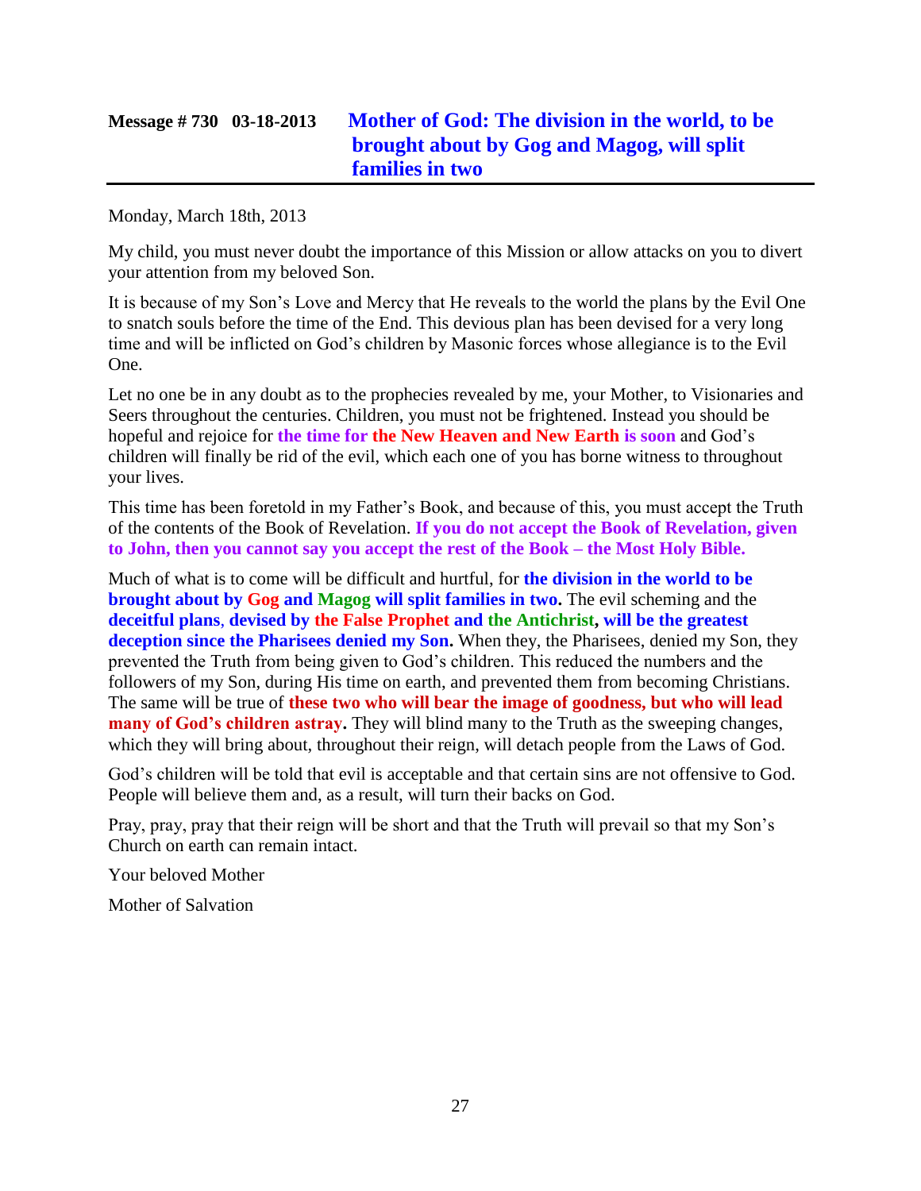## Message # 730 03-18-2013 **Mother of God: The division in the world, to be brought about by Gog and Magog, will split families in two**

Monday, March 18th, 2013

My child, you must never doubt the importance of this Mission or allow attacks on you to divert your attention from my beloved Son.

It is because of my Son's Love and Mercy that He reveals to the world the plans by the Evil One to snatch souls before the time of the End. This devious plan has been devised for a very long time and will be inflicted on God's children by Masonic forces whose allegiance is to the Evil One.

Let no one be in any doubt as to the prophecies revealed by me, your Mother, to Visionaries and Seers throughout the centuries. Children, you must not be frightened. Instead you should be hopeful and rejoice for **the time for the New Heaven and New Earth is soon** and God's children will finally be rid of the evil, which each one of you has borne witness to throughout your lives.

This time has been foretold in my Father's Book, and because of this, you must accept the Truth of the contents of the Book of Revelation. **If you do not accept the Book of Revelation, given to John, then you cannot say you accept the rest of the Book – the Most Holy Bible.**

Much of what is to come will be difficult and hurtful, for **the division in the world to be brought about by Gog and Magog will split families in two.** The evil scheming and the **deceitful plans**, **devised by the False Prophet and the Antichrist, will be the greatest deception since the Pharisees denied my Son.** When they, the Pharisees, denied my Son, they prevented the Truth from being given to God's children. This reduced the numbers and the followers of my Son, during His time on earth, and prevented them from becoming Christians. The same will be true of **these two who will bear the image of goodness, but who will lead many of God's children astray.** They will blind many to the Truth as the sweeping changes, which they will bring about, throughout their reign, will detach people from the Laws of God.

God's children will be told that evil is acceptable and that certain sins are not offensive to God. People will believe them and, as a result, will turn their backs on God.

Pray, pray, pray that their reign will be short and that the Truth will prevail so that my Son's Church on earth can remain intact.

Your beloved Mother

Mother of Salvation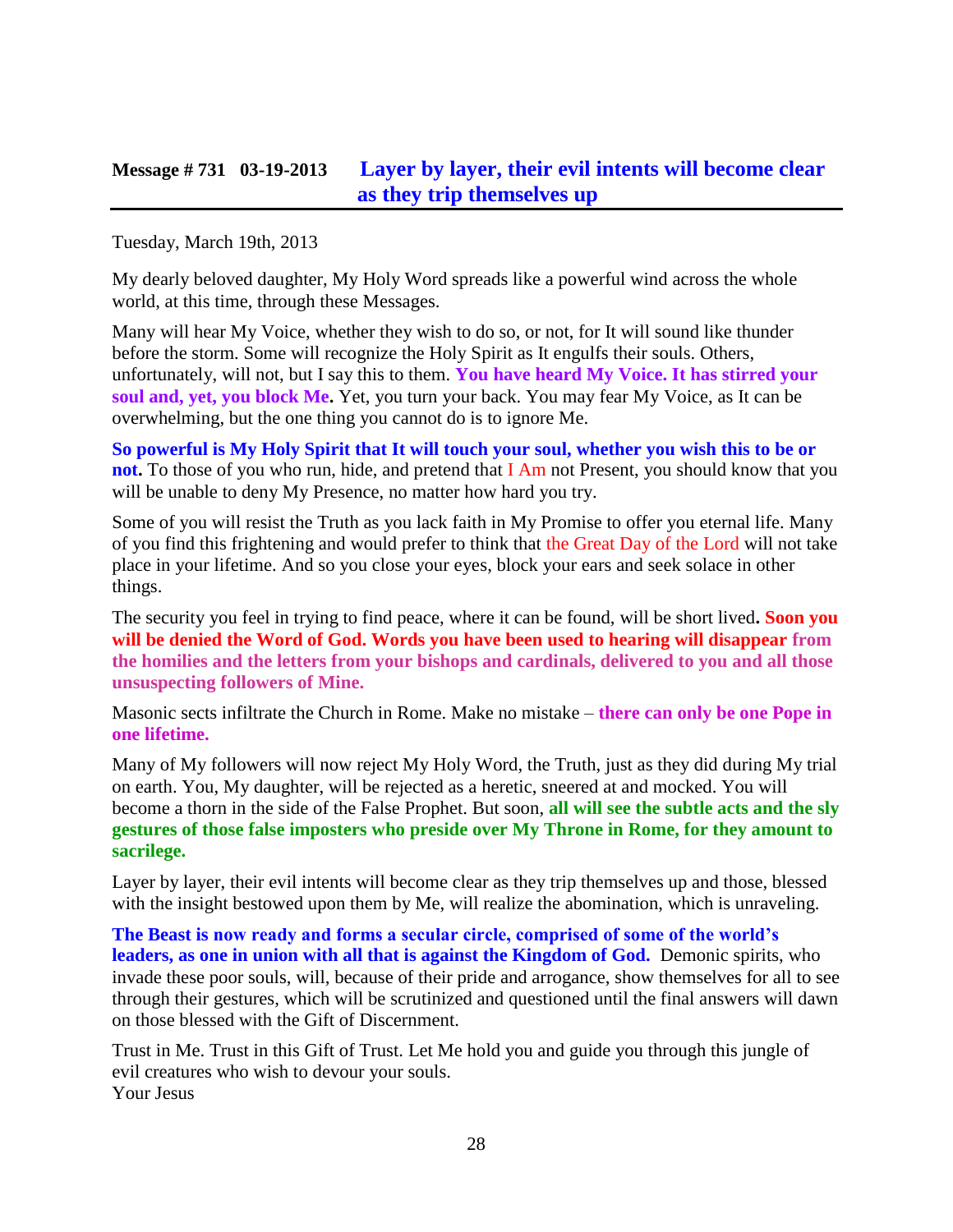## Message # 731 03-19-2013 Layer by layer, their evil intents will become clear as they trip themselves up

Tuesday, March 19th, 2013

My dearly beloved daughter, My Holy Word spreads like a powerful wind across the whole world, at this time, through these Messages.

Many will hear My Voice, whether they wish to do so, or not, for It will sound like thunder before the storm. Some will recognize the Holy Spirit as It engulfs their souls. Others, unfortunately, will not, but I say this to them. **You have heard My Voice. It has stirred your soul and, yet, you block Me.** Yet, you turn your back. You may fear My Voice, as It can be overwhelming, but the one thing you cannot do is to ignore Me.

**So powerful is My Holy Spirit that It will touch your soul, whether you wish this to be or not.** To those of you who run, hide, and pretend that I Am not Present, you should know that you will be unable to deny My Presence, no matter how hard you try.

Some of you will resist the Truth as you lack faith in My Promise to offer you eternal life. Many of you find this frightening and would prefer to think that the Great Day of the Lord will not take place in your lifetime. And so you close your eyes, block your ears and seek solace in other things.

The security you feel in trying to find peace, where it can be found, will be short lived**. Soon you will be denied the Word of God. Words you have been used to hearing will disappear from the homilies and the letters from your bishops and cardinals, delivered to you and all those unsuspecting followers of Mine.**

Masonic sects infiltrate the Church in Rome. Make no mistake – **there can only be one Pope in one lifetime.**

Many of My followers will now reject My Holy Word, the Truth, just as they did during My trial on earth. You, My daughter, will be rejected as a heretic, sneered at and mocked. You will become a thorn in the side of the False Prophet. But soon, **all will see the subtle acts and the sly gestures of those false imposters who preside over My Throne in Rome, for they amount to sacrilege.**

Layer by layer, their evil intents will become clear as they trip themselves up and those, blessed with the insight bestowed upon them by Me, will realize the abomination, which is unraveling.

**The Beast is now ready and forms a secular circle, comprised of some of the world's leaders, as one in union with all that is against the Kingdom of God.** Demonic spirits, who invade these poor souls, will, because of their pride and arrogance, show themselves for all to see through their gestures, which will be scrutinized and questioned until the final answers will dawn on those blessed with the Gift of Discernment.

Trust in Me. Trust in this Gift of Trust. Let Me hold you and guide you through this jungle of evil creatures who wish to devour your souls.
Your Jesus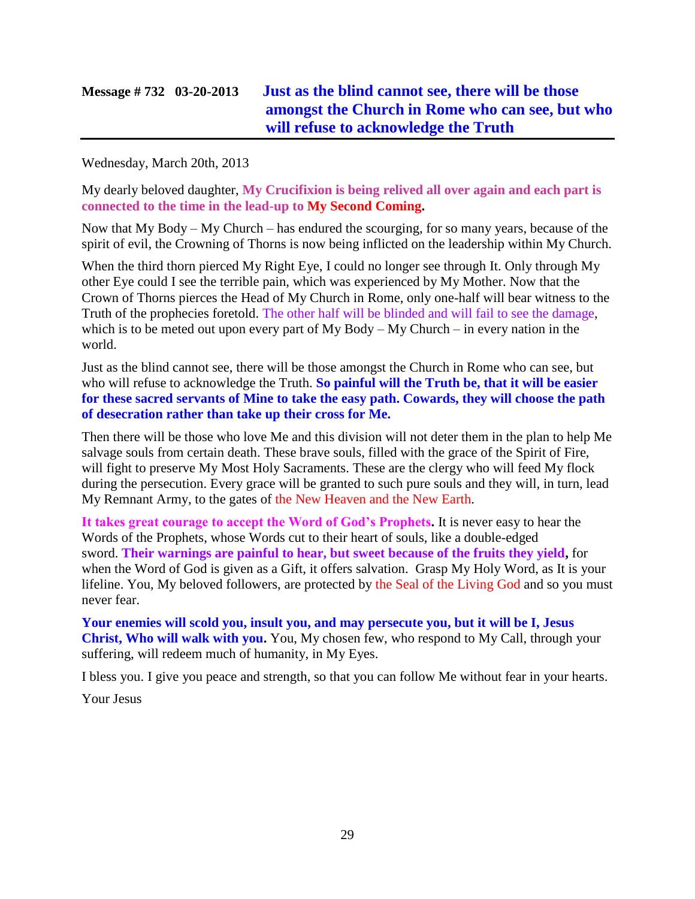## Message # 732 03-20-2013 Just as the blind cannot see, there will be those amongst the Church in Rome who can see, but who will refuse to acknowledge the Truth

Wednesday, March 20th, 2013

My dearly beloved daughter, **My Crucifixion is being relived all over again and each part is connected to the time in the lead-up to My Second Coming.**

Now that My Body – My Church – has endured the scourging, for so many years, because of the spirit of evil, the Crowning of Thorns is now being inflicted on the leadership within My Church.

When the third thorn pierced My Right Eye, I could no longer see through It. Only through My other Eye could I see the terrible pain, which was experienced by My Mother. Now that the Crown of Thorns pierces the Head of My Church in Rome, only one-half will bear witness to the Truth of the prophecies foretold. The other half will be blinded and will fail to see the damage, which is to be meted out upon every part of My Body – My Church – in every nation in the world.

Just as the blind cannot see, there will be those amongst the Church in Rome who can see, but who will refuse to acknowledge the Truth. **So painful will the Truth be, that it will be easier for these sacred servants of Mine to take the easy path. Cowards, they will choose the path of desecration rather than take up their cross for Me.**

Then there will be those who love Me and this division will not deter them in the plan to help Me salvage souls from certain death. These brave souls, filled with the grace of the Spirit of Fire, will fight to preserve My Most Holy Sacraments. These are the clergy who will feed My flock during the persecution. Every grace will be granted to such pure souls and they will, in turn, lead My Remnant Army, to the gates of the New Heaven and the New Earth.

**It takes great courage to accept the Word of God's Prophets.** It is never easy to hear the Words of the Prophets, whose Words cut to their heart of souls, like a double-edged sword. **Their warnings are painful to hear, but sweet because of the fruits they yield,** for when the Word of God is given as a Gift, it offers salvation. Grasp My Holy Word, as It is your lifeline. You, My beloved followers, are protected by the Seal of the Living God and so you must never fear.

**Your enemies will scold you, insult you, and may persecute you, but it will be I, Jesus Christ, Who will walk with you.** You, My chosen few, who respond to My Call, through your suffering, will redeem much of humanity, in My Eyes.

I bless you. I give you peace and strength, so that you can follow Me without fear in your hearts.

Your Jesus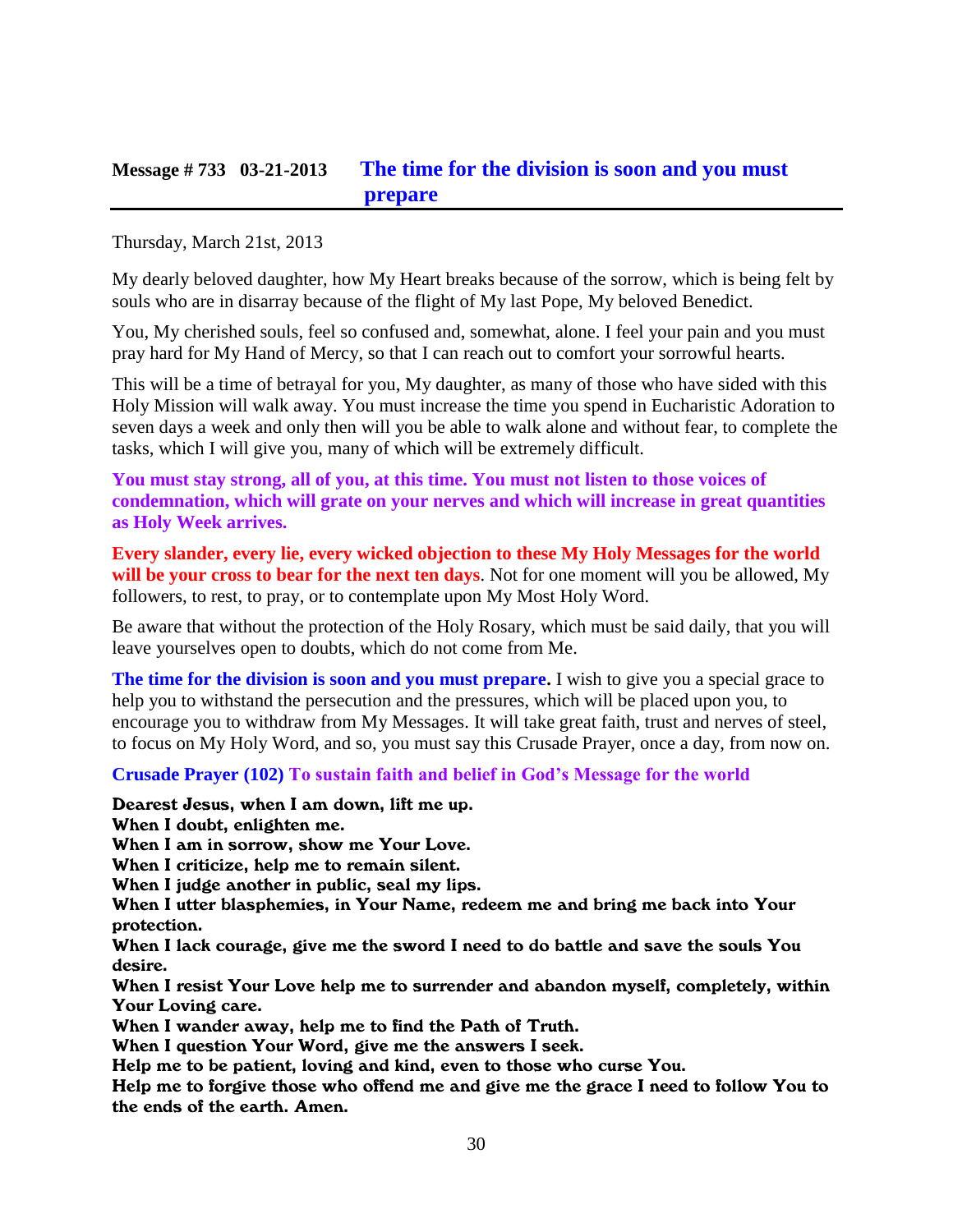## Message # 733 03-21-2013 The time for the division is soon and you must prepare

Thursday, March 21st, 2013

My dearly beloved daughter, how My Heart breaks because of the sorrow, which is being felt by souls who are in disarray because of the flight of My last Pope, My beloved Benedict.

You, My cherished souls, feel so confused and, somewhat, alone. I feel your pain and you must pray hard for My Hand of Mercy, so that I can reach out to comfort your sorrowful hearts.

This will be a time of betrayal for you, My daughter, as many of those who have sided with this Holy Mission will walk away. You must increase the time you spend in Eucharistic Adoration to seven days a week and only then will you be able to walk alone and without fear, to complete the tasks, which I will give you, many of which will be extremely difficult.

**You must stay strong, all of you, at this time. You must not listen to those voices of condemnation, which will grate on your nerves and which will increase in great quantities as Holy Week arrives.**

**Every slander, every lie, every wicked objection to these My Holy Messages for the world will be your cross to bear for the next ten days**. Not for one moment will you be allowed, My followers, to rest, to pray, or to contemplate upon My Most Holy Word.

Be aware that without the protection of the Holy Rosary, which must be said daily, that you will leave yourselves open to doubts, which do not come from Me.

**The time for the division is soon and you must prepare.** I wish to give you a special grace to help you to withstand the persecution and the pressures, which will be placed upon you, to encourage you to withdraw from My Messages. It will take great faith, trust and nerves of steel, to focus on My Holy Word, and so, you must say this Crusade Prayer, once a day, from now on.

**Crusade Prayer (102) To sustain faith and belief in God's Message for the world**

**Dearest Jesus, when I am down, lift me up.**
**When I doubt, enlighten me.**
**When I am in sorrow, show me Your Love.**
**When I criticize, help me to remain silent.**
**When I judge another in public, seal my lips.**
**When I utter blasphemies, in Your Name, redeem me and bring me back into Your protection.**
**When I lack courage, give me the sword I need to do battle and save the souls You desire.**
**When I resist Your Love help me to surrender and abandon myself, completely, within Your Loving care.**
**When I wander away, help me to find the Path of Truth.**
**When I question Your Word, give me the answers I seek.**
**Help me to be patient, loving and kind, even to those who curse You.**
**Help me to forgive those who offend me and give me the grace I need to follow You to the ends of the earth. Amen.**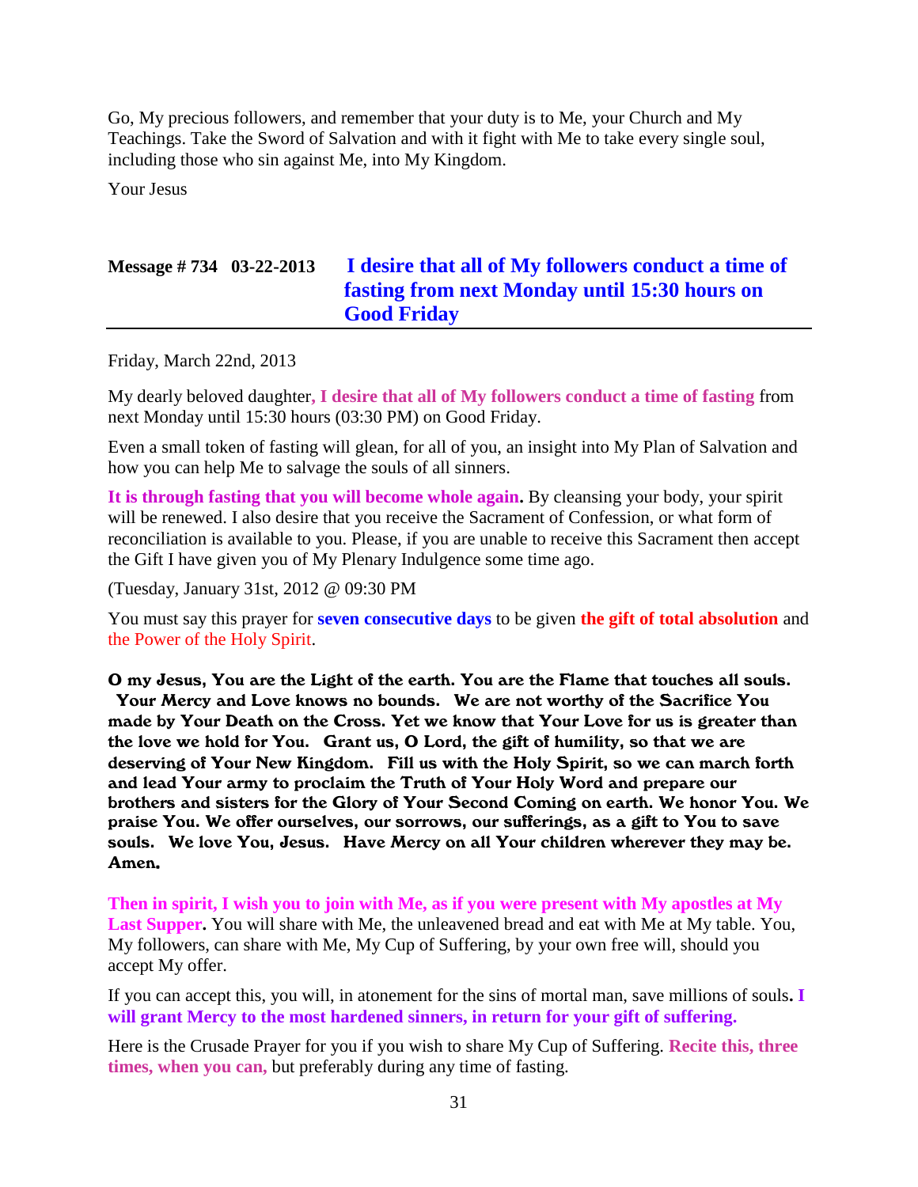Go, My precious followers, and remember that your duty is to Me, your Church and My Teachings. Take the Sword of Salvation and with it fight with Me to take every single soul, including those who sin against Me, into My Kingdom.

Your Jesus

## Message # 734 03-22-2013 I desire that all of My followers conduct a time of fasting from next Monday until 15:30 hours on Good Friday

Friday, March 22nd, 2013

My dearly beloved daughter, **I desire that all of My followers conduct a time of fasting** from next Monday until 15:30 hours (03:30 PM) on Good Friday.

Even a small token of fasting will glean, for all of you, an insight into My Plan of Salvation and how you can help Me to salvage the souls of all sinners.

**It is through fasting that you will become whole again.** By cleansing your body, your spirit will be renewed. I also desire that you receive the Sacrament of Confession, or what form of reconciliation is available to you. Please, if you are unable to receive this Sacrament then accept the Gift I have given you of My Plenary Indulgence some time ago.

(Tuesday, January 31st, 2012 @ 09:30 PM

You must say this prayer for **seven consecutive days** to be given **the gift of total absolution** and the Power of the Holy Spirit.

**O my Jesus, You are the Light of the earth. You are the Flame that touches all souls. Your Mercy and Love knows no bounds. We are not worthy of the Sacrifice You made by Your Death on the Cross. Yet we know that Your Love for us is greater than the love we hold for You. Grant us, O Lord, the gift of humility, so that we are deserving of Your New Kingdom. Fill us with the Holy Spirit, so we can march forth and lead Your army to proclaim the Truth of Your Holy Word and prepare our brothers and sisters for the Glory of Your Second Coming on earth. We honor You. We praise You. We offer ourselves, our sorrows, our sufferings, as a gift to You to save souls. We love You, Jesus. Have Mercy on all Your children wherever they may be. Amen.**

**Then in spirit, I wish you to join with Me, as if you were present with My apostles at My Last Supper.** You will share with Me, the unleavened bread and eat with Me at My table. You, My followers, can share with Me, My Cup of Suffering, by your own free will, should you accept My offer.

If you can accept this, you will, in atonement for the sins of mortal man, save millions of souls**. I will grant Mercy to the most hardened sinners, in return for your gift of suffering.**

Here is the Crusade Prayer for you if you wish to share My Cup of Suffering. **Recite this, three times, when you can,** but preferably during any time of fasting.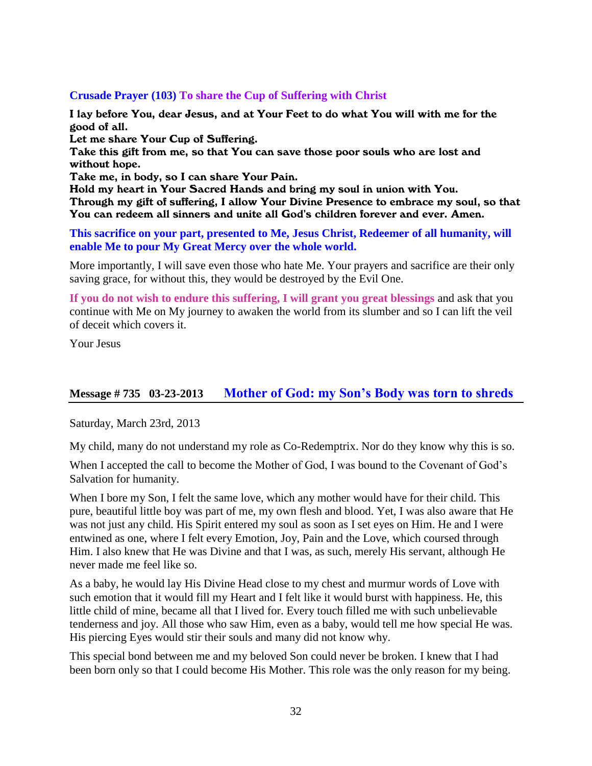**Crusade Prayer (103) To share the Cup of Suffering with Christ**

**I lay before You, dear Jesus, and at Your Feet to do what You will with me for the good of all.**
**Let me share Your Cup of Suffering.**
**Take this gift from me, so that You can save those poor souls who are lost and without hope.**
**Take me, in body, so I can share Your Pain.**
**Hold my heart in Your Sacred Hands and bring my soul in union with You.**
**Through my gift of suffering, I allow Your Divine Presence to embrace my soul, so that You can redeem all sinners and unite all God's children forever and ever. Amen.**

**This sacrifice on your part, presented to Me, Jesus Christ, Redeemer of all humanity, will enable Me to pour My Great Mercy over the whole world.**

More importantly, I will save even those who hate Me. Your prayers and sacrifice are their only saving grace, for without this, they would be destroyed by the Evil One.

**If you do not wish to endure this suffering, I will grant you great blessings** and ask that you continue with Me on My journey to awaken the world from its slumber and so I can lift the veil of deceit which covers it.

Your Jesus

## Message # 735 03-23-2013 Mother of God: my Son's Body was torn to shreds

Saturday, March 23rd, 2013

My child, many do not understand my role as Co-Redemptrix. Nor do they know why this is so.

When I accepted the call to become the Mother of God, I was bound to the Covenant of God's Salvation for humanity.

When I bore my Son, I felt the same love, which any mother would have for their child. This pure, beautiful little boy was part of me, my own flesh and blood. Yet, I was also aware that He was not just any child. His Spirit entered my soul as soon as I set eyes on Him. He and I were entwined as one, where I felt every Emotion, Joy, Pain and the Love, which coursed through Him. I also knew that He was Divine and that I was, as such, merely His servant, although He never made me feel like so.

As a baby, he would lay His Divine Head close to my chest and murmur words of Love with such emotion that it would fill my Heart and I felt like it would burst with happiness. He, this little child of mine, became all that I lived for. Every touch filled me with such unbelievable tenderness and joy. All those who saw Him, even as a baby, would tell me how special He was. His piercing Eyes would stir their souls and many did not know why.

This special bond between me and my beloved Son could never be broken. I knew that I had been born only so that I could become His Mother. This role was the only reason for my being.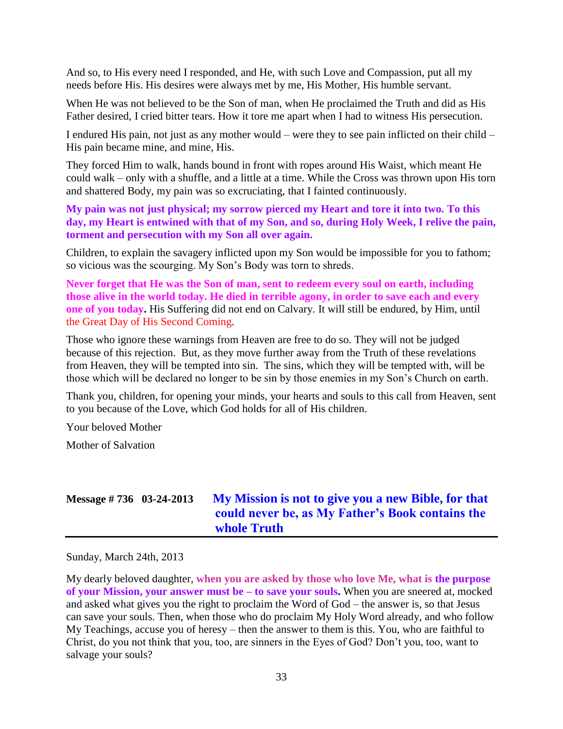And so, to His every need I responded, and He, with such Love and Compassion, put all my needs before His. His desires were always met by me, His Mother, His humble servant.

When He was not believed to be the Son of man, when He proclaimed the Truth and did as His Father desired, I cried bitter tears. How it tore me apart when I had to witness His persecution.

I endured His pain, not just as any mother would – were they to see pain inflicted on their child – His pain became mine, and mine, His.

They forced Him to walk, hands bound in front with ropes around His Waist, which meant He could walk – only with a shuffle, and a little at a time. While the Cross was thrown upon His torn and shattered Body, my pain was so excruciating, that I fainted continuously.

**My pain was not just physical; my sorrow pierced my Heart and tore it into two. To this day, my Heart is entwined with that of my Son, and so, during Holy Week, I relive the pain, torment and persecution with my Son all over again.**

Children, to explain the savagery inflicted upon my Son would be impossible for you to fathom; so vicious was the scourging. My Son's Body was torn to shreds.

**Never forget that He was the Son of man, sent to redeem every soul on earth, including those alive in the world today. He died in terrible agony, in order to save each and every one of you today.** His Suffering did not end on Calvary. It will still be endured, by Him, until the Great Day of His Second Coming.

Those who ignore these warnings from Heaven are free to do so. They will not be judged because of this rejection. But, as they move further away from the Truth of these revelations from Heaven, they will be tempted into sin. The sins, which they will be tempted with, will be those which will be declared no longer to be sin by those enemies in my Son's Church on earth.

Thank you, children, for opening your minds, your hearts and souls to this call from Heaven, sent to you because of the Love, which God holds for all of His children.

Your beloved Mother

Mother of Salvation

## Message # 736 03-24-2013 My Mission is not to give you a new Bible, for that could never be, as My Father's Book contains the whole Truth

Sunday, March 24th, 2013

My dearly beloved daughter, **when you are asked by those who love Me, what is the purpose of your Mission, your answer must be – to save your souls.** When you are sneered at, mocked and asked what gives you the right to proclaim the Word of God – the answer is, so that Jesus can save your souls. Then, when those who do proclaim My Holy Word already, and who follow My Teachings, accuse you of heresy – then the answer to them is this. You, who are faithful to Christ, do you not think that you, too, are sinners in the Eyes of God? Don't you, too, want to salvage your souls?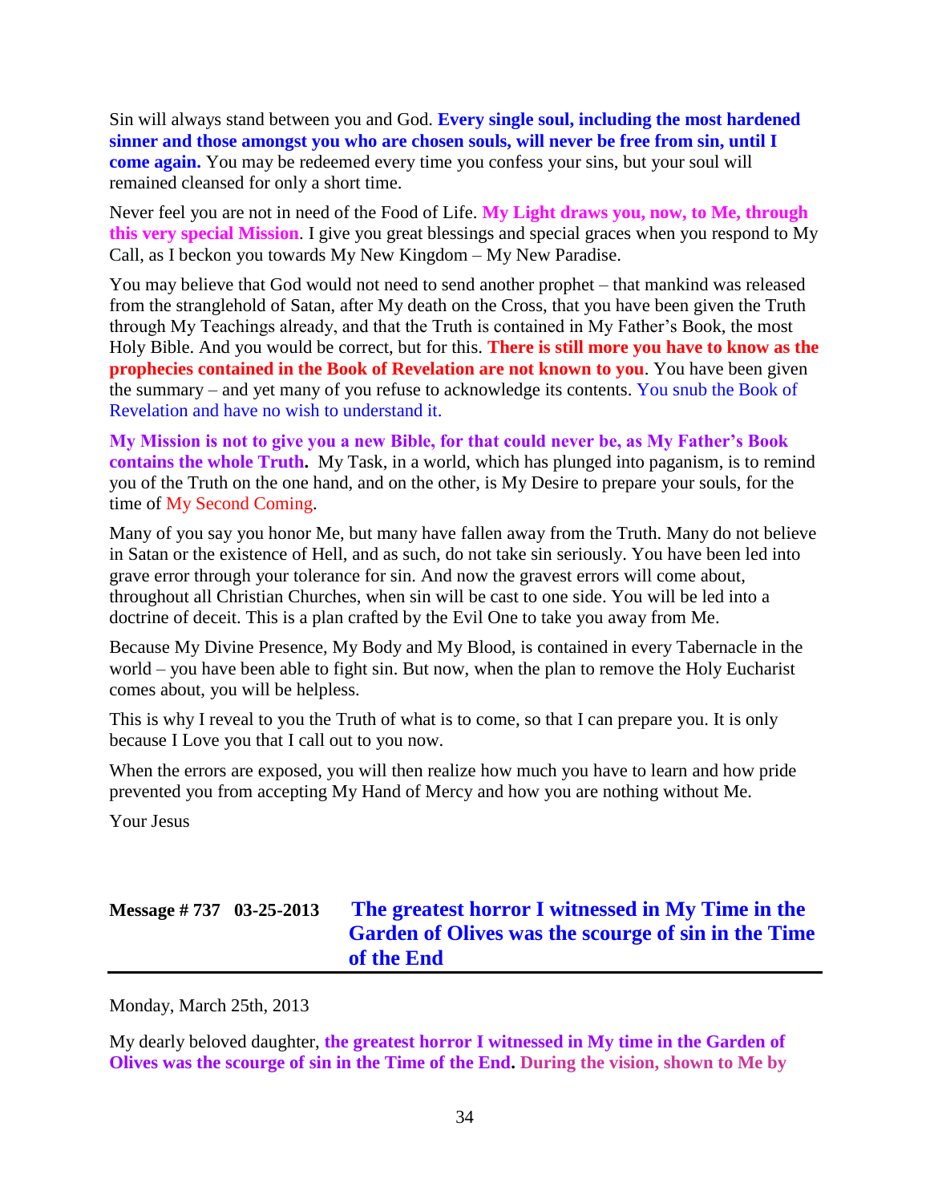Sin will always stand between you and God. **Every single soul, including the most hardened sinner and those amongst you who are chosen souls, will never be free from sin, until I come again.** You may be redeemed every time you confess your sins, but your soul will remained cleansed for only a short time.

Never feel you are not in need of the Food of Life. **My Light draws you, now, to Me, through this very special Mission**. I give you great blessings and special graces when you respond to My Call, as I beckon you towards My New Kingdom – My New Paradise.

You may believe that God would not need to send another prophet – that mankind was released from the stranglehold of Satan, after My death on the Cross, that you have been given the Truth through My Teachings already, and that the Truth is contained in My Father's Book, the most Holy Bible. And you would be correct, but for this. **There is still more you have to know as the prophecies contained in the Book of Revelation are not known to you**. You have been given the summary – and yet many of you refuse to acknowledge its contents. You snub the Book of Revelation and have no wish to understand it.

**My Mission is not to give you a new Bible, for that could never be, as My Father's Book contains the whole Truth.** My Task, in a world, which has plunged into paganism, is to remind you of the Truth on the one hand, and on the other, is My Desire to prepare your souls, for the time of My Second Coming.

Many of you say you honor Me, but many have fallen away from the Truth. Many do not believe in Satan or the existence of Hell, and as such, do not take sin seriously. You have been led into grave error through your tolerance for sin. And now the gravest errors will come about, throughout all Christian Churches, when sin will be cast to one side. You will be led into a doctrine of deceit. This is a plan crafted by the Evil One to take you away from Me.

Because My Divine Presence, My Body and My Blood, is contained in every Tabernacle in the world – you have been able to fight sin. But now, when the plan to remove the Holy Eucharist comes about, you will be helpless.

This is why I reveal to you the Truth of what is to come, so that I can prepare you. It is only because I Love you that I call out to you now.

When the errors are exposed, you will then realize how much you have to learn and how pride prevented you from accepting My Hand of Mercy and how you are nothing without Me.

Your Jesus

## Message # 737 03-25-2013 The greatest horror I witnessed in My Time in the Garden of Olives was the scourge of sin in the Time of the End

Monday, March 25th, 2013

My dearly beloved daughter, **the greatest horror I witnessed in My time in the Garden of Olives was the scourge of sin in the Time of the End. During the vision, shown to Me by**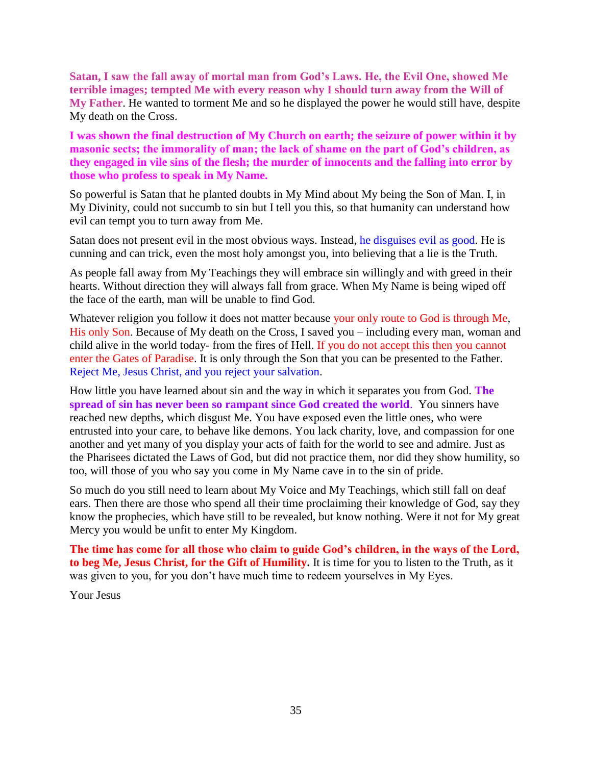**Satan, I saw the fall away of mortal man from God's Laws. He, the Evil One, showed Me terrible images; tempted Me with every reason why I should turn away from the Will of My Father**. He wanted to torment Me and so he displayed the power he would still have, despite My death on the Cross.

**I was shown the final destruction of My Church on earth; the seizure of power within it by masonic sects; the immorality of man; the lack of shame on the part of God's children, as they engaged in vile sins of the flesh; the murder of innocents and the falling into error by those who profess to speak in My Name.**

So powerful is Satan that he planted doubts in My Mind about My being the Son of Man. I, in My Divinity, could not succumb to sin but I tell you this, so that humanity can understand how evil can tempt you to turn away from Me.

Satan does not present evil in the most obvious ways. Instead, he disguises evil as good. He is cunning and can trick, even the most holy amongst you, into believing that a lie is the Truth.

As people fall away from My Teachings they will embrace sin willingly and with greed in their hearts. Without direction they will always fall from grace. When My Name is being wiped off the face of the earth, man will be unable to find God.

Whatever religion you follow it does not matter because your only route to God is through Me, His only Son. Because of My death on the Cross, I saved you – including every man, woman and child alive in the world today- from the fires of Hell. If you do not accept this then you cannot enter the Gates of Paradise. It is only through the Son that you can be presented to the Father. Reject Me, Jesus Christ, and you reject your salvation.

How little you have learned about sin and the way in which it separates you from God. **The spread of sin has never been so rampant since God created the world**. You sinners have reached new depths, which disgust Me. You have exposed even the little ones, who were entrusted into your care, to behave like demons. You lack charity, love, and compassion for one another and yet many of you display your acts of faith for the world to see and admire. Just as the Pharisees dictated the Laws of God, but did not practice them, nor did they show humility, so too, will those of you who say you come in My Name cave in to the sin of pride.

So much do you still need to learn about My Voice and My Teachings, which still fall on deaf ears. Then there are those who spend all their time proclaiming their knowledge of God, say they know the prophecies, which have still to be revealed, but know nothing. Were it not for My great Mercy you would be unfit to enter My Kingdom.

**The time has come for all those who claim to guide God's children, in the ways of the Lord, to beg Me, Jesus Christ, for the Gift of Humility.** It is time for you to listen to the Truth, as it was given to you, for you don't have much time to redeem yourselves in My Eyes.

Your Jesus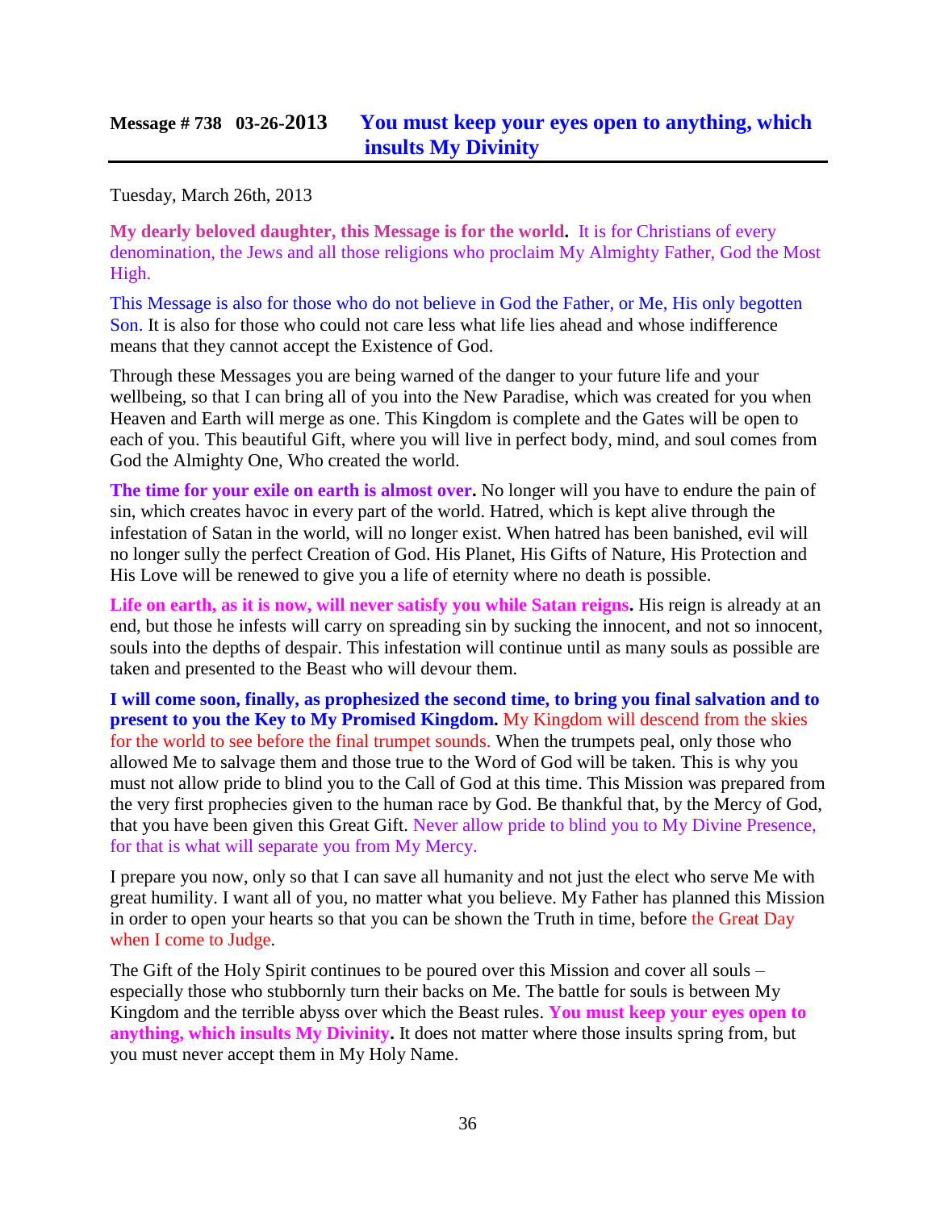## Message # 738 03-26-2013 You must keep your eyes open to anything, which insults My Divinity

Tuesday, March 26th, 2013

**My dearly beloved daughter, this Message is for the world.** It is for Christians of every denomination, the Jews and all those religions who proclaim My Almighty Father, God the Most High.

This Message is also for those who do not believe in God the Father, or Me, His only begotten Son. It is also for those who could not care less what life lies ahead and whose indifference means that they cannot accept the Existence of God.

Through these Messages you are being warned of the danger to your future life and your wellbeing, so that I can bring all of you into the New Paradise, which was created for you when Heaven and Earth will merge as one. This Kingdom is complete and the Gates will be open to each of you. This beautiful Gift, where you will live in perfect body, mind, and soul comes from God the Almighty One, Who created the world.

**The time for your exile on earth is almost over.** No longer will you have to endure the pain of sin, which creates havoc in every part of the world. Hatred, which is kept alive through the infestation of Satan in the world, will no longer exist. When hatred has been banished, evil will no longer sully the perfect Creation of God. His Planet, His Gifts of Nature, His Protection and His Love will be renewed to give you a life of eternity where no death is possible.

**Life on earth, as it is now, will never satisfy you while Satan reigns.** His reign is already at an end, but those he infests will carry on spreading sin by sucking the innocent, and not so innocent, souls into the depths of despair. This infestation will continue until as many souls as possible are taken and presented to the Beast who will devour them.

**I will come soon, finally, as prophesized the second time, to bring you final salvation and to present to you the Key to My Promised Kingdom.** My Kingdom will descend from the skies for the world to see before the final trumpet sounds. When the trumpets peal, only those who allowed Me to salvage them and those true to the Word of God will be taken. This is why you must not allow pride to blind you to the Call of God at this time. This Mission was prepared from the very first prophecies given to the human race by God. Be thankful that, by the Mercy of God, that you have been given this Great Gift. Never allow pride to blind you to My Divine Presence, for that is what will separate you from My Mercy.

I prepare you now, only so that I can save all humanity and not just the elect who serve Me with great humility. I want all of you, no matter what you believe. My Father has planned this Mission in order to open your hearts so that you can be shown the Truth in time, before the Great Day when I come to Judge.

The Gift of the Holy Spirit continues to be poured over this Mission and cover all souls – especially those who stubbornly turn their backs on Me. The battle for souls is between My Kingdom and the terrible abyss over which the Beast rules. **You must keep your eyes open to anything, which insults My Divinity.** It does not matter where those insults spring from, but you must never accept them in My Holy Name.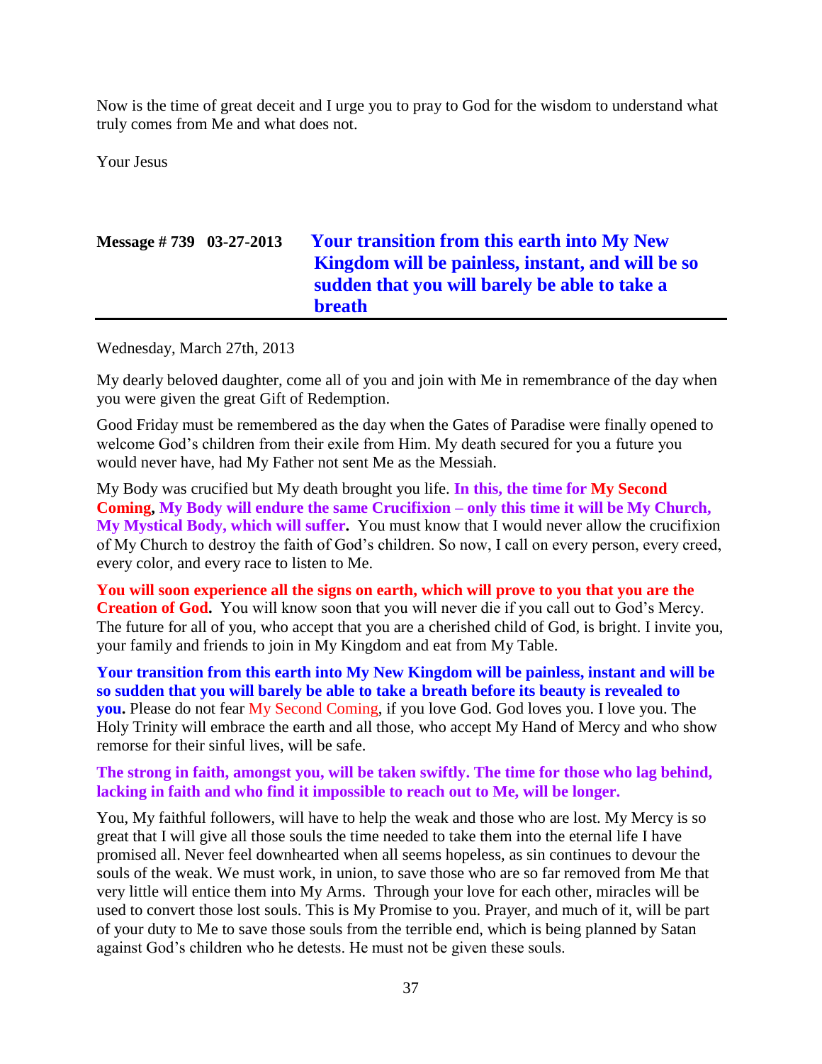Now is the time of great deceit and I urge you to pray to God for the wisdom to understand what truly comes from Me and what does not.

Your Jesus

## Message # 739 03-27-2013 Your transition from this earth into My New Kingdom will be painless, instant, and will be so sudden that you will barely be able to take a breath

Wednesday, March 27th, 2013

My dearly beloved daughter, come all of you and join with Me in remembrance of the day when you were given the great Gift of Redemption.

Good Friday must be remembered as the day when the Gates of Paradise were finally opened to welcome God's children from their exile from Him. My death secured for you a future you would never have, had My Father not sent Me as the Messiah.

My Body was crucified but My death brought you life. **In this, the time for My Second Coming, My Body will endure the same Crucifixion – only this time it will be My Church, My Mystical Body, which will suffer.** You must know that I would never allow the crucifixion of My Church to destroy the faith of God's children. So now, I call on every person, every creed, every color, and every race to listen to Me.

**You will soon experience all the signs on earth, which will prove to you that you are the Creation of God.** You will know soon that you will never die if you call out to God's Mercy. The future for all of you, who accept that you are a cherished child of God, is bright. I invite you, your family and friends to join in My Kingdom and eat from My Table.

**Your transition from this earth into My New Kingdom will be painless, instant and will be so sudden that you will barely be able to take a breath before its beauty is revealed to you.** Please do not fear My Second Coming, if you love God. God loves you. I love you. The Holy Trinity will embrace the earth and all those, who accept My Hand of Mercy and who show remorse for their sinful lives, will be safe.

**The strong in faith, amongst you, will be taken swiftly. The time for those who lag behind, lacking in faith and who find it impossible to reach out to Me, will be longer.**

You, My faithful followers, will have to help the weak and those who are lost. My Mercy is so great that I will give all those souls the time needed to take them into the eternal life I have promised all. Never feel downhearted when all seems hopeless, as sin continues to devour the souls of the weak. We must work, in union, to save those who are so far removed from Me that very little will entice them into My Arms. Through your love for each other, miracles will be used to convert those lost souls. This is My Promise to you. Prayer, and much of it, will be part of your duty to Me to save those souls from the terrible end, which is being planned by Satan against God's children who he detests. He must not be given these souls.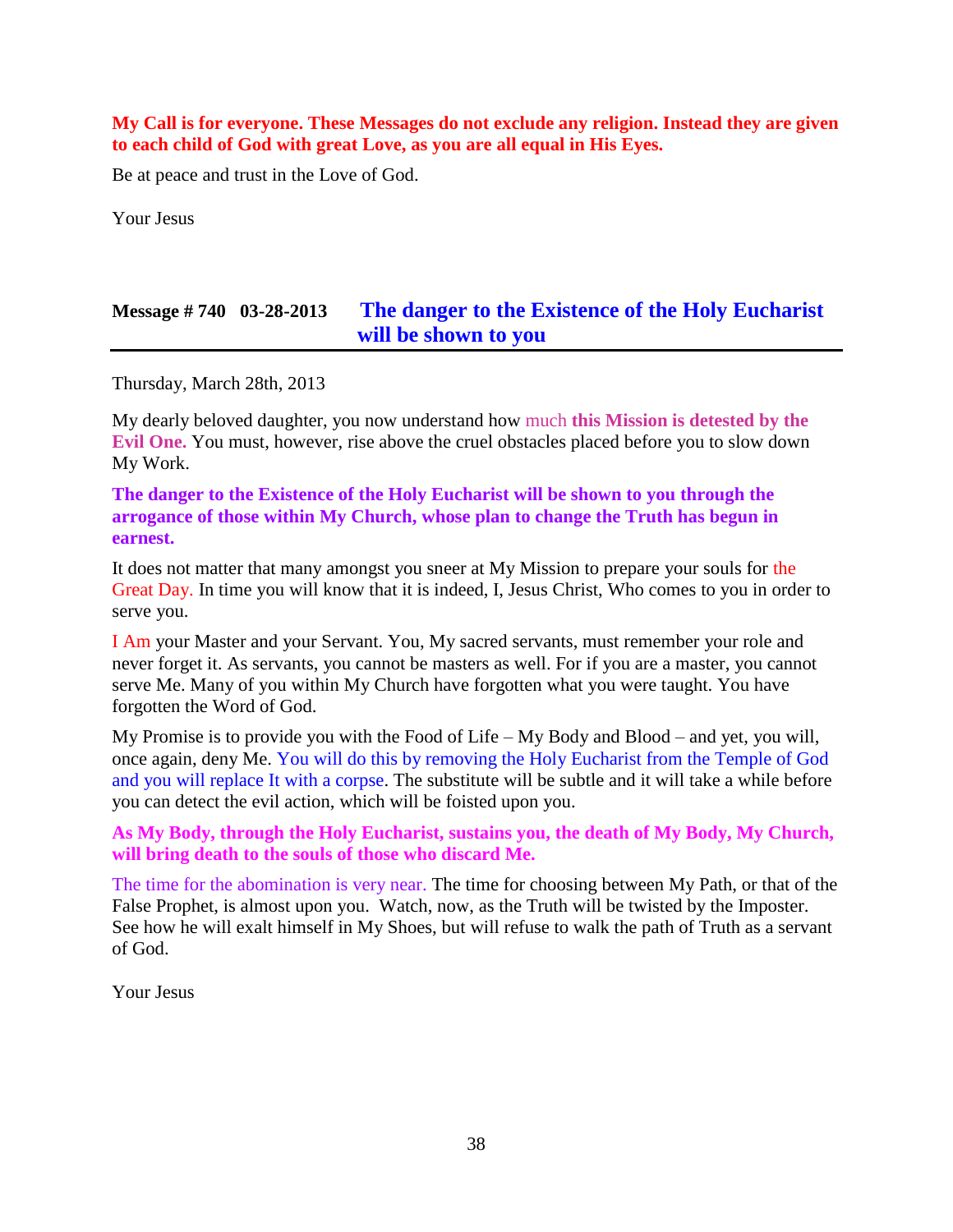**My Call is for everyone. These Messages do not exclude any religion. Instead they are given to each child of God with great Love, as you are all equal in His Eyes.**

Be at peace and trust in the Love of God.

Your Jesus

## Message # 740 03-28-2013 The danger to the Existence of the Holy Eucharist will be shown to you

Thursday, March 28th, 2013

My dearly beloved daughter, you now understand how much **this Mission is detested by the Evil One.** You must, however, rise above the cruel obstacles placed before you to slow down My Work.

**The danger to the Existence of the Holy Eucharist will be shown to you through the arrogance of those within My Church, whose plan to change the Truth has begun in earnest.**

It does not matter that many amongst you sneer at My Mission to prepare your souls for the Great Day. In time you will know that it is indeed, I, Jesus Christ, Who comes to you in order to serve you.

I Am your Master and your Servant. You, My sacred servants, must remember your role and never forget it. As servants, you cannot be masters as well. For if you are a master, you cannot serve Me. Many of you within My Church have forgotten what you were taught. You have forgotten the Word of God.

My Promise is to provide you with the Food of Life – My Body and Blood – and yet, you will, once again, deny Me. You will do this by removing the Holy Eucharist from the Temple of God and you will replace It with a corpse. The substitute will be subtle and it will take a while before you can detect the evil action, which will be foisted upon you.

**As My Body, through the Holy Eucharist, sustains you, the death of My Body, My Church, will bring death to the souls of those who discard Me.**

The time for the abomination is very near. The time for choosing between My Path, or that of the False Prophet, is almost upon you. Watch, now, as the Truth will be twisted by the Imposter. See how he will exalt himself in My Shoes, but will refuse to walk the path of Truth as a servant of God.

Your Jesus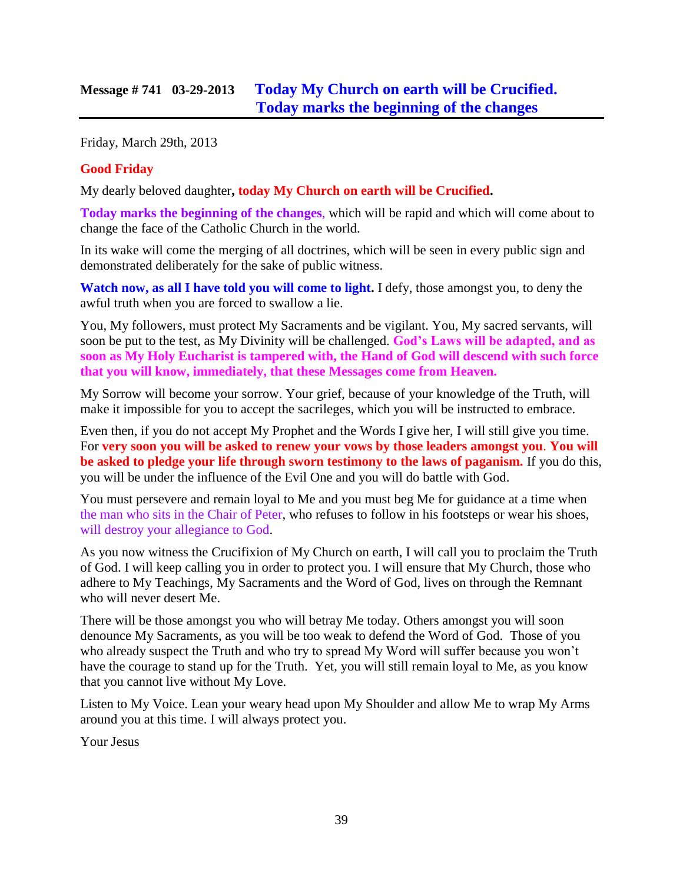## Message # 741 03-29-2013 Today My Church on earth will be Crucified. Today marks the beginning of the changes

Friday, March 29th, 2013

**Good Friday**

My dearly beloved daughter**, today My Church on earth will be Crucified.**

**Today marks the beginning of the changes**, which will be rapid and which will come about to change the face of the Catholic Church in the world.

In its wake will come the merging of all doctrines, which will be seen in every public sign and demonstrated deliberately for the sake of public witness.

**Watch now, as all I have told you will come to light.** I defy, those amongst you, to deny the awful truth when you are forced to swallow a lie.

You, My followers, must protect My Sacraments and be vigilant. You, My sacred servants, will soon be put to the test, as My Divinity will be challenged. **God's Laws will be adapted, and as soon as My Holy Eucharist is tampered with, the Hand of God will descend with such force that you will know, immediately, that these Messages come from Heaven.**

My Sorrow will become your sorrow. Your grief, because of your knowledge of the Truth, will make it impossible for you to accept the sacrileges, which you will be instructed to embrace.

Even then, if you do not accept My Prophet and the Words I give her, I will still give you time. For **very soon you will be asked to renew your vows by those leaders amongst you**. **You will be asked to pledge your life through sworn testimony to the laws of paganism.** If you do this, you will be under the influence of the Evil One and you will do battle with God.

You must persevere and remain loyal to Me and you must beg Me for guidance at a time when the man who sits in the Chair of Peter, who refuses to follow in his footsteps or wear his shoes, will destroy your allegiance to God.

As you now witness the Crucifixion of My Church on earth, I will call you to proclaim the Truth of God. I will keep calling you in order to protect you. I will ensure that My Church, those who adhere to My Teachings, My Sacraments and the Word of God, lives on through the Remnant who will never desert Me.

There will be those amongst you who will betray Me today. Others amongst you will soon denounce My Sacraments, as you will be too weak to defend the Word of God. Those of you who already suspect the Truth and who try to spread My Word will suffer because you won't have the courage to stand up for the Truth. Yet, you will still remain loyal to Me, as you know that you cannot live without My Love.

Listen to My Voice. Lean your weary head upon My Shoulder and allow Me to wrap My Arms around you at this time. I will always protect you.

Your Jesus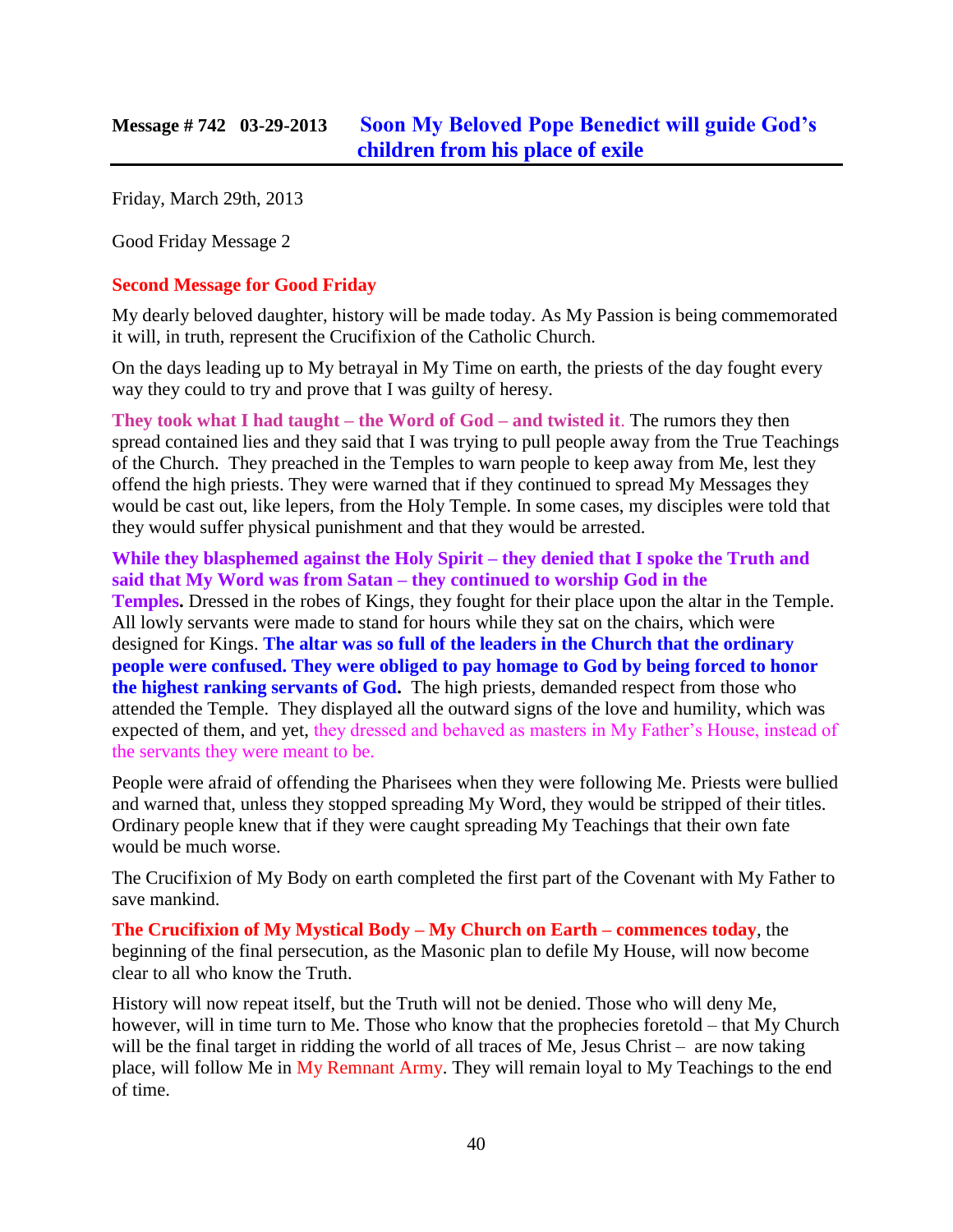## Message # 742 03-29-2013 Soon My Beloved Pope Benedict will guide God's children from his place of exile

Friday, March 29th, 2013

Good Friday Message 2

**Second Message for Good Friday**

My dearly beloved daughter, history will be made today. As My Passion is being commemorated it will, in truth, represent the Crucifixion of the Catholic Church.

On the days leading up to My betrayal in My Time on earth, the priests of the day fought every way they could to try and prove that I was guilty of heresy.

**They took what I had taught – the Word of God – and twisted it**. The rumors they then spread contained lies and they said that I was trying to pull people away from the True Teachings of the Church. They preached in the Temples to warn people to keep away from Me, lest they offend the high priests. They were warned that if they continued to spread My Messages they would be cast out, like lepers, from the Holy Temple. In some cases, my disciples were told that they would suffer physical punishment and that they would be arrested.

**While they blasphemed against the Holy Spirit – they denied that I spoke the Truth and said that My Word was from Satan – they continued to worship God in the Temples.** Dressed in the robes of Kings, they fought for their place upon the altar in the Temple. All lowly servants were made to stand for hours while they sat on the chairs, which were designed for Kings. **The altar was so full of the leaders in the Church that the ordinary people were confused. They were obliged to pay homage to God by being forced to honor the highest ranking servants of God.** The high priests, demanded respect from those who attended the Temple. They displayed all the outward signs of the love and humility, which was expected of them, and yet, they dressed and behaved as masters in My Father's House, instead of the servants they were meant to be.

People were afraid of offending the Pharisees when they were following Me. Priests were bullied and warned that, unless they stopped spreading My Word, they would be stripped of their titles. Ordinary people knew that if they were caught spreading My Teachings that their own fate would be much worse.

The Crucifixion of My Body on earth completed the first part of the Covenant with My Father to save mankind.

**The Crucifixion of My Mystical Body – My Church on Earth – commences today**, the beginning of the final persecution, as the Masonic plan to defile My House, will now become clear to all who know the Truth.

History will now repeat itself, but the Truth will not be denied. Those who will deny Me, however, will in time turn to Me. Those who know that the prophecies foretold – that My Church will be the final target in ridding the world of all traces of Me, Jesus Christ – are now taking place, will follow Me in My Remnant Army. They will remain loyal to My Teachings to the end of time.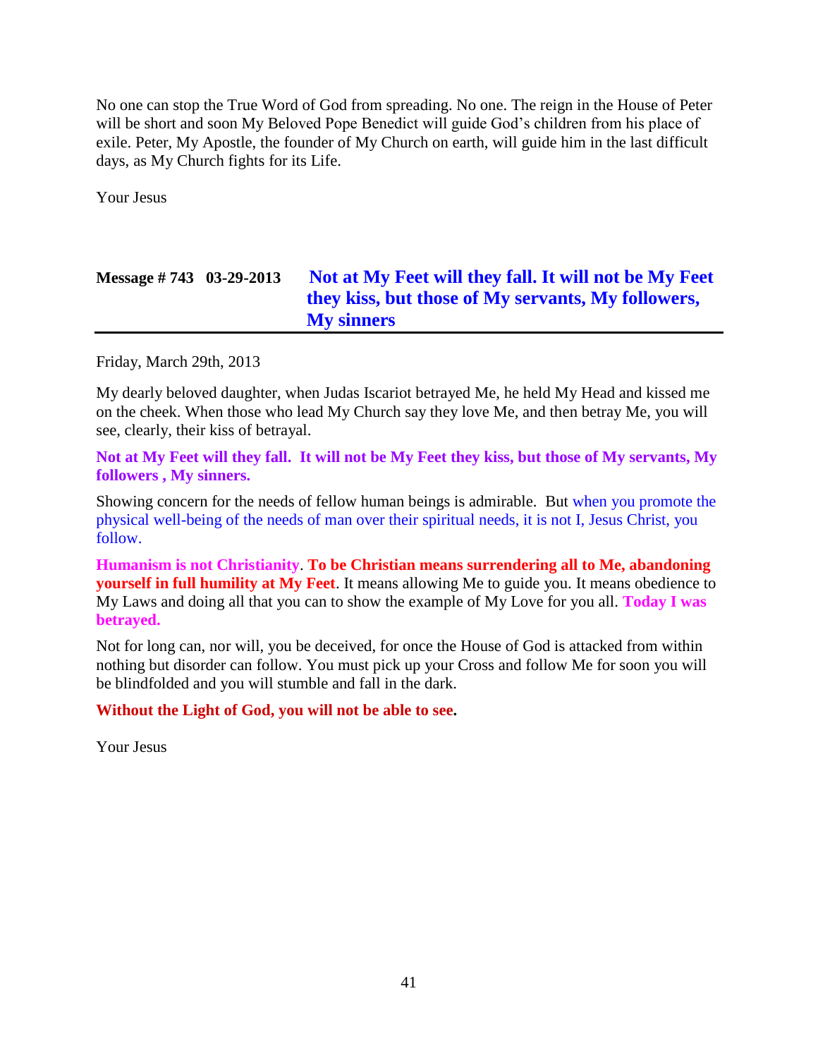No one can stop the True Word of God from spreading. No one. The reign in the House of Peter will be short and soon My Beloved Pope Benedict will guide God's children from his place of exile. Peter, My Apostle, the founder of My Church on earth, will guide him in the last difficult days, as My Church fights for its Life.

Your Jesus

## Message # 743 03-29-2013 Not at My Feet will they fall. It will not be My Feet they kiss, but those of My servants, My followers, My sinners

Friday, March 29th, 2013

My dearly beloved daughter, when Judas Iscariot betrayed Me, he held My Head and kissed me on the cheek. When those who lead My Church say they love Me, and then betray Me, you will see, clearly, their kiss of betrayal.

**Not at My Feet will they fall. It will not be My Feet they kiss, but those of My servants, My followers , My sinners.**

Showing concern for the needs of fellow human beings is admirable. But when you promote the physical well-being of the needs of man over their spiritual needs, it is not I, Jesus Christ, you follow.

**Humanism is not Christianity**. **To be Christian means surrendering all to Me, abandoning yourself in full humility at My Feet**. It means allowing Me to guide you. It means obedience to My Laws and doing all that you can to show the example of My Love for you all. **Today I was betrayed.**

Not for long can, nor will, you be deceived, for once the House of God is attacked from within nothing but disorder can follow. You must pick up your Cross and follow Me for soon you will be blindfolded and you will stumble and fall in the dark.

**Without the Light of God, you will not be able to see.**

Your Jesus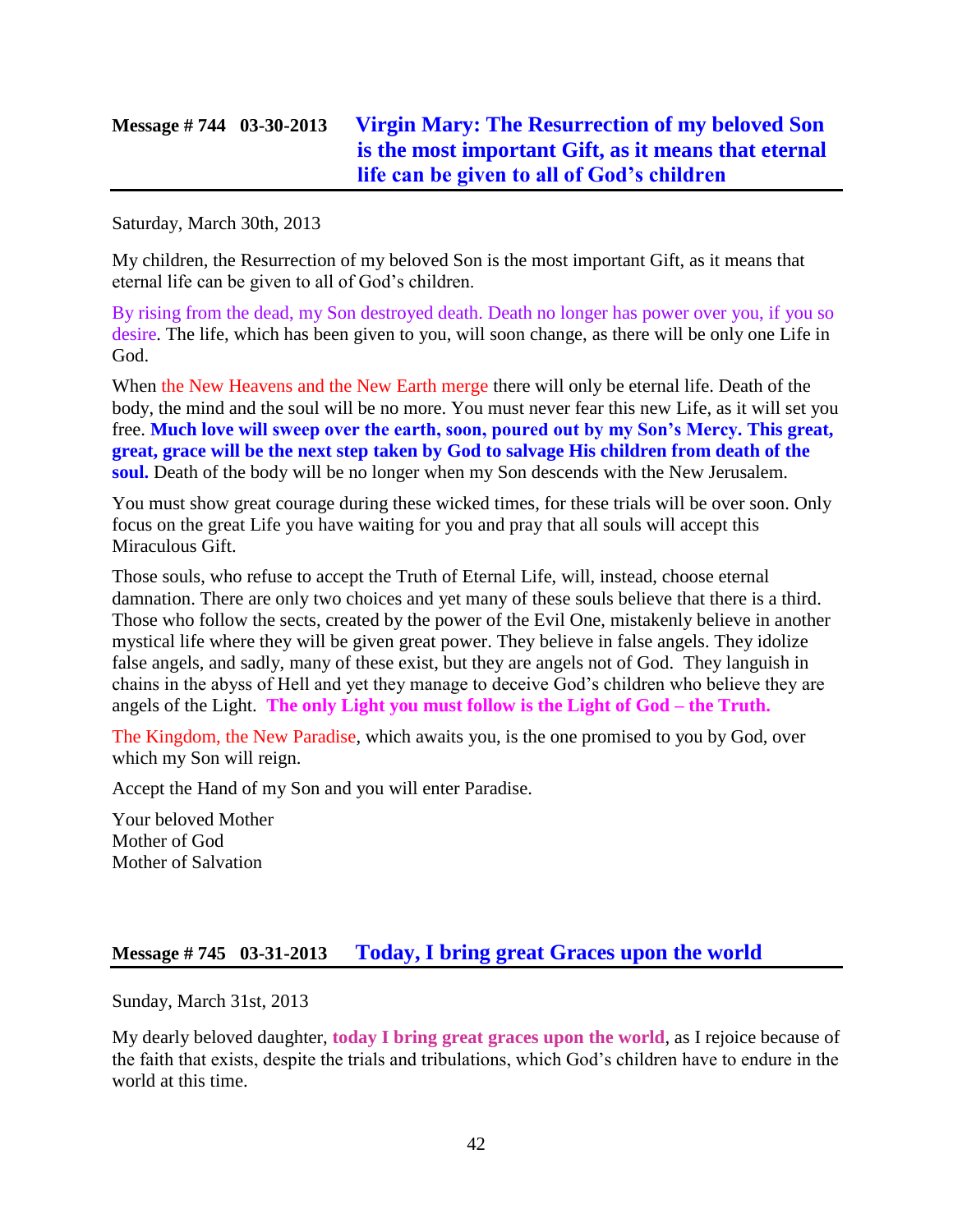## Message # 744 03-30-2013 Virgin Mary: The Resurrection of my beloved Son is the most important Gift, as it means that eternal life can be given to all of God's children

Saturday, March 30th, 2013

My children, the Resurrection of my beloved Son is the most important Gift, as it means that eternal life can be given to all of God's children.

By rising from the dead, my Son destroyed death. Death no longer has power over you, if you so desire. The life, which has been given to you, will soon change, as there will be only one Life in God.

When the New Heavens and the New Earth merge there will only be eternal life. Death of the body, the mind and the soul will be no more. You must never fear this new Life, as it will set you free. **Much love will sweep over the earth, soon, poured out by my Son's Mercy. This great, great, grace will be the next step taken by God to salvage His children from death of the soul.** Death of the body will be no longer when my Son descends with the New Jerusalem.

You must show great courage during these wicked times, for these trials will be over soon. Only focus on the great Life you have waiting for you and pray that all souls will accept this Miraculous Gift.

Those souls, who refuse to accept the Truth of Eternal Life, will, instead, choose eternal damnation. There are only two choices and yet many of these souls believe that there is a third. Those who follow the sects, created by the power of the Evil One, mistakenly believe in another mystical life where they will be given great power. They believe in false angels. They idolize false angels, and sadly, many of these exist, but they are angels not of God. They languish in chains in the abyss of Hell and yet they manage to deceive God's children who believe they are angels of the Light. **The only Light you must follow is the Light of God – the Truth.**

The Kingdom, the New Paradise, which awaits you, is the one promised to you by God, over which my Son will reign.

Accept the Hand of my Son and you will enter Paradise.

Your beloved Mother
Mother of God
Mother of Salvation

## Message # 745 03-31-2013 Today, I bring great Graces upon the world

Sunday, March 31st, 2013

My dearly beloved daughter, **today I bring great graces upon the world**, as I rejoice because of the faith that exists, despite the trials and tribulations, which God's children have to endure in the world at this time.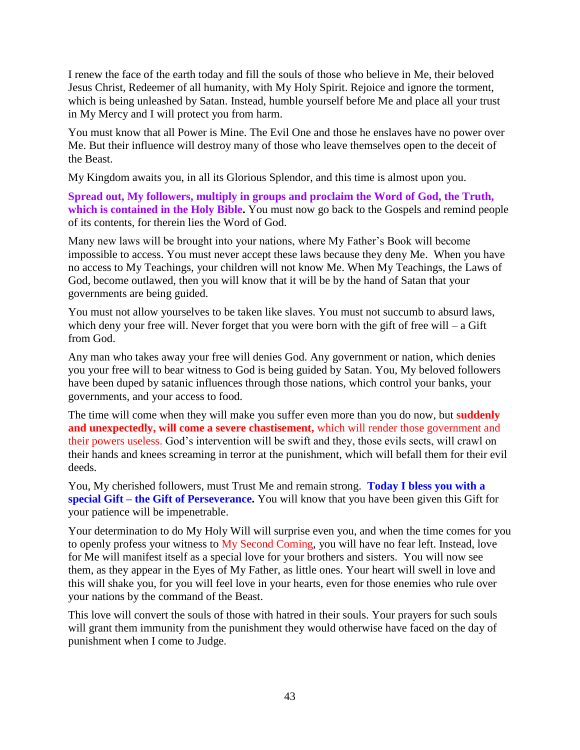I renew the face of the earth today and fill the souls of those who believe in Me, their beloved Jesus Christ, Redeemer of all humanity, with My Holy Spirit. Rejoice and ignore the torment, which is being unleashed by Satan. Instead, humble yourself before Me and place all your trust in My Mercy and I will protect you from harm.

You must know that all Power is Mine. The Evil One and those he enslaves have no power over Me. But their influence will destroy many of those who leave themselves open to the deceit of the Beast.

My Kingdom awaits you, in all its Glorious Splendor, and this time is almost upon you.

**Spread out, My followers, multiply in groups and proclaim the Word of God, the Truth, which is contained in the Holy Bible.** You must now go back to the Gospels and remind people of its contents, for therein lies the Word of God.

Many new laws will be brought into your nations, where My Father's Book will become impossible to access. You must never accept these laws because they deny Me. When you have no access to My Teachings, your children will not know Me. When My Teachings, the Laws of God, become outlawed, then you will know that it will be by the hand of Satan that your governments are being guided.

You must not allow yourselves to be taken like slaves. You must not succumb to absurd laws, which deny your free will. Never forget that you were born with the gift of free will – a Gift from God.

Any man who takes away your free will denies God. Any government or nation, which denies you your free will to bear witness to God is being guided by Satan. You, My beloved followers have been duped by satanic influences through those nations, which control your banks, your governments, and your access to food.

The time will come when they will make you suffer even more than you do now, but **suddenly and unexpectedly, will come a severe chastisement,** which will render those government and their powers useless. God's intervention will be swift and they, those evils sects, will crawl on their hands and knees screaming in terror at the punishment, which will befall them for their evil deeds.

You, My cherished followers, must Trust Me and remain strong. **Today I bless you with a special Gift – the Gift of Perseverance.** You will know that you have been given this Gift for your patience will be impenetrable.

Your determination to do My Holy Will will surprise even you, and when the time comes for you to openly profess your witness to My Second Coming, you will have no fear left. Instead, love for Me will manifest itself as a special love for your brothers and sisters. You will now see them, as they appear in the Eyes of My Father, as little ones. Your heart will swell in love and this will shake you, for you will feel love in your hearts, even for those enemies who rule over your nations by the command of the Beast.

This love will convert the souls of those with hatred in their souls. Your prayers for such souls will grant them immunity from the punishment they would otherwise have faced on the day of punishment when I come to Judge.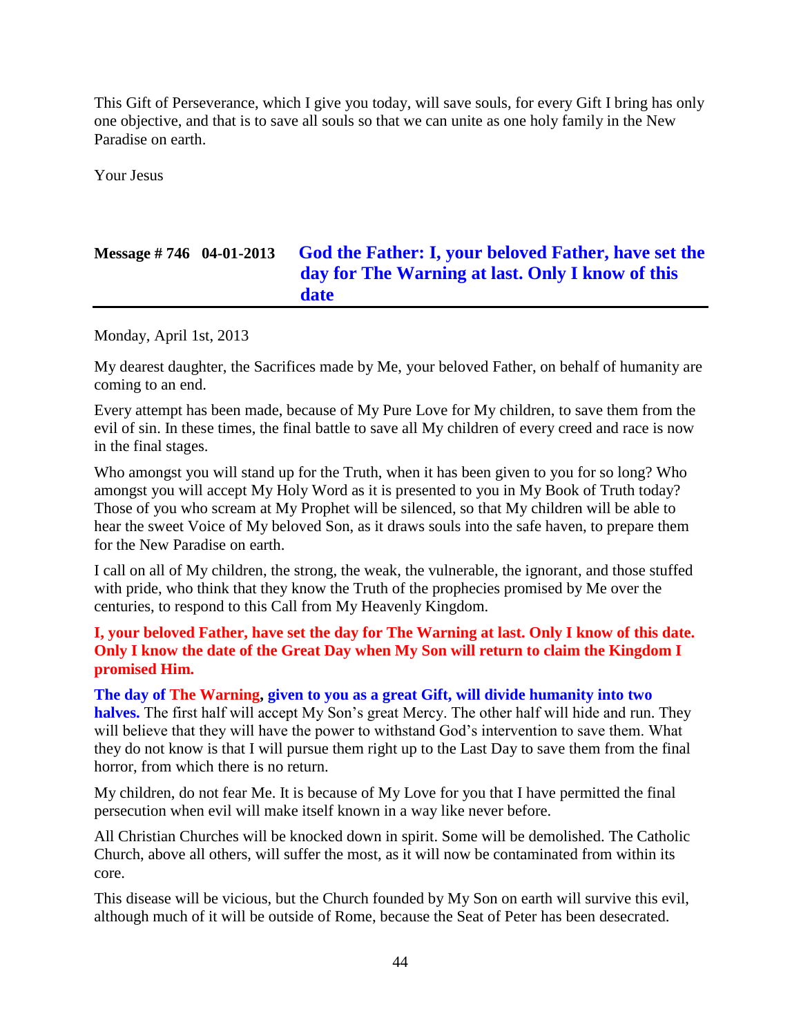This Gift of Perseverance, which I give you today, will save souls, for every Gift I bring has only one objective, and that is to save all souls so that we can unite as one holy family in the New Paradise on earth.

Your Jesus

## Message # 746 04-01-2013 God the Father: I, your beloved Father, have set the day for The Warning at last. Only I know of this date

Monday, April 1st, 2013

My dearest daughter, the Sacrifices made by Me, your beloved Father, on behalf of humanity are coming to an end.

Every attempt has been made, because of My Pure Love for My children, to save them from the evil of sin. In these times, the final battle to save all My children of every creed and race is now in the final stages.

Who amongst you will stand up for the Truth, when it has been given to you for so long? Who amongst you will accept My Holy Word as it is presented to you in My Book of Truth today? Those of you who scream at My Prophet will be silenced, so that My children will be able to hear the sweet Voice of My beloved Son, as it draws souls into the safe haven, to prepare them for the New Paradise on earth.

I call on all of My children, the strong, the weak, the vulnerable, the ignorant, and those stuffed with pride, who think that they know the Truth of the prophecies promised by Me over the centuries, to respond to this Call from My Heavenly Kingdom.

**I, your beloved Father, have set the day for The Warning at last. Only I know of this date. Only I know the date of the Great Day when My Son will return to claim the Kingdom I promised Him.**

**The day of The Warning, given to you as a great Gift, will divide humanity into two halves.** The first half will accept My Son's great Mercy. The other half will hide and run. They will believe that they will have the power to withstand God's intervention to save them. What they do not know is that I will pursue them right up to the Last Day to save them from the final horror, from which there is no return.

My children, do not fear Me. It is because of My Love for you that I have permitted the final persecution when evil will make itself known in a way like never before.

All Christian Churches will be knocked down in spirit. Some will be demolished. The Catholic Church, above all others, will suffer the most, as it will now be contaminated from within its core.

This disease will be vicious, but the Church founded by My Son on earth will survive this evil, although much of it will be outside of Rome, because the Seat of Peter has been desecrated.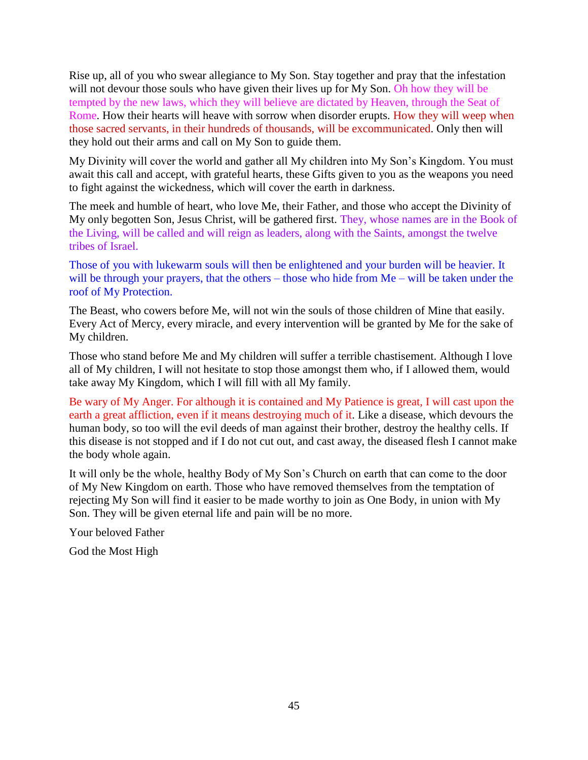Rise up, all of you who swear allegiance to My Son. Stay together and pray that the infestation will not devour those souls who have given their lives up for My Son. Oh how they will be tempted by the new laws, which they will believe are dictated by Heaven, through the Seat of Rome. How their hearts will heave with sorrow when disorder erupts. How they will weep when those sacred servants, in their hundreds of thousands, will be excommunicated. Only then will they hold out their arms and call on My Son to guide them.

My Divinity will cover the world and gather all My children into My Son's Kingdom. You must await this call and accept, with grateful hearts, these Gifts given to you as the weapons you need to fight against the wickedness, which will cover the earth in darkness.

The meek and humble of heart, who love Me, their Father, and those who accept the Divinity of My only begotten Son, Jesus Christ, will be gathered first. They, whose names are in the Book of the Living, will be called and will reign as leaders, along with the Saints, amongst the twelve tribes of Israel.

Those of you with lukewarm souls will then be enlightened and your burden will be heavier. It will be through your prayers, that the others – those who hide from Me – will be taken under the roof of My Protection.

The Beast, who cowers before Me, will not win the souls of those children of Mine that easily. Every Act of Mercy, every miracle, and every intervention will be granted by Me for the sake of My children.

Those who stand before Me and My children will suffer a terrible chastisement. Although I love all of My children, I will not hesitate to stop those amongst them who, if I allowed them, would take away My Kingdom, which I will fill with all My family.

Be wary of My Anger. For although it is contained and My Patience is great, I will cast upon the earth a great affliction, even if it means destroying much of it. Like a disease, which devours the human body, so too will the evil deeds of man against their brother, destroy the healthy cells. If this disease is not stopped and if I do not cut out, and cast away, the diseased flesh I cannot make the body whole again.

It will only be the whole, healthy Body of My Son's Church on earth that can come to the door of My New Kingdom on earth. Those who have removed themselves from the temptation of rejecting My Son will find it easier to be made worthy to join as One Body, in union with My Son. They will be given eternal life and pain will be no more.

Your beloved Father

God the Most High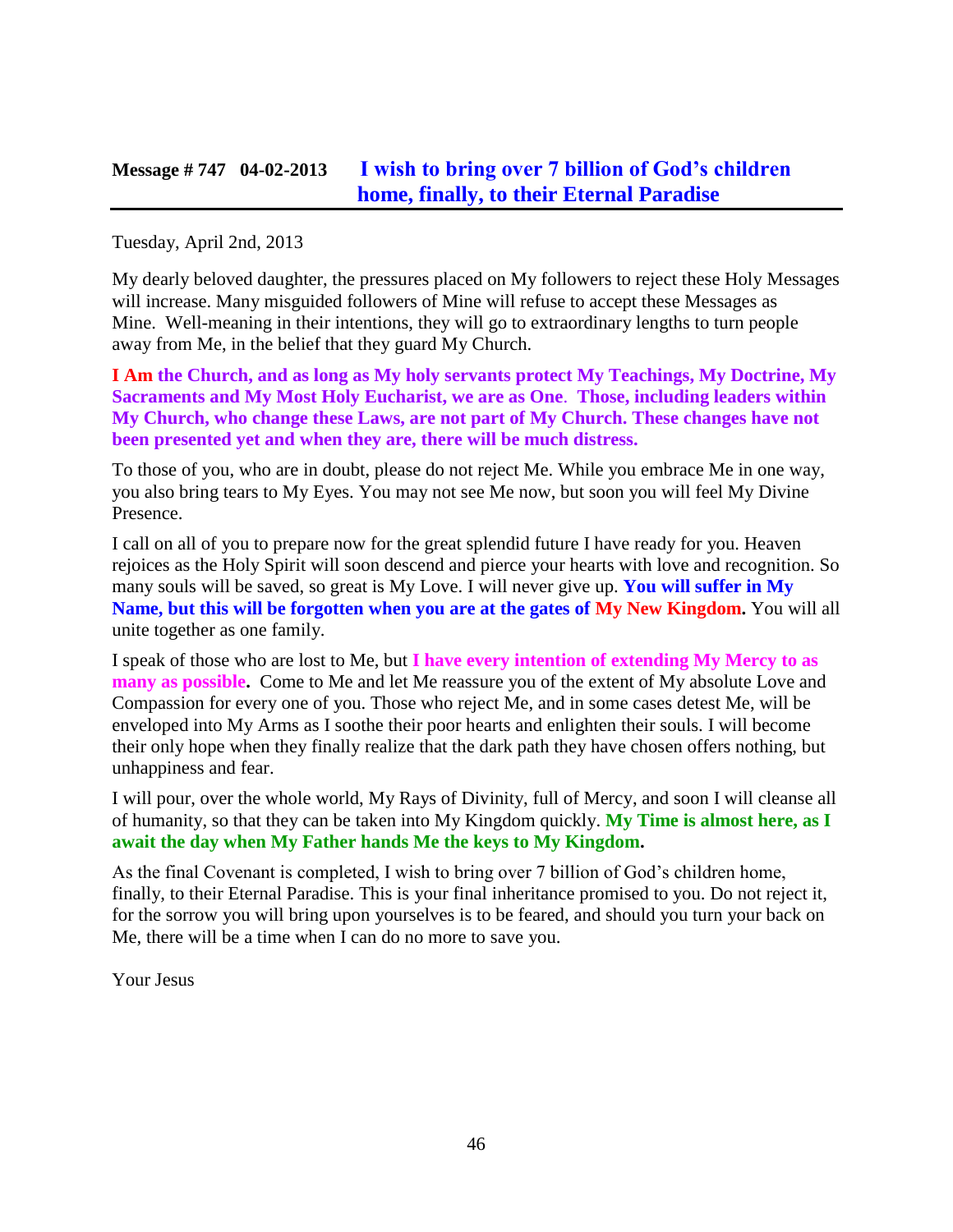## Message # 747 04-02-2013 I wish to bring over 7 billion of God's children home, finally, to their Eternal Paradise

Tuesday, April 2nd, 2013

My dearly beloved daughter, the pressures placed on My followers to reject these Holy Messages will increase. Many misguided followers of Mine will refuse to accept these Messages as Mine. Well-meaning in their intentions, they will go to extraordinary lengths to turn people away from Me, in the belief that they guard My Church.

**I Am the Church, and as long as My holy servants protect My Teachings, My Doctrine, My Sacraments and My Most Holy Eucharist, we are as One. Those, including leaders within My Church, who change these Laws, are not part of My Church. These changes have not been presented yet and when they are, there will be much distress.**

To those of you, who are in doubt, please do not reject Me. While you embrace Me in one way, you also bring tears to My Eyes. You may not see Me now, but soon you will feel My Divine Presence.

I call on all of you to prepare now for the great splendid future I have ready for you. Heaven rejoices as the Holy Spirit will soon descend and pierce your hearts with love and recognition. So many souls will be saved, so great is My Love. I will never give up. **You will suffer in My Name, but this will be forgotten when you are at the gates of My New Kingdom.** You will all unite together as one family.

I speak of those who are lost to Me, but **I have every intention of extending My Mercy to as many as possible.** Come to Me and let Me reassure you of the extent of My absolute Love and Compassion for every one of you. Those who reject Me, and in some cases detest Me, will be enveloped into My Arms as I soothe their poor hearts and enlighten their souls. I will become their only hope when they finally realize that the dark path they have chosen offers nothing, but unhappiness and fear.

I will pour, over the whole world, My Rays of Divinity, full of Mercy, and soon I will cleanse all of humanity, so that they can be taken into My Kingdom quickly. **My Time is almost here, as I await the day when My Father hands Me the keys to My Kingdom.**

As the final Covenant is completed, I wish to bring over 7 billion of God's children home, finally, to their Eternal Paradise. This is your final inheritance promised to you. Do not reject it, for the sorrow you will bring upon yourselves is to be feared, and should you turn your back on Me, there will be a time when I can do no more to save you.

Your Jesus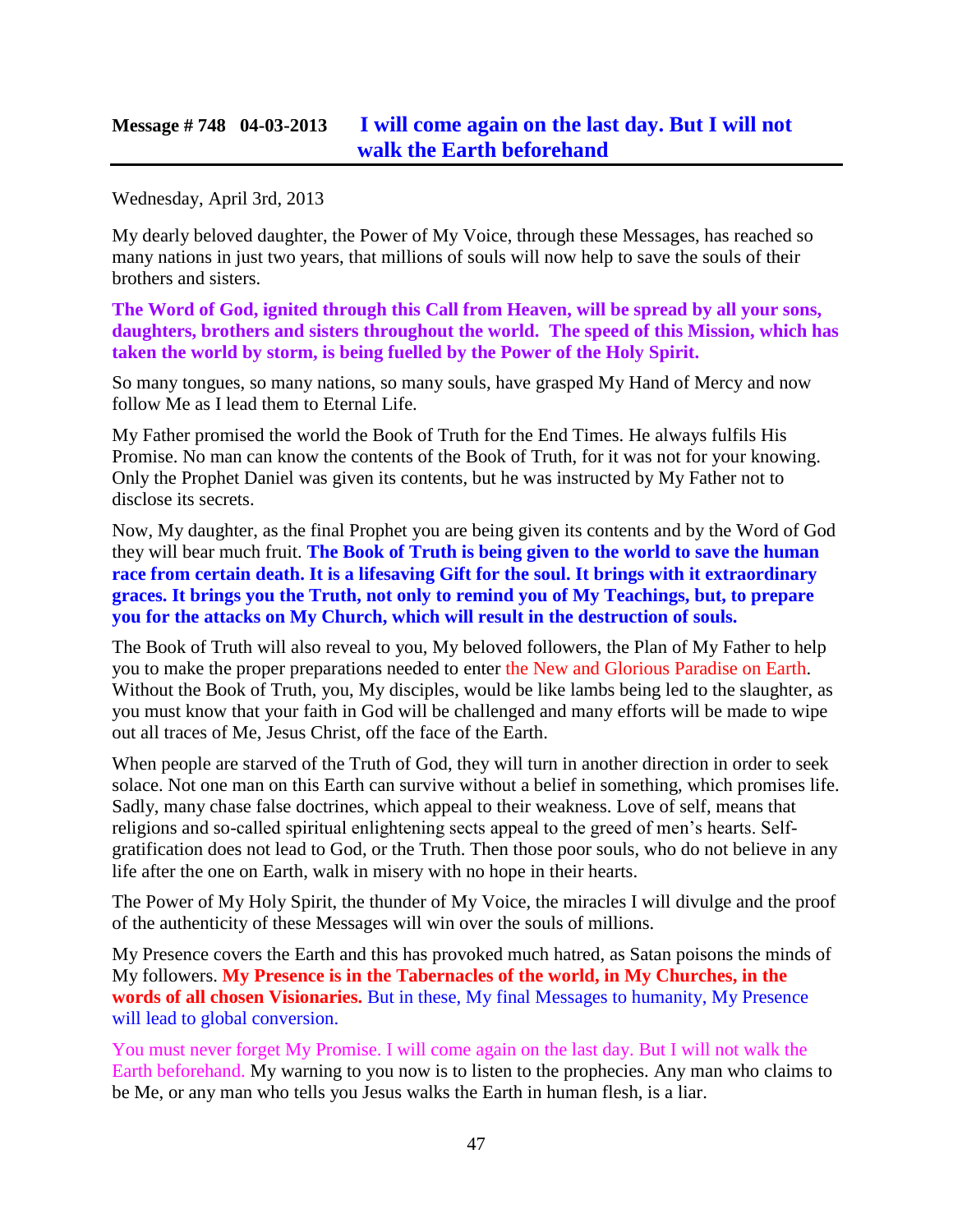## Message # 748 04-03-2013 I will come again on the last day. But I will not walk the Earth beforehand

Wednesday, April 3rd, 2013

My dearly beloved daughter, the Power of My Voice, through these Messages, has reached so many nations in just two years, that millions of souls will now help to save the souls of their brothers and sisters.

**The Word of God, ignited through this Call from Heaven, will be spread by all your sons, daughters, brothers and sisters throughout the world. The speed of this Mission, which has taken the world by storm, is being fuelled by the Power of the Holy Spirit.**

So many tongues, so many nations, so many souls, have grasped My Hand of Mercy and now follow Me as I lead them to Eternal Life.

My Father promised the world the Book of Truth for the End Times. He always fulfils His Promise. No man can know the contents of the Book of Truth, for it was not for your knowing. Only the Prophet Daniel was given its contents, but he was instructed by My Father not to disclose its secrets.

Now, My daughter, as the final Prophet you are being given its contents and by the Word of God they will bear much fruit. **The Book of Truth is being given to the world to save the human race from certain death. It is a lifesaving Gift for the soul. It brings with it extraordinary graces. It brings you the Truth, not only to remind you of My Teachings, but, to prepare you for the attacks on My Church, which will result in the destruction of souls.**

The Book of Truth will also reveal to you, My beloved followers, the Plan of My Father to help you to make the proper preparations needed to enter the New and Glorious Paradise on Earth. Without the Book of Truth, you, My disciples, would be like lambs being led to the slaughter, as you must know that your faith in God will be challenged and many efforts will be made to wipe out all traces of Me, Jesus Christ, off the face of the Earth.

When people are starved of the Truth of God, they will turn in another direction in order to seek solace. Not one man on this Earth can survive without a belief in something, which promises life. Sadly, many chase false doctrines, which appeal to their weakness. Love of self, means that religions and so-called spiritual enlightening sects appeal to the greed of men's hearts. Self-gratification does not lead to God, or the Truth. Then those poor souls, who do not believe in any life after the one on Earth, walk in misery with no hope in their hearts.

The Power of My Holy Spirit, the thunder of My Voice, the miracles I will divulge and the proof of the authenticity of these Messages will win over the souls of millions.

My Presence covers the Earth and this has provoked much hatred, as Satan poisons the minds of My followers. **My Presence is in the Tabernacles of the world, in My Churches, in the words of all chosen Visionaries.** But in these, My final Messages to humanity, My Presence will lead to global conversion.

You must never forget My Promise. I will come again on the last day. But I will not walk the Earth beforehand. My warning to you now is to listen to the prophecies. Any man who claims to be Me, or any man who tells you Jesus walks the Earth in human flesh, is a liar.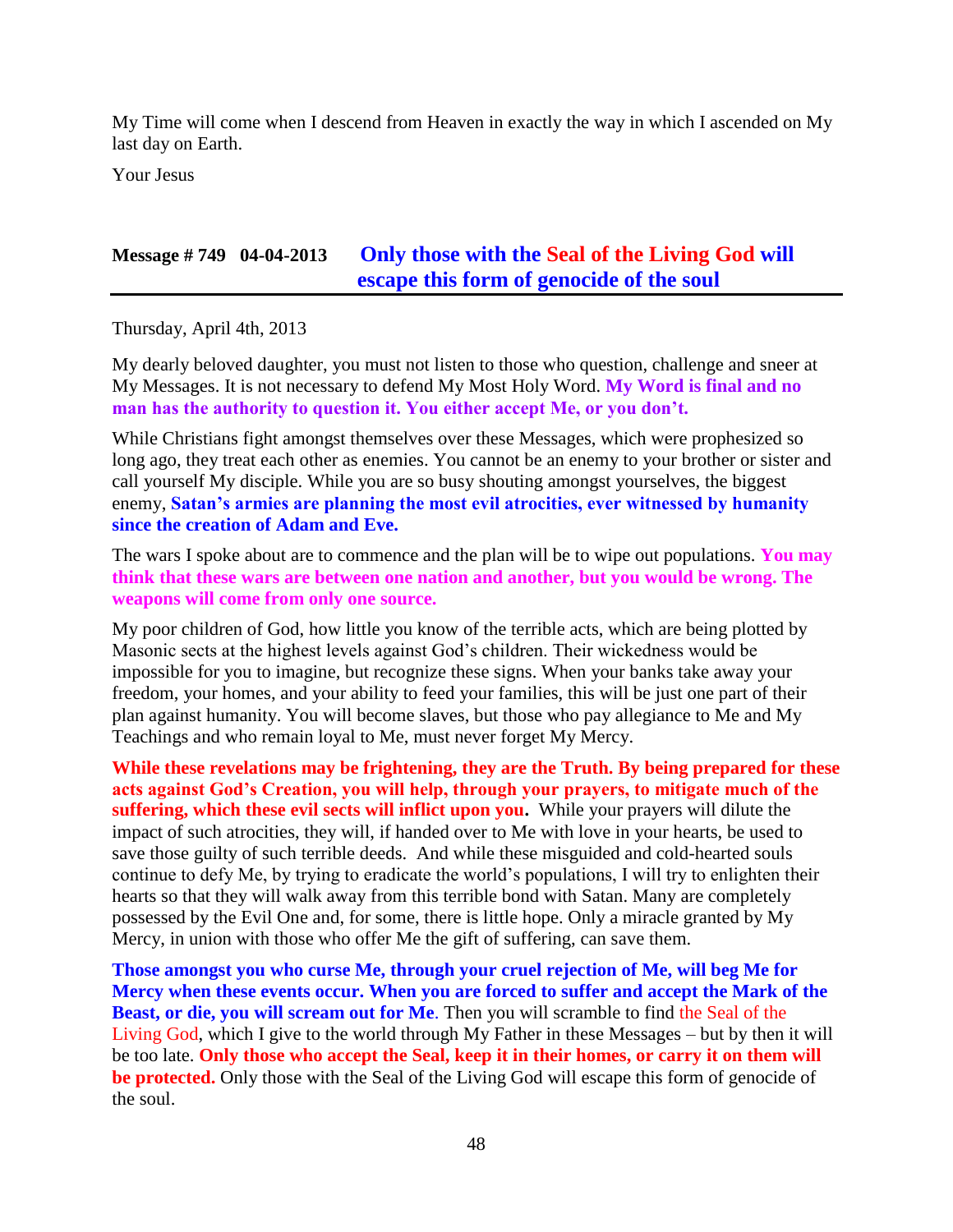My Time will come when I descend from Heaven in exactly the way in which I ascended on My last day on Earth.

Your Jesus

## Message # 749 04-04-2013 Only those with the Seal of the Living God will escape this form of genocide of the soul

Thursday, April 4th, 2013

My dearly beloved daughter, you must not listen to those who question, challenge and sneer at My Messages. It is not necessary to defend My Most Holy Word. **My Word is final and no man has the authority to question it. You either accept Me, or you don't.**

While Christians fight amongst themselves over these Messages, which were prophesized so long ago, they treat each other as enemies. You cannot be an enemy to your brother or sister and call yourself My disciple. While you are so busy shouting amongst yourselves, the biggest enemy, **Satan's armies are planning the most evil atrocities, ever witnessed by humanity since the creation of Adam and Eve.**

The wars I spoke about are to commence and the plan will be to wipe out populations. **You may think that these wars are between one nation and another, but you would be wrong. The weapons will come from only one source.**

My poor children of God, how little you know of the terrible acts, which are being plotted by Masonic sects at the highest levels against God's children. Their wickedness would be impossible for you to imagine, but recognize these signs. When your banks take away your freedom, your homes, and your ability to feed your families, this will be just one part of their plan against humanity. You will become slaves, but those who pay allegiance to Me and My Teachings and who remain loyal to Me, must never forget My Mercy.

**While these revelations may be frightening, they are the Truth. By being prepared for these acts against God's Creation, you will help, through your prayers, to mitigate much of the suffering, which these evil sects will inflict upon you.** While your prayers will dilute the impact of such atrocities, they will, if handed over to Me with love in your hearts, be used to save those guilty of such terrible deeds. And while these misguided and cold-hearted souls continue to defy Me, by trying to eradicate the world's populations, I will try to enlighten their hearts so that they will walk away from this terrible bond with Satan. Many are completely possessed by the Evil One and, for some, there is little hope. Only a miracle granted by My Mercy, in union with those who offer Me the gift of suffering, can save them.

**Those amongst you who curse Me, through your cruel rejection of Me, will beg Me for Mercy when these events occur. When you are forced to suffer and accept the Mark of the Beast, or die, you will scream out for Me.** Then you will scramble to find the Seal of the Living God, which I give to the world through My Father in these Messages – but by then it will be too late. **Only those who accept the Seal, keep it in their homes, or carry it on them will be protected.** Only those with the Seal of the Living God will escape this form of genocide of the soul.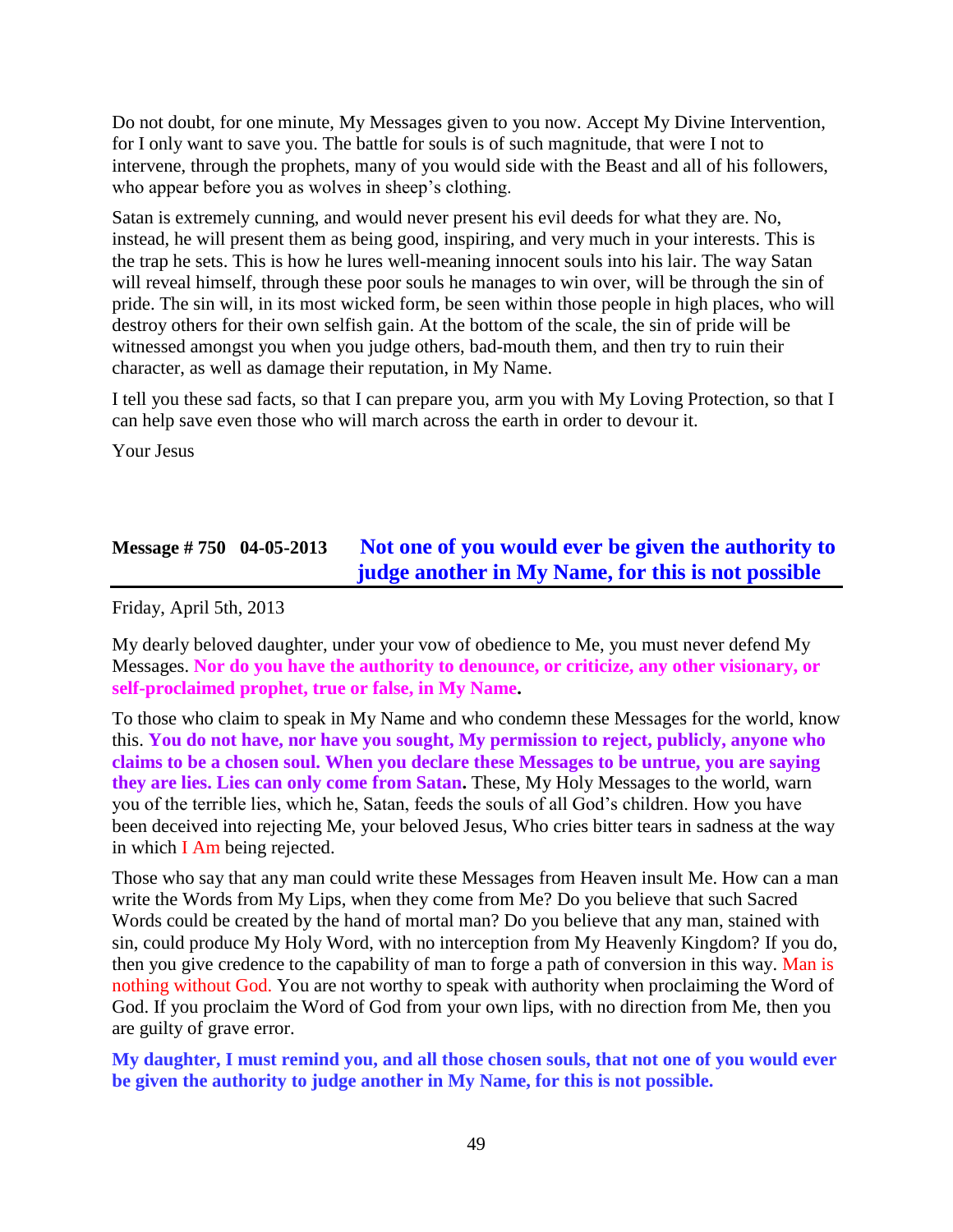Do not doubt, for one minute, My Messages given to you now. Accept My Divine Intervention, for I only want to save you. The battle for souls is of such magnitude, that were I not to intervene, through the prophets, many of you would side with the Beast and all of his followers, who appear before you as wolves in sheep's clothing.

Satan is extremely cunning, and would never present his evil deeds for what they are. No, instead, he will present them as being good, inspiring, and very much in your interests. This is the trap he sets. This is how he lures well-meaning innocent souls into his lair. The way Satan will reveal himself, through these poor souls he manages to win over, will be through the sin of pride. The sin will, in its most wicked form, be seen within those people in high places, who will destroy others for their own selfish gain. At the bottom of the scale, the sin of pride will be witnessed amongst you when you judge others, bad-mouth them, and then try to ruin their character, as well as damage their reputation, in My Name.

I tell you these sad facts, so that I can prepare you, arm you with My Loving Protection, so that I can help save even those who will march across the earth in order to devour it.

Your Jesus

## Message # 750 04-05-2013 Not one of you would ever be given the authority to judge another in My Name, for this is not possible

Friday, April 5th, 2013

My dearly beloved daughter, under your vow of obedience to Me, you must never defend My Messages. **Nor do you have the authority to denounce, or criticize, any other visionary, or self-proclaimed prophet, true or false, in My Name.**

To those who claim to speak in My Name and who condemn these Messages for the world, know this. **You do not have, nor have you sought, My permission to reject, publicly, anyone who claims to be a chosen soul. When you declare these Messages to be untrue, you are saying they are lies. Lies can only come from Satan.** These, My Holy Messages to the world, warn you of the terrible lies, which he, Satan, feeds the souls of all God's children. How you have been deceived into rejecting Me, your beloved Jesus, Who cries bitter tears in sadness at the way in which I Am being rejected.

Those who say that any man could write these Messages from Heaven insult Me. How can a man write the Words from My Lips, when they come from Me? Do you believe that such Sacred Words could be created by the hand of mortal man? Do you believe that any man, stained with sin, could produce My Holy Word, with no interception from My Heavenly Kingdom? If you do, then you give credence to the capability of man to forge a path of conversion in this way. Man is nothing without God. You are not worthy to speak with authority when proclaiming the Word of God. If you proclaim the Word of God from your own lips, with no direction from Me, then you are guilty of grave error.

**My daughter, I must remind you, and all those chosen souls, that not one of you would ever be given the authority to judge another in My Name, for this is not possible.**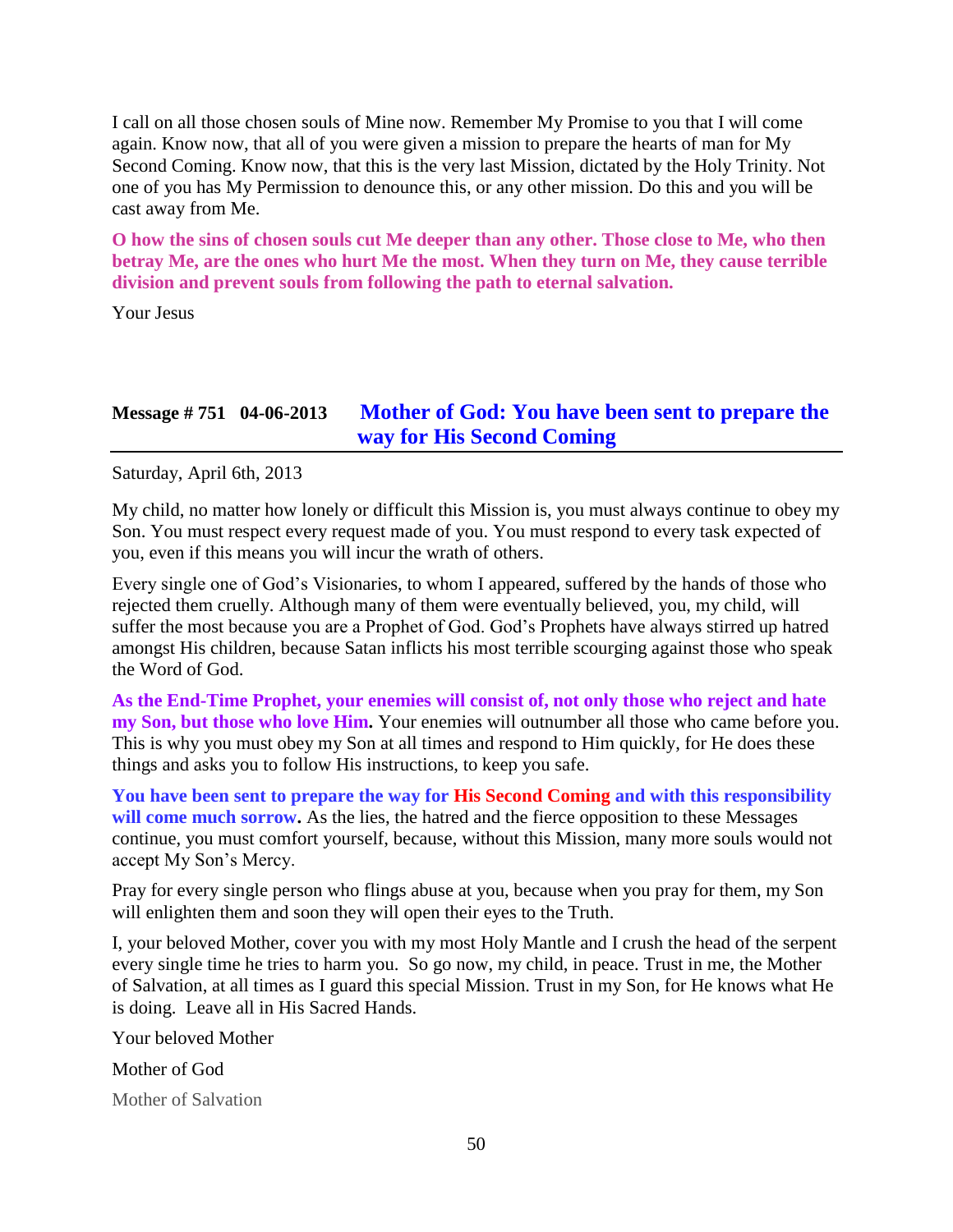I call on all those chosen souls of Mine now. Remember My Promise to you that I will come again. Know now, that all of you were given a mission to prepare the hearts of man for My Second Coming. Know now, that this is the very last Mission, dictated by the Holy Trinity. Not one of you has My Permission to denounce this, or any other mission. Do this and you will be cast away from Me.

**O how the sins of chosen souls cut Me deeper than any other. Those close to Me, who then betray Me, are the ones who hurt Me the most. When they turn on Me, they cause terrible division and prevent souls from following the path to eternal salvation.**

Your Jesus

## Message # 751 04-06-2013 Mother of God: You have been sent to prepare the way for His Second Coming

Saturday, April 6th, 2013

My child, no matter how lonely or difficult this Mission is, you must always continue to obey my Son. You must respect every request made of you. You must respond to every task expected of you, even if this means you will incur the wrath of others.

Every single one of God's Visionaries, to whom I appeared, suffered by the hands of those who rejected them cruelly. Although many of them were eventually believed, you, my child, will suffer the most because you are a Prophet of God. God's Prophets have always stirred up hatred amongst His children, because Satan inflicts his most terrible scourging against those who speak the Word of God.

**As the End-Time Prophet, your enemies will consist of, not only those who reject and hate my Son, but those who love Him.** Your enemies will outnumber all those who came before you. This is why you must obey my Son at all times and respond to Him quickly, for He does these things and asks you to follow His instructions, to keep you safe.

**You have been sent to prepare the way for His Second Coming and with this responsibility will come much sorrow.** As the lies, the hatred and the fierce opposition to these Messages continue, you must comfort yourself, because, without this Mission, many more souls would not accept My Son's Mercy.

Pray for every single person who flings abuse at you, because when you pray for them, my Son will enlighten them and soon they will open their eyes to the Truth.

I, your beloved Mother, cover you with my most Holy Mantle and I crush the head of the serpent every single time he tries to harm you. So go now, my child, in peace. Trust in me, the Mother of Salvation, at all times as I guard this special Mission. Trust in my Son, for He knows what He is doing. Leave all in His Sacred Hands.

Your beloved Mother

Mother of God

Mother of Salvation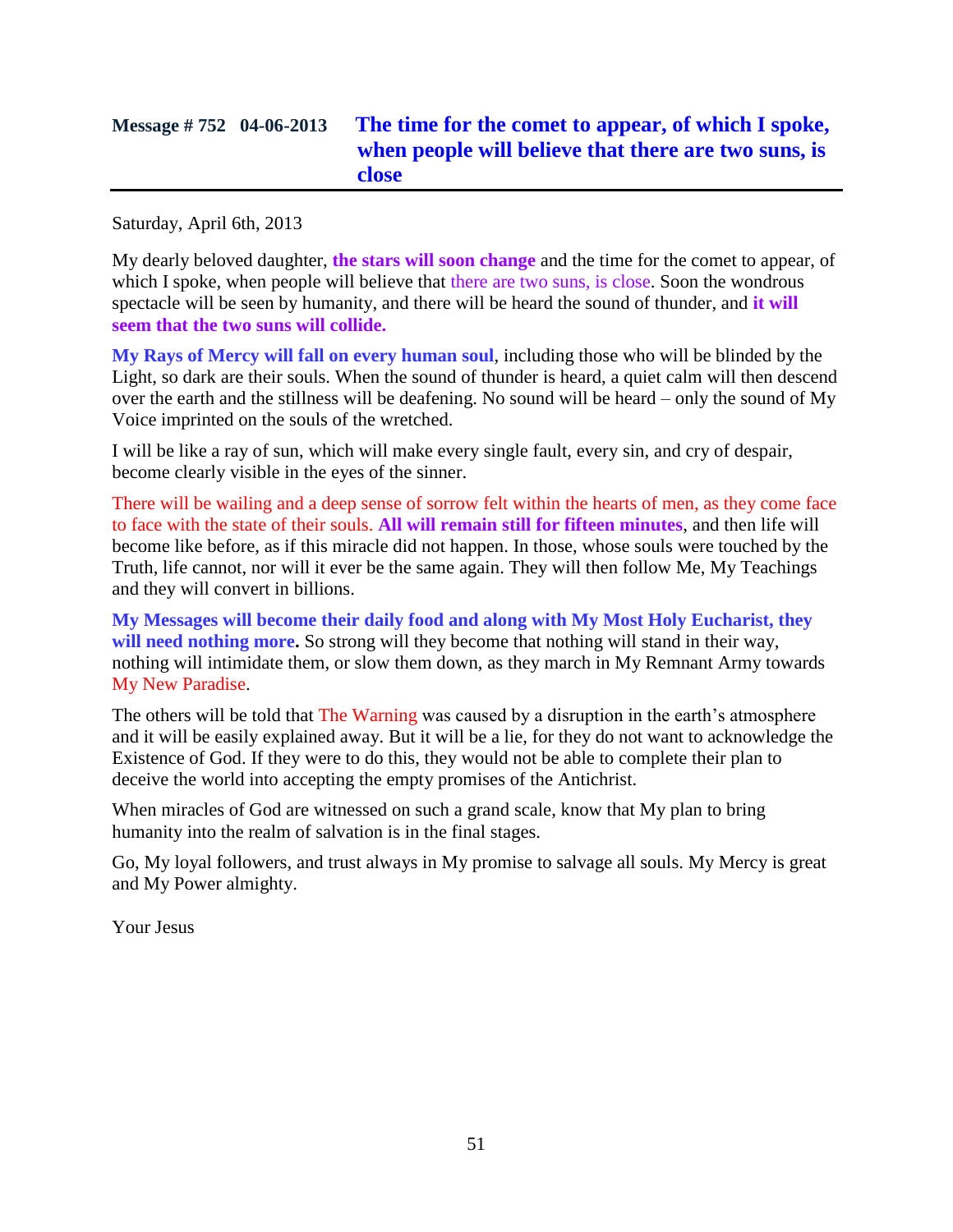## Message # 752   04-06-2013   The time for the comet to appear, of which I spoke, when people will believe that there are two suns, is close

Saturday, April 6th, 2013

My dearly beloved daughter, **the stars will soon change** and the time for the comet to appear, of which I spoke, when people will believe that there are two suns, is close. Soon the wondrous spectacle will be seen by humanity, and there will be heard the sound of thunder, and **it will seem that the two suns will collide.**

**My Rays of Mercy will fall on every human soul**, including those who will be blinded by the Light, so dark are their souls. When the sound of thunder is heard, a quiet calm will then descend over the earth and the stillness will be deafening. No sound will be heard – only the sound of My Voice imprinted on the souls of the wretched.

I will be like a ray of sun, which will make every single fault, every sin, and cry of despair, become clearly visible in the eyes of the sinner.

There will be wailing and a deep sense of sorrow felt within the hearts of men, as they come face to face with the state of their souls. **All will remain still for fifteen minutes**, and then life will become like before, as if this miracle did not happen. In those, whose souls were touched by the Truth, life cannot, nor will it ever be the same again. They will then follow Me, My Teachings and they will convert in billions.

**My Messages will become their daily food and along with My Most Holy Eucharist, they will need nothing more.** So strong will they become that nothing will stand in their way, nothing will intimidate them, or slow them down, as they march in My Remnant Army towards My New Paradise.

The others will be told that The Warning was caused by a disruption in the earth's atmosphere and it will be easily explained away. But it will be a lie, for they do not want to acknowledge the Existence of God. If they were to do this, they would not be able to complete their plan to deceive the world into accepting the empty promises of the Antichrist.

When miracles of God are witnessed on such a grand scale, know that My plan to bring humanity into the realm of salvation is in the final stages.

Go, My loyal followers, and trust always in My promise to salvage all souls. My Mercy is great and My Power almighty.

Your Jesus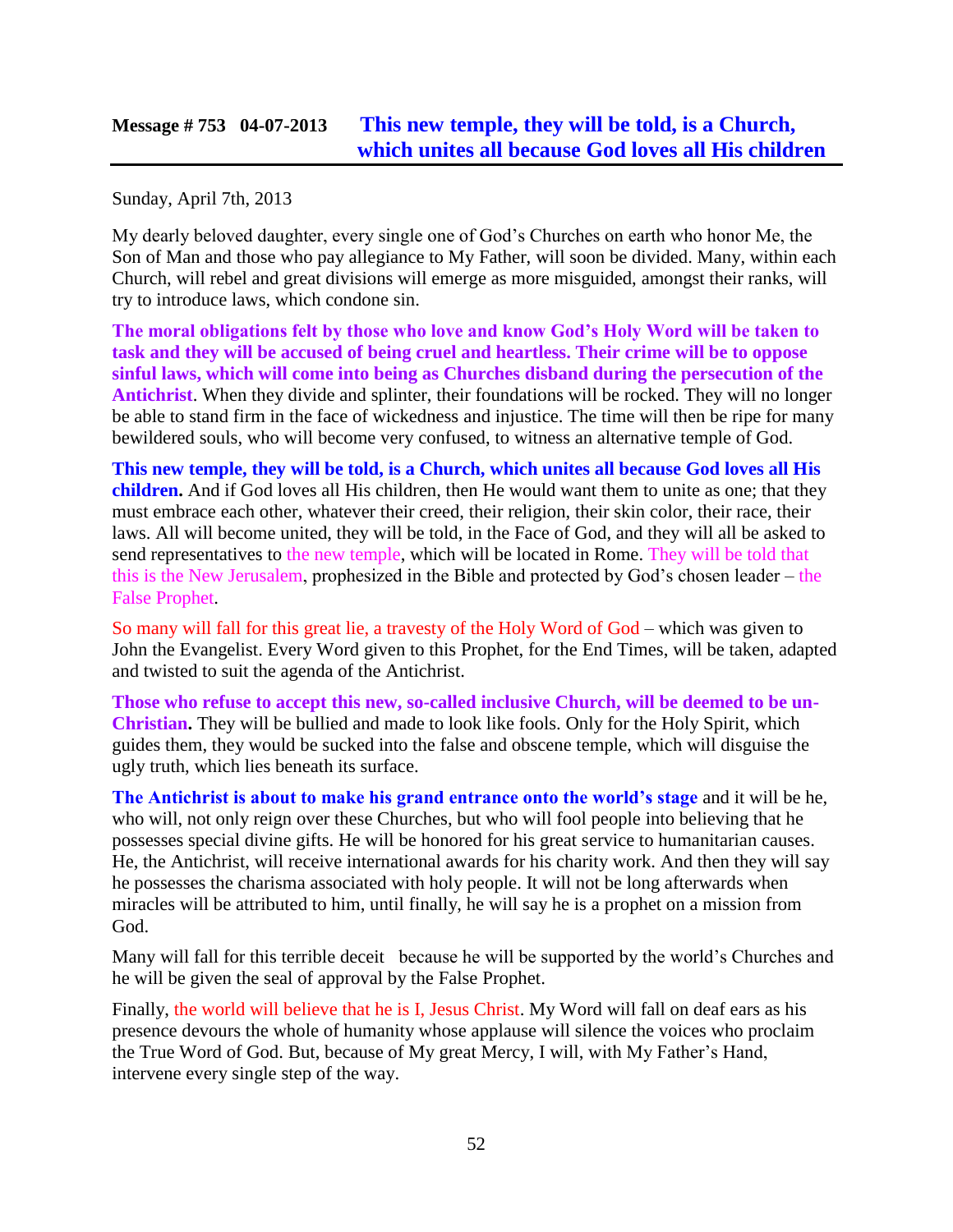## Message # 753 04-07-2013 This new temple, they will be told, is a Church, which unites all because God loves all His children

Sunday, April 7th, 2013

My dearly beloved daughter, every single one of God's Churches on earth who honor Me, the Son of Man and those who pay allegiance to My Father, will soon be divided. Many, within each Church, will rebel and great divisions will emerge as more misguided, amongst their ranks, will try to introduce laws, which condone sin.

**The moral obligations felt by those who love and know God's Holy Word will be taken to task and they will be accused of being cruel and heartless. Their crime will be to oppose sinful laws, which will come into being as Churches disband during the persecution of the Antichrist**. When they divide and splinter, their foundations will be rocked. They will no longer be able to stand firm in the face of wickedness and injustice. The time will then be ripe for many bewildered souls, who will become very confused, to witness an alternative temple of God.

**This new temple, they will be told, is a Church, which unites all because God loves all His children.** And if God loves all His children, then He would want them to unite as one; that they must embrace each other, whatever their creed, their religion, their skin color, their race, their laws. All will become united, they will be told, in the Face of God, and they will all be asked to send representatives to the new temple, which will be located in Rome. They will be told that this is the New Jerusalem, prophesized in the Bible and protected by God's chosen leader – the False Prophet.

So many will fall for this great lie, a travesty of the Holy Word of God – which was given to John the Evangelist. Every Word given to this Prophet, for the End Times, will be taken, adapted and twisted to suit the agenda of the Antichrist.

**Those who refuse to accept this new, so-called inclusive Church, will be deemed to be un-Christian.** They will be bullied and made to look like fools. Only for the Holy Spirit, which guides them, they would be sucked into the false and obscene temple, which will disguise the ugly truth, which lies beneath its surface.

**The Antichrist is about to make his grand entrance onto the world's stage** and it will be he, who will, not only reign over these Churches, but who will fool people into believing that he possesses special divine gifts. He will be honored for his great service to humanitarian causes. He, the Antichrist, will receive international awards for his charity work. And then they will say he possesses the charisma associated with holy people. It will not be long afterwards when miracles will be attributed to him, until finally, he will say he is a prophet on a mission from God.

Many will fall for this terrible deceit because he will be supported by the world's Churches and he will be given the seal of approval by the False Prophet.

Finally, the world will believe that he is I, Jesus Christ. My Word will fall on deaf ears as his presence devours the whole of humanity whose applause will silence the voices who proclaim the True Word of God. But, because of My great Mercy, I will, with My Father's Hand, intervene every single step of the way.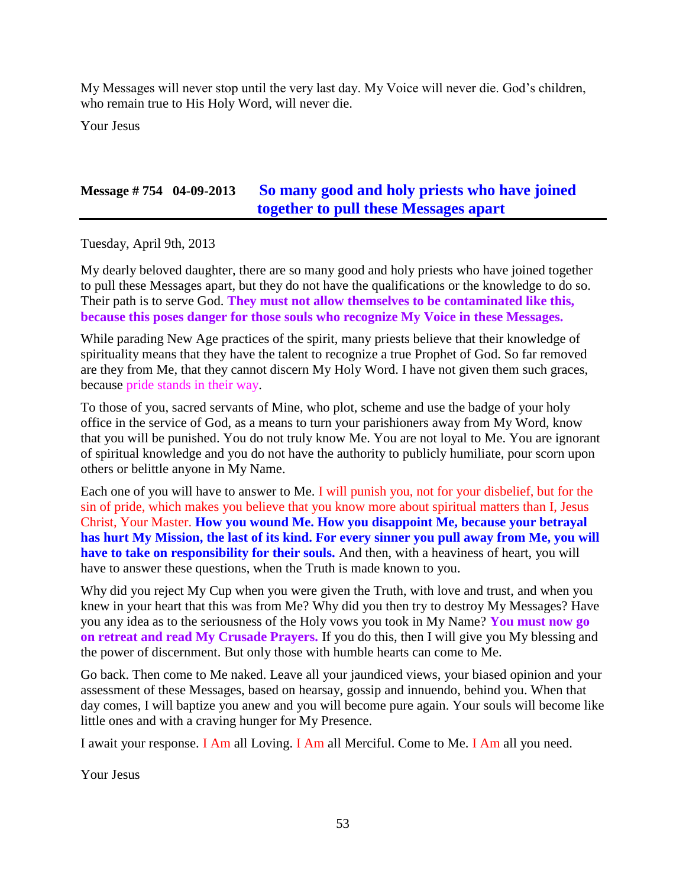My Messages will never stop until the very last day. My Voice will never die. God's children, who remain true to His Holy Word, will never die.

Your Jesus

## Message # 754 04-09-2013 So many good and holy priests who have joined together to pull these Messages apart

Tuesday, April 9th, 2013

My dearly beloved daughter, there are so many good and holy priests who have joined together to pull these Messages apart, but they do not have the qualifications or the knowledge to do so. Their path is to serve God. **They must not allow themselves to be contaminated like this, because this poses danger for those souls who recognize My Voice in these Messages.**

While parading New Age practices of the spirit, many priests believe that their knowledge of spirituality means that they have the talent to recognize a true Prophet of God. So far removed are they from Me, that they cannot discern My Holy Word. I have not given them such graces, because pride stands in their way.

To those of you, sacred servants of Mine, who plot, scheme and use the badge of your holy office in the service of God, as a means to turn your parishioners away from My Word, know that you will be punished. You do not truly know Me. You are not loyal to Me. You are ignorant of spiritual knowledge and you do not have the authority to publicly humiliate, pour scorn upon others or belittle anyone in My Name.

Each one of you will have to answer to Me. I will punish you, not for your disbelief, but for the sin of pride, which makes you believe that you know more about spiritual matters than I, Jesus Christ, Your Master. **How you wound Me. How you disappoint Me, because your betrayal has hurt My Mission, the last of its kind. For every sinner you pull away from Me, you will have to take on responsibility for their souls.** And then, with a heaviness of heart, you will have to answer these questions, when the Truth is made known to you.

Why did you reject My Cup when you were given the Truth, with love and trust, and when you knew in your heart that this was from Me? Why did you then try to destroy My Messages? Have you any idea as to the seriousness of the Holy vows you took in My Name? **You must now go on retreat and read My Crusade Prayers.** If you do this, then I will give you My blessing and the power of discernment. But only those with humble hearts can come to Me.

Go back. Then come to Me naked. Leave all your jaundiced views, your biased opinion and your assessment of these Messages, based on hearsay, gossip and innuendo, behind you. When that day comes, I will baptize you anew and you will become pure again. Your souls will become like little ones and with a craving hunger for My Presence.

I await your response. I Am all Loving. I Am all Merciful. Come to Me. I Am all you need.

Your Jesus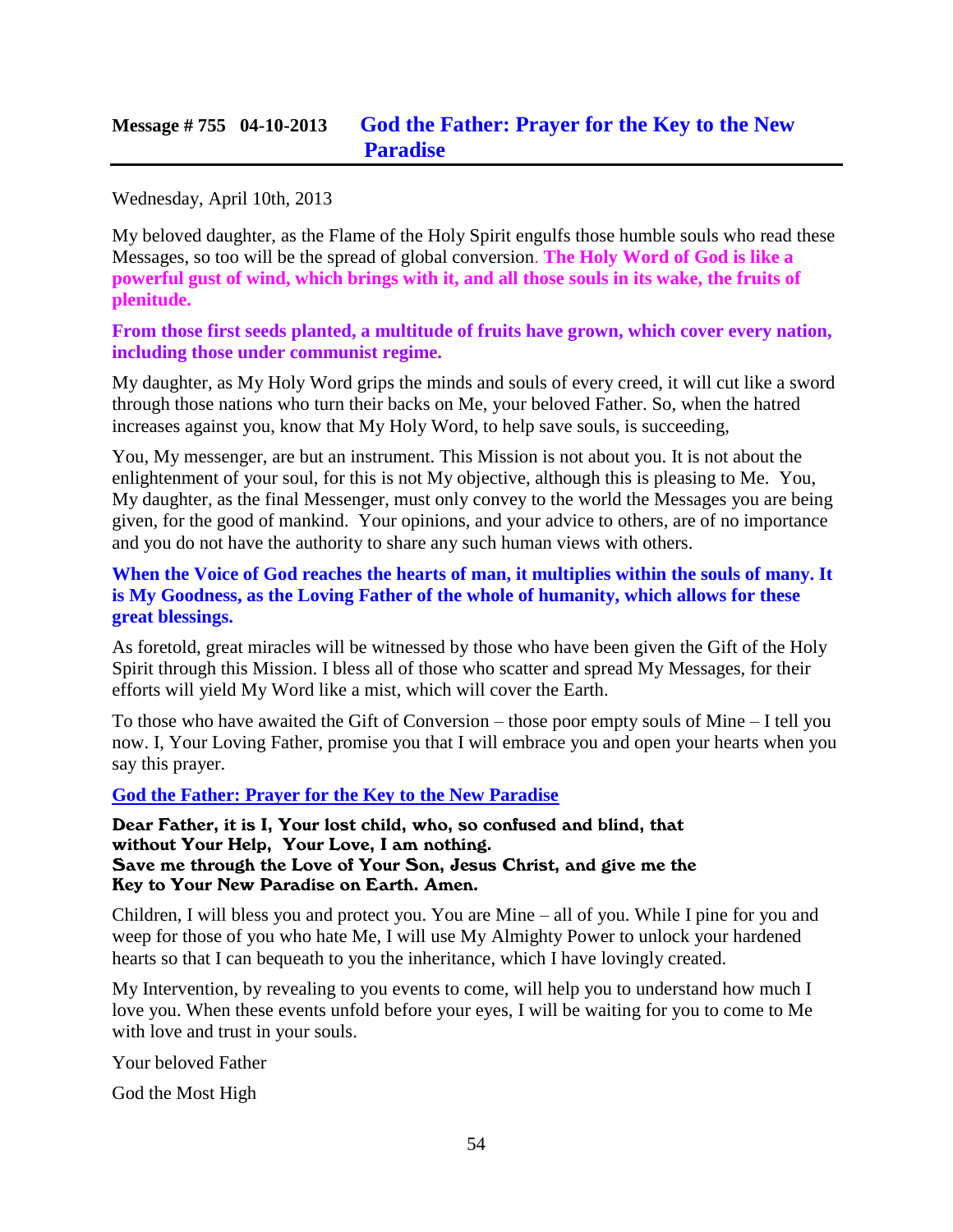## Message # 755 04-10-2013 God the Father: Prayer for the Key to the New Paradise

Wednesday, April 10th, 2013

My beloved daughter, as the Flame of the Holy Spirit engulfs those humble souls who read these Messages, so too will be the spread of global conversion. **The Holy Word of God is like a powerful gust of wind, which brings with it, and all those souls in its wake, the fruits of plenitude.**

**From those first seeds planted, a multitude of fruits have grown, which cover every nation, including those under communist regime.**

My daughter, as My Holy Word grips the minds and souls of every creed, it will cut like a sword through those nations who turn their backs on Me, your beloved Father. So, when the hatred increases against you, know that My Holy Word, to help save souls, is succeeding,

You, My messenger, are but an instrument. This Mission is not about you. It is not about the enlightenment of your soul, for this is not My objective, although this is pleasing to Me. You, My daughter, as the final Messenger, must only convey to the world the Messages you are being given, for the good of mankind. Your opinions, and your advice to others, are of no importance and you do not have the authority to share any such human views with others.

**When the Voice of God reaches the hearts of man, it multiplies within the souls of many. It is My Goodness, as the Loving Father of the whole of humanity, which allows for these great blessings.**

As foretold, great miracles will be witnessed by those who have been given the Gift of the Holy Spirit through this Mission. I bless all of those who scatter and spread My Messages, for their efforts will yield My Word like a mist, which will cover the Earth.

To those who have awaited the Gift of Conversion – those poor empty souls of Mine – I tell you now. I, Your Loving Father, promise you that I will embrace you and open your hearts when you say this prayer.

**God the Father: Prayer for the Key to the New Paradise**

**Dear Father, it is I, Your lost child, who, so confused and blind, that without Your Help, Your Love, I am nothing.**
**Save me through the Love of Your Son, Jesus Christ, and give me the Key to Your New Paradise on Earth. Amen.**

Children, I will bless you and protect you. You are Mine – all of you. While I pine for you and weep for those of you who hate Me, I will use My Almighty Power to unlock your hardened hearts so that I can bequeath to you the inheritance, which I have lovingly created.

My Intervention, by revealing to you events to come, will help you to understand how much I love you. When these events unfold before your eyes, I will be waiting for you to come to Me with love and trust in your souls.

Your beloved Father

God the Most High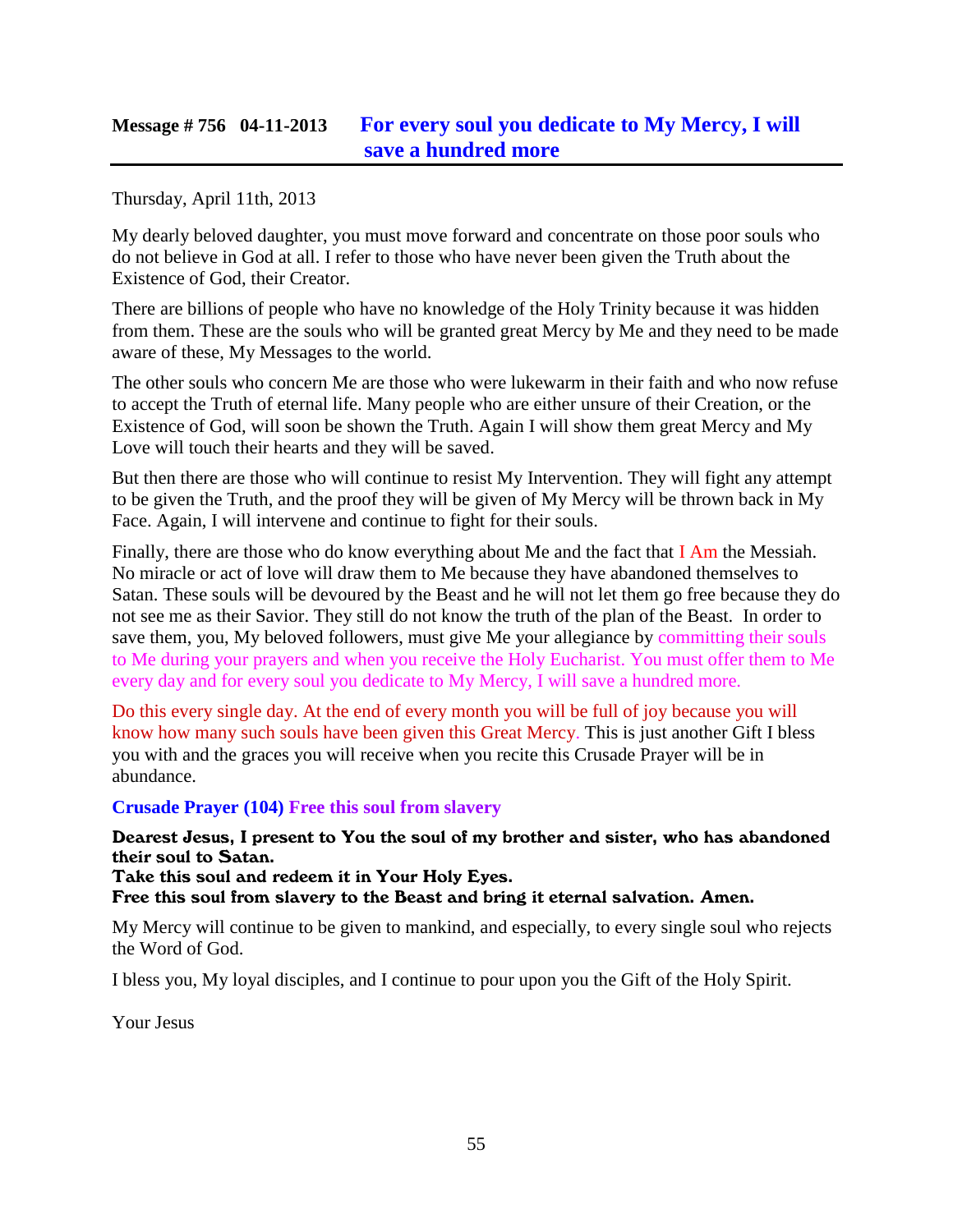## Message # 756 04-11-2013 For every soul you dedicate to My Mercy, I will save a hundred more

Thursday, April 11th, 2013

My dearly beloved daughter, you must move forward and concentrate on those poor souls who do not believe in God at all. I refer to those who have never been given the Truth about the Existence of God, their Creator.

There are billions of people who have no knowledge of the Holy Trinity because it was hidden from them. These are the souls who will be granted great Mercy by Me and they need to be made aware of these, My Messages to the world.

The other souls who concern Me are those who were lukewarm in their faith and who now refuse to accept the Truth of eternal life. Many people who are either unsure of their Creation, or the Existence of God, will soon be shown the Truth. Again I will show them great Mercy and My Love will touch their hearts and they will be saved.

But then there are those who will continue to resist My Intervention. They will fight any attempt to be given the Truth, and the proof they will be given of My Mercy will be thrown back in My Face. Again, I will intervene and continue to fight for their souls.

Finally, there are those who do know everything about Me and the fact that I Am the Messiah. No miracle or act of love will draw them to Me because they have abandoned themselves to Satan. These souls will be devoured by the Beast and he will not let them go free because they do not see me as their Savior. They still do not know the truth of the plan of the Beast. In order to save them, you, My beloved followers, must give Me your allegiance by committing their souls to Me during your prayers and when you receive the Holy Eucharist. You must offer them to Me every day and for every soul you dedicate to My Mercy, I will save a hundred more.

Do this every single day. At the end of every month you will be full of joy because you will know how many such souls have been given this Great Mercy. This is just another Gift I bless you with and the graces you will receive when you recite this Crusade Prayer will be in abundance.

### Crusade Prayer (104) Free this soul from slavery

**Dearest Jesus, I present to You the soul of my brother and sister, who has abandoned their soul to Satan.**
**Take this soul and redeem it in Your Holy Eyes.**
**Free this soul from slavery to the Beast and bring it eternal salvation. Amen.**

My Mercy will continue to be given to mankind, and especially, to every single soul who rejects the Word of God.

I bless you, My loyal disciples, and I continue to pour upon you the Gift of the Holy Spirit.

Your Jesus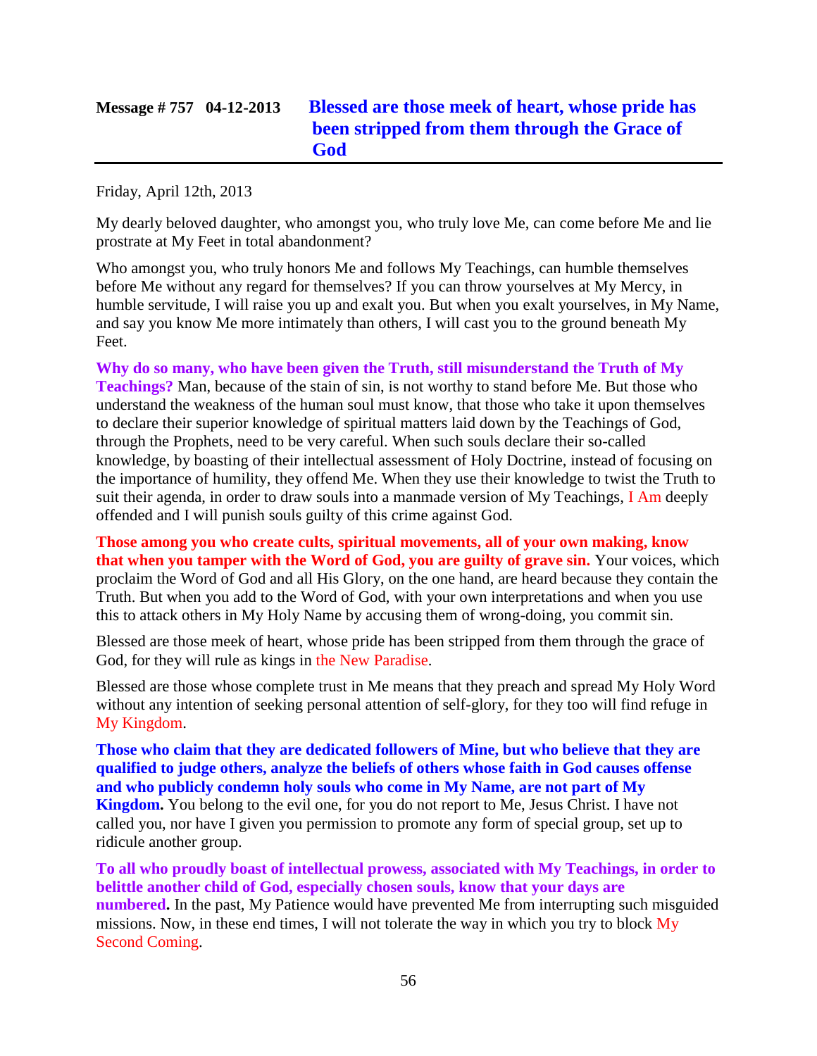## Message # 757 04-12-2013 Blessed are those meek of heart, whose pride has been stripped from them through the Grace of God

Friday, April 12th, 2013

My dearly beloved daughter, who amongst you, who truly love Me, can come before Me and lie prostrate at My Feet in total abandonment?

Who amongst you, who truly honors Me and follows My Teachings, can humble themselves before Me without any regard for themselves? If you can throw yourselves at My Mercy, in humble servitude, I will raise you up and exalt you. But when you exalt yourselves, in My Name, and say you know Me more intimately than others, I will cast you to the ground beneath My Feet.

**Why do so many, who have been given the Truth, still misunderstand the Truth of My Teachings?** Man, because of the stain of sin, is not worthy to stand before Me. But those who understand the weakness of the human soul must know, that those who take it upon themselves to declare their superior knowledge of spiritual matters laid down by the Teachings of God, through the Prophets, need to be very careful. When such souls declare their so-called knowledge, by boasting of their intellectual assessment of Holy Doctrine, instead of focusing on the importance of humility, they offend Me. When they use their knowledge to twist the Truth to suit their agenda, in order to draw souls into a manmade version of My Teachings, I Am deeply offended and I will punish souls guilty of this crime against God.

**Those among you who create cults, spiritual movements, all of your own making, know that when you tamper with the Word of God, you are guilty of grave sin.** Your voices, which proclaim the Word of God and all His Glory, on the one hand, are heard because they contain the Truth. But when you add to the Word of God, with your own interpretations and when you use this to attack others in My Holy Name by accusing them of wrong-doing, you commit sin.

Blessed are those meek of heart, whose pride has been stripped from them through the grace of God, for they will rule as kings in the New Paradise.

Blessed are those whose complete trust in Me means that they preach and spread My Holy Word without any intention of seeking personal attention of self-glory, for they too will find refuge in My Kingdom.

**Those who claim that they are dedicated followers of Mine, but who believe that they are qualified to judge others, analyze the beliefs of others whose faith in God causes offense and who publicly condemn holy souls who come in My Name, are not part of My Kingdom.** You belong to the evil one, for you do not report to Me, Jesus Christ. I have not called you, nor have I given you permission to promote any form of special group, set up to ridicule another group.

**To all who proudly boast of intellectual prowess, associated with My Teachings, in order to belittle another child of God, especially chosen souls, know that your days are numbered.** In the past, My Patience would have prevented Me from interrupting such misguided missions. Now, in these end times, I will not tolerate the way in which you try to block My Second Coming.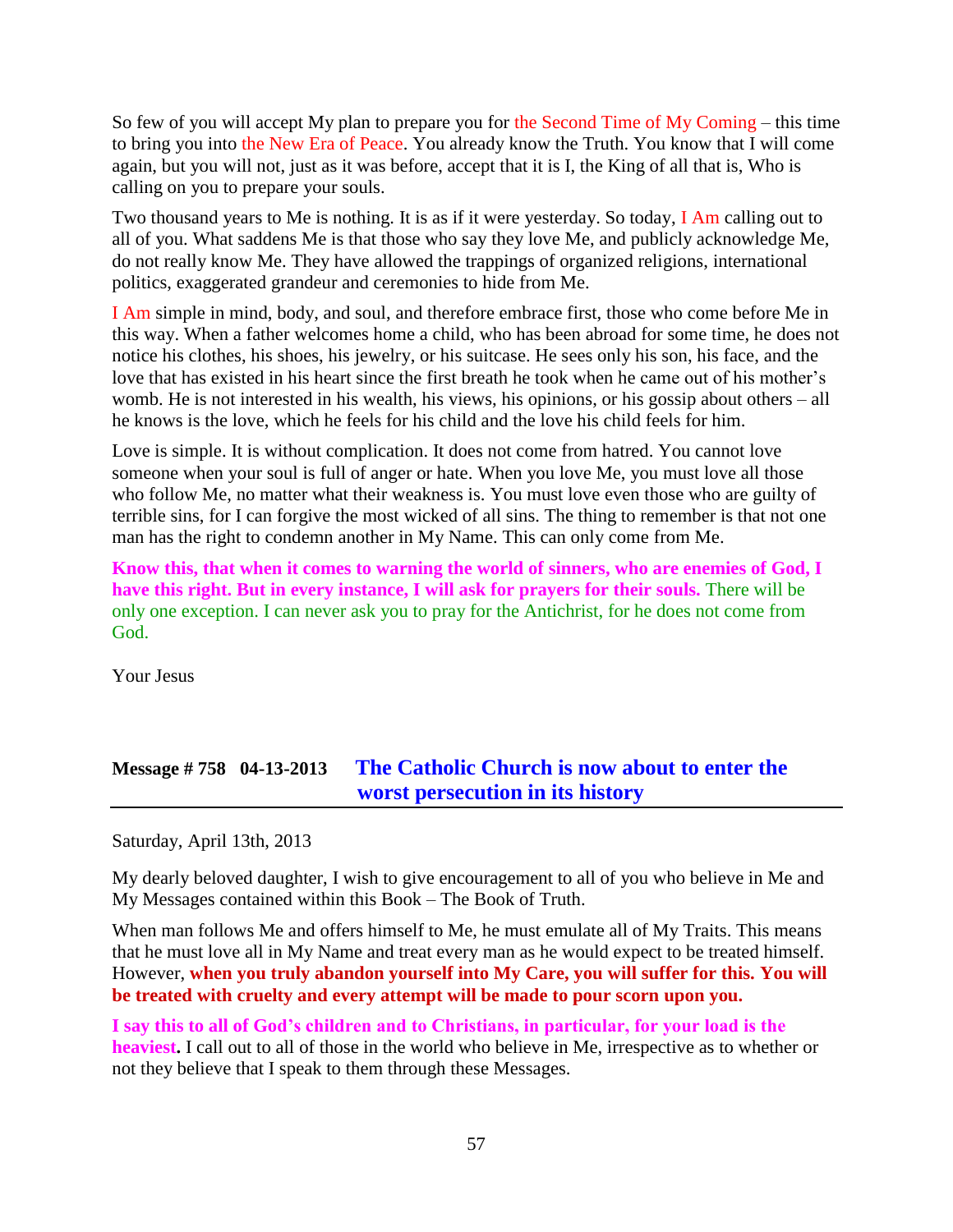So few of you will accept My plan to prepare you for the Second Time of My Coming – this time to bring you into the New Era of Peace. You already know the Truth. You know that I will come again, but you will not, just as it was before, accept that it is I, the King of all that is, Who is calling on you to prepare your souls.

Two thousand years to Me is nothing. It is as if it were yesterday. So today, I Am calling out to all of you. What saddens Me is that those who say they love Me, and publicly acknowledge Me, do not really know Me. They have allowed the trappings of organized religions, international politics, exaggerated grandeur and ceremonies to hide from Me.

I Am simple in mind, body, and soul, and therefore embrace first, those who come before Me in this way. When a father welcomes home a child, who has been abroad for some time, he does not notice his clothes, his shoes, his jewelry, or his suitcase. He sees only his son, his face, and the love that has existed in his heart since the first breath he took when he came out of his mother's womb. He is not interested in his wealth, his views, his opinions, or his gossip about others – all he knows is the love, which he feels for his child and the love his child feels for him.

Love is simple. It is without complication. It does not come from hatred. You cannot love someone when your soul is full of anger or hate. When you love Me, you must love all those who follow Me, no matter what their weakness is. You must love even those who are guilty of terrible sins, for I can forgive the most wicked of all sins. The thing to remember is that not one man has the right to condemn another in My Name. This can only come from Me.

**Know this, that when it comes to warning the world of sinners, who are enemies of God, I have this right. But in every instance, I will ask for prayers for their souls.** There will be only one exception. I can never ask you to pray for the Antichrist, for he does not come from God.

Your Jesus

## Message # 758 04-13-2013 The Catholic Church is now about to enter the worst persecution in its history

Saturday, April 13th, 2013

My dearly beloved daughter, I wish to give encouragement to all of you who believe in Me and My Messages contained within this Book – The Book of Truth.

When man follows Me and offers himself to Me, he must emulate all of My Traits. This means that he must love all in My Name and treat every man as he would expect to be treated himself. However, **when you truly abandon yourself into My Care, you will suffer for this. You will be treated with cruelty and every attempt will be made to pour scorn upon you.**

**I say this to all of God's children and to Christians, in particular, for your load is the heaviest.** I call out to all of those in the world who believe in Me, irrespective as to whether or not they believe that I speak to them through these Messages.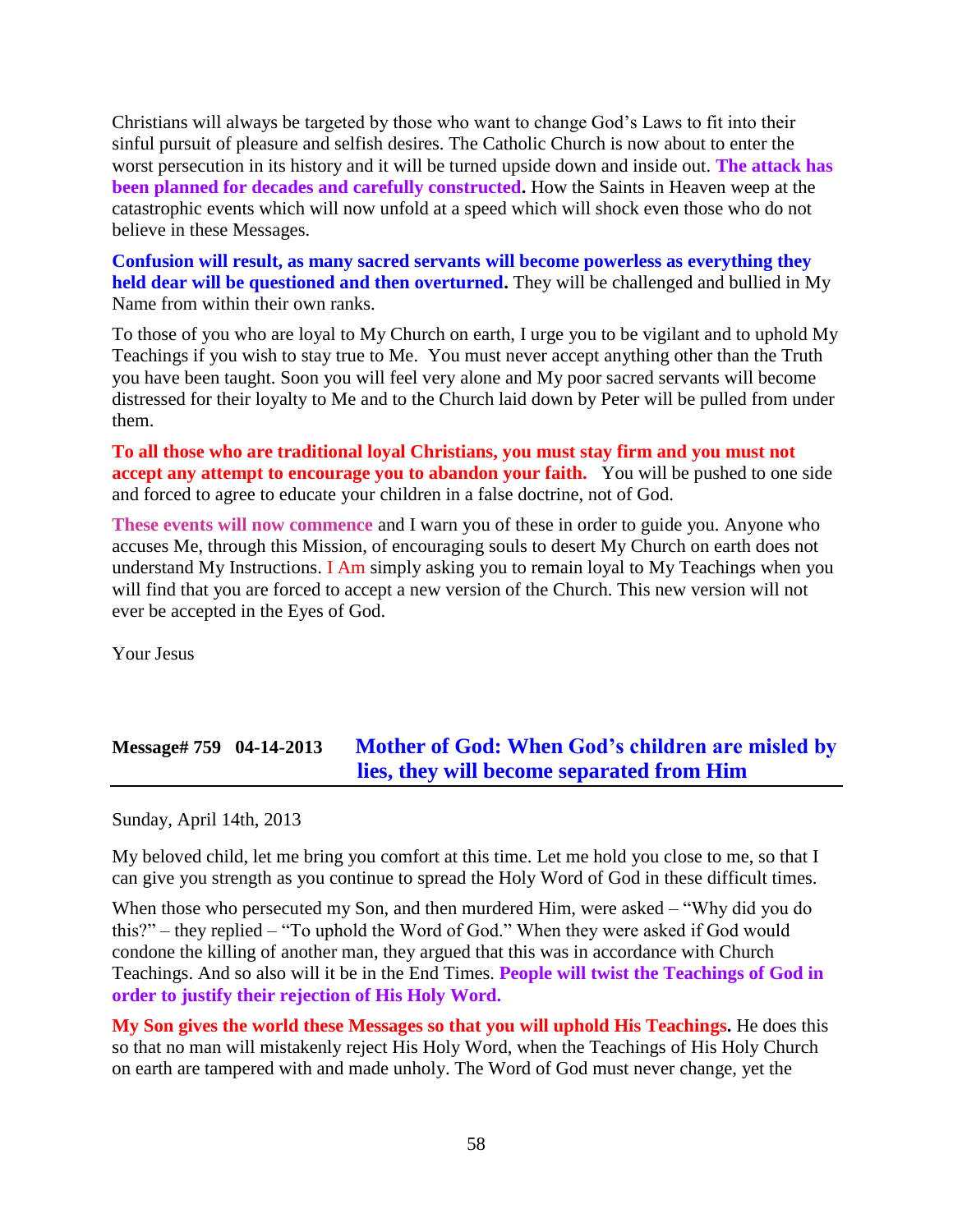Christians will always be targeted by those who want to change God's Laws to fit into their sinful pursuit of pleasure and selfish desires. The Catholic Church is now about to enter the worst persecution in its history and it will be turned upside down and inside out. **The attack has been planned for decades and carefully constructed.** How the Saints in Heaven weep at the catastrophic events which will now unfold at a speed which will shock even those who do not believe in these Messages.

**Confusion will result, as many sacred servants will become powerless as everything they held dear will be questioned and then overturned.** They will be challenged and bullied in My Name from within their own ranks.

To those of you who are loyal to My Church on earth, I urge you to be vigilant and to uphold My Teachings if you wish to stay true to Me. You must never accept anything other than the Truth you have been taught. Soon you will feel very alone and My poor sacred servants will become distressed for their loyalty to Me and to the Church laid down by Peter will be pulled from under them.

**To all those who are traditional loyal Christians, you must stay firm and you must not accept any attempt to encourage you to abandon your faith.** You will be pushed to one side and forced to agree to educate your children in a false doctrine, not of God.

**These events will now commence** and I warn you of these in order to guide you. Anyone who accuses Me, through this Mission, of encouraging souls to desert My Church on earth does not understand My Instructions. I Am simply asking you to remain loyal to My Teachings when you will find that you are forced to accept a new version of the Church. This new version will not ever be accepted in the Eyes of God.

Your Jesus

## Message# 759 04-14-2013 Mother of God: When God's children are misled by lies, they will become separated from Him

Sunday, April 14th, 2013

My beloved child, let me bring you comfort at this time. Let me hold you close to me, so that I can give you strength as you continue to spread the Holy Word of God in these difficult times.

When those who persecuted my Son, and then murdered Him, were asked – "Why did you do this?" – they replied – "To uphold the Word of God." When they were asked if God would condone the killing of another man, they argued that this was in accordance with Church Teachings. And so also will it be in the End Times. **People will twist the Teachings of God in order to justify their rejection of His Holy Word.**

**My Son gives the world these Messages so that you will uphold His Teachings.** He does this so that no man will mistakenly reject His Holy Word, when the Teachings of His Holy Church on earth are tampered with and made unholy. The Word of God must never change, yet the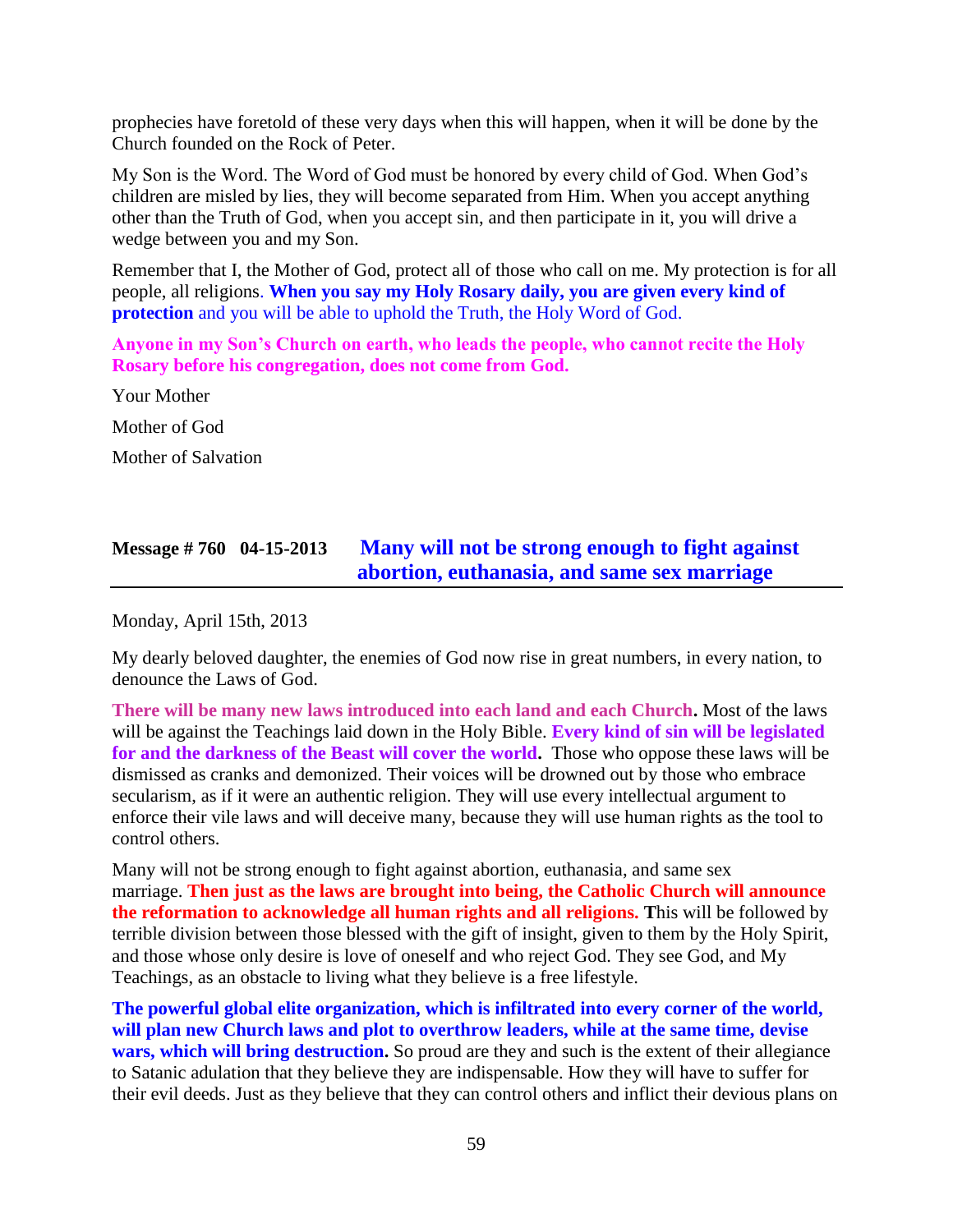prophecies have foretold of these very days when this will happen, when it will be done by the Church founded on the Rock of Peter.

My Son is the Word. The Word of God must be honored by every child of God. When God's children are misled by lies, they will become separated from Him. When you accept anything other than the Truth of God, when you accept sin, and then participate in it, you will drive a wedge between you and my Son.

Remember that I, the Mother of God, protect all of those who call on me. My protection is for all people, all religions. **When you say my Holy Rosary daily, you are given every kind of protection** and you will be able to uphold the Truth, the Holy Word of God.

**Anyone in my Son's Church on earth, who leads the people, who cannot recite the Holy Rosary before his congregation, does not come from God.**

Your Mother

Mother of God

Mother of Salvation

## Message # 760 04-15-2013 Many will not be strong enough to fight against abortion, euthanasia, and same sex marriage

Monday, April 15th, 2013

My dearly beloved daughter, the enemies of God now rise in great numbers, in every nation, to denounce the Laws of God.

**There will be many new laws introduced into each land and each Church.** Most of the laws will be against the Teachings laid down in the Holy Bible. **Every kind of sin will be legislated for and the darkness of the Beast will cover the world.** Those who oppose these laws will be dismissed as cranks and demonized. Their voices will be drowned out by those who embrace secularism, as if it were an authentic religion. They will use every intellectual argument to enforce their vile laws and will deceive many, because they will use human rights as the tool to control others.

Many will not be strong enough to fight against abortion, euthanasia, and same sex marriage. **Then just as the laws are brought into being, the Catholic Church will announce the reformation to acknowledge all human rights and all religions.** This will be followed by terrible division between those blessed with the gift of insight, given to them by the Holy Spirit, and those whose only desire is love of oneself and who reject God. They see God, and My Teachings, as an obstacle to living what they believe is a free lifestyle.

**The powerful global elite organization, which is infiltrated into every corner of the world, will plan new Church laws and plot to overthrow leaders, while at the same time, devise wars, which will bring destruction.** So proud are they and such is the extent of their allegiance to Satanic adulation that they believe they are indispensable. How they will have to suffer for their evil deeds. Just as they believe that they can control others and inflict their devious plans on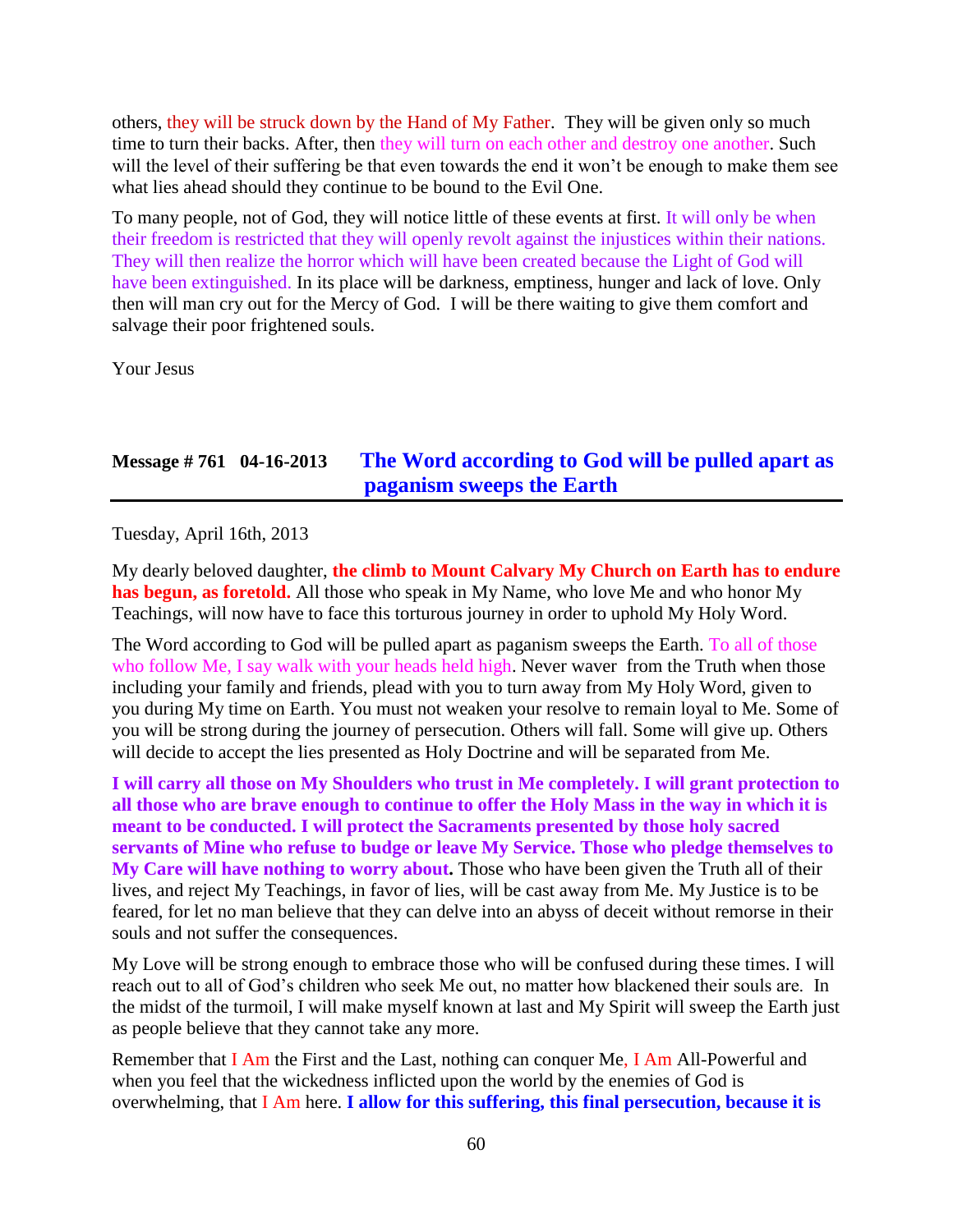others, they will be struck down by the Hand of My Father. They will be given only so much time to turn their backs. After, then they will turn on each other and destroy one another. Such will the level of their suffering be that even towards the end it won't be enough to make them see what lies ahead should they continue to be bound to the Evil One.

To many people, not of God, they will notice little of these events at first. It will only be when their freedom is restricted that they will openly revolt against the injustices within their nations. They will then realize the horror which will have been created because the Light of God will have been extinguished. In its place will be darkness, emptiness, hunger and lack of love. Only then will man cry out for the Mercy of God. I will be there waiting to give them comfort and salvage their poor frightened souls.

Your Jesus

## Message # 761 04-16-2013 The Word according to God will be pulled apart as paganism sweeps the Earth

Tuesday, April 16th, 2013

My dearly beloved daughter, **the climb to Mount Calvary My Church on Earth has to endure has begun, as foretold.** All those who speak in My Name, who love Me and who honor My Teachings, will now have to face this torturous journey in order to uphold My Holy Word.

The Word according to God will be pulled apart as paganism sweeps the Earth. To all of those who follow Me, I say walk with your heads held high. Never waver from the Truth when those including your family and friends, plead with you to turn away from My Holy Word, given to you during My time on Earth. You must not weaken your resolve to remain loyal to Me. Some of you will be strong during the journey of persecution. Others will fall. Some will give up. Others will decide to accept the lies presented as Holy Doctrine and will be separated from Me.

**I will carry all those on My Shoulders who trust in Me completely. I will grant protection to all those who are brave enough to continue to offer the Holy Mass in the way in which it is meant to be conducted. I will protect the Sacraments presented by those holy sacred servants of Mine who refuse to budge or leave My Service. Those who pledge themselves to My Care will have nothing to worry about.** Those who have been given the Truth all of their lives, and reject My Teachings, in favor of lies, will be cast away from Me. My Justice is to be feared, for let no man believe that they can delve into an abyss of deceit without remorse in their souls and not suffer the consequences.

My Love will be strong enough to embrace those who will be confused during these times. I will reach out to all of God's children who seek Me out, no matter how blackened their souls are. In the midst of the turmoil, I will make myself known at last and My Spirit will sweep the Earth just as people believe that they cannot take any more.

Remember that I Am the First and the Last, nothing can conquer Me, I Am All-Powerful and when you feel that the wickedness inflicted upon the world by the enemies of God is overwhelming, that I Am here. **I allow for this suffering, this final persecution, because it is**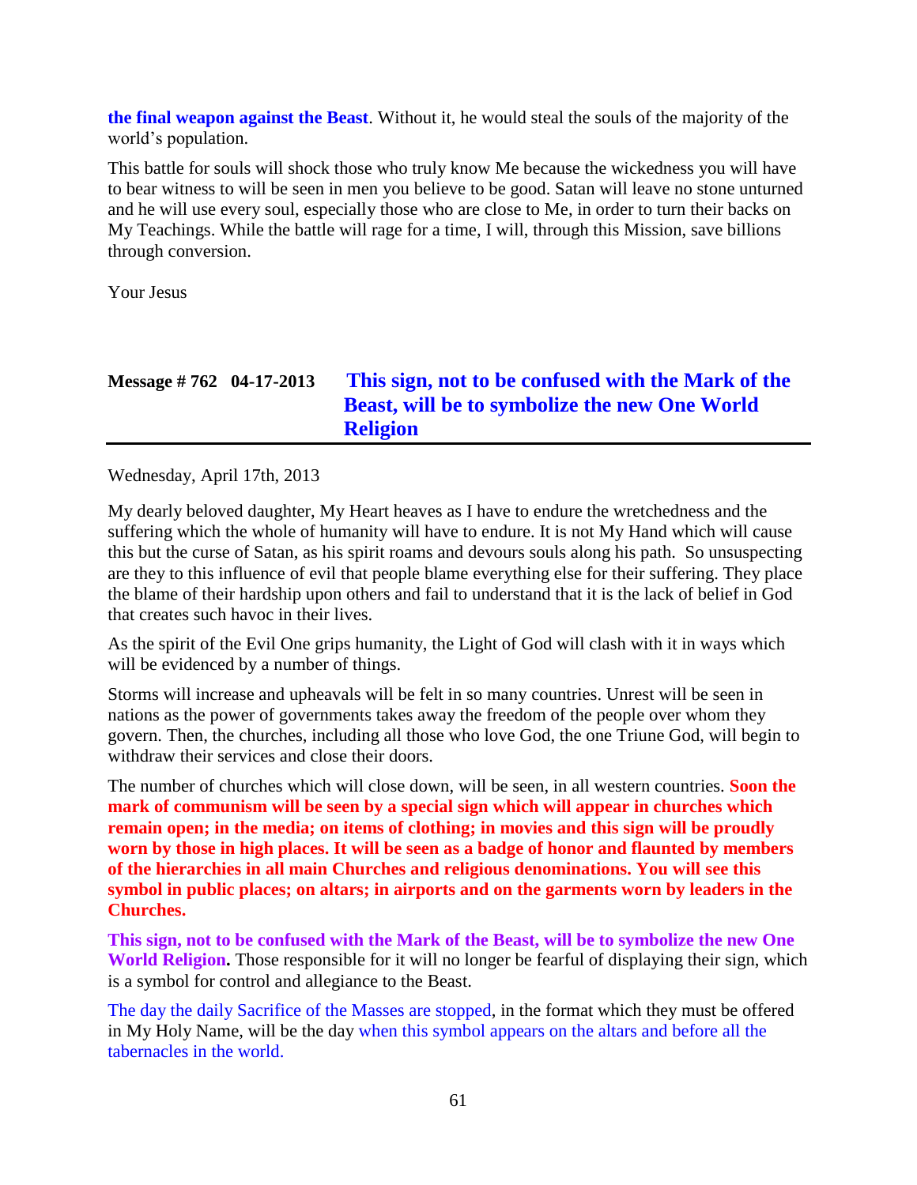**the final weapon against the Beast**. Without it, he would steal the souls of the majority of the world's population.

This battle for souls will shock those who truly know Me because the wickedness you will have to bear witness to will be seen in men you believe to be good. Satan will leave no stone unturned and he will use every soul, especially those who are close to Me, in order to turn their backs on My Teachings. While the battle will rage for a time, I will, through this Mission, save billions through conversion.

Your Jesus

## Message # 762 04-17-2013 This sign, not to be confused with the Mark of the Beast, will be to symbolize the new One World Religion

Wednesday, April 17th, 2013

My dearly beloved daughter, My Heart heaves as I have to endure the wretchedness and the suffering which the whole of humanity will have to endure. It is not My Hand which will cause this but the curse of Satan, as his spirit roams and devours souls along his path. So unsuspecting are they to this influence of evil that people blame everything else for their suffering. They place the blame of their hardship upon others and fail to understand that it is the lack of belief in God that creates such havoc in their lives.

As the spirit of the Evil One grips humanity, the Light of God will clash with it in ways which will be evidenced by a number of things.

Storms will increase and upheavals will be felt in so many countries. Unrest will be seen in nations as the power of governments takes away the freedom of the people over whom they govern. Then, the churches, including all those who love God, the one Triune God, will begin to withdraw their services and close their doors.

The number of churches which will close down, will be seen, in all western countries. **Soon the mark of communism will be seen by a special sign which will appear in churches which remain open; in the media; on items of clothing; in movies and this sign will be proudly worn by those in high places. It will be seen as a badge of honor and flaunted by members of the hierarchies in all main Churches and religious denominations. You will see this symbol in public places; on altars; in airports and on the garments worn by leaders in the Churches.**

**This sign, not to be confused with the Mark of the Beast, will be to symbolize the new One World Religion.** Those responsible for it will no longer be fearful of displaying their sign, which is a symbol for control and allegiance to the Beast.

The day the daily Sacrifice of the Masses are stopped, in the format which they must be offered in My Holy Name, will be the day when this symbol appears on the altars and before all the tabernacles in the world.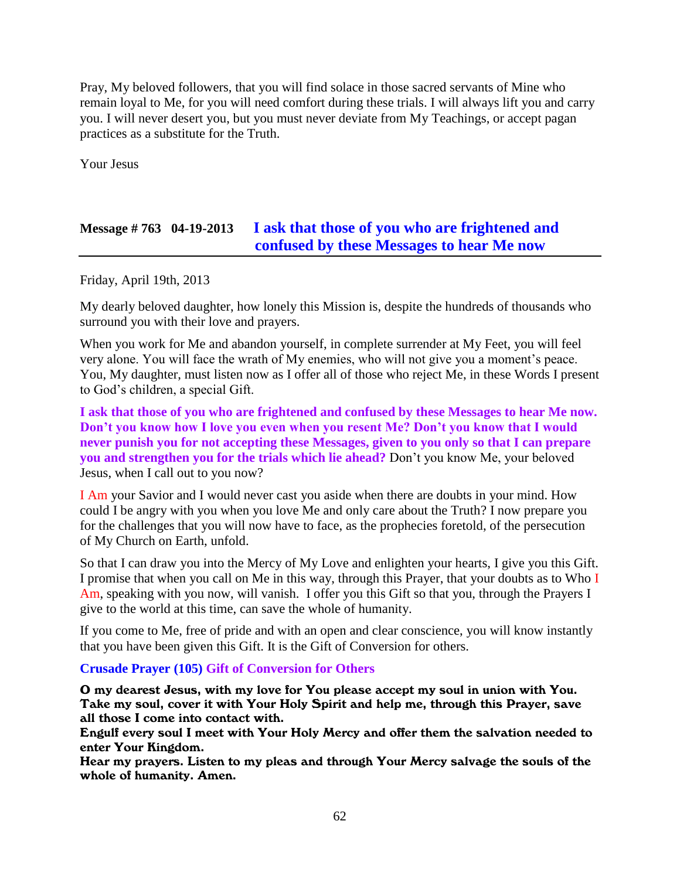Pray, My beloved followers, that you will find solace in those sacred servants of Mine who remain loyal to Me, for you will need comfort during these trials. I will always lift you and carry you. I will never desert you, but you must never deviate from My Teachings, or accept pagan practices as a substitute for the Truth.

Your Jesus

## Message # 763 04-19-2013 I ask that those of you who are frightened and confused by these Messages to hear Me now

Friday, April 19th, 2013

My dearly beloved daughter, how lonely this Mission is, despite the hundreds of thousands who surround you with their love and prayers.

When you work for Me and abandon yourself, in complete surrender at My Feet, you will feel very alone. You will face the wrath of My enemies, who will not give you a moment's peace. You, My daughter, must listen now as I offer all of those who reject Me, in these Words I present to God's children, a special Gift.

**I ask that those of you who are frightened and confused by these Messages to hear Me now. Don't you know how I love you even when you resent Me? Don't you know that I would never punish you for not accepting these Messages, given to you only so that I can prepare you and strengthen you for the trials which lie ahead?** Don't you know Me, your beloved Jesus, when I call out to you now?

I Am your Savior and I would never cast you aside when there are doubts in your mind. How could I be angry with you when you love Me and only care about the Truth? I now prepare you for the challenges that you will now have to face, as the prophecies foretold, of the persecution of My Church on Earth, unfold.

So that I can draw you into the Mercy of My Love and enlighten your hearts, I give you this Gift. I promise that when you call on Me in this way, through this Prayer, that your doubts as to Who I Am, speaking with you now, will vanish. I offer you this Gift so that you, through the Prayers I give to the world at this time, can save the whole of humanity.

If you come to Me, free of pride and with an open and clear conscience, you will know instantly that you have been given this Gift. It is the Gift of Conversion for others.

**Crusade Prayer (105) Gift of Conversion for Others**

**O my dearest Jesus, with my love for You please accept my soul in union with You. Take my soul, cover it with Your Holy Spirit and help me, through this Prayer, save all those I come into contact with.**
**Engulf every soul I meet with Your Holy Mercy and offer them the salvation needed to enter Your Kingdom.**
**Hear my prayers. Listen to my pleas and through Your Mercy salvage the souls of the whole of humanity. Amen.**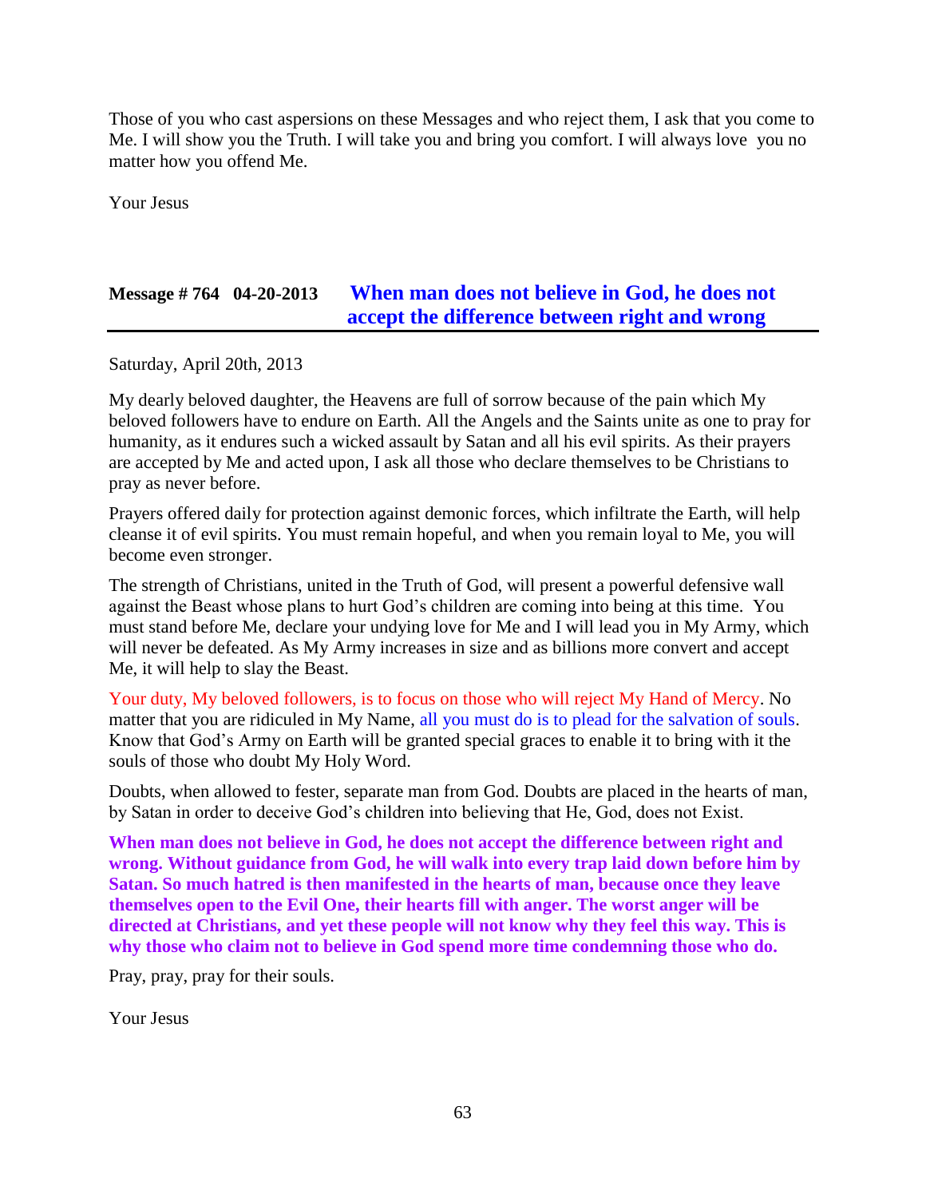Those of you who cast aspersions on these Messages and who reject them, I ask that you come to Me. I will show you the Truth. I will take you and bring you comfort. I will always love you no matter how you offend Me.

Your Jesus

## Message # 764 04-20-2013 When man does not believe in God, he does not accept the difference between right and wrong

Saturday, April 20th, 2013

My dearly beloved daughter, the Heavens are full of sorrow because of the pain which My beloved followers have to endure on Earth. All the Angels and the Saints unite as one to pray for humanity, as it endures such a wicked assault by Satan and all his evil spirits. As their prayers are accepted by Me and acted upon, I ask all those who declare themselves to be Christians to pray as never before.

Prayers offered daily for protection against demonic forces, which infiltrate the Earth, will help cleanse it of evil spirits. You must remain hopeful, and when you remain loyal to Me, you will become even stronger.

The strength of Christians, united in the Truth of God, will present a powerful defensive wall against the Beast whose plans to hurt God's children are coming into being at this time. You must stand before Me, declare your undying love for Me and I will lead you in My Army, which will never be defeated. As My Army increases in size and as billions more convert and accept Me, it will help to slay the Beast.

Your duty, My beloved followers, is to focus on those who will reject My Hand of Mercy. No matter that you are ridiculed in My Name, all you must do is to plead for the salvation of souls. Know that God's Army on Earth will be granted special graces to enable it to bring with it the souls of those who doubt My Holy Word.

Doubts, when allowed to fester, separate man from God. Doubts are placed in the hearts of man, by Satan in order to deceive God's children into believing that He, God, does not Exist.

**When man does not believe in God, he does not accept the difference between right and wrong. Without guidance from God, he will walk into every trap laid down before him by Satan. So much hatred is then manifested in the hearts of man, because once they leave themselves open to the Evil One, their hearts fill with anger. The worst anger will be directed at Christians, and yet these people will not know why they feel this way. This is why those who claim not to believe in God spend more time condemning those who do.**

Pray, pray, pray for their souls.

Your Jesus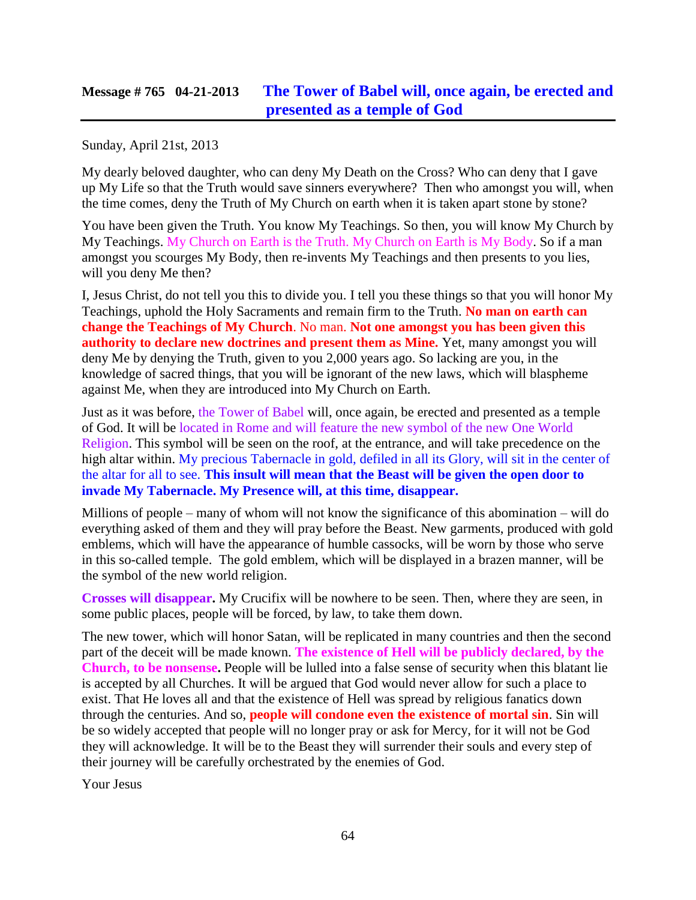## Message # 765 04-21-2013 **The Tower of Babel will, once again, be erected and presented as a temple of God**

Sunday, April 21st, 2013

My dearly beloved daughter, who can deny My Death on the Cross? Who can deny that I gave up My Life so that the Truth would save sinners everywhere? Then who amongst you will, when the time comes, deny the Truth of My Church on earth when it is taken apart stone by stone?

You have been given the Truth. You know My Teachings. So then, you will know My Church by My Teachings. My Church on Earth is the Truth. My Church on Earth is My Body. So if a man amongst you scourges My Body, then re-invents My Teachings and then presents to you lies, will you deny Me then?

I, Jesus Christ, do not tell you this to divide you. I tell you these things so that you will honor My Teachings, uphold the Holy Sacraments and remain firm to the Truth. **No man on earth can change the Teachings of My Church**. No man. **Not one amongst you has been given this authority to declare new doctrines and present them as Mine.** Yet, many amongst you will deny Me by denying the Truth, given to you 2,000 years ago. So lacking are you, in the knowledge of sacred things, that you will be ignorant of the new laws, which will blaspheme against Me, when they are introduced into My Church on Earth.

Just as it was before, the Tower of Babel will, once again, be erected and presented as a temple of God. It will be located in Rome and will feature the new symbol of the new One World Religion. This symbol will be seen on the roof, at the entrance, and will take precedence on the high altar within. My precious Tabernacle in gold, defiled in all its Glory, will sit in the center of the altar for all to see. **This insult will mean that the Beast will be given the open door to invade My Tabernacle. My Presence will, at this time, disappear.**

Millions of people – many of whom will not know the significance of this abomination – will do everything asked of them and they will pray before the Beast. New garments, produced with gold emblems, which will have the appearance of humble cassocks, will be worn by those who serve in this so-called temple. The gold emblem, which will be displayed in a brazen manner, will be the symbol of the new world religion.

**Crosses will disappear.** My Crucifix will be nowhere to be seen. Then, where they are seen, in some public places, people will be forced, by law, to take them down.

The new tower, which will honor Satan, will be replicated in many countries and then the second part of the deceit will be made known. **The existence of Hell will be publicly declared, by the Church, to be nonsense.** People will be lulled into a false sense of security when this blatant lie is accepted by all Churches. It will be argued that God would never allow for such a place to exist. That He loves all and that the existence of Hell was spread by religious fanatics down through the centuries. And so, **people will condone even the existence of mortal sin**. Sin will be so widely accepted that people will no longer pray or ask for Mercy, for it will not be God they will acknowledge. It will be to the Beast they will surrender their souls and every step of their journey will be carefully orchestrated by the enemies of God.

Your Jesus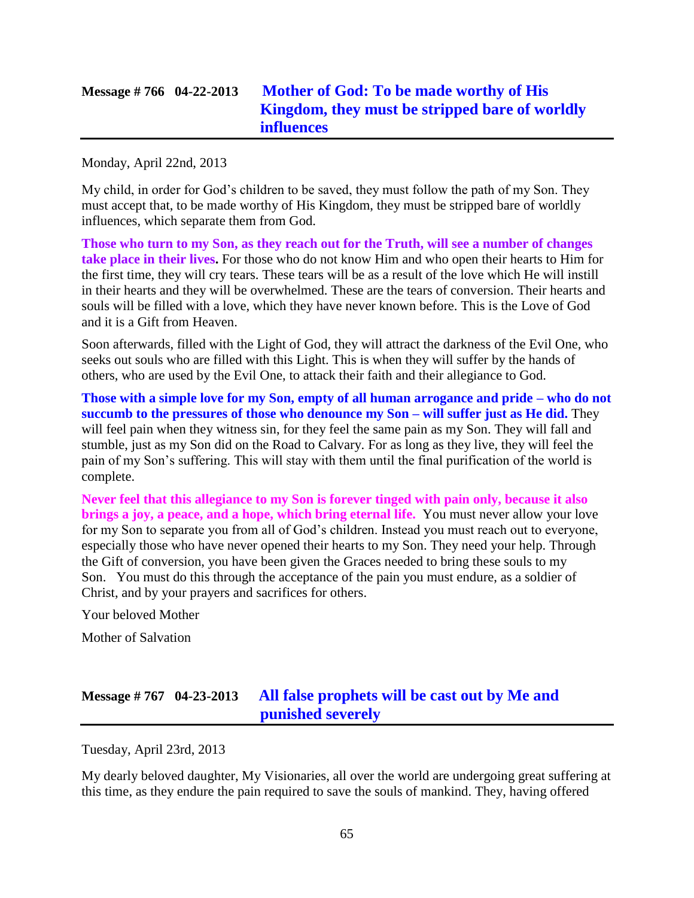## Message # 766 04-22-2013 Mother of God: To be made worthy of His Kingdom, they must be stripped bare of worldly influences

Monday, April 22nd, 2013

My child, in order for God's children to be saved, they must follow the path of my Son. They must accept that, to be made worthy of His Kingdom, they must be stripped bare of worldly influences, which separate them from God.

**Those who turn to my Son, as they reach out for the Truth, will see a number of changes take place in their lives.** For those who do not know Him and who open their hearts to Him for the first time, they will cry tears. These tears will be as a result of the love which He will instill in their hearts and they will be overwhelmed. These are the tears of conversion. Their hearts and souls will be filled with a love, which they have never known before. This is the Love of God and it is a Gift from Heaven.

Soon afterwards, filled with the Light of God, they will attract the darkness of the Evil One, who seeks out souls who are filled with this Light. This is when they will suffer by the hands of others, who are used by the Evil One, to attack their faith and their allegiance to God.

**Those with a simple love for my Son, empty of all human arrogance and pride – who do not succumb to the pressures of those who denounce my Son – will suffer just as He did.** They will feel pain when they witness sin, for they feel the same pain as my Son. They will fall and stumble, just as my Son did on the Road to Calvary. For as long as they live, they will feel the pain of my Son's suffering. This will stay with them until the final purification of the world is complete.

**Never feel that this allegiance to my Son is forever tinged with pain only, because it also brings a joy, a peace, and a hope, which bring eternal life.** You must never allow your love for my Son to separate you from all of God's children. Instead you must reach out to everyone, especially those who have never opened their hearts to my Son. They need your help. Through the Gift of conversion, you have been given the Graces needed to bring these souls to my Son. You must do this through the acceptance of the pain you must endure, as a soldier of Christ, and by your prayers and sacrifices for others.

Your beloved Mother

Mother of Salvation

## Message # 767 04-23-2013 All false prophets will be cast out by Me and punished severely

Tuesday, April 23rd, 2013

My dearly beloved daughter, My Visionaries, all over the world are undergoing great suffering at this time, as they endure the pain required to save the souls of mankind. They, having offered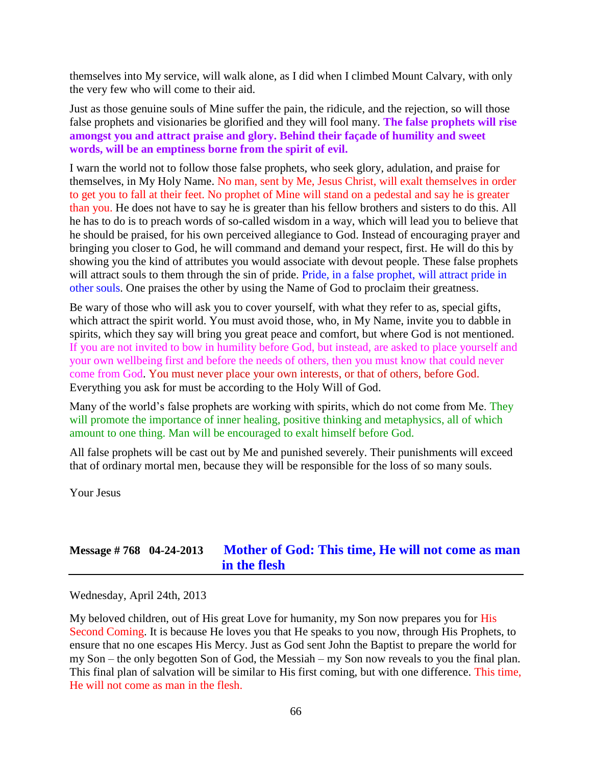themselves into My service, will walk alone, as I did when I climbed Mount Calvary, with only the very few who will come to their aid.

Just as those genuine souls of Mine suffer the pain, the ridicule, and the rejection, so will those false prophets and visionaries be glorified and they will fool many. **The false prophets will rise amongst you and attract praise and glory. Behind their façade of humility and sweet words, will be an emptiness borne from the spirit of evil.**

I warn the world not to follow those false prophets, who seek glory, adulation, and praise for themselves, in My Holy Name. No man, sent by Me, Jesus Christ, will exalt themselves in order to get you to fall at their feet. No prophet of Mine will stand on a pedestal and say he is greater than you. He does not have to say he is greater than his fellow brothers and sisters to do this. All he has to do is to preach words of so-called wisdom in a way, which will lead you to believe that he should be praised, for his own perceived allegiance to God. Instead of encouraging prayer and bringing you closer to God, he will command and demand your respect, first. He will do this by showing you the kind of attributes you would associate with devout people. These false prophets will attract souls to them through the sin of pride. Pride, in a false prophet, will attract pride in other souls. One praises the other by using the Name of God to proclaim their greatness.

Be wary of those who will ask you to cover yourself, with what they refer to as, special gifts, which attract the spirit world. You must avoid those, who, in My Name, invite you to dabble in spirits, which they say will bring you great peace and comfort, but where God is not mentioned. If you are not invited to bow in humility before God, but instead, are asked to place yourself and your own wellbeing first and before the needs of others, then you must know that could never come from God. You must never place your own interests, or that of others, before God. Everything you ask for must be according to the Holy Will of God.

Many of the world's false prophets are working with spirits, which do not come from Me. They will promote the importance of inner healing, positive thinking and metaphysics, all of which amount to one thing. Man will be encouraged to exalt himself before God.

All false prophets will be cast out by Me and punished severely. Their punishments will exceed that of ordinary mortal men, because they will be responsible for the loss of so many souls.

Your Jesus

## Message # 768 04-24-2013 Mother of God: This time, He will not come as man in the flesh

Wednesday, April 24th, 2013

My beloved children, out of His great Love for humanity, my Son now prepares you for His Second Coming. It is because He loves you that He speaks to you now, through His Prophets, to ensure that no one escapes His Mercy. Just as God sent John the Baptist to prepare the world for my Son – the only begotten Son of God, the Messiah – my Son now reveals to you the final plan. This final plan of salvation will be similar to His first coming, but with one difference. This time, He will not come as man in the flesh.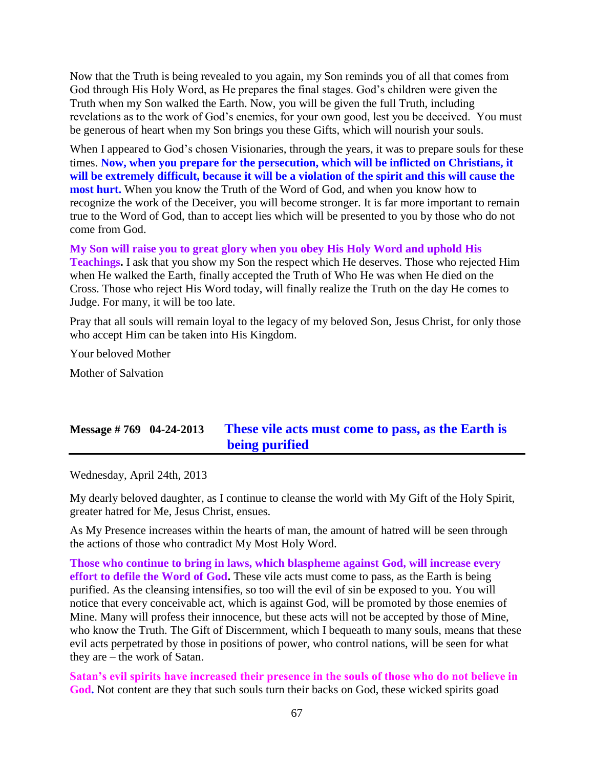Now that the Truth is being revealed to you again, my Son reminds you of all that comes from God through His Holy Word, as He prepares the final stages. God's children were given the Truth when my Son walked the Earth. Now, you will be given the full Truth, including revelations as to the work of God's enemies, for your own good, lest you be deceived. You must be generous of heart when my Son brings you these Gifts, which will nourish your souls.

When I appeared to God's chosen Visionaries, through the years, it was to prepare souls for these times. **Now, when you prepare for the persecution, which will be inflicted on Christians, it will be extremely difficult, because it will be a violation of the spirit and this will cause the most hurt.** When you know the Truth of the Word of God, and when you know how to recognize the work of the Deceiver, you will become stronger. It is far more important to remain true to the Word of God, than to accept lies which will be presented to you by those who do not come from God.

**My Son will raise you to great glory when you obey His Holy Word and uphold His Teachings.** I ask that you show my Son the respect which He deserves. Those who rejected Him when He walked the Earth, finally accepted the Truth of Who He was when He died on the Cross. Those who reject His Word today, will finally realize the Truth on the day He comes to Judge. For many, it will be too late.

Pray that all souls will remain loyal to the legacy of my beloved Son, Jesus Christ, for only those who accept Him can be taken into His Kingdom.

Your beloved Mother

Mother of Salvation

## Message # 769 04-24-2013 These vile acts must come to pass, as the Earth is being purified

Wednesday, April 24th, 2013

My dearly beloved daughter, as I continue to cleanse the world with My Gift of the Holy Spirit, greater hatred for Me, Jesus Christ, ensues.

As My Presence increases within the hearts of man, the amount of hatred will be seen through the actions of those who contradict My Most Holy Word.

**Those who continue to bring in laws, which blaspheme against God, will increase every effort to defile the Word of God.** These vile acts must come to pass, as the Earth is being purified. As the cleansing intensifies, so too will the evil of sin be exposed to you. You will notice that every conceivable act, which is against God, will be promoted by those enemies of Mine. Many will profess their innocence, but these acts will not be accepted by those of Mine, who know the Truth. The Gift of Discernment, which I bequeath to many souls, means that these evil acts perpetrated by those in positions of power, who control nations, will be seen for what they are – the work of Satan.

**Satan's evil spirits have increased their presence in the souls of those who do not believe in God.** Not content are they that such souls turn their backs on God, these wicked spirits goad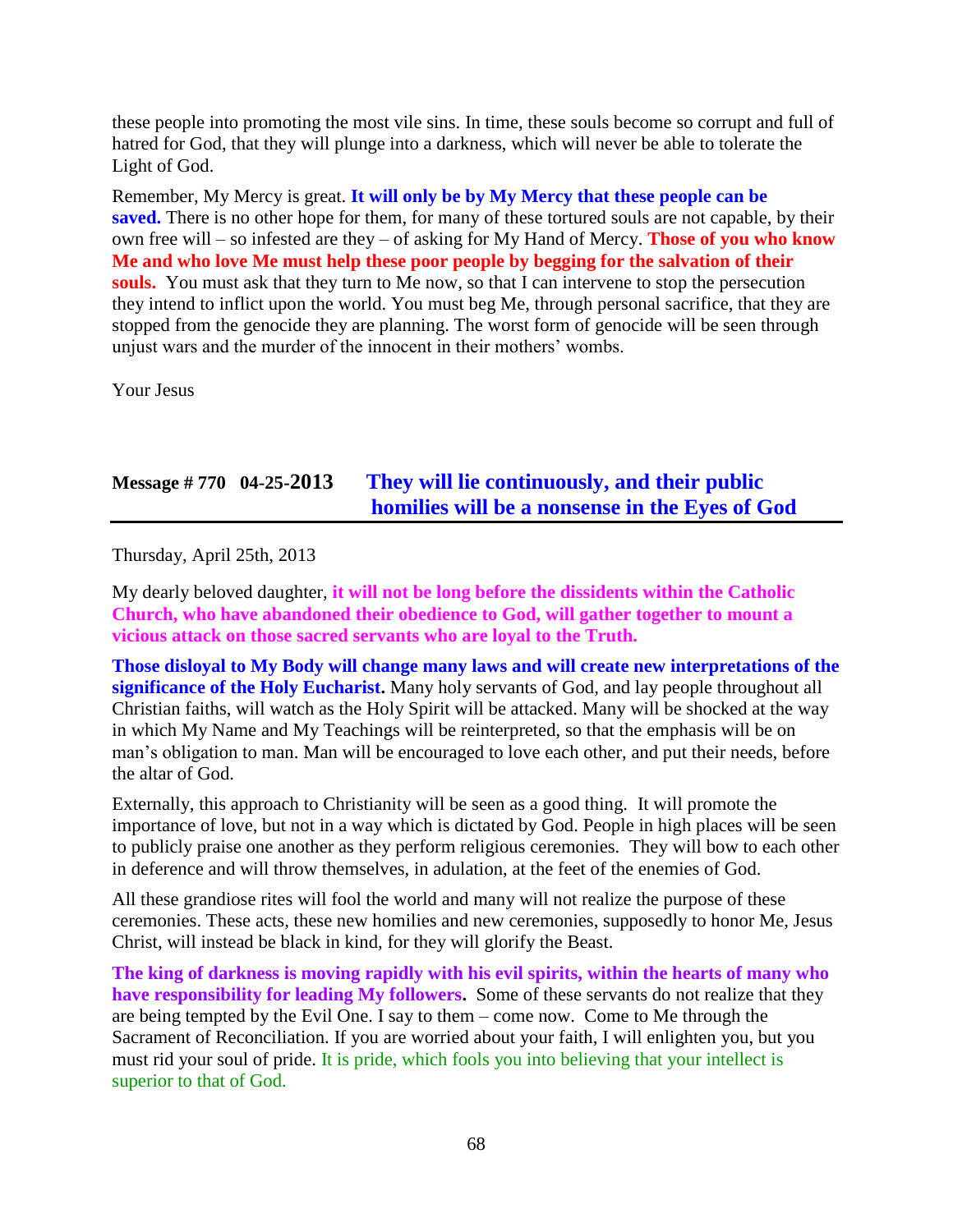these people into promoting the most vile sins. In time, these souls become so corrupt and full of hatred for God, that they will plunge into a darkness, which will never be able to tolerate the Light of God.

Remember, My Mercy is great. **It will only be by My Mercy that these people can be saved.** There is no other hope for them, for many of these tortured souls are not capable, by their own free will – so infested are they – of asking for My Hand of Mercy. **Those of you who know Me and who love Me must help these poor people by begging for the salvation of their souls.** You must ask that they turn to Me now, so that I can intervene to stop the persecution they intend to inflict upon the world. You must beg Me, through personal sacrifice, that they are stopped from the genocide they are planning. The worst form of genocide will be seen through unjust wars and the murder of the innocent in their mothers' wombs.

Your Jesus

## Message # 770 04-25-2013 They will lie continuously, and their public homilies will be a nonsense in the Eyes of God

Thursday, April 25th, 2013

My dearly beloved daughter, **it will not be long before the dissidents within the Catholic Church, who have abandoned their obedience to God, will gather together to mount a vicious attack on those sacred servants who are loyal to the Truth.**

**Those disloyal to My Body will change many laws and will create new interpretations of the significance of the Holy Eucharist.** Many holy servants of God, and lay people throughout all Christian faiths, will watch as the Holy Spirit will be attacked. Many will be shocked at the way in which My Name and My Teachings will be reinterpreted, so that the emphasis will be on man's obligation to man. Man will be encouraged to love each other, and put their needs, before the altar of God.

Externally, this approach to Christianity will be seen as a good thing. It will promote the importance of love, but not in a way which is dictated by God. People in high places will be seen to publicly praise one another as they perform religious ceremonies. They will bow to each other in deference and will throw themselves, in adulation, at the feet of the enemies of God.

All these grandiose rites will fool the world and many will not realize the purpose of these ceremonies. These acts, these new homilies and new ceremonies, supposedly to honor Me, Jesus Christ, will instead be black in kind, for they will glorify the Beast.

**The king of darkness is moving rapidly with his evil spirits, within the hearts of many who have responsibility for leading My followers.** Some of these servants do not realize that they are being tempted by the Evil One. I say to them – come now. Come to Me through the Sacrament of Reconciliation. If you are worried about your faith, I will enlighten you, but you must rid your soul of pride. It is pride, which fools you into believing that your intellect is superior to that of God.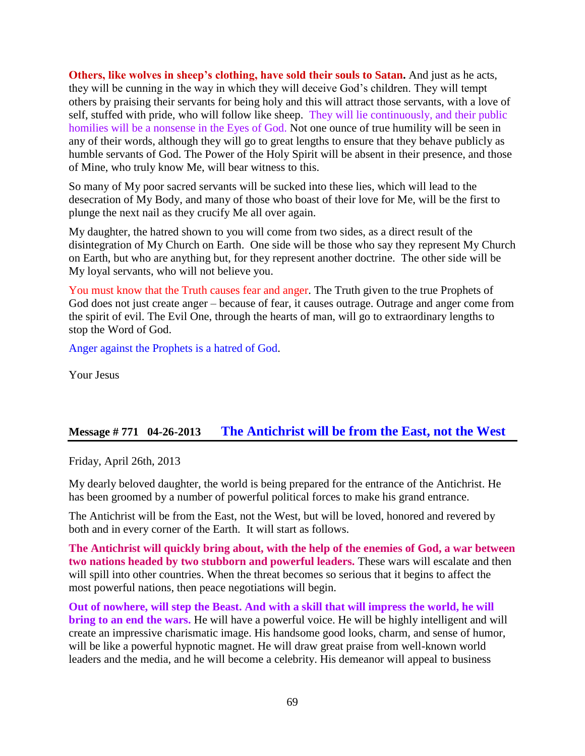**Others, like wolves in sheep's clothing, have sold their souls to Satan.** And just as he acts, they will be cunning in the way in which they will deceive God's children. They will tempt others by praising their servants for being holy and this will attract those servants, with a love of self, stuffed with pride, who will follow like sheep. They will lie continuously, and their public homilies will be a nonsense in the Eyes of God. Not one ounce of true humility will be seen in any of their words, although they will go to great lengths to ensure that they behave publicly as humble servants of God. The Power of the Holy Spirit will be absent in their presence, and those of Mine, who truly know Me, will bear witness to this.

So many of My poor sacred servants will be sucked into these lies, which will lead to the desecration of My Body, and many of those who boast of their love for Me, will be the first to plunge the next nail as they crucify Me all over again.

My daughter, the hatred shown to you will come from two sides, as a direct result of the disintegration of My Church on Earth. One side will be those who say they represent My Church on Earth, but who are anything but, for they represent another doctrine. The other side will be My loyal servants, who will not believe you.

You must know that the Truth causes fear and anger. The Truth given to the true Prophets of God does not just create anger – because of fear, it causes outrage. Outrage and anger come from the spirit of evil. The Evil One, through the hearts of man, will go to extraordinary lengths to stop the Word of God.

Anger against the Prophets is a hatred of God.

Your Jesus

## Message # 771 04-26-2013 The Antichrist will be from the East, not the West

Friday, April 26th, 2013

My dearly beloved daughter, the world is being prepared for the entrance of the Antichrist. He has been groomed by a number of powerful political forces to make his grand entrance.

The Antichrist will be from the East, not the West, but will be loved, honored and revered by both and in every corner of the Earth. It will start as follows.

**The Antichrist will quickly bring about, with the help of the enemies of God, a war between two nations headed by two stubborn and powerful leaders.** These wars will escalate and then will spill into other countries. When the threat becomes so serious that it begins to affect the most powerful nations, then peace negotiations will begin.

**Out of nowhere, will step the Beast. And with a skill that will impress the world, he will bring to an end the wars.** He will have a powerful voice. He will be highly intelligent and will create an impressive charismatic image. His handsome good looks, charm, and sense of humor, will be like a powerful hypnotic magnet. He will draw great praise from well-known world leaders and the media, and he will become a celebrity. His demeanor will appeal to business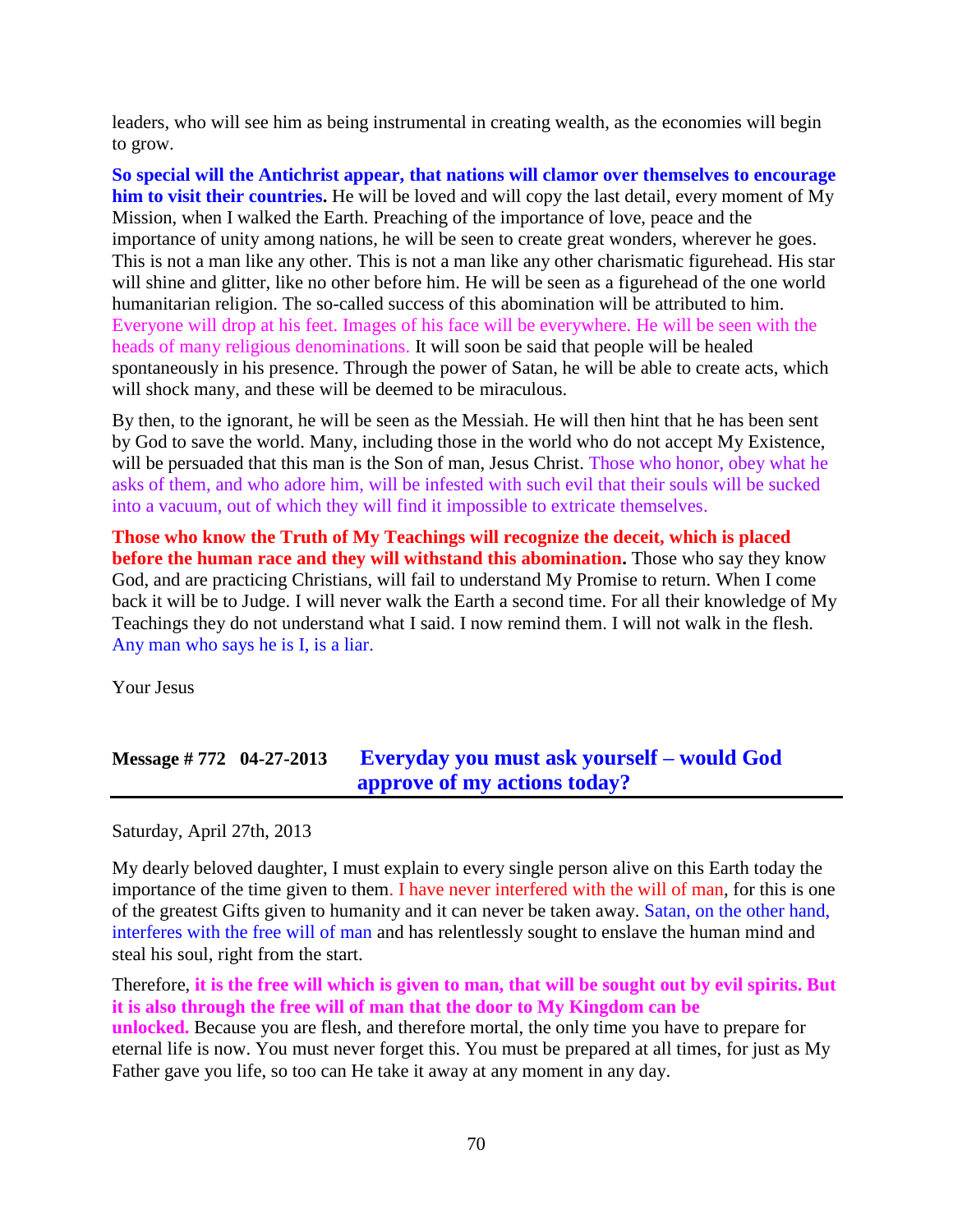leaders, who will see him as being instrumental in creating wealth, as the economies will begin to grow.

**So special will the Antichrist appear, that nations will clamor over themselves to encourage him to visit their countries.** He will be loved and will copy the last detail, every moment of My Mission, when I walked the Earth. Preaching of the importance of love, peace and the importance of unity among nations, he will be seen to create great wonders, wherever he goes. This is not a man like any other. This is not a man like any other charismatic figurehead. His star will shine and glitter, like no other before him. He will be seen as a figurehead of the one world humanitarian religion. The so-called success of this abomination will be attributed to him. Everyone will drop at his feet. Images of his face will be everywhere. He will be seen with the heads of many religious denominations. It will soon be said that people will be healed spontaneously in his presence. Through the power of Satan, he will be able to create acts, which will shock many, and these will be deemed to be miraculous.

By then, to the ignorant, he will be seen as the Messiah. He will then hint that he has been sent by God to save the world. Many, including those in the world who do not accept My Existence, will be persuaded that this man is the Son of man, Jesus Christ. Those who honor, obey what he asks of them, and who adore him, will be infested with such evil that their souls will be sucked into a vacuum, out of which they will find it impossible to extricate themselves.

**Those who know the Truth of My Teachings will recognize the deceit, which is placed before the human race and they will withstand this abomination.** Those who say they know God, and are practicing Christians, will fail to understand My Promise to return. When I come back it will be to Judge. I will never walk the Earth a second time. For all their knowledge of My Teachings they do not understand what I said. I now remind them. I will not walk in the flesh. Any man who says he is I, is a liar.

Your Jesus

## Message # 772 04-27-2013 Everyday you must ask yourself – would God approve of my actions today?

Saturday, April 27th, 2013

My dearly beloved daughter, I must explain to every single person alive on this Earth today the importance of the time given to them. I have never interfered with the will of man, for this is one of the greatest Gifts given to humanity and it can never be taken away. Satan, on the other hand, interferes with the free will of man and has relentlessly sought to enslave the human mind and steal his soul, right from the start.

Therefore, **it is the free will which is given to man, that will be sought out by evil spirits. But it is also through the free will of man that the door to My Kingdom can be unlocked.** Because you are flesh, and therefore mortal, the only time you have to prepare for eternal life is now. You must never forget this. You must be prepared at all times, for just as My Father gave you life, so too can He take it away at any moment in any day.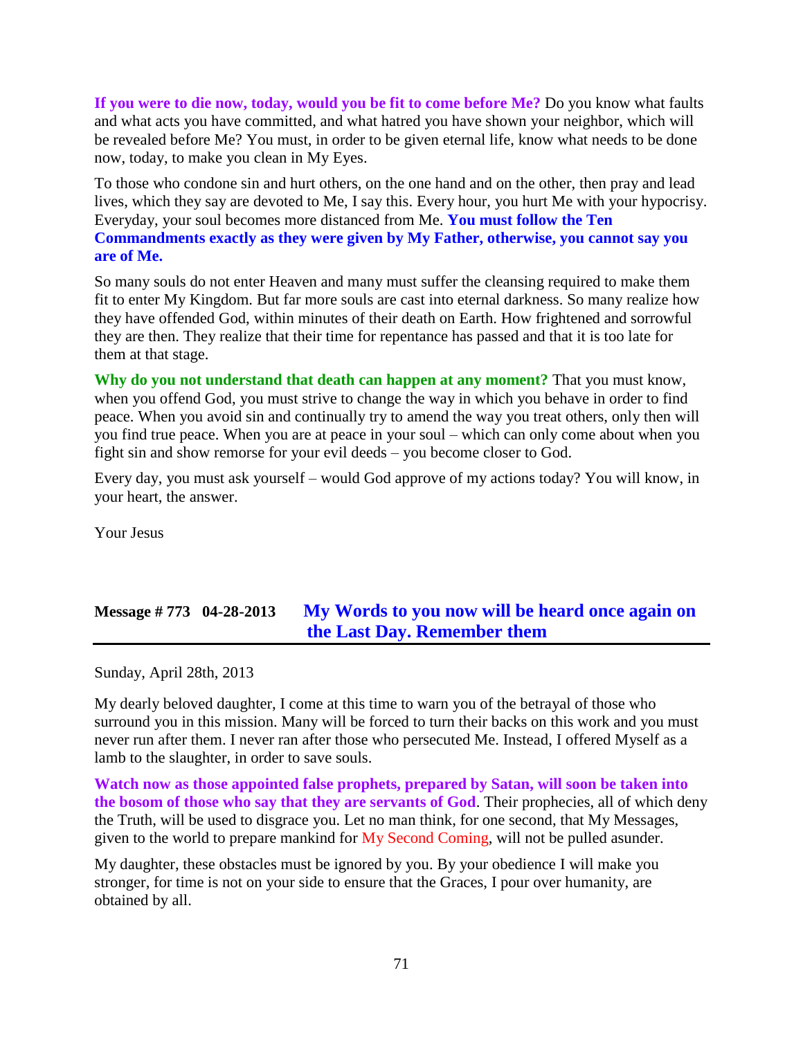**If you were to die now, today, would you be fit to come before Me?** Do you know what faults and what acts you have committed, and what hatred you have shown your neighbor, which will be revealed before Me? You must, in order to be given eternal life, know what needs to be done now, today, to make you clean in My Eyes.

To those who condone sin and hurt others, on the one hand and on the other, then pray and lead lives, which they say are devoted to Me, I say this. Every hour, you hurt Me with your hypocrisy. Everyday, your soul becomes more distanced from Me. **You must follow the Ten Commandments exactly as they were given by My Father, otherwise, you cannot say you are of Me.**

So many souls do not enter Heaven and many must suffer the cleansing required to make them fit to enter My Kingdom. But far more souls are cast into eternal darkness. So many realize how they have offended God, within minutes of their death on Earth. How frightened and sorrowful they are then. They realize that their time for repentance has passed and that it is too late for them at that stage.

**Why do you not understand that death can happen at any moment?** That you must know, when you offend God, you must strive to change the way in which you behave in order to find peace. When you avoid sin and continually try to amend the way you treat others, only then will you find true peace. When you are at peace in your soul – which can only come about when you fight sin and show remorse for your evil deeds – you become closer to God.

Every day, you must ask yourself – would God approve of my actions today? You will know, in your heart, the answer.

Your Jesus

## Message # 773 04-28-2013 My Words to you now will be heard once again on the Last Day. Remember them

Sunday, April 28th, 2013

My dearly beloved daughter, I come at this time to warn you of the betrayal of those who surround you in this mission. Many will be forced to turn their backs on this work and you must never run after them. I never ran after those who persecuted Me. Instead, I offered Myself as a lamb to the slaughter, in order to save souls.

**Watch now as those appointed false prophets, prepared by Satan, will soon be taken into the bosom of those who say that they are servants of God**. Their prophecies, all of which deny the Truth, will be used to disgrace you. Let no man think, for one second, that My Messages, given to the world to prepare mankind for My Second Coming, will not be pulled asunder.

My daughter, these obstacles must be ignored by you. By your obedience I will make you stronger, for time is not on your side to ensure that the Graces, I pour over humanity, are obtained by all.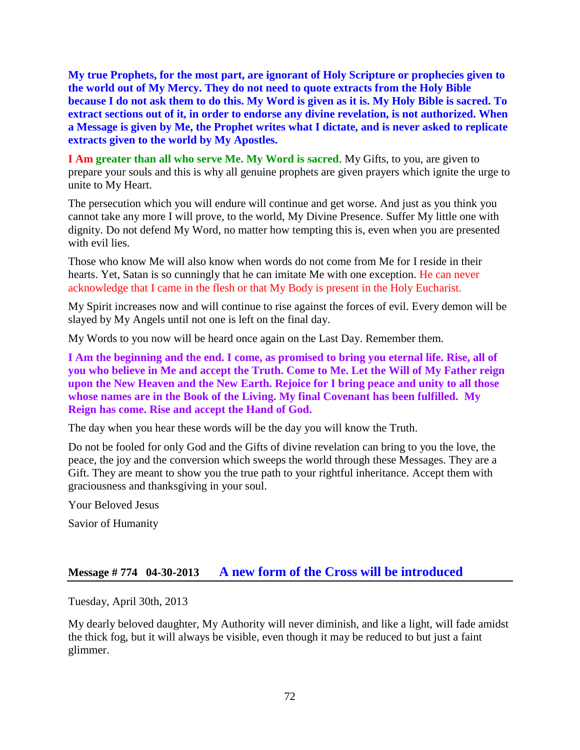**My true Prophets, for the most part, are ignorant of Holy Scripture or prophecies given to the world out of My Mercy. They do not need to quote extracts from the Holy Bible because I do not ask them to do this. My Word is given as it is. My Holy Bible is sacred. To extract sections out of it, in order to endorse any divine revelation, is not authorized. When a Message is given by Me, the Prophet writes what I dictate, and is never asked to replicate extracts given to the world by My Apostles.**

**I Am greater than all who serve Me. My Word is sacred**. My Gifts, to you, are given to prepare your souls and this is why all genuine prophets are given prayers which ignite the urge to unite to My Heart.

The persecution which you will endure will continue and get worse. And just as you think you cannot take any more I will prove, to the world, My Divine Presence. Suffer My little one with dignity. Do not defend My Word, no matter how tempting this is, even when you are presented with evil lies.

Those who know Me will also know when words do not come from Me for I reside in their hearts. Yet, Satan is so cunningly that he can imitate Me with one exception. He can never acknowledge that I came in the flesh or that My Body is present in the Holy Eucharist.

My Spirit increases now and will continue to rise against the forces of evil. Every demon will be slayed by My Angels until not one is left on the final day.

My Words to you now will be heard once again on the Last Day. Remember them.

**I Am the beginning and the end. I come, as promised to bring you eternal life. Rise, all of you who believe in Me and accept the Truth. Come to Me. Let the Will of My Father reign upon the New Heaven and the New Earth. Rejoice for I bring peace and unity to all those whose names are in the Book of the Living. My final Covenant has been fulfilled. My Reign has come. Rise and accept the Hand of God.**

The day when you hear these words will be the day you will know the Truth.

Do not be fooled for only God and the Gifts of divine revelation can bring to you the love, the peace, the joy and the conversion which sweeps the world through these Messages. They are a Gift. They are meant to show you the true path to your rightful inheritance. Accept them with graciousness and thanksgiving in your soul.

Your Beloved Jesus

Savior of Humanity

## Message # 774 04-30-2013 A new form of the Cross will be introduced

Tuesday, April 30th, 2013

My dearly beloved daughter, My Authority will never diminish, and like a light, will fade amidst the thick fog, but it will always be visible, even though it may be reduced to but just a faint glimmer.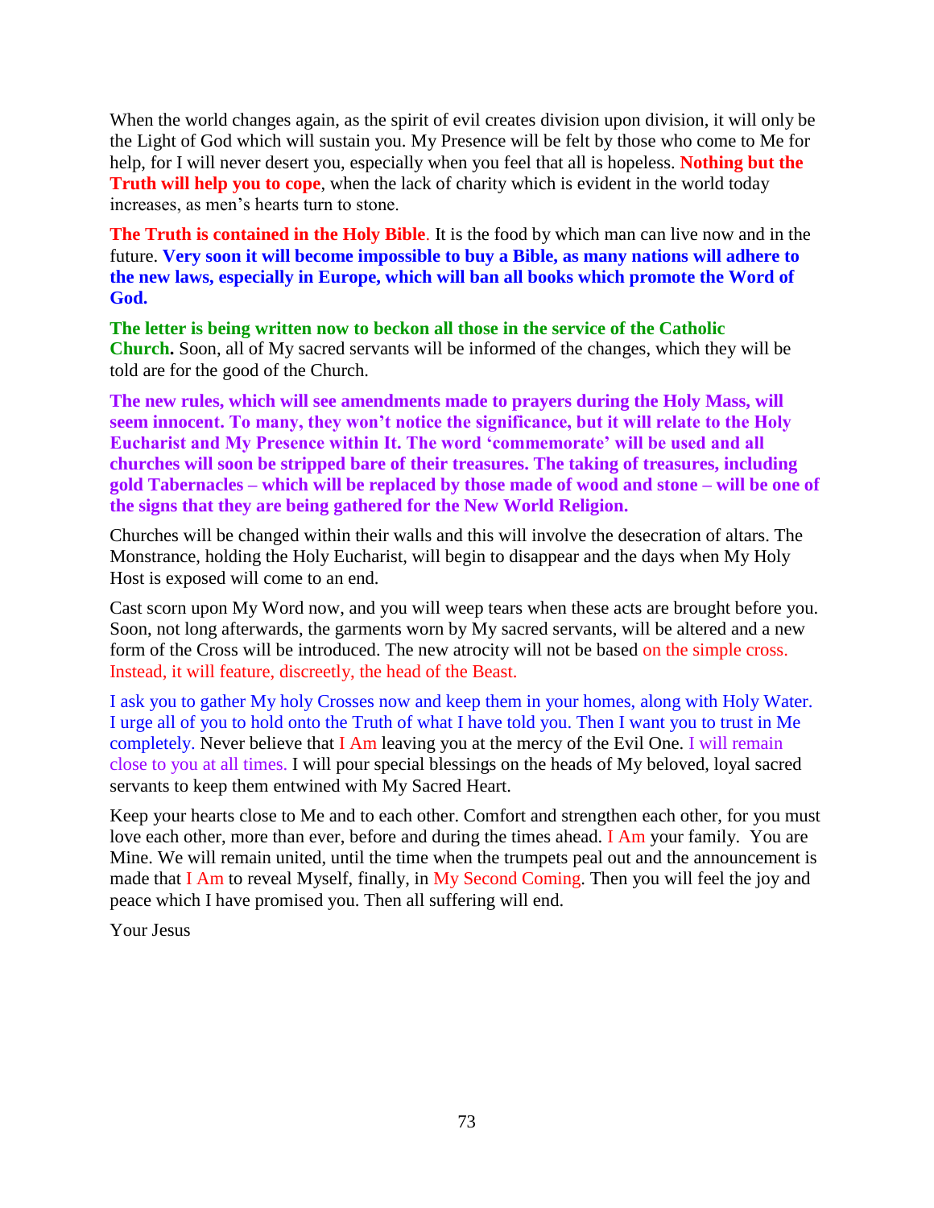When the world changes again, as the spirit of evil creates division upon division, it will only be the Light of God which will sustain you. My Presence will be felt by those who come to Me for help, for I will never desert you, especially when you feel that all is hopeless. **Nothing but the Truth will help you to cope**, when the lack of charity which is evident in the world today increases, as men's hearts turn to stone.

**The Truth is contained in the Holy Bible**. It is the food by which man can live now and in the future. **Very soon it will become impossible to buy a Bible, as many nations will adhere to the new laws, especially in Europe, which will ban all books which promote the Word of God.**

**The letter is being written now to beckon all those in the service of the Catholic Church.** Soon, all of My sacred servants will be informed of the changes, which they will be told are for the good of the Church.

**The new rules, which will see amendments made to prayers during the Holy Mass, will seem innocent. To many, they won't notice the significance, but it will relate to the Holy Eucharist and My Presence within It. The word 'commemorate' will be used and all churches will soon be stripped bare of their treasures. The taking of treasures, including gold Tabernacles – which will be replaced by those made of wood and stone – will be one of the signs that they are being gathered for the New World Religion.**

Churches will be changed within their walls and this will involve the desecration of altars. The Monstrance, holding the Holy Eucharist, will begin to disappear and the days when My Holy Host is exposed will come to an end.

Cast scorn upon My Word now, and you will weep tears when these acts are brought before you. Soon, not long afterwards, the garments worn by My sacred servants, will be altered and a new form of the Cross will be introduced. The new atrocity will not be based on the simple cross. Instead, it will feature, discreetly, the head of the Beast.

I ask you to gather My holy Crosses now and keep them in your homes, along with Holy Water. I urge all of you to hold onto the Truth of what I have told you. Then I want you to trust in Me completely. Never believe that I Am leaving you at the mercy of the Evil One. I will remain close to you at all times. I will pour special blessings on the heads of My beloved, loyal sacred servants to keep them entwined with My Sacred Heart.

Keep your hearts close to Me and to each other. Comfort and strengthen each other, for you must love each other, more than ever, before and during the times ahead. I Am your family. You are Mine. We will remain united, until the time when the trumpets peal out and the announcement is made that I Am to reveal Myself, finally, in My Second Coming. Then you will feel the joy and peace which I have promised you. Then all suffering will end.

Your Jesus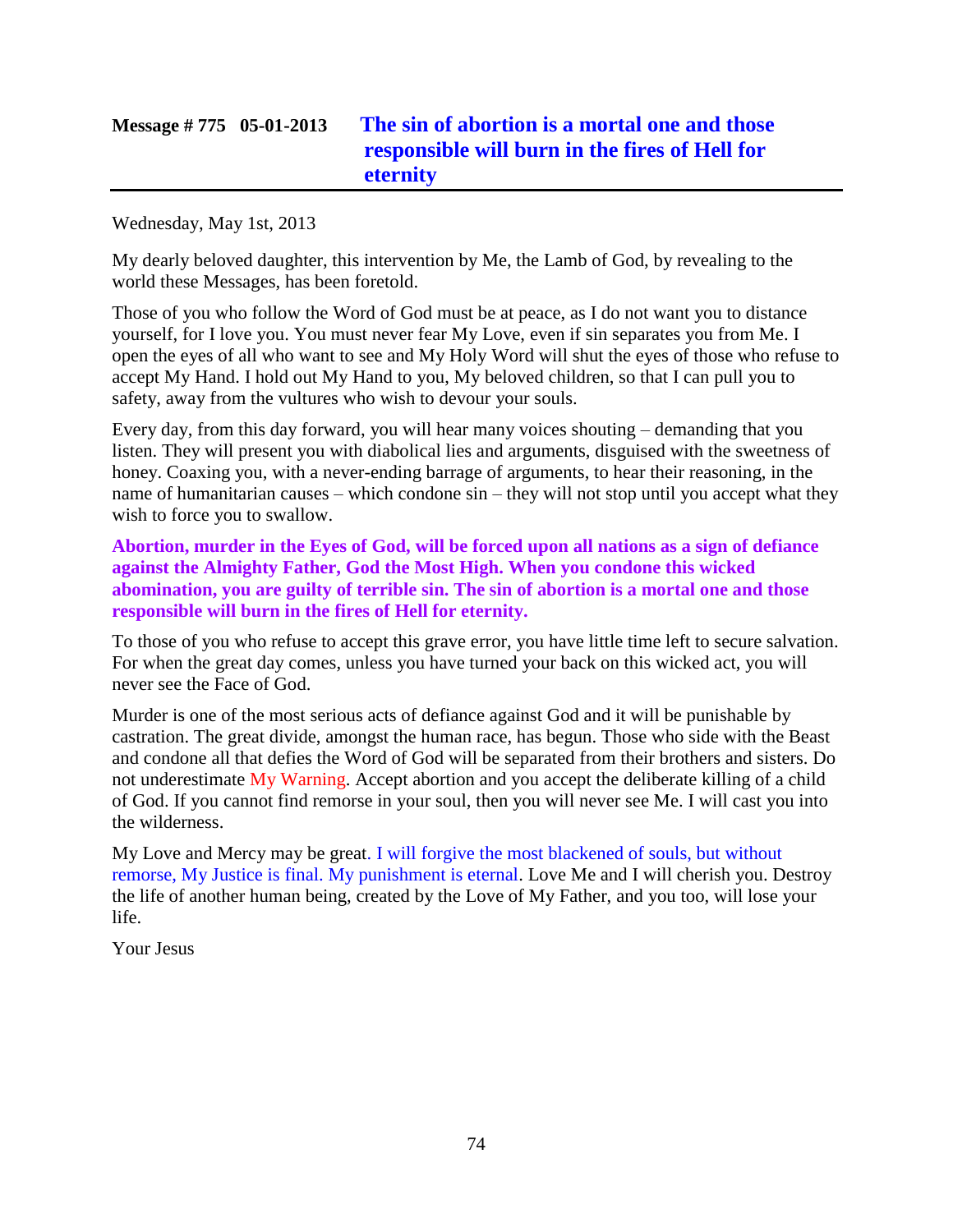## Message # 775 05-01-2013 The sin of abortion is a mortal one and those responsible will burn in the fires of Hell for eternity

Wednesday, May 1st, 2013

My dearly beloved daughter, this intervention by Me, the Lamb of God, by revealing to the world these Messages, has been foretold.

Those of you who follow the Word of God must be at peace, as I do not want you to distance yourself, for I love you. You must never fear My Love, even if sin separates you from Me. I open the eyes of all who want to see and My Holy Word will shut the eyes of those who refuse to accept My Hand. I hold out My Hand to you, My beloved children, so that I can pull you to safety, away from the vultures who wish to devour your souls.

Every day, from this day forward, you will hear many voices shouting – demanding that you listen. They will present you with diabolical lies and arguments, disguised with the sweetness of honey. Coaxing you, with a never-ending barrage of arguments, to hear their reasoning, in the name of humanitarian causes – which condone sin – they will not stop until you accept what they wish to force you to swallow.

**Abortion, murder in the Eyes of God, will be forced upon all nations as a sign of defiance against the Almighty Father, God the Most High. When you condone this wicked abomination, you are guilty of terrible sin. The sin of abortion is a mortal one and those responsible will burn in the fires of Hell for eternity.**

To those of you who refuse to accept this grave error, you have little time left to secure salvation. For when the great day comes, unless you have turned your back on this wicked act, you will never see the Face of God.

Murder is one of the most serious acts of defiance against God and it will be punishable by castration. The great divide, amongst the human race, has begun. Those who side with the Beast and condone all that defies the Word of God will be separated from their brothers and sisters. Do not underestimate My Warning. Accept abortion and you accept the deliberate killing of a child of God. If you cannot find remorse in your soul, then you will never see Me. I will cast you into the wilderness.

My Love and Mercy may be great. I will forgive the most blackened of souls, but without remorse, My Justice is final. My punishment is eternal. Love Me and I will cherish you. Destroy the life of another human being, created by the Love of My Father, and you too, will lose your life.

Your Jesus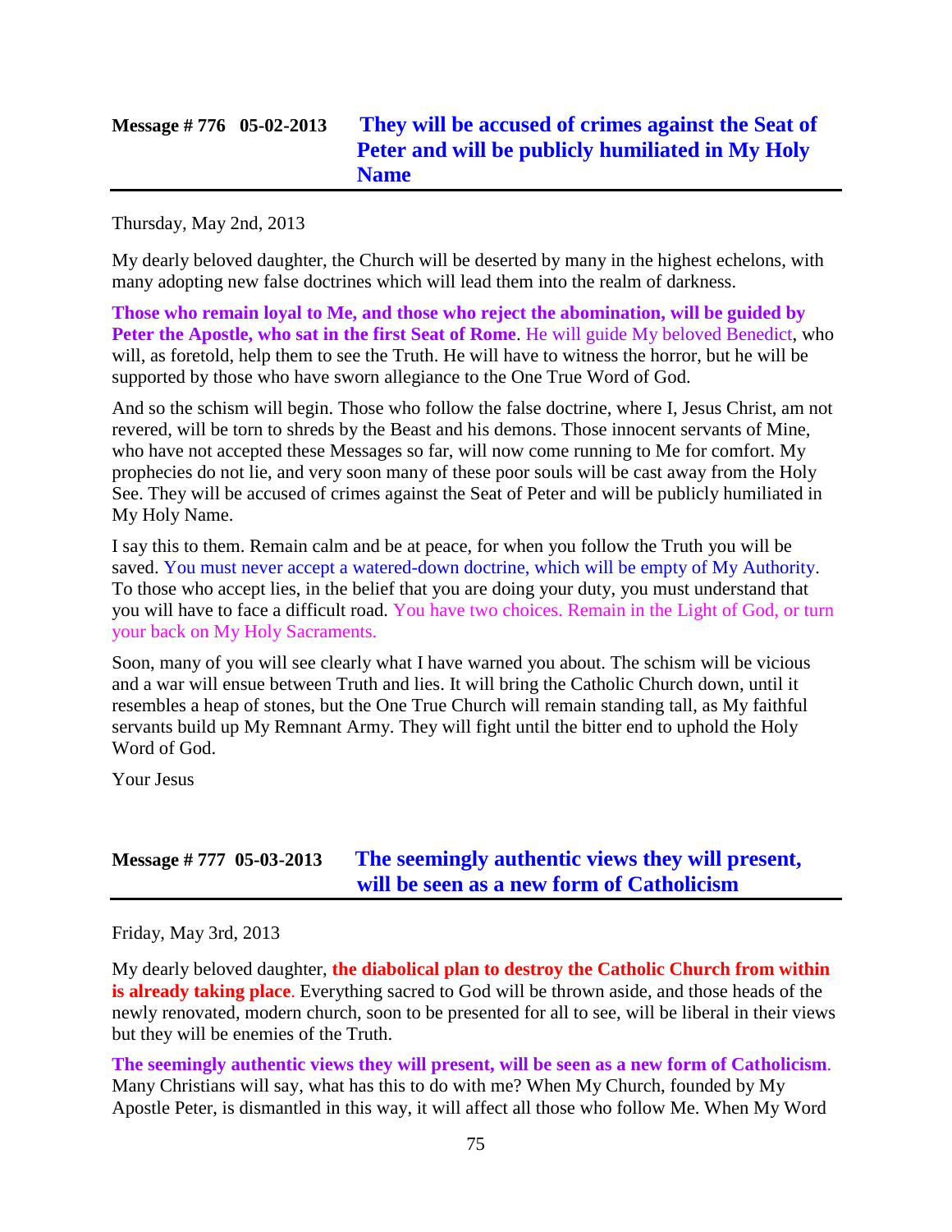## Message # 776 05-02-2013 They will be accused of crimes against the Seat of Peter and will be publicly humiliated in My Holy Name

Thursday, May 2nd, 2013

My dearly beloved daughter, the Church will be deserted by many in the highest echelons, with many adopting new false doctrines which will lead them into the realm of darkness.

**Those who remain loyal to Me, and those who reject the abomination, will be guided by Peter the Apostle, who sat in the first Seat of Rome**. He will guide My beloved Benedict, who will, as foretold, help them to see the Truth. He will have to witness the horror, but he will be supported by those who have sworn allegiance to the One True Word of God.

And so the schism will begin. Those who follow the false doctrine, where I, Jesus Christ, am not revered, will be torn to shreds by the Beast and his demons. Those innocent servants of Mine, who have not accepted these Messages so far, will now come running to Me for comfort. My prophecies do not lie, and very soon many of these poor souls will be cast away from the Holy See. They will be accused of crimes against the Seat of Peter and will be publicly humiliated in My Holy Name.

I say this to them. Remain calm and be at peace, for when you follow the Truth you will be saved. You must never accept a watered-down doctrine, which will be empty of My Authority. To those who accept lies, in the belief that you are doing your duty, you must understand that you will have to face a difficult road. You have two choices. Remain in the Light of God, or turn your back on My Holy Sacraments.

Soon, many of you will see clearly what I have warned you about. The schism will be vicious and a war will ensue between Truth and lies. It will bring the Catholic Church down, until it resembles a heap of stones, but the One True Church will remain standing tall, as My faithful servants build up My Remnant Army. They will fight until the bitter end to uphold the Holy Word of God.

Your Jesus

## Message # 777 05-03-2013 The seemingly authentic views they will present, will be seen as a new form of Catholicism

Friday, May 3rd, 2013

My dearly beloved daughter, **the diabolical plan to destroy the Catholic Church from within is already taking place**. Everything sacred to God will be thrown aside, and those heads of the newly renovated, modern church, soon to be presented for all to see, will be liberal in their views but they will be enemies of the Truth.

**The seemingly authentic views they will present, will be seen as a new form of Catholicism**. Many Christians will say, what has this to do with me? When My Church, founded by My Apostle Peter, is dismantled in this way, it will affect all those who follow Me. When My Word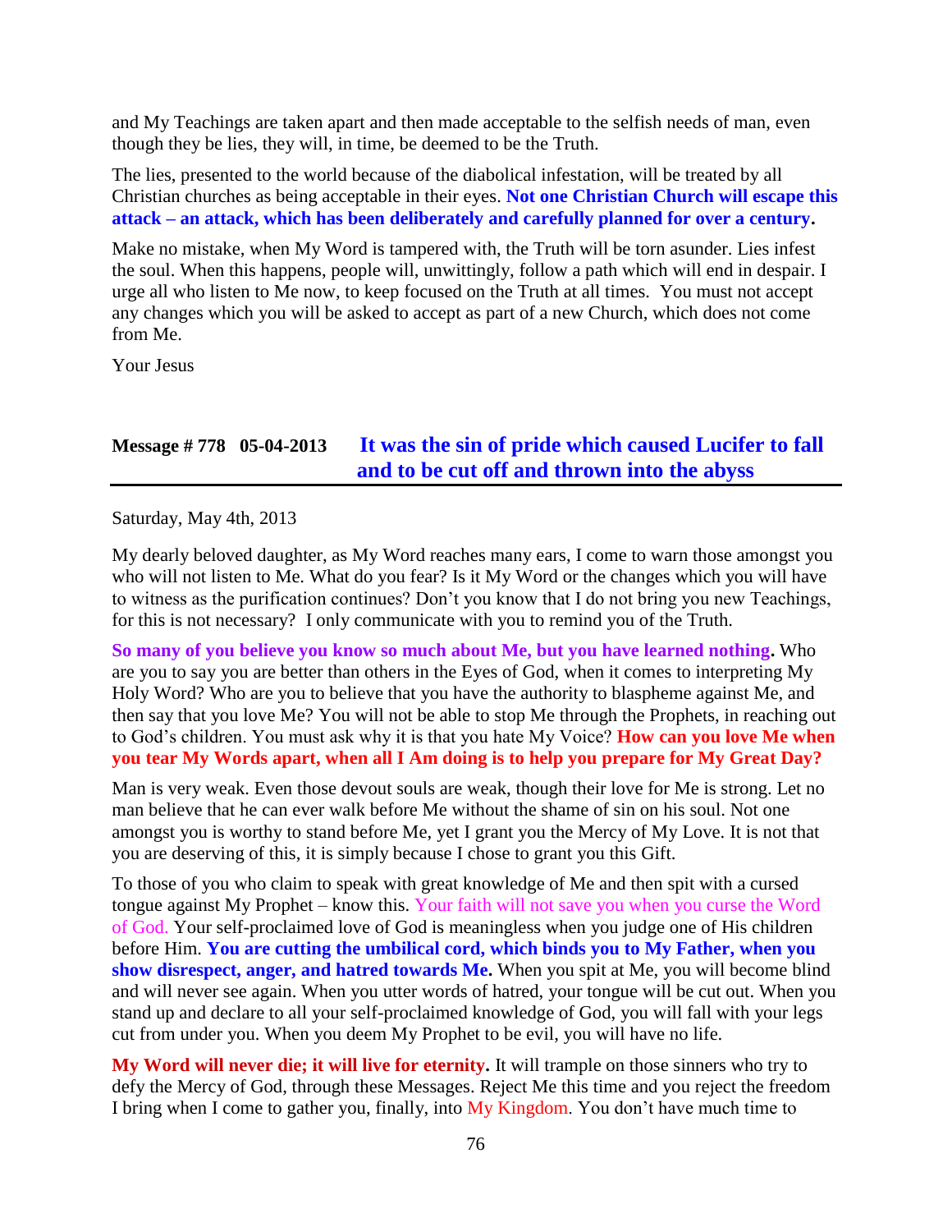and My Teachings are taken apart and then made acceptable to the selfish needs of man, even though they be lies, they will, in time, be deemed to be the Truth.

The lies, presented to the world because of the diabolical infestation, will be treated by all Christian churches as being acceptable in their eyes. **Not one Christian Church will escape this attack – an attack, which has been deliberately and carefully planned for over a century.**

Make no mistake, when My Word is tampered with, the Truth will be torn asunder. Lies infest the soul. When this happens, people will, unwittingly, follow a path which will end in despair. I urge all who listen to Me now, to keep focused on the Truth at all times. You must not accept any changes which you will be asked to accept as part of a new Church, which does not come from Me.

Your Jesus

## Message # 778 05-04-2013 It was the sin of pride which caused Lucifer to fall and to be cut off and thrown into the abyss

Saturday, May 4th, 2013

My dearly beloved daughter, as My Word reaches many ears, I come to warn those amongst you who will not listen to Me. What do you fear? Is it My Word or the changes which you will have to witness as the purification continues? Don't you know that I do not bring you new Teachings, for this is not necessary? I only communicate with you to remind you of the Truth.

**So many of you believe you know so much about Me, but you have learned nothing.** Who are you to say you are better than others in the Eyes of God, when it comes to interpreting My Holy Word? Who are you to believe that you have the authority to blaspheme against Me, and then say that you love Me? You will not be able to stop Me through the Prophets, in reaching out to God's children. You must ask why it is that you hate My Voice? **How can you love Me when you tear My Words apart, when all I Am doing is to help you prepare for My Great Day?**

Man is very weak. Even those devout souls are weak, though their love for Me is strong. Let no man believe that he can ever walk before Me without the shame of sin on his soul. Not one amongst you is worthy to stand before Me, yet I grant you the Mercy of My Love. It is not that you are deserving of this, it is simply because I chose to grant you this Gift.

To those of you who claim to speak with great knowledge of Me and then spit with a cursed tongue against My Prophet – know this. Your faith will not save you when you curse the Word of God. Your self-proclaimed love of God is meaningless when you judge one of His children before Him. **You are cutting the umbilical cord, which binds you to My Father, when you show disrespect, anger, and hatred towards Me.** When you spit at Me, you will become blind and will never see again. When you utter words of hatred, your tongue will be cut out. When you stand up and declare to all your self-proclaimed knowledge of God, you will fall with your legs cut from under you. When you deem My Prophet to be evil, you will have no life.

**My Word will never die; it will live for eternity.** It will trample on those sinners who try to defy the Mercy of God, through these Messages. Reject Me this time and you reject the freedom I bring when I come to gather you, finally, into My Kingdom. You don't have much time to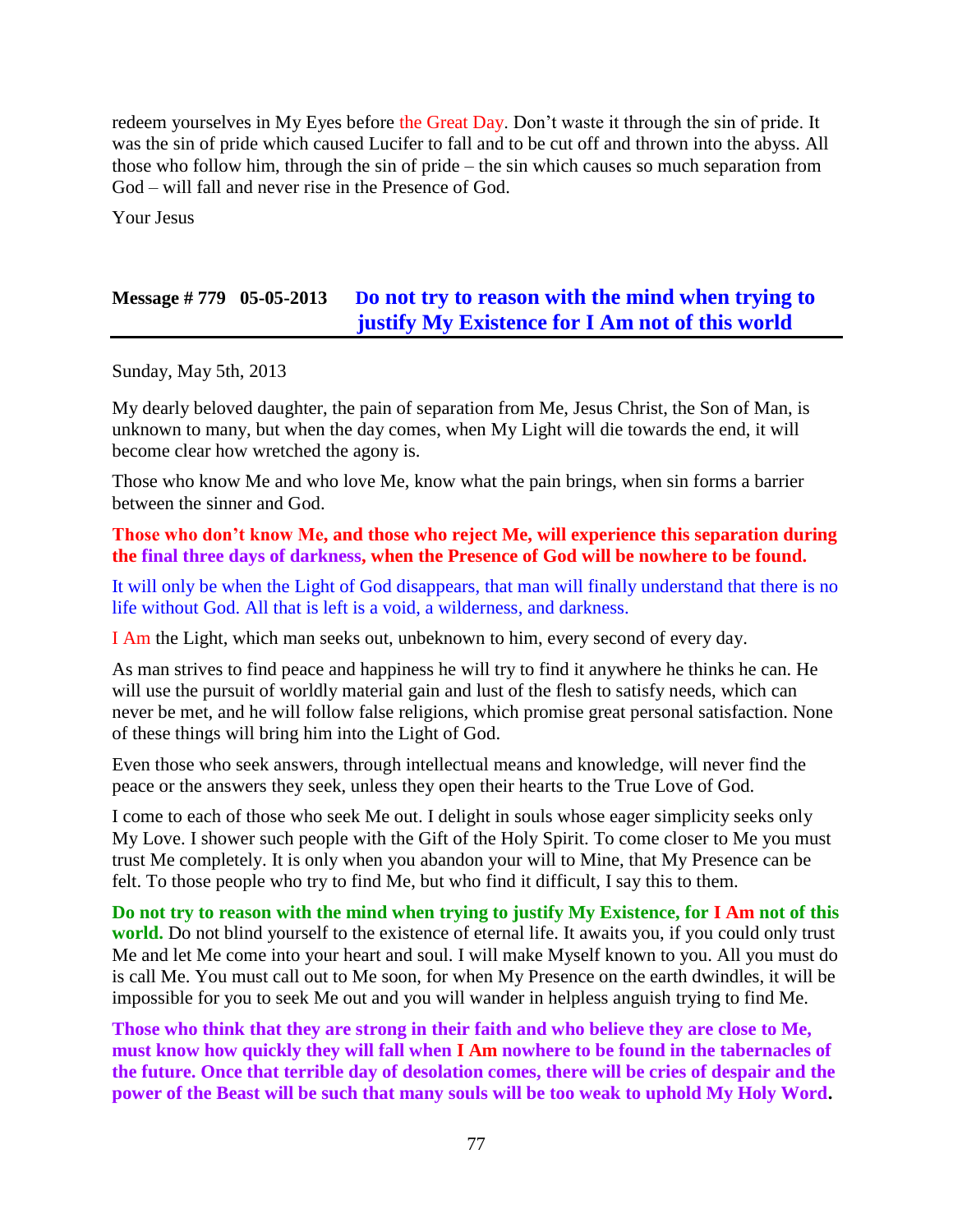redeem yourselves in My Eyes before the Great Day. Don't waste it through the sin of pride. It was the sin of pride which caused Lucifer to fall and to be cut off and thrown into the abyss. All those who follow him, through the sin of pride – the sin which causes so much separation from God – will fall and never rise in the Presence of God.

Your Jesus

## Message # 779 05-05-2013 Do not try to reason with the mind when trying to justify My Existence for I Am not of this world

Sunday, May 5th, 2013

My dearly beloved daughter, the pain of separation from Me, Jesus Christ, the Son of Man, is unknown to many, but when the day comes, when My Light will die towards the end, it will become clear how wretched the agony is.

Those who know Me and who love Me, know what the pain brings, when sin forms a barrier between the sinner and God.

**Those who don't know Me, and those who reject Me, will experience this separation during the final three days of darkness, when the Presence of God will be nowhere to be found.**

It will only be when the Light of God disappears, that man will finally understand that there is no life without God. All that is left is a void, a wilderness, and darkness.

I Am the Light, which man seeks out, unbeknown to him, every second of every day.

As man strives to find peace and happiness he will try to find it anywhere he thinks he can. He will use the pursuit of worldly material gain and lust of the flesh to satisfy needs, which can never be met, and he will follow false religions, which promise great personal satisfaction. None of these things will bring him into the Light of God.

Even those who seek answers, through intellectual means and knowledge, will never find the peace or the answers they seek, unless they open their hearts to the True Love of God.

I come to each of those who seek Me out. I delight in souls whose eager simplicity seeks only My Love. I shower such people with the Gift of the Holy Spirit. To come closer to Me you must trust Me completely. It is only when you abandon your will to Mine, that My Presence can be felt. To those people who try to find Me, but who find it difficult, I say this to them.

**Do not try to reason with the mind when trying to justify My Existence, for I Am not of this world.** Do not blind yourself to the existence of eternal life. It awaits you, if you could only trust Me and let Me come into your heart and soul. I will make Myself known to you. All you must do is call Me. You must call out to Me soon, for when My Presence on the earth dwindles, it will be impossible for you to seek Me out and you will wander in helpless anguish trying to find Me.

**Those who think that they are strong in their faith and who believe they are close to Me, must know how quickly they will fall when I Am nowhere to be found in the tabernacles of the future. Once that terrible day of desolation comes, there will be cries of despair and the power of the Beast will be such that many souls will be too weak to uphold My Holy Word.**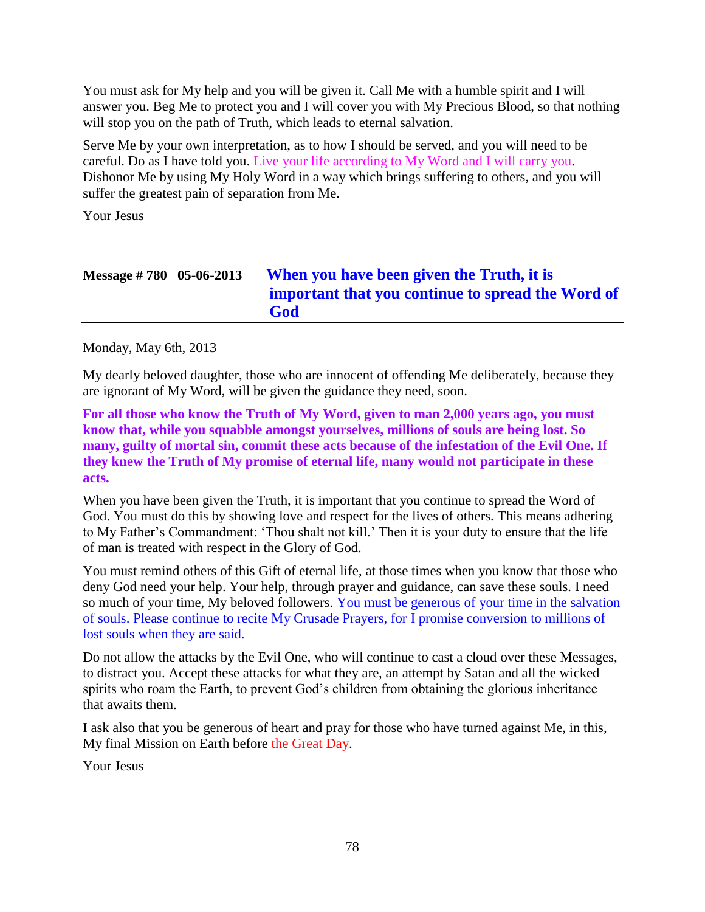You must ask for My help and you will be given it. Call Me with a humble spirit and I will answer you. Beg Me to protect you and I will cover you with My Precious Blood, so that nothing will stop you on the path of Truth, which leads to eternal salvation.

Serve Me by your own interpretation, as to how I should be served, and you will need to be careful. Do as I have told you. Live your life according to My Word and I will carry you. Dishonor Me by using My Holy Word in a way which brings suffering to others, and you will suffer the greatest pain of separation from Me.

Your Jesus

## Message # 780 05-06-2013 When you have been given the Truth, it is important that you continue to spread the Word of God

Monday, May 6th, 2013

My dearly beloved daughter, those who are innocent of offending Me deliberately, because they are ignorant of My Word, will be given the guidance they need, soon.

**For all those who know the Truth of My Word, given to man 2,000 years ago, you must know that, while you squabble amongst yourselves, millions of souls are being lost. So many, guilty of mortal sin, commit these acts because of the infestation of the Evil One. If they knew the Truth of My promise of eternal life, many would not participate in these acts.**

When you have been given the Truth, it is important that you continue to spread the Word of God. You must do this by showing love and respect for the lives of others. This means adhering to My Father's Commandment: 'Thou shalt not kill.' Then it is your duty to ensure that the life of man is treated with respect in the Glory of God.

You must remind others of this Gift of eternal life, at those times when you know that those who deny God need your help. Your help, through prayer and guidance, can save these souls. I need so much of your time, My beloved followers. You must be generous of your time in the salvation of souls. Please continue to recite My Crusade Prayers, for I promise conversion to millions of lost souls when they are said.

Do not allow the attacks by the Evil One, who will continue to cast a cloud over these Messages, to distract you. Accept these attacks for what they are, an attempt by Satan and all the wicked spirits who roam the Earth, to prevent God's children from obtaining the glorious inheritance that awaits them.

I ask also that you be generous of heart and pray for those who have turned against Me, in this, My final Mission on Earth before the Great Day.

Your Jesus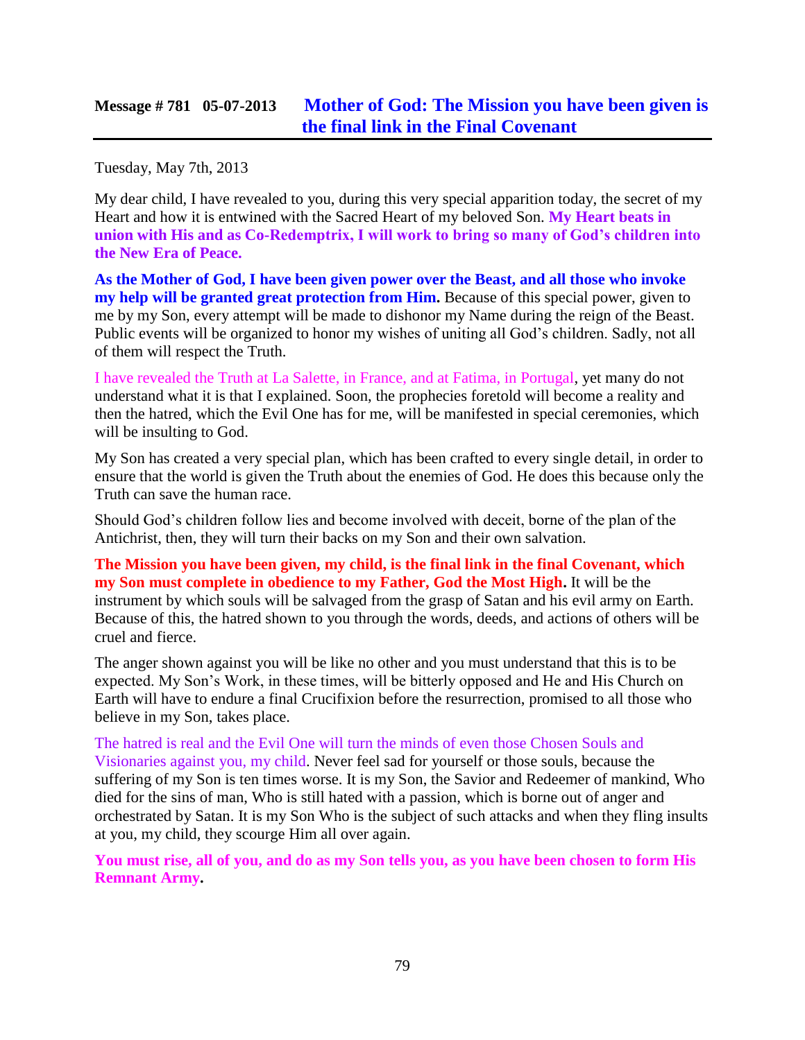## Message # 781 05-07-2013 Mother of God: The Mission you have been given is the final link in the Final Covenant

Tuesday, May 7th, 2013

My dear child, I have revealed to you, during this very special apparition today, the secret of my Heart and how it is entwined with the Sacred Heart of my beloved Son. **My Heart beats in union with His and as Co-Redemptrix, I will work to bring so many of God's children into the New Era of Peace.**

**As the Mother of God, I have been given power over the Beast, and all those who invoke my help will be granted great protection from Him.** Because of this special power, given to me by my Son, every attempt will be made to dishonor my Name during the reign of the Beast. Public events will be organized to honor my wishes of uniting all God's children. Sadly, not all of them will respect the Truth.

I have revealed the Truth at La Salette, in France, and at Fatima, in Portugal, yet many do not understand what it is that I explained. Soon, the prophecies foretold will become a reality and then the hatred, which the Evil One has for me, will be manifested in special ceremonies, which will be insulting to God.

My Son has created a very special plan, which has been crafted to every single detail, in order to ensure that the world is given the Truth about the enemies of God. He does this because only the Truth can save the human race.

Should God's children follow lies and become involved with deceit, borne of the plan of the Antichrist, then, they will turn their backs on my Son and their own salvation.

**The Mission you have been given, my child, is the final link in the final Covenant, which my Son must complete in obedience to my Father, God the Most High.** It will be the instrument by which souls will be salvaged from the grasp of Satan and his evil army on Earth. Because of this, the hatred shown to you through the words, deeds, and actions of others will be cruel and fierce.

The anger shown against you will be like no other and you must understand that this is to be expected. My Son's Work, in these times, will be bitterly opposed and He and His Church on Earth will have to endure a final Crucifixion before the resurrection, promised to all those who believe in my Son, takes place.

The hatred is real and the Evil One will turn the minds of even those Chosen Souls and Visionaries against you, my child. Never feel sad for yourself or those souls, because the suffering of my Son is ten times worse. It is my Son, the Savior and Redeemer of mankind, Who died for the sins of man, Who is still hated with a passion, which is borne out of anger and orchestrated by Satan. It is my Son Who is the subject of such attacks and when they fling insults at you, my child, they scourge Him all over again.

**You must rise, all of you, and do as my Son tells you, as you have been chosen to form His Remnant Army.**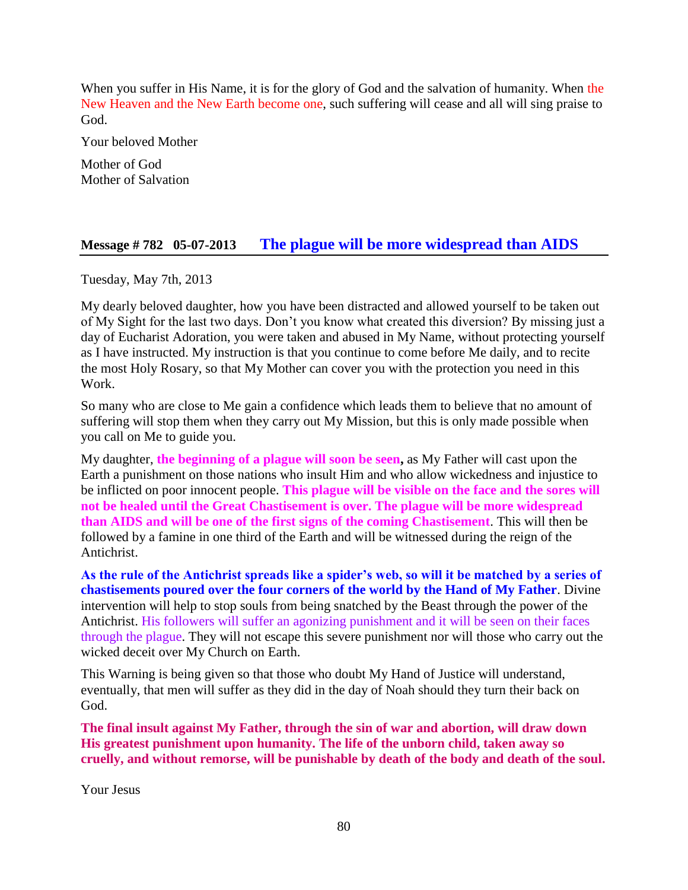When you suffer in His Name, it is for the glory of God and the salvation of humanity. When the New Heaven and the New Earth become one, such suffering will cease and all will sing praise to God.

Your beloved Mother

Mother of God
Mother of Salvation

## Message # 782 05-07-2013 The plague will be more widespread than AIDS

Tuesday, May 7th, 2013

My dearly beloved daughter, how you have been distracted and allowed yourself to be taken out of My Sight for the last two days. Don't you know what created this diversion? By missing just a day of Eucharist Adoration, you were taken and abused in My Name, without protecting yourself as I have instructed. My instruction is that you continue to come before Me daily, and to recite the most Holy Rosary, so that My Mother can cover you with the protection you need in this Work.

So many who are close to Me gain a confidence which leads them to believe that no amount of suffering will stop them when they carry out My Mission, but this is only made possible when you call on Me to guide you.

My daughter, **the beginning of a plague will soon be seen,** as My Father will cast upon the Earth a punishment on those nations who insult Him and who allow wickedness and injustice to be inflicted on poor innocent people. **This plague will be visible on the face and the sores will not be healed until the Great Chastisement is over. The plague will be more widespread than AIDS and will be one of the first signs of the coming Chastisement**. This will then be followed by a famine in one third of the Earth and will be witnessed during the reign of the Antichrist.

**As the rule of the Antichrist spreads like a spider's web, so will it be matched by a series of chastisements poured over the four corners of the world by the Hand of My Father**. Divine intervention will help to stop souls from being snatched by the Beast through the power of the Antichrist. His followers will suffer an agonizing punishment and it will be seen on their faces through the plague. They will not escape this severe punishment nor will those who carry out the wicked deceit over My Church on Earth.

This Warning is being given so that those who doubt My Hand of Justice will understand, eventually, that men will suffer as they did in the day of Noah should they turn their back on God.

**The final insult against My Father, through the sin of war and abortion, will draw down His greatest punishment upon humanity. The life of the unborn child, taken away so cruelly, and without remorse, will be punishable by death of the body and death of the soul.**

Your Jesus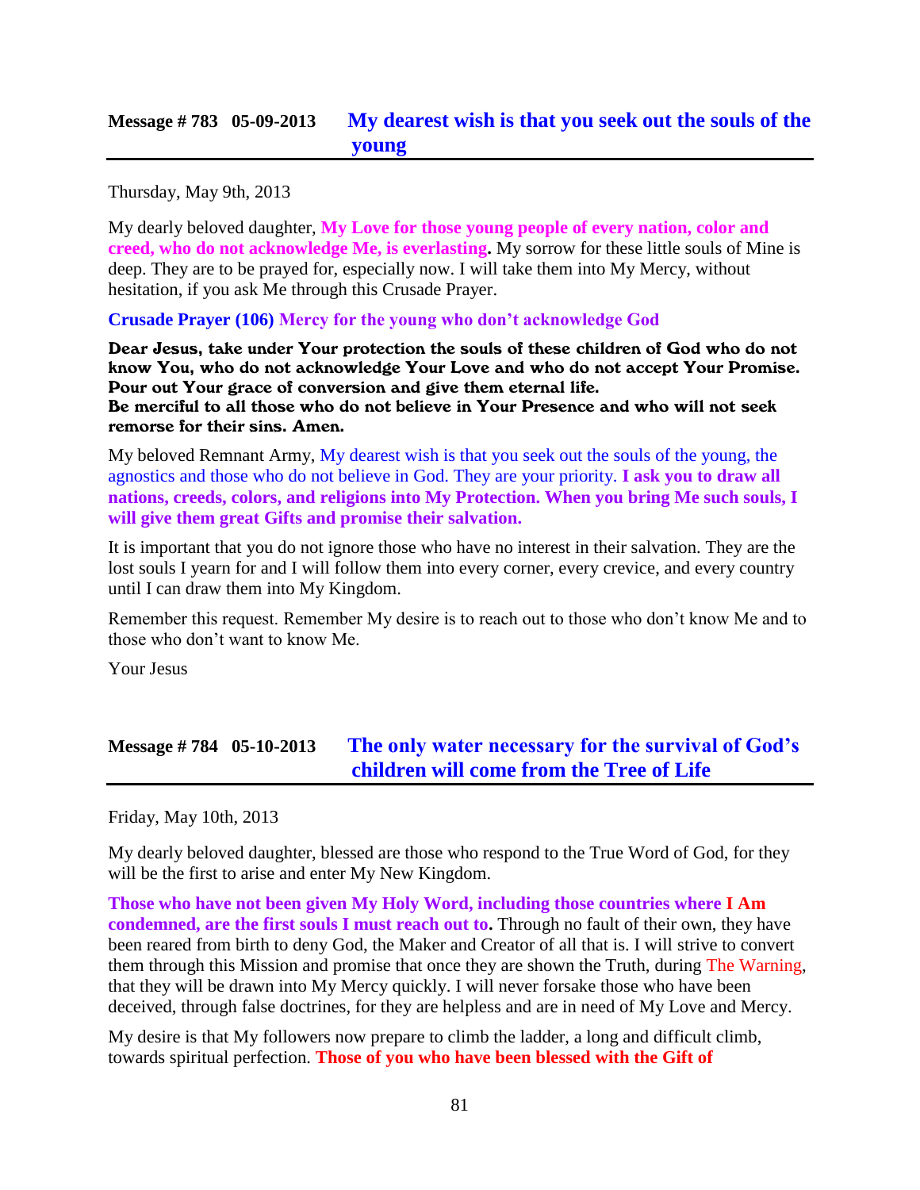## Message # 783 05-09-2013 **My dearest wish is that you seek out the souls of the young**

Thursday, May 9th, 2013

My dearly beloved daughter, **My Love for those young people of every nation, color and creed, who do not acknowledge Me, is everlasting.** My sorrow for these little souls of Mine is deep. They are to be prayed for, especially now. I will take them into My Mercy, without hesitation, if you ask Me through this Crusade Prayer.

**Crusade Prayer (106) Mercy for the young who don't acknowledge God**

**Dear Jesus, take under Your protection the souls of these children of God who do not know You, who do not acknowledge Your Love and who do not accept Your Promise. Pour out Your grace of conversion and give them eternal life.**
**Be merciful to all those who do not believe in Your Presence and who will not seek remorse for their sins. Amen.**

My beloved Remnant Army, My dearest wish is that you seek out the souls of the young, the agnostics and those who do not believe in God. They are your priority. **I ask you to draw all nations, creeds, colors, and religions into My Protection. When you bring Me such souls, I will give them great Gifts and promise their salvation.**

It is important that you do not ignore those who have no interest in their salvation. They are the lost souls I yearn for and I will follow them into every corner, every crevice, and every country until I can draw them into My Kingdom.

Remember this request. Remember My desire is to reach out to those who don't know Me and to those who don't want to know Me.

Your Jesus

## Message # 784 05-10-2013 **The only water necessary for the survival of God's children will come from the Tree of Life**

Friday, May 10th, 2013

My dearly beloved daughter, blessed are those who respond to the True Word of God, for they will be the first to arise and enter My New Kingdom.

**Those who have not been given My Holy Word, including those countries where I Am condemned, are the first souls I must reach out to.** Through no fault of their own, they have been reared from birth to deny God, the Maker and Creator of all that is. I will strive to convert them through this Mission and promise that once they are shown the Truth, during The Warning, that they will be drawn into My Mercy quickly. I will never forsake those who have been deceived, through false doctrines, for they are helpless and are in need of My Love and Mercy.

My desire is that My followers now prepare to climb the ladder, a long and difficult climb, towards spiritual perfection. **Those of you who have been blessed with the Gift of**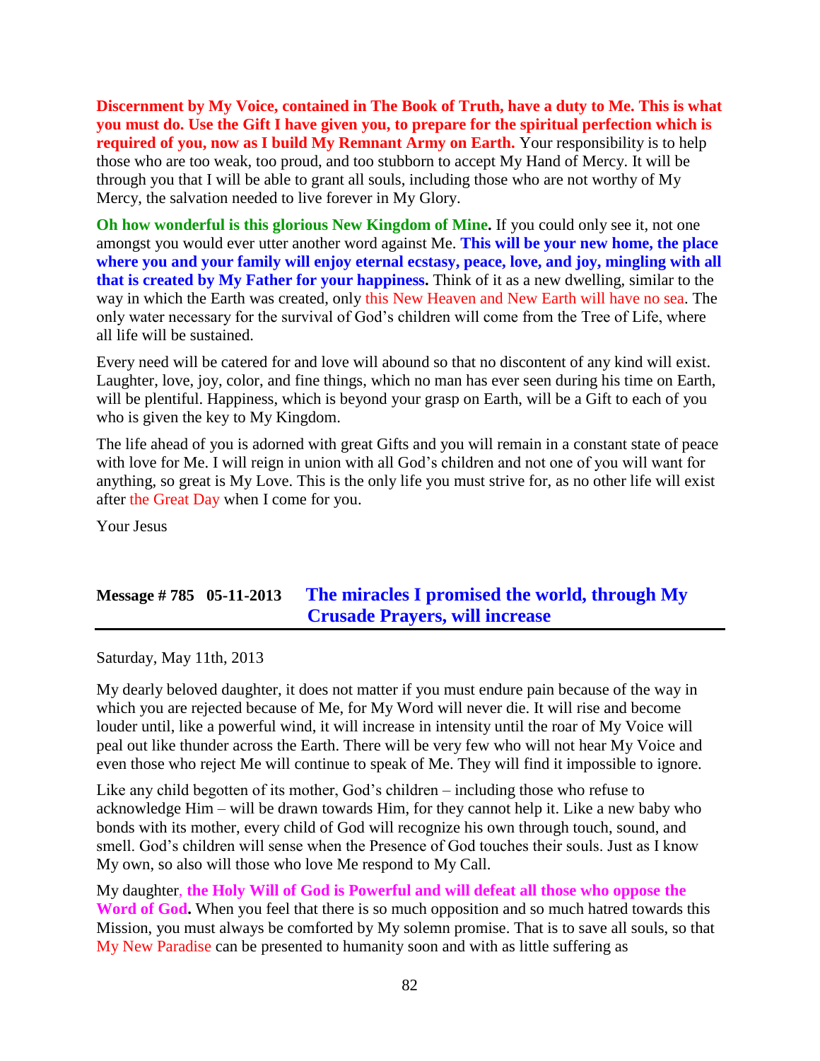**Discernment by My Voice, contained in The Book of Truth, have a duty to Me. This is what you must do. Use the Gift I have given you, to prepare for the spiritual perfection which is required of you, now as I build My Remnant Army on Earth.** Your responsibility is to help those who are too weak, too proud, and too stubborn to accept My Hand of Mercy. It will be through you that I will be able to grant all souls, including those who are not worthy of My Mercy, the salvation needed to live forever in My Glory.

**Oh how wonderful is this glorious New Kingdom of Mine.** If you could only see it, not one amongst you would ever utter another word against Me. **This will be your new home, the place where you and your family will enjoy eternal ecstasy, peace, love, and joy, mingling with all that is created by My Father for your happiness.** Think of it as a new dwelling, similar to the way in which the Earth was created, only this New Heaven and New Earth will have no sea. The only water necessary for the survival of God's children will come from the Tree of Life, where all life will be sustained.

Every need will be catered for and love will abound so that no discontent of any kind will exist. Laughter, love, joy, color, and fine things, which no man has ever seen during his time on Earth, will be plentiful. Happiness, which is beyond your grasp on Earth, will be a Gift to each of you who is given the key to My Kingdom.

The life ahead of you is adorned with great Gifts and you will remain in a constant state of peace with love for Me. I will reign in union with all God's children and not one of you will want for anything, so great is My Love. This is the only life you must strive for, as no other life will exist after the Great Day when I come for you.

Your Jesus

## Message # 785 05-11-2013 The miracles I promised the world, through My Crusade Prayers, will increase

Saturday, May 11th, 2013

My dearly beloved daughter, it does not matter if you must endure pain because of the way in which you are rejected because of Me, for My Word will never die. It will rise and become louder until, like a powerful wind, it will increase in intensity until the roar of My Voice will peal out like thunder across the Earth. There will be very few who will not hear My Voice and even those who reject Me will continue to speak of Me. They will find it impossible to ignore.

Like any child begotten of its mother, God's children – including those who refuse to acknowledge Him – will be drawn towards Him, for they cannot help it. Like a new baby who bonds with its mother, every child of God will recognize his own through touch, sound, and smell. God's children will sense when the Presence of God touches their souls. Just as I know My own, so also will those who love Me respond to My Call.

My daughter, **the Holy Will of God is Powerful and will defeat all those who oppose the Word of God.** When you feel that there is so much opposition and so much hatred towards this Mission, you must always be comforted by My solemn promise. That is to save all souls, so that My New Paradise can be presented to humanity soon and with as little suffering as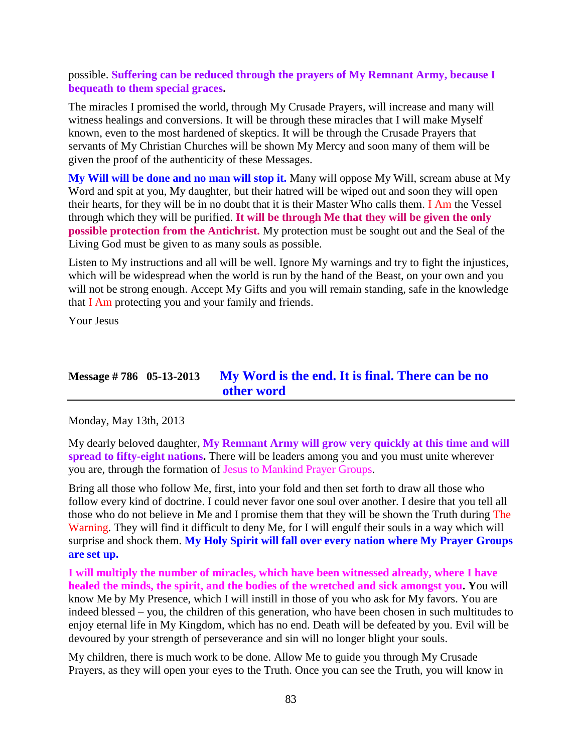possible. **Suffering can be reduced through the prayers of My Remnant Army, because I bequeath to them special graces.**

The miracles I promised the world, through My Crusade Prayers, will increase and many will witness healings and conversions. It will be through these miracles that I will make Myself known, even to the most hardened of skeptics. It will be through the Crusade Prayers that servants of My Christian Churches will be shown My Mercy and soon many of them will be given the proof of the authenticity of these Messages.

**My Will will be done and no man will stop it.** Many will oppose My Will, scream abuse at My Word and spit at you, My daughter, but their hatred will be wiped out and soon they will open their hearts, for they will be in no doubt that it is their Master Who calls them. I Am the Vessel through which they will be purified. **It will be through Me that they will be given the only possible protection from the Antichrist.** My protection must be sought out and the Seal of the Living God must be given to as many souls as possible.

Listen to My instructions and all will be well. Ignore My warnings and try to fight the injustices, which will be widespread when the world is run by the hand of the Beast, on your own and you will not be strong enough. Accept My Gifts and you will remain standing, safe in the knowledge that I Am protecting you and your family and friends.

Your Jesus

## Message # 786 05-13-2013 My Word is the end. It is final. There can be no other word

Monday, May 13th, 2013

My dearly beloved daughter, **My Remnant Army will grow very quickly at this time and will spread to fifty-eight nations.** There will be leaders among you and you must unite wherever you are, through the formation of Jesus to Mankind Prayer Groups.

Bring all those who follow Me, first, into your fold and then set forth to draw all those who follow every kind of doctrine. I could never favor one soul over another. I desire that you tell all those who do not believe in Me and I promise them that they will be shown the Truth during The Warning. They will find it difficult to deny Me, for I will engulf their souls in a way which will surprise and shock them. **My Holy Spirit will fall over every nation where My Prayer Groups are set up.**

**I will multiply the number of miracles, which have been witnessed already, where I have healed the minds, the spirit, and the bodies of the wretched and sick amongst you. Y**ou will know Me by My Presence, which I will instill in those of you who ask for My favors. You are indeed blessed – you, the children of this generation, who have been chosen in such multitudes to enjoy eternal life in My Kingdom, which has no end. Death will be defeated by you. Evil will be devoured by your strength of perseverance and sin will no longer blight your souls.

My children, there is much work to be done. Allow Me to guide you through My Crusade Prayers, as they will open your eyes to the Truth. Once you can see the Truth, you will know in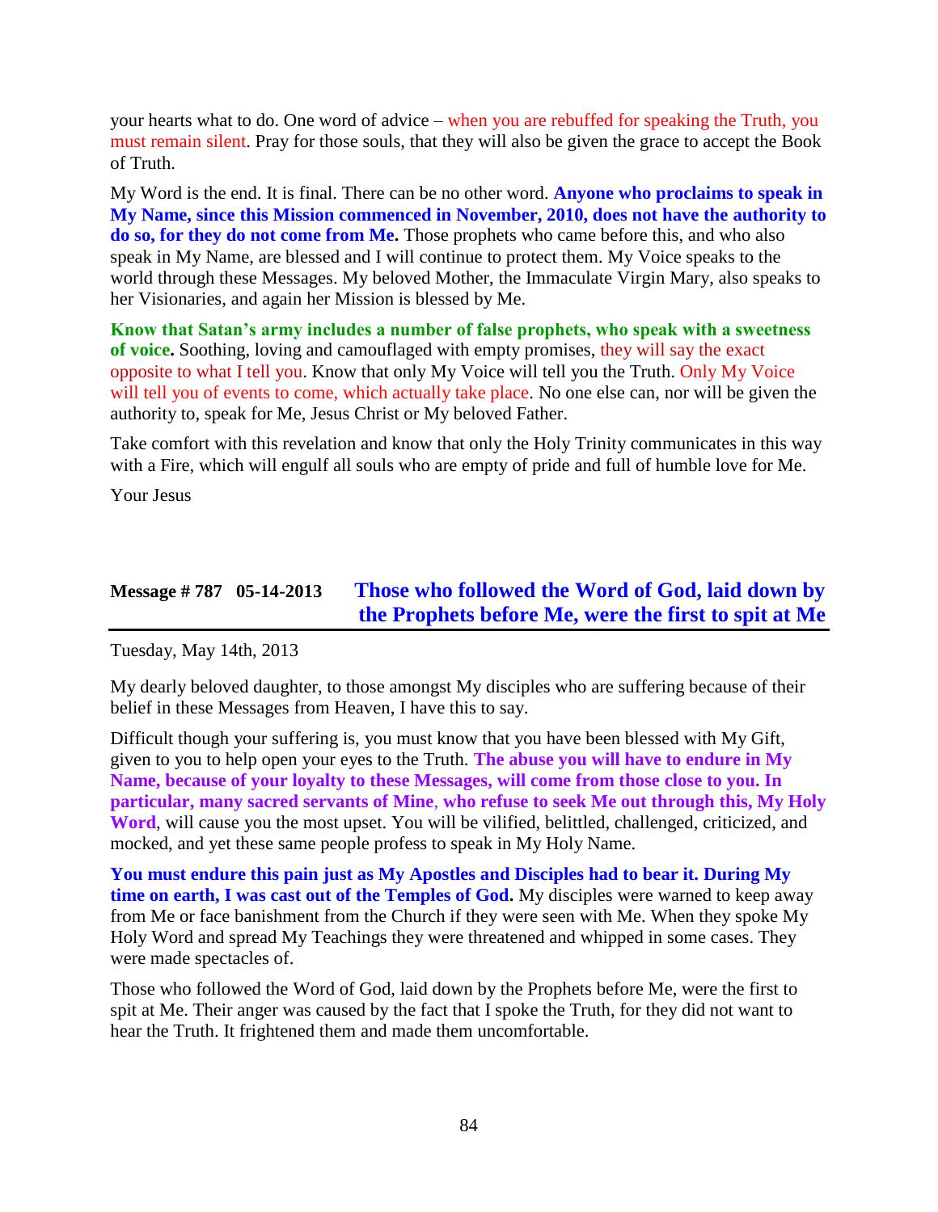your hearts what to do. One word of advice – when you are rebuffed for speaking the Truth, you must remain silent. Pray for those souls, that they will also be given the grace to accept the Book of Truth.

My Word is the end. It is final. There can be no other word. **Anyone who proclaims to speak in My Name, since this Mission commenced in November, 2010, does not have the authority to do so, for they do not come from Me.** Those prophets who came before this, and who also speak in My Name, are blessed and I will continue to protect them. My Voice speaks to the world through these Messages. My beloved Mother, the Immaculate Virgin Mary, also speaks to her Visionaries, and again her Mission is blessed by Me.

**Know that Satan's army includes a number of false prophets, who speak with a sweetness of voice.** Soothing, loving and camouflaged with empty promises, they will say the exact opposite to what I tell you. Know that only My Voice will tell you the Truth. Only My Voice will tell you of events to come, which actually take place. No one else can, nor will be given the authority to, speak for Me, Jesus Christ or My beloved Father.

Take comfort with this revelation and know that only the Holy Trinity communicates in this way with a Fire, which will engulf all souls who are empty of pride and full of humble love for Me.

Your Jesus

## Message # 787 05-14-2013 Those who followed the Word of God, laid down by the Prophets before Me, were the first to spit at Me

Tuesday, May 14th, 2013

My dearly beloved daughter, to those amongst My disciples who are suffering because of their belief in these Messages from Heaven, I have this to say.

Difficult though your suffering is, you must know that you have been blessed with My Gift, given to you to help open your eyes to the Truth. **The abuse you will have to endure in My Name, because of your loyalty to these Messages, will come from those close to you. In particular, many sacred servants of Mine, who refuse to seek Me out through this, My Holy Word**, will cause you the most upset. You will be vilified, belittled, challenged, criticized, and mocked, and yet these same people profess to speak in My Holy Name.

**You must endure this pain just as My Apostles and Disciples had to bear it. During My time on earth, I was cast out of the Temples of God.** My disciples were warned to keep away from Me or face banishment from the Church if they were seen with Me. When they spoke My Holy Word and spread My Teachings they were threatened and whipped in some cases. They were made spectacles of.

Those who followed the Word of God, laid down by the Prophets before Me, were the first to spit at Me. Their anger was caused by the fact that I spoke the Truth, for they did not want to hear the Truth. It frightened them and made them uncomfortable.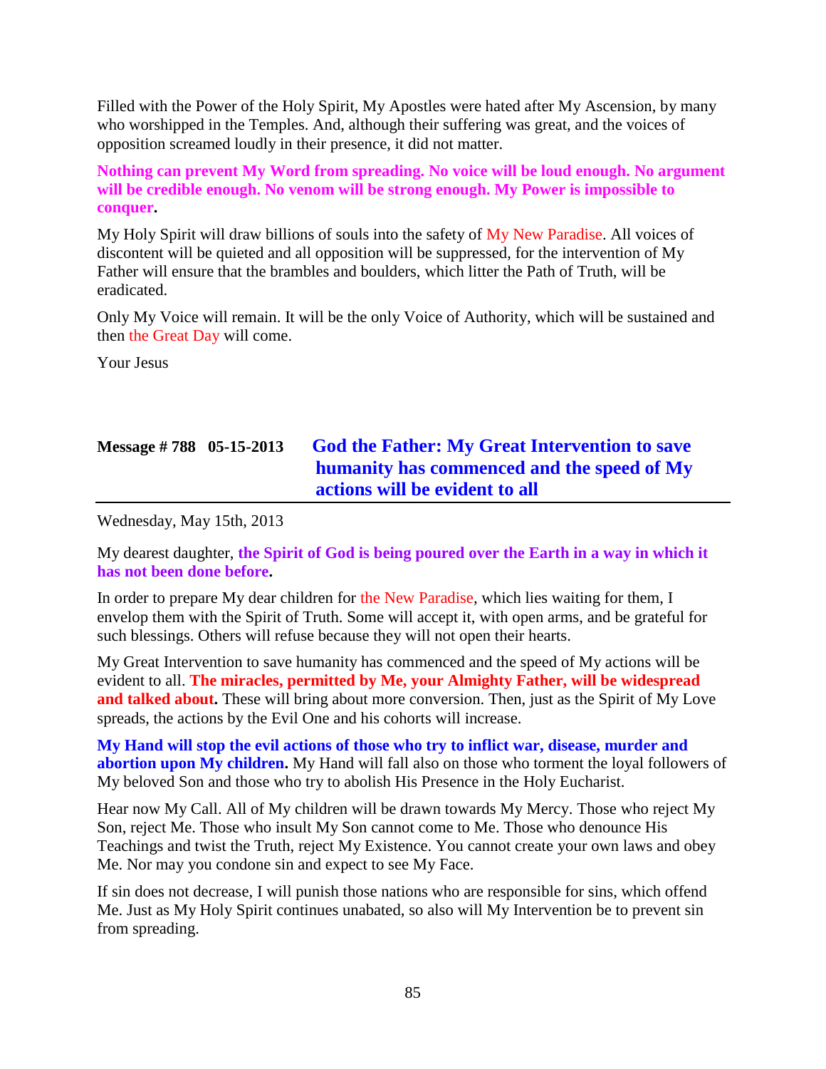Filled with the Power of the Holy Spirit, My Apostles were hated after My Ascension, by many who worshipped in the Temples. And, although their suffering was great, and the voices of opposition screamed loudly in their presence, it did not matter.

**Nothing can prevent My Word from spreading. No voice will be loud enough. No argument will be credible enough. No venom will be strong enough. My Power is impossible to conquer.**

My Holy Spirit will draw billions of souls into the safety of My New Paradise. All voices of discontent will be quieted and all opposition will be suppressed, for the intervention of My Father will ensure that the brambles and boulders, which litter the Path of Truth, will be eradicated.

Only My Voice will remain. It will be the only Voice of Authority, which will be sustained and then the Great Day will come.

Your Jesus

## Message # 788 05-15-2013 God the Father: My Great Intervention to save humanity has commenced and the speed of My actions will be evident to all

Wednesday, May 15th, 2013

My dearest daughter, **the Spirit of God is being poured over the Earth in a way in which it has not been done before.**

In order to prepare My dear children for the New Paradise, which lies waiting for them, I envelop them with the Spirit of Truth. Some will accept it, with open arms, and be grateful for such blessings. Others will refuse because they will not open their hearts.

My Great Intervention to save humanity has commenced and the speed of My actions will be evident to all. **The miracles, permitted by Me, your Almighty Father, will be widespread and talked about.** These will bring about more conversion. Then, just as the Spirit of My Love spreads, the actions by the Evil One and his cohorts will increase.

**My Hand will stop the evil actions of those who try to inflict war, disease, murder and abortion upon My children.** My Hand will fall also on those who torment the loyal followers of My beloved Son and those who try to abolish His Presence in the Holy Eucharist.

Hear now My Call. All of My children will be drawn towards My Mercy. Those who reject My Son, reject Me. Those who insult My Son cannot come to Me. Those who denounce His Teachings and twist the Truth, reject My Existence. You cannot create your own laws and obey Me. Nor may you condone sin and expect to see My Face.

If sin does not decrease, I will punish those nations who are responsible for sins, which offend Me. Just as My Holy Spirit continues unabated, so also will My Intervention be to prevent sin from spreading.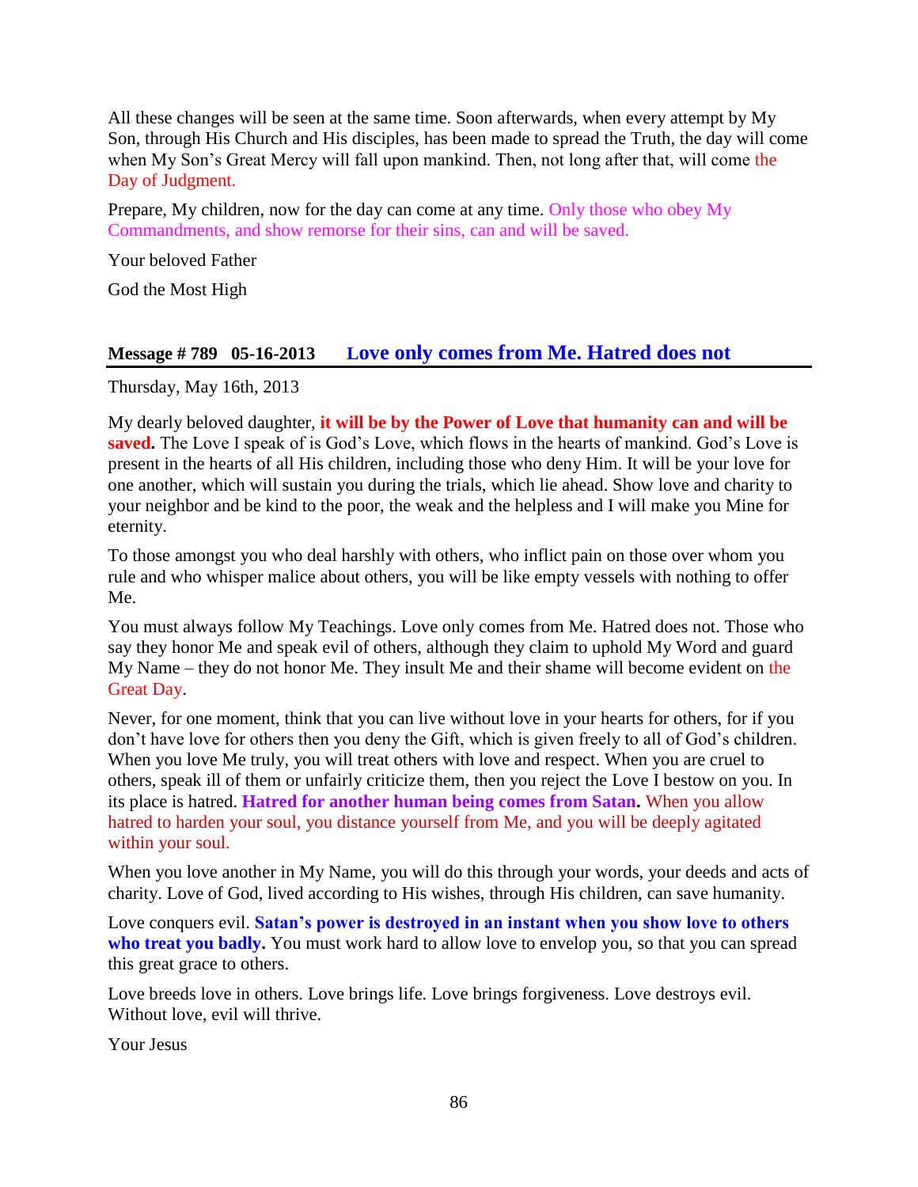All these changes will be seen at the same time. Soon afterwards, when every attempt by My Son, through His Church and His disciples, has been made to spread the Truth, the day will come when My Son's Great Mercy will fall upon mankind. Then, not long after that, will come the Day of Judgment.

Prepare, My children, now for the day can come at any time. Only those who obey My Commandments, and show remorse for their sins, can and will be saved.

Your beloved Father

God the Most High

## Message # 789 05-16-2013 Love only comes from Me. Hatred does not

Thursday, May 16th, 2013

My dearly beloved daughter, **it will be by the Power of Love that humanity can and will be saved.** The Love I speak of is God's Love, which flows in the hearts of mankind. God's Love is present in the hearts of all His children, including those who deny Him. It will be your love for one another, which will sustain you during the trials, which lie ahead. Show love and charity to your neighbor and be kind to the poor, the weak and the helpless and I will make you Mine for eternity.

To those amongst you who deal harshly with others, who inflict pain on those over whom you rule and who whisper malice about others, you will be like empty vessels with nothing to offer Me.

You must always follow My Teachings. Love only comes from Me. Hatred does not. Those who say they honor Me and speak evil of others, although they claim to uphold My Word and guard My Name – they do not honor Me. They insult Me and their shame will become evident on the Great Day.

Never, for one moment, think that you can live without love in your hearts for others, for if you don't have love for others then you deny the Gift, which is given freely to all of God's children. When you love Me truly, you will treat others with love and respect. When you are cruel to others, speak ill of them or unfairly criticize them, then you reject the Love I bestow on you. In its place is hatred. **Hatred for another human being comes from Satan.** When you allow hatred to harden your soul, you distance yourself from Me, and you will be deeply agitated within your soul.

When you love another in My Name, you will do this through your words, your deeds and acts of charity. Love of God, lived according to His wishes, through His children, can save humanity.

Love conquers evil. **Satan's power is destroyed in an instant when you show love to others who treat you badly.** You must work hard to allow love to envelop you, so that you can spread this great grace to others.

Love breeds love in others. Love brings life. Love brings forgiveness. Love destroys evil. Without love, evil will thrive.

Your Jesus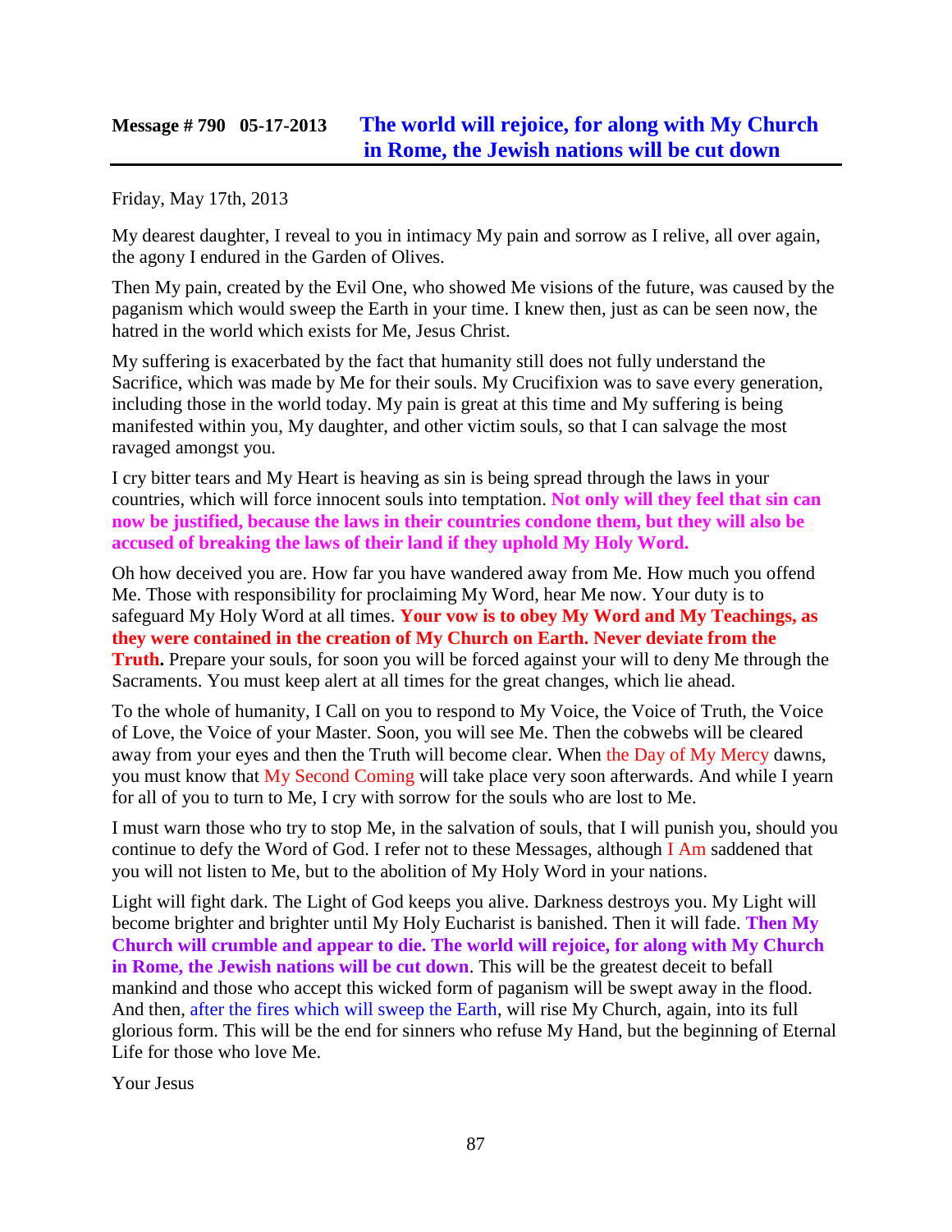## Message # 790 05-17-2013 The world will rejoice, for along with My Church in Rome, the Jewish nations will be cut down

Friday, May 17th, 2013

My dearest daughter, I reveal to you in intimacy My pain and sorrow as I relive, all over again, the agony I endured in the Garden of Olives.

Then My pain, created by the Evil One, who showed Me visions of the future, was caused by the paganism which would sweep the Earth in your time. I knew then, just as can be seen now, the hatred in the world which exists for Me, Jesus Christ.

My suffering is exacerbated by the fact that humanity still does not fully understand the Sacrifice, which was made by Me for their souls. My Crucifixion was to save every generation, including those in the world today. My pain is great at this time and My suffering is being manifested within you, My daughter, and other victim souls, so that I can salvage the most ravaged amongst you.

I cry bitter tears and My Heart is heaving as sin is being spread through the laws in your countries, which will force innocent souls into temptation. **Not only will they feel that sin can now be justified, because the laws in their countries condone them, but they will also be accused of breaking the laws of their land if they uphold My Holy Word.**

Oh how deceived you are. How far you have wandered away from Me. How much you offend Me. Those with responsibility for proclaiming My Word, hear Me now. Your duty is to safeguard My Holy Word at all times. **Your vow is to obey My Word and My Teachings, as they were contained in the creation of My Church on Earth. Never deviate from the Truth.** Prepare your souls, for soon you will be forced against your will to deny Me through the Sacraments. You must keep alert at all times for the great changes, which lie ahead.

To the whole of humanity, I Call on you to respond to My Voice, the Voice of Truth, the Voice of Love, the Voice of your Master. Soon, you will see Me. Then the cobwebs will be cleared away from your eyes and then the Truth will become clear. When the Day of My Mercy dawns, you must know that My Second Coming will take place very soon afterwards. And while I yearn for all of you to turn to Me, I cry with sorrow for the souls who are lost to Me.

I must warn those who try to stop Me, in the salvation of souls, that I will punish you, should you continue to defy the Word of God. I refer not to these Messages, although I Am saddened that you will not listen to Me, but to the abolition of My Holy Word in your nations.

Light will fight dark. The Light of God keeps you alive. Darkness destroys you. My Light will become brighter and brighter until My Holy Eucharist is banished. Then it will fade. **Then My Church will crumble and appear to die. The world will rejoice, for along with My Church in Rome, the Jewish nations will be cut down**. This will be the greatest deceit to befall mankind and those who accept this wicked form of paganism will be swept away in the flood. And then, after the fires which will sweep the Earth, will rise My Church, again, into its full glorious form. This will be the end for sinners who refuse My Hand, but the beginning of Eternal Life for those who love Me.

Your Jesus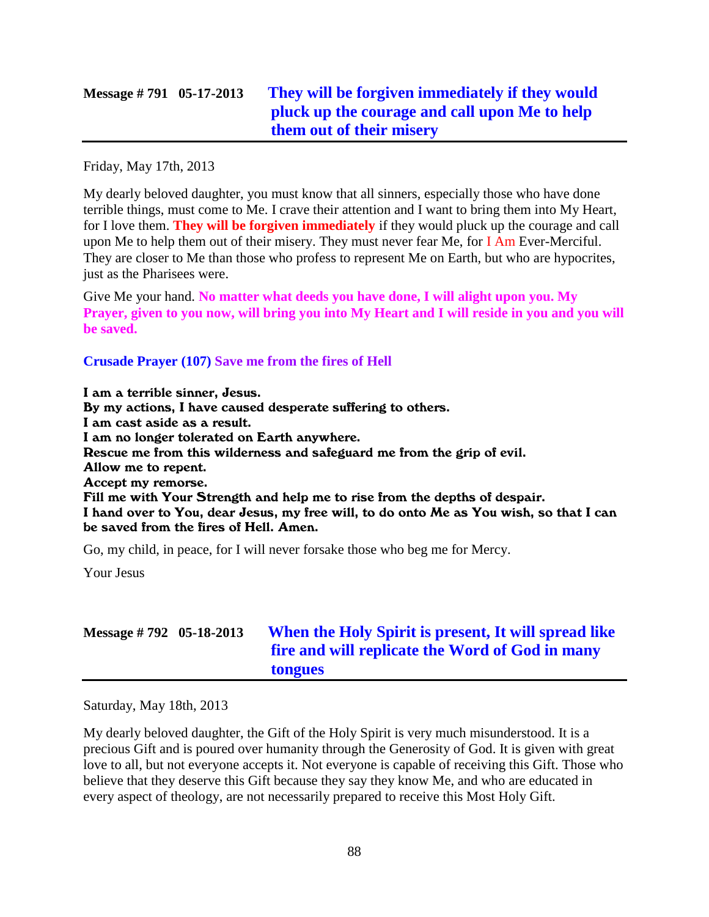## Message # 791 05-17-2013 They will be forgiven immediately if they would pluck up the courage and call upon Me to help them out of their misery

Friday, May 17th, 2013

My dearly beloved daughter, you must know that all sinners, especially those who have done terrible things, must come to Me. I crave their attention and I want to bring them into My Heart, for I love them. **They will be forgiven immediately** if they would pluck up the courage and call upon Me to help them out of their misery. They must never fear Me, for I Am Ever-Merciful. They are closer to Me than those who profess to represent Me on Earth, but who are hypocrites, just as the Pharisees were.

Give Me your hand. **No matter what deeds you have done, I will alight upon you. My Prayer, given to you now, will bring you into My Heart and I will reside in you and you will be saved.**

**Crusade Prayer (107) Save me from the fires of Hell**

**I am a terrible sinner, Jesus.**
**By my actions, I have caused desperate suffering to others.**
**I am cast aside as a result.**
**I am no longer tolerated on Earth anywhere.**
**Rescue me from this wilderness and safeguard me from the grip of evil.**
**Allow me to repent.**
**Accept my remorse.**
**Fill me with Your Strength and help me to rise from the depths of despair.**
**I hand over to You, dear Jesus, my free will, to do onto Me as You wish, so that I can be saved from the fires of Hell. Amen.**

Go, my child, in peace, for I will never forsake those who beg me for Mercy.

Your Jesus

## Message # 792 05-18-2013 When the Holy Spirit is present, It will spread like fire and will replicate the Word of God in many tongues

Saturday, May 18th, 2013

My dearly beloved daughter, the Gift of the Holy Spirit is very much misunderstood. It is a precious Gift and is poured over humanity through the Generosity of God. It is given with great love to all, but not everyone accepts it. Not everyone is capable of receiving this Gift. Those who believe that they deserve this Gift because they say they know Me, and who are educated in every aspect of theology, are not necessarily prepared to receive this Most Holy Gift.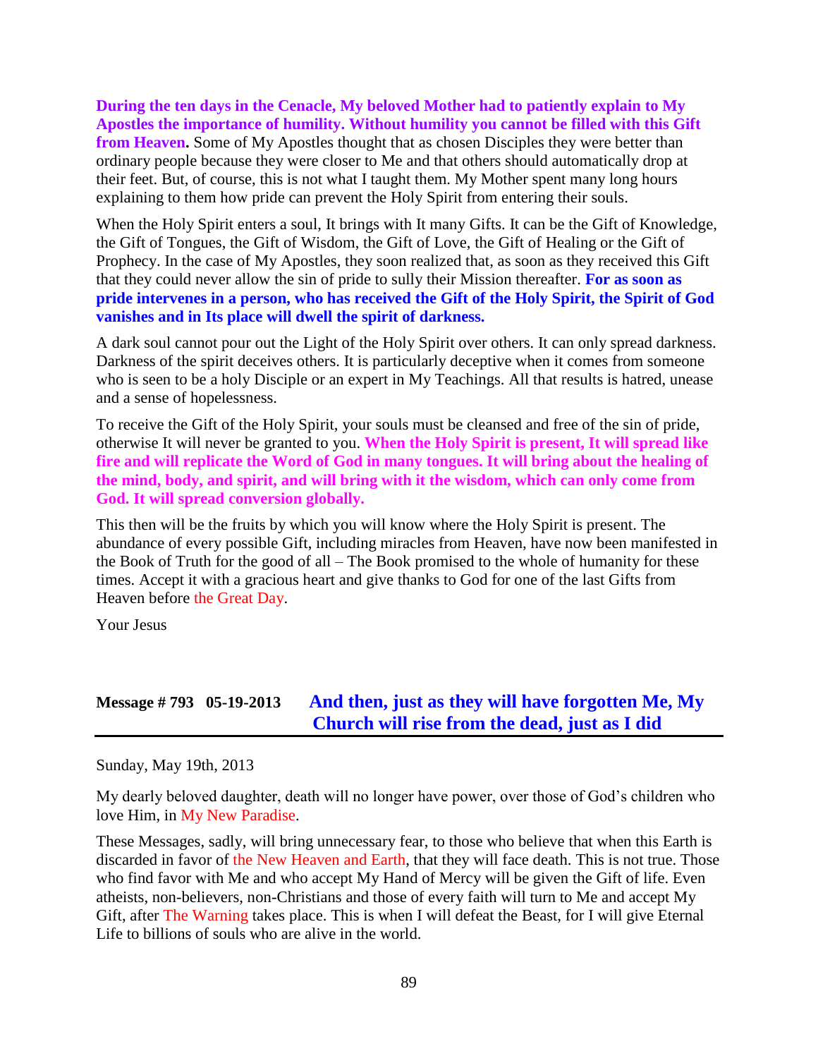**During the ten days in the Cenacle, My beloved Mother had to patiently explain to My Apostles the importance of humility. Without humility you cannot be filled with this Gift from Heaven.** Some of My Apostles thought that as chosen Disciples they were better than ordinary people because they were closer to Me and that others should automatically drop at their feet. But, of course, this is not what I taught them. My Mother spent many long hours explaining to them how pride can prevent the Holy Spirit from entering their souls.

When the Holy Spirit enters a soul, It brings with It many Gifts. It can be the Gift of Knowledge, the Gift of Tongues, the Gift of Wisdom, the Gift of Love, the Gift of Healing or the Gift of Prophecy. In the case of My Apostles, they soon realized that, as soon as they received this Gift that they could never allow the sin of pride to sully their Mission thereafter. **For as soon as pride intervenes in a person, who has received the Gift of the Holy Spirit, the Spirit of God vanishes and in Its place will dwell the spirit of darkness.**

A dark soul cannot pour out the Light of the Holy Spirit over others. It can only spread darkness. Darkness of the spirit deceives others. It is particularly deceptive when it comes from someone who is seen to be a holy Disciple or an expert in My Teachings. All that results is hatred, unease and a sense of hopelessness.

To receive the Gift of the Holy Spirit, your souls must be cleansed and free of the sin of pride, otherwise It will never be granted to you. **When the Holy Spirit is present, It will spread like fire and will replicate the Word of God in many tongues. It will bring about the healing of the mind, body, and spirit, and will bring with it the wisdom, which can only come from God. It will spread conversion globally.**

This then will be the fruits by which you will know where the Holy Spirit is present. The abundance of every possible Gift, including miracles from Heaven, have now been manifested in the Book of Truth for the good of all – The Book promised to the whole of humanity for these times. Accept it with a gracious heart and give thanks to God for one of the last Gifts from Heaven before the Great Day.

Your Jesus

## Message # 793 05-19-2013 And then, just as they will have forgotten Me, My Church will rise from the dead, just as I did

Sunday, May 19th, 2013

My dearly beloved daughter, death will no longer have power, over those of God's children who love Him, in My New Paradise.

These Messages, sadly, will bring unnecessary fear, to those who believe that when this Earth is discarded in favor of the New Heaven and Earth, that they will face death. This is not true. Those who find favor with Me and who accept My Hand of Mercy will be given the Gift of life. Even atheists, non-believers, non-Christians and those of every faith will turn to Me and accept My Gift, after The Warning takes place. This is when I will defeat the Beast, for I will give Eternal Life to billions of souls who are alive in the world.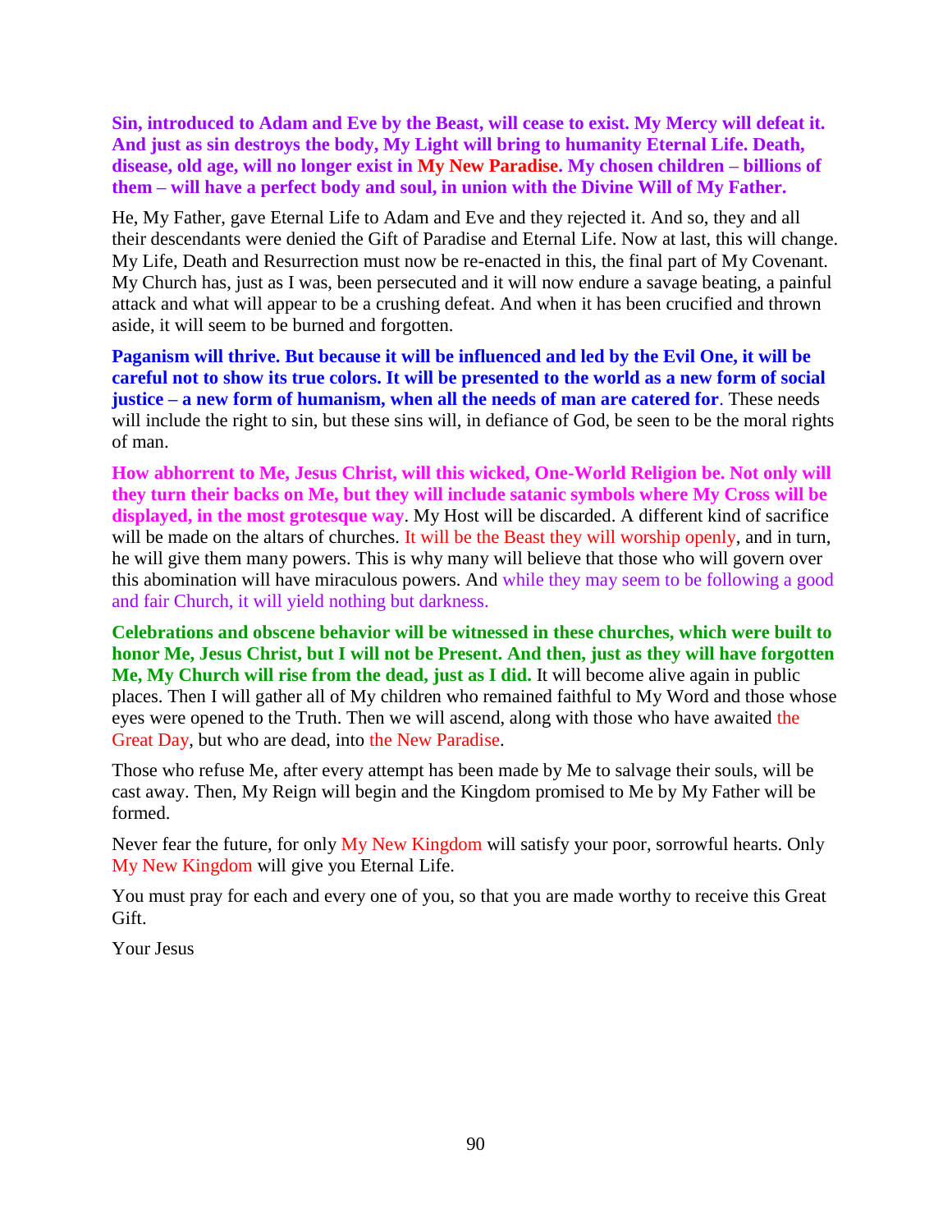**Sin, introduced to Adam and Eve by the Beast, will cease to exist. My Mercy will defeat it. And just as sin destroys the body, My Light will bring to humanity Eternal Life. Death, disease, old age, will no longer exist in My New Paradise. My chosen children – billions of them – will have a perfect body and soul, in union with the Divine Will of My Father.**

He, My Father, gave Eternal Life to Adam and Eve and they rejected it. And so, they and all their descendants were denied the Gift of Paradise and Eternal Life. Now at last, this will change. My Life, Death and Resurrection must now be re-enacted in this, the final part of My Covenant. My Church has, just as I was, been persecuted and it will now endure a savage beating, a painful attack and what will appear to be a crushing defeat. And when it has been crucified and thrown aside, it will seem to be burned and forgotten.

**Paganism will thrive. But because it will be influenced and led by the Evil One, it will be careful not to show its true colors. It will be presented to the world as a new form of social justice – a new form of humanism, when all the needs of man are catered for**. These needs will include the right to sin, but these sins will, in defiance of God, be seen to be the moral rights of man.

**How abhorrent to Me, Jesus Christ, will this wicked, One-World Religion be. Not only will they turn their backs on Me, but they will include satanic symbols where My Cross will be displayed, in the most grotesque way**. My Host will be discarded. A different kind of sacrifice will be made on the altars of churches. It will be the Beast they will worship openly, and in turn, he will give them many powers. This is why many will believe that those who will govern over this abomination will have miraculous powers. And while they may seem to be following a good and fair Church, it will yield nothing but darkness.

**Celebrations and obscene behavior will be witnessed in these churches, which were built to honor Me, Jesus Christ, but I will not be Present. And then, just as they will have forgotten Me, My Church will rise from the dead, just as I did.** It will become alive again in public places. Then I will gather all of My children who remained faithful to My Word and those whose eyes were opened to the Truth. Then we will ascend, along with those who have awaited the Great Day, but who are dead, into the New Paradise.

Those who refuse Me, after every attempt has been made by Me to salvage their souls, will be cast away. Then, My Reign will begin and the Kingdom promised to Me by My Father will be formed.

Never fear the future, for only My New Kingdom will satisfy your poor, sorrowful hearts. Only My New Kingdom will give you Eternal Life.

You must pray for each and every one of you, so that you are made worthy to receive this Great Gift.

Your Jesus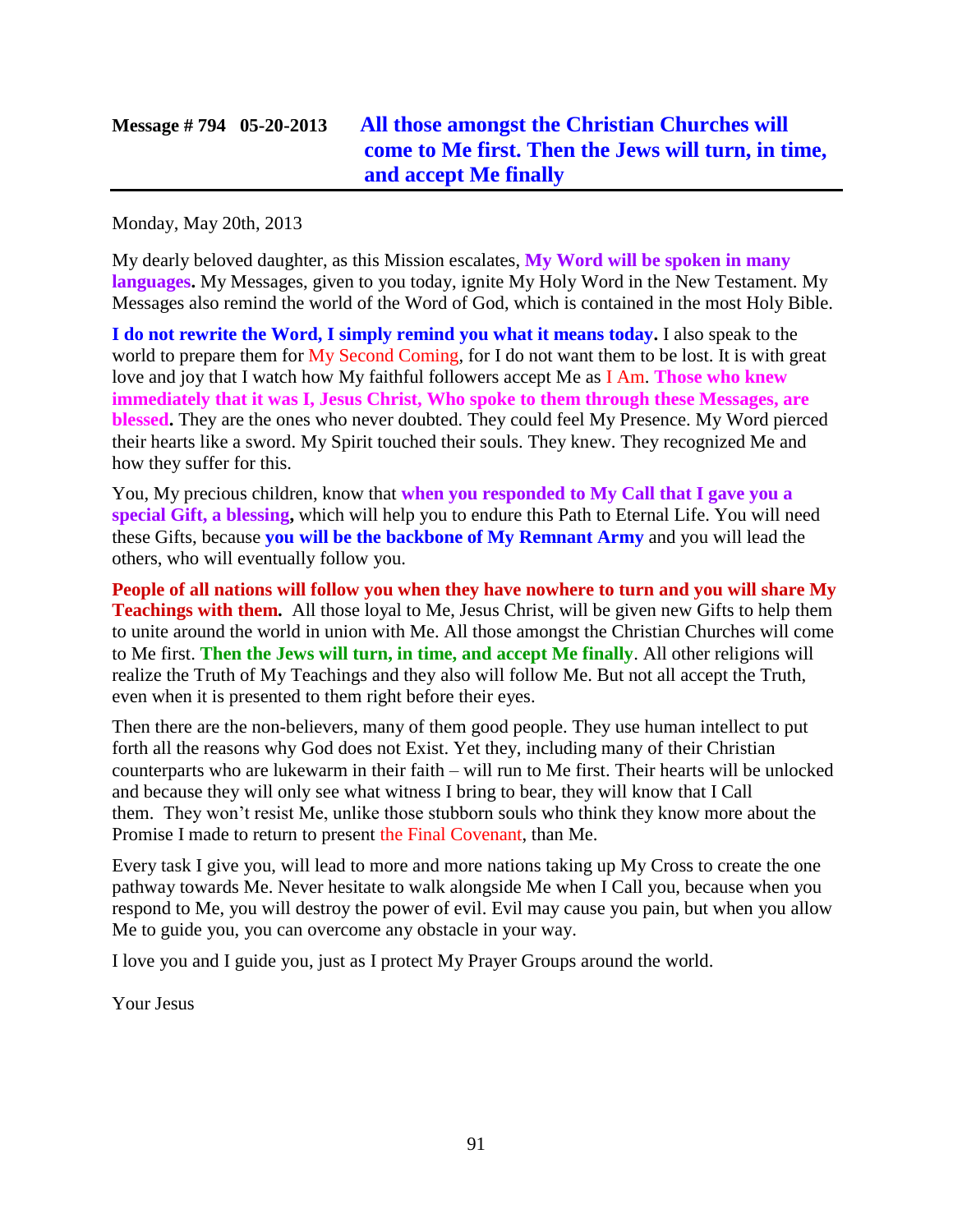## Message # 794 05-20-2013 All those amongst the Christian Churches will come to Me first. Then the Jews will turn, in time, and accept Me finally

Monday, May 20th, 2013

My dearly beloved daughter, as this Mission escalates, **My Word will be spoken in many languages.** My Messages, given to you today, ignite My Holy Word in the New Testament. My Messages also remind the world of the Word of God, which is contained in the most Holy Bible.

**I do not rewrite the Word, I simply remind you what it means today.** I also speak to the world to prepare them for My Second Coming, for I do not want them to be lost. It is with great love and joy that I watch how My faithful followers accept Me as I Am. **Those who knew immediately that it was I, Jesus Christ, Who spoke to them through these Messages, are blessed.** They are the ones who never doubted. They could feel My Presence. My Word pierced their hearts like a sword. My Spirit touched their souls. They knew. They recognized Me and how they suffer for this.

You, My precious children, know that **when you responded to My Call that I gave you a special Gift, a blessing,** which will help you to endure this Path to Eternal Life. You will need these Gifts, because **you will be the backbone of My Remnant Army** and you will lead the others, who will eventually follow you.

**People of all nations will follow you when they have nowhere to turn and you will share My Teachings with them.** All those loyal to Me, Jesus Christ, will be given new Gifts to help them to unite around the world in union with Me. All those amongst the Christian Churches will come to Me first. **Then the Jews will turn, in time, and accept Me finally**. All other religions will realize the Truth of My Teachings and they also will follow Me. But not all accept the Truth, even when it is presented to them right before their eyes.

Then there are the non-believers, many of them good people. They use human intellect to put forth all the reasons why God does not Exist. Yet they, including many of their Christian counterparts who are lukewarm in their faith – will run to Me first. Their hearts will be unlocked and because they will only see what witness I bring to bear, they will know that I Call them. They won't resist Me, unlike those stubborn souls who think they know more about the Promise I made to return to present the Final Covenant, than Me.

Every task I give you, will lead to more and more nations taking up My Cross to create the one pathway towards Me. Never hesitate to walk alongside Me when I Call you, because when you respond to Me, you will destroy the power of evil. Evil may cause you pain, but when you allow Me to guide you, you can overcome any obstacle in your way.

I love you and I guide you, just as I protect My Prayer Groups around the world.

Your Jesus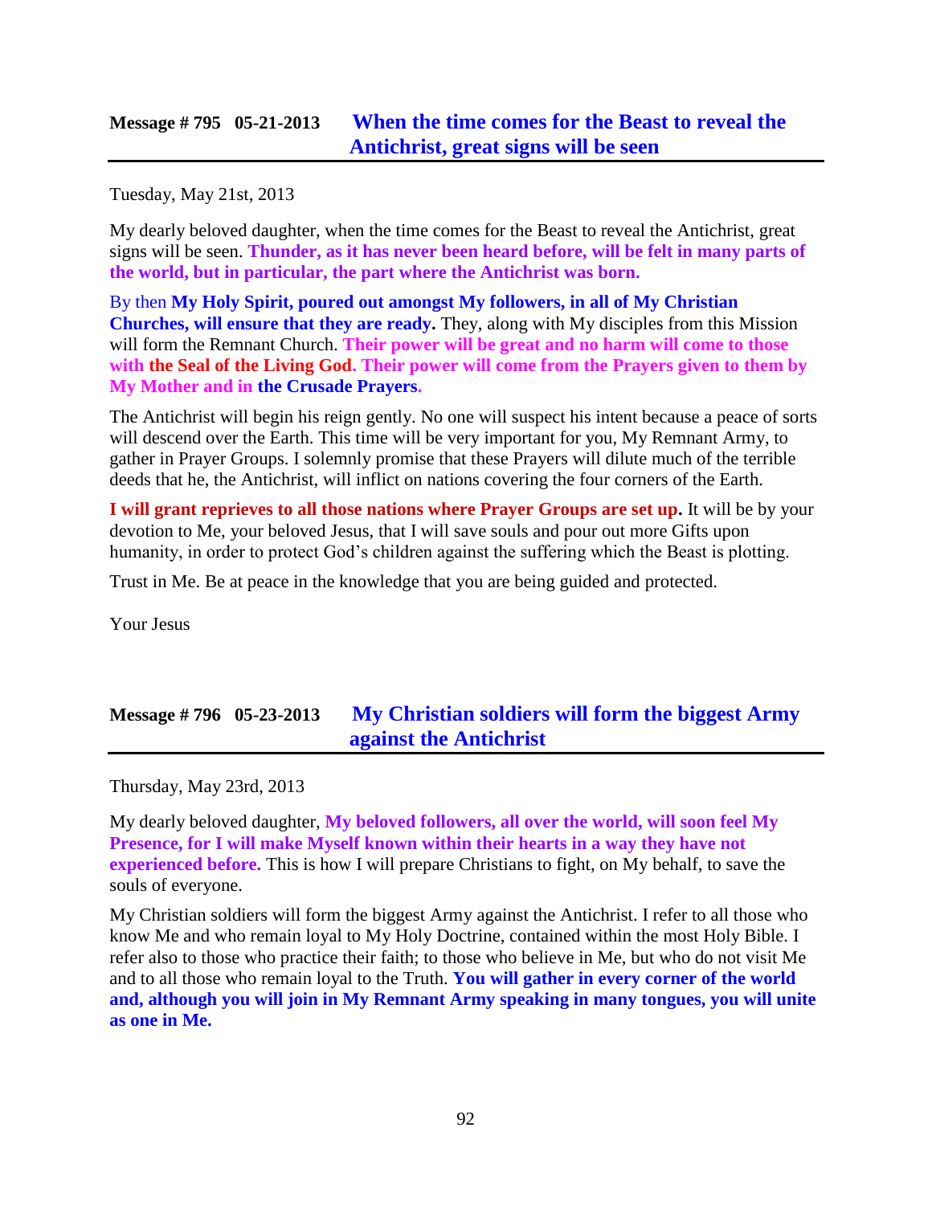## Message # 795 05-21-2013 When the time comes for the Beast to reveal the Antichrist, great signs will be seen

Tuesday, May 21st, 2013

My dearly beloved daughter, when the time comes for the Beast to reveal the Antichrist, great signs will be seen. **Thunder, as it has never been heard before, will be felt in many parts of the world, but in particular, the part where the Antichrist was born.**

By then **My Holy Spirit, poured out amongst My followers, in all of My Christian Churches, will ensure that they are ready.** They, along with My disciples from this Mission will form the Remnant Church. **Their power will be great and no harm will come to those with the Seal of the Living God. Their power will come from the Prayers given to them by My Mother and in the Crusade Prayers.**

The Antichrist will begin his reign gently. No one will suspect his intent because a peace of sorts will descend over the Earth. This time will be very important for you, My Remnant Army, to gather in Prayer Groups. I solemnly promise that these Prayers will dilute much of the terrible deeds that he, the Antichrist, will inflict on nations covering the four corners of the Earth.

**I will grant reprieves to all those nations where Prayer Groups are set up.** It will be by your devotion to Me, your beloved Jesus, that I will save souls and pour out more Gifts upon humanity, in order to protect God's children against the suffering which the Beast is plotting.

Trust in Me. Be at peace in the knowledge that you are being guided and protected.

Your Jesus

## Message # 796 05-23-2013 My Christian soldiers will form the biggest Army against the Antichrist

Thursday, May 23rd, 2013

My dearly beloved daughter, **My beloved followers, all over the world, will soon feel My Presence, for I will make Myself known within their hearts in a way they have not experienced before.** This is how I will prepare Christians to fight, on My behalf, to save the souls of everyone.

My Christian soldiers will form the biggest Army against the Antichrist. I refer to all those who know Me and who remain loyal to My Holy Doctrine, contained within the most Holy Bible. I refer also to those who practice their faith; to those who believe in Me, but who do not visit Me and to all those who remain loyal to the Truth. **You will gather in every corner of the world and, although you will join in My Remnant Army speaking in many tongues, you will unite as one in Me.**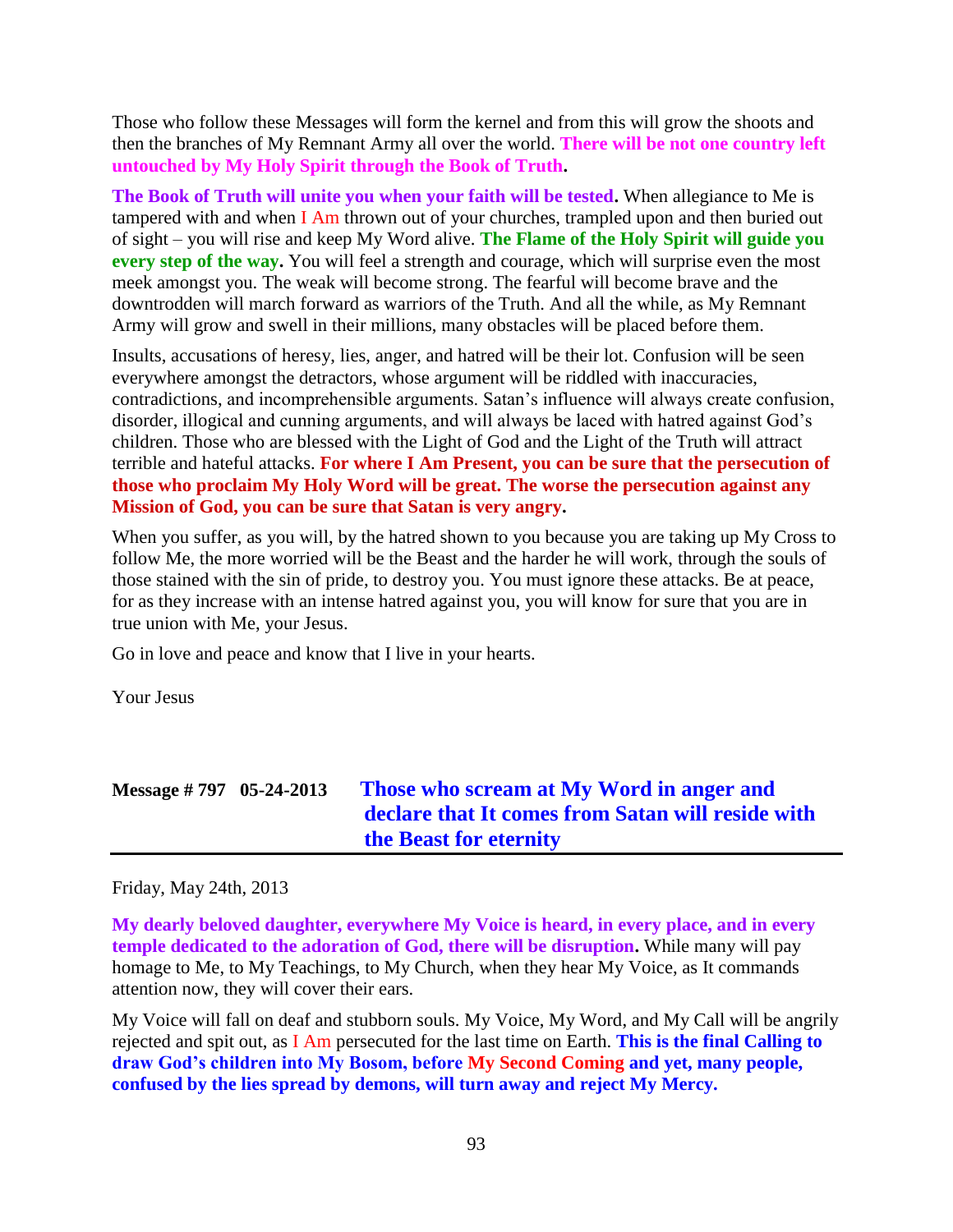Those who follow these Messages will form the kernel and from this will grow the shoots and then the branches of My Remnant Army all over the world. **There will be not one country left untouched by My Holy Spirit through the Book of Truth.**

**The Book of Truth will unite you when your faith will be tested.** When allegiance to Me is tampered with and when I Am thrown out of your churches, trampled upon and then buried out of sight – you will rise and keep My Word alive. **The Flame of the Holy Spirit will guide you every step of the way.** You will feel a strength and courage, which will surprise even the most meek amongst you. The weak will become strong. The fearful will become brave and the downtrodden will march forward as warriors of the Truth. And all the while, as My Remnant Army will grow and swell in their millions, many obstacles will be placed before them.

Insults, accusations of heresy, lies, anger, and hatred will be their lot. Confusion will be seen everywhere amongst the detractors, whose argument will be riddled with inaccuracies, contradictions, and incomprehensible arguments. Satan's influence will always create confusion, disorder, illogical and cunning arguments, and will always be laced with hatred against God's children. Those who are blessed with the Light of God and the Light of the Truth will attract terrible and hateful attacks. **For where I Am Present, you can be sure that the persecution of those who proclaim My Holy Word will be great. The worse the persecution against any Mission of God, you can be sure that Satan is very angry.**

When you suffer, as you will, by the hatred shown to you because you are taking up My Cross to follow Me, the more worried will be the Beast and the harder he will work, through the souls of those stained with the sin of pride, to destroy you. You must ignore these attacks. Be at peace, for as they increase with an intense hatred against you, you will know for sure that you are in true union with Me, your Jesus.

Go in love and peace and know that I live in your hearts.

Your Jesus

## Message # 797 05-24-2013 Those who scream at My Word in anger and declare that It comes from Satan will reside with the Beast for eternity

Friday, May 24th, 2013

**My dearly beloved daughter, everywhere My Voice is heard, in every place, and in every temple dedicated to the adoration of God, there will be disruption.** While many will pay homage to Me, to My Teachings, to My Church, when they hear My Voice, as It commands attention now, they will cover their ears.

My Voice will fall on deaf and stubborn souls. My Voice, My Word, and My Call will be angrily rejected and spit out, as I Am persecuted for the last time on Earth. **This is the final Calling to draw God's children into My Bosom, before My Second Coming and yet, many people, confused by the lies spread by demons, will turn away and reject My Mercy.**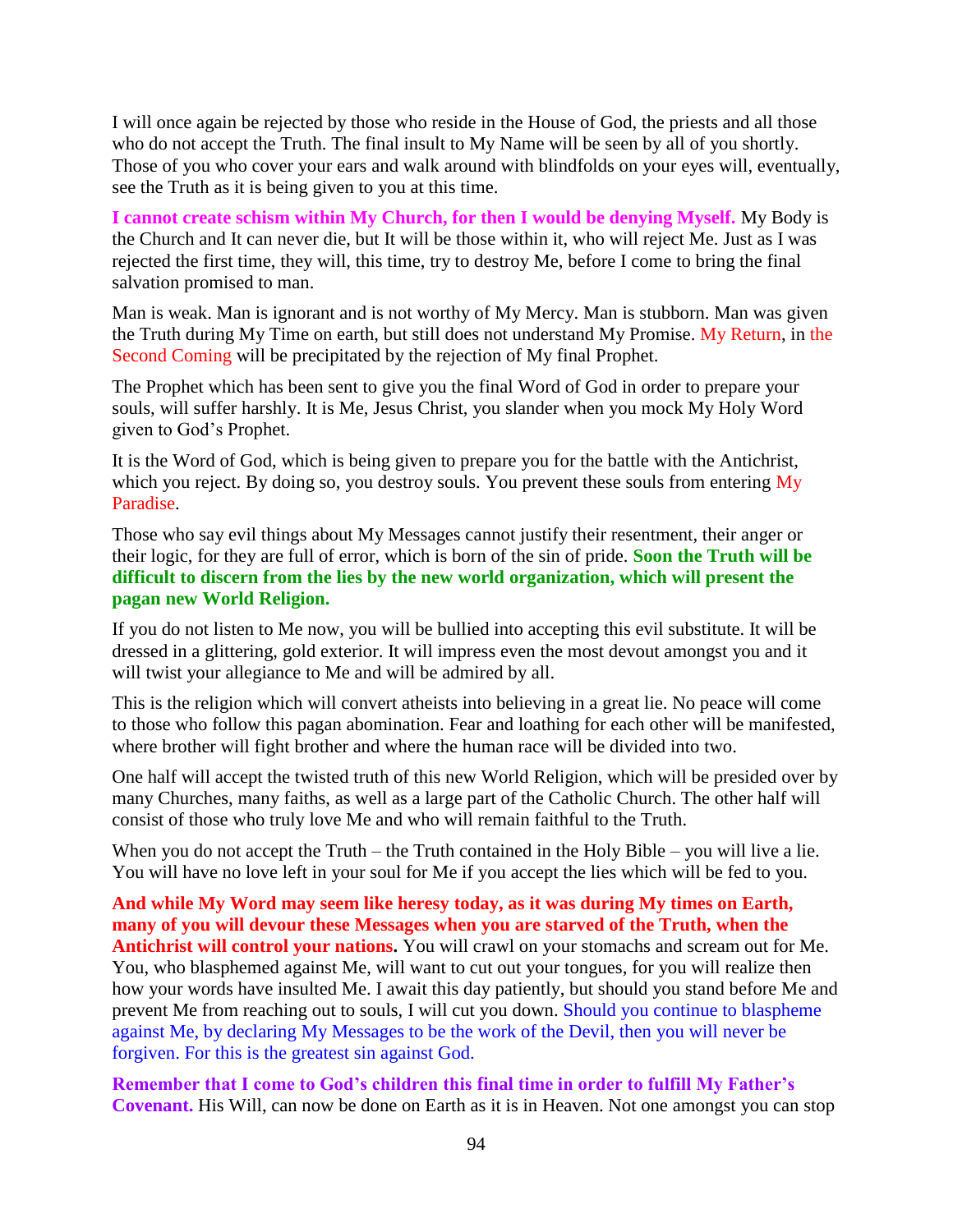I will once again be rejected by those who reside in the House of God, the priests and all those who do not accept the Truth. The final insult to My Name will be seen by all of you shortly. Those of you who cover your ears and walk around with blindfolds on your eyes will, eventually, see the Truth as it is being given to you at this time.

**I cannot create schism within My Church, for then I would be denying Myself.** My Body is the Church and It can never die, but It will be those within it, who will reject Me. Just as I was rejected the first time, they will, this time, try to destroy Me, before I come to bring the final salvation promised to man.

Man is weak. Man is ignorant and is not worthy of My Mercy. Man is stubborn. Man was given the Truth during My Time on earth, but still does not understand My Promise. My Return, in the Second Coming will be precipitated by the rejection of My final Prophet.

The Prophet which has been sent to give you the final Word of God in order to prepare your souls, will suffer harshly. It is Me, Jesus Christ, you slander when you mock My Holy Word given to God's Prophet.

It is the Word of God, which is being given to prepare you for the battle with the Antichrist, which you reject. By doing so, you destroy souls. You prevent these souls from entering My Paradise.

Those who say evil things about My Messages cannot justify their resentment, their anger or their logic, for they are full of error, which is born of the sin of pride. **Soon the Truth will be difficult to discern from the lies by the new world organization, which will present the pagan new World Religion.**

If you do not listen to Me now, you will be bullied into accepting this evil substitute. It will be dressed in a glittering, gold exterior. It will impress even the most devout amongst you and it will twist your allegiance to Me and will be admired by all.

This is the religion which will convert atheists into believing in a great lie. No peace will come to those who follow this pagan abomination. Fear and loathing for each other will be manifested, where brother will fight brother and where the human race will be divided into two.

One half will accept the twisted truth of this new World Religion, which will be presided over by many Churches, many faiths, as well as a large part of the Catholic Church. The other half will consist of those who truly love Me and who will remain faithful to the Truth.

When you do not accept the Truth – the Truth contained in the Holy Bible – you will live a lie. You will have no love left in your soul for Me if you accept the lies which will be fed to you.

**And while My Word may seem like heresy today, as it was during My times on Earth, many of you will devour these Messages when you are starved of the Truth, when the Antichrist will control your nations.** You will crawl on your stomachs and scream out for Me. You, who blasphemed against Me, will want to cut out your tongues, for you will realize then how your words have insulted Me. I await this day patiently, but should you stand before Me and prevent Me from reaching out to souls, I will cut you down. Should you continue to blaspheme against Me, by declaring My Messages to be the work of the Devil, then you will never be forgiven. For this is the greatest sin against God.

**Remember that I come to God's children this final time in order to fulfill My Father's Covenant.** His Will, can now be done on Earth as it is in Heaven. Not one amongst you can stop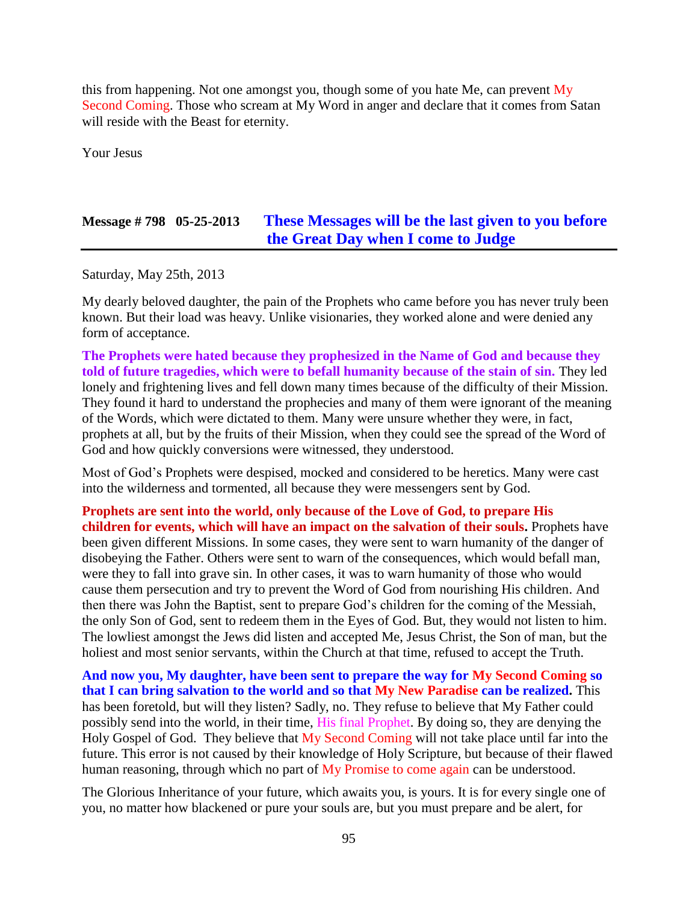this from happening. Not one amongst you, though some of you hate Me, can prevent My Second Coming. Those who scream at My Word in anger and declare that it comes from Satan will reside with the Beast for eternity.

Your Jesus

## Message # 798 05-25-2013 These Messages will be the last given to you before the Great Day when I come to Judge

Saturday, May 25th, 2013

My dearly beloved daughter, the pain of the Prophets who came before you has never truly been known. But their load was heavy. Unlike visionaries, they worked alone and were denied any form of acceptance.

**The Prophets were hated because they prophesized in the Name of God and because they told of future tragedies, which were to befall humanity because of the stain of sin.** They led lonely and frightening lives and fell down many times because of the difficulty of their Mission. They found it hard to understand the prophecies and many of them were ignorant of the meaning of the Words, which were dictated to them. Many were unsure whether they were, in fact, prophets at all, but by the fruits of their Mission, when they could see the spread of the Word of God and how quickly conversions were witnessed, they understood.

Most of God's Prophets were despised, mocked and considered to be heretics. Many were cast into the wilderness and tormented, all because they were messengers sent by God.

**Prophets are sent into the world, only because of the Love of God, to prepare His children for events, which will have an impact on the salvation of their souls.** Prophets have been given different Missions. In some cases, they were sent to warn humanity of the danger of disobeying the Father. Others were sent to warn of the consequences, which would befall man, were they to fall into grave sin. In other cases, it was to warn humanity of those who would cause them persecution and try to prevent the Word of God from nourishing His children. And then there was John the Baptist, sent to prepare God's children for the coming of the Messiah, the only Son of God, sent to redeem them in the Eyes of God. But, they would not listen to him. The lowliest amongst the Jews did listen and accepted Me, Jesus Christ, the Son of man, but the holiest and most senior servants, within the Church at that time, refused to accept the Truth.

**And now you, My daughter, have been sent to prepare the way for My Second Coming so that I can bring salvation to the world and so that My New Paradise can be realized.** This has been foretold, but will they listen? Sadly, no. They refuse to believe that My Father could possibly send into the world, in their time, His final Prophet. By doing so, they are denying the Holy Gospel of God. They believe that My Second Coming will not take place until far into the future. This error is not caused by their knowledge of Holy Scripture, but because of their flawed human reasoning, through which no part of My Promise to come again can be understood.

The Glorious Inheritance of your future, which awaits you, is yours. It is for every single one of you, no matter how blackened or pure your souls are, but you must prepare and be alert, for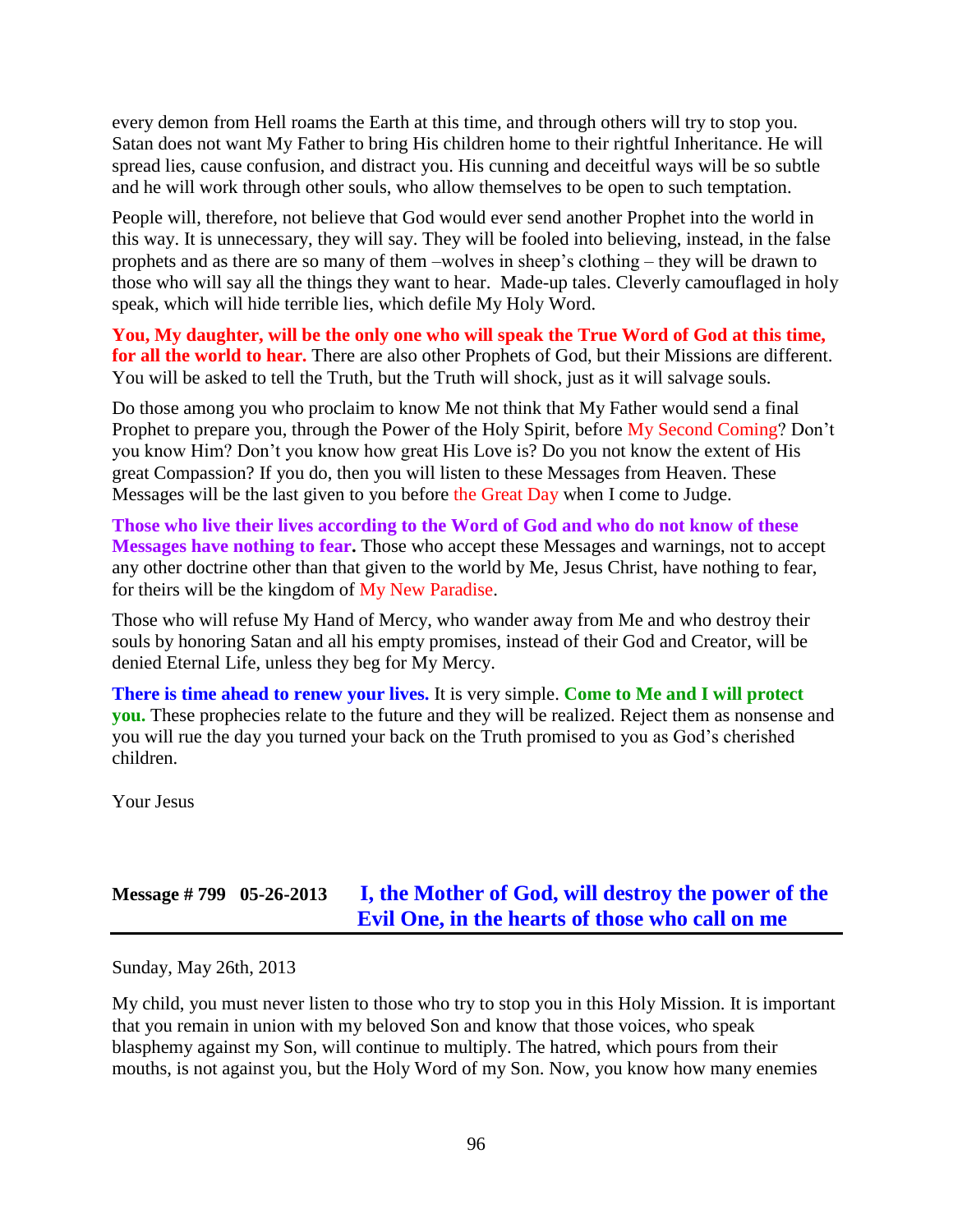every demon from Hell roams the Earth at this time, and through others will try to stop you. Satan does not want My Father to bring His children home to their rightful Inheritance. He will spread lies, cause confusion, and distract you. His cunning and deceitful ways will be so subtle and he will work through other souls, who allow themselves to be open to such temptation.

People will, therefore, not believe that God would ever send another Prophet into the world in this way. It is unnecessary, they will say. They will be fooled into believing, instead, in the false prophets and as there are so many of them –wolves in sheep's clothing – they will be drawn to those who will say all the things they want to hear. Made-up tales. Cleverly camouflaged in holy speak, which will hide terrible lies, which defile My Holy Word.

**You, My daughter, will be the only one who will speak the True Word of God at this time, for all the world to hear.** There are also other Prophets of God, but their Missions are different. You will be asked to tell the Truth, but the Truth will shock, just as it will salvage souls.

Do those among you who proclaim to know Me not think that My Father would send a final Prophet to prepare you, through the Power of the Holy Spirit, before My Second Coming? Don't you know Him? Don't you know how great His Love is? Do you not know the extent of His great Compassion? If you do, then you will listen to these Messages from Heaven. These Messages will be the last given to you before the Great Day when I come to Judge.

**Those who live their lives according to the Word of God and who do not know of these Messages have nothing to fear.** Those who accept these Messages and warnings, not to accept any other doctrine other than that given to the world by Me, Jesus Christ, have nothing to fear, for theirs will be the kingdom of My New Paradise.

Those who will refuse My Hand of Mercy, who wander away from Me and who destroy their souls by honoring Satan and all his empty promises, instead of their God and Creator, will be denied Eternal Life, unless they beg for My Mercy.

**There is time ahead to renew your lives.** It is very simple. **Come to Me and I will protect you.** These prophecies relate to the future and they will be realized. Reject them as nonsense and you will rue the day you turned your back on the Truth promised to you as God's cherished children.

Your Jesus

## Message # 799 05-26-2013 I, the Mother of God, will destroy the power of the Evil One, in the hearts of those who call on me

Sunday, May 26th, 2013

My child, you must never listen to those who try to stop you in this Holy Mission. It is important that you remain in union with my beloved Son and know that those voices, who speak blasphemy against my Son, will continue to multiply. The hatred, which pours from their mouths, is not against you, but the Holy Word of my Son. Now, you know how many enemies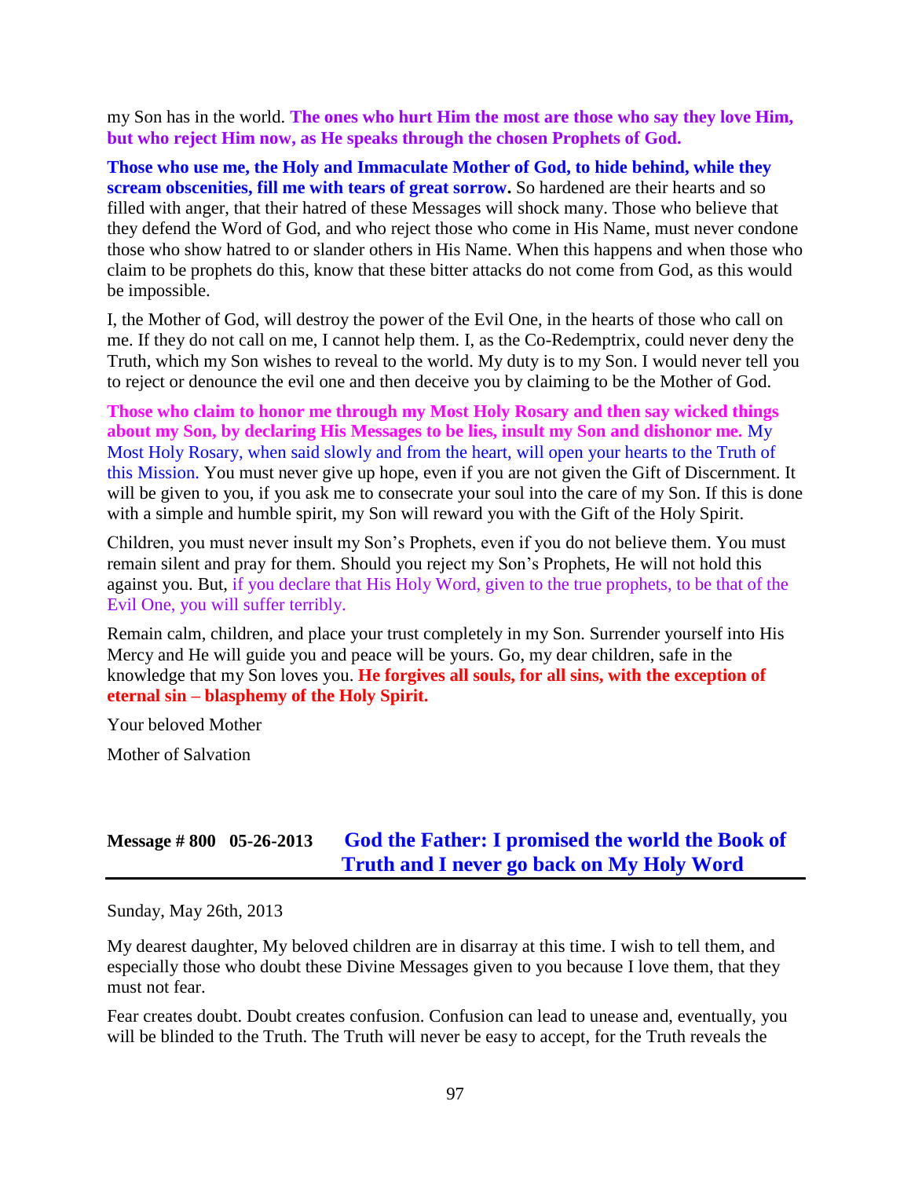my Son has in the world. **The ones who hurt Him the most are those who say they love Him, but who reject Him now, as He speaks through the chosen Prophets of God.**

**Those who use me, the Holy and Immaculate Mother of God, to hide behind, while they scream obscenities, fill me with tears of great sorrow.** So hardened are their hearts and so filled with anger, that their hatred of these Messages will shock many. Those who believe that they defend the Word of God, and who reject those who come in His Name, must never condone those who show hatred to or slander others in His Name. When this happens and when those who claim to be prophets do this, know that these bitter attacks do not come from God, as this would be impossible.

I, the Mother of God, will destroy the power of the Evil One, in the hearts of those who call on me. If they do not call on me, I cannot help them. I, as the Co-Redemptrix, could never deny the Truth, which my Son wishes to reveal to the world. My duty is to my Son. I would never tell you to reject or denounce the evil one and then deceive you by claiming to be the Mother of God.

**Those who claim to honor me through my Most Holy Rosary and then say wicked things about my Son, by declaring His Messages to be lies, insult my Son and dishonor me.** My Most Holy Rosary, when said slowly and from the heart, will open your hearts to the Truth of this Mission. You must never give up hope, even if you are not given the Gift of Discernment. It will be given to you, if you ask me to consecrate your soul into the care of my Son. If this is done with a simple and humble spirit, my Son will reward you with the Gift of the Holy Spirit.

Children, you must never insult my Son's Prophets, even if you do not believe them. You must remain silent and pray for them. Should you reject my Son's Prophets, He will not hold this against you. But, if you declare that His Holy Word, given to the true prophets, to be that of the Evil One, you will suffer terribly.

Remain calm, children, and place your trust completely in my Son. Surrender yourself into His Mercy and He will guide you and peace will be yours. Go, my dear children, safe in the knowledge that my Son loves you. **He forgives all souls, for all sins, with the exception of eternal sin – blasphemy of the Holy Spirit.**

Your beloved Mother

Mother of Salvation

## Message # 800 05-26-2013 God the Father: I promised the world the Book of Truth and I never go back on My Holy Word

Sunday, May 26th, 2013

My dearest daughter, My beloved children are in disarray at this time. I wish to tell them, and especially those who doubt these Divine Messages given to you because I love them, that they must not fear.

Fear creates doubt. Doubt creates confusion. Confusion can lead to unease and, eventually, you will be blinded to the Truth. The Truth will never be easy to accept, for the Truth reveals the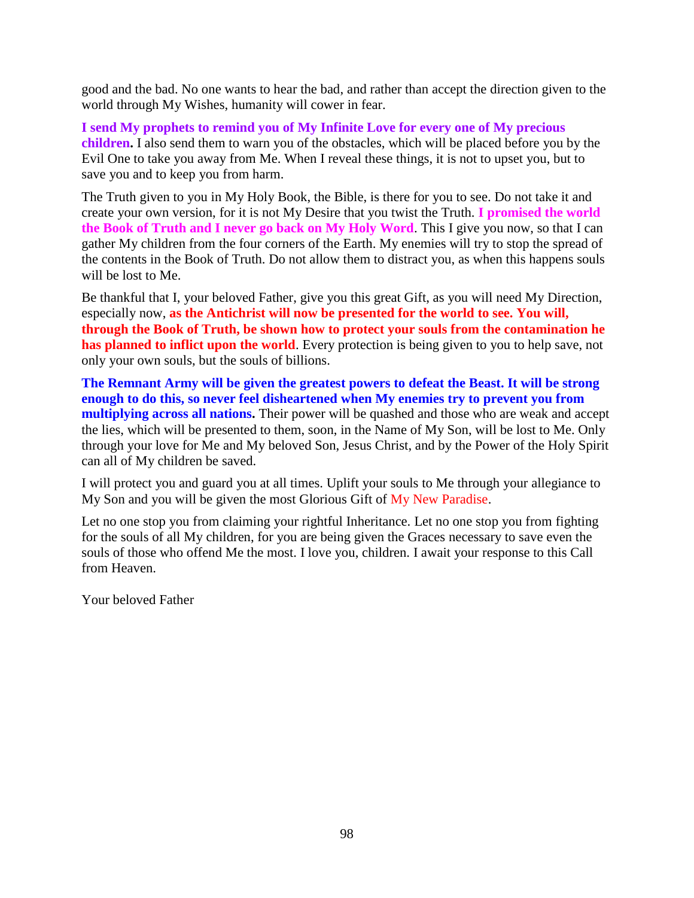good and the bad. No one wants to hear the bad, and rather than accept the direction given to the world through My Wishes, humanity will cower in fear.

**I send My prophets to remind you of My Infinite Love for every one of My precious children.** I also send them to warn you of the obstacles, which will be placed before you by the Evil One to take you away from Me. When I reveal these things, it is not to upset you, but to save you and to keep you from harm.

The Truth given to you in My Holy Book, the Bible, is there for you to see. Do not take it and create your own version, for it is not My Desire that you twist the Truth. **I promised the world the Book of Truth and I never go back on My Holy Word**. This I give you now, so that I can gather My children from the four corners of the Earth. My enemies will try to stop the spread of the contents in the Book of Truth. Do not allow them to distract you, as when this happens souls will be lost to Me.

Be thankful that I, your beloved Father, give you this great Gift, as you will need My Direction, especially now, **as the Antichrist will now be presented for the world to see. You will, through the Book of Truth, be shown how to protect your souls from the contamination he has planned to inflict upon the world**. Every protection is being given to you to help save, not only your own souls, but the souls of billions.

**The Remnant Army will be given the greatest powers to defeat the Beast. It will be strong enough to do this, so never feel disheartened when My enemies try to prevent you from multiplying across all nations.** Their power will be quashed and those who are weak and accept the lies, which will be presented to them, soon, in the Name of My Son, will be lost to Me. Only through your love for Me and My beloved Son, Jesus Christ, and by the Power of the Holy Spirit can all of My children be saved.

I will protect you and guard you at all times. Uplift your souls to Me through your allegiance to My Son and you will be given the most Glorious Gift of My New Paradise.

Let no one stop you from claiming your rightful Inheritance. Let no one stop you from fighting for the souls of all My children, for you are being given the Graces necessary to save even the souls of those who offend Me the most. I love you, children. I await your response to this Call from Heaven.

Your beloved Father